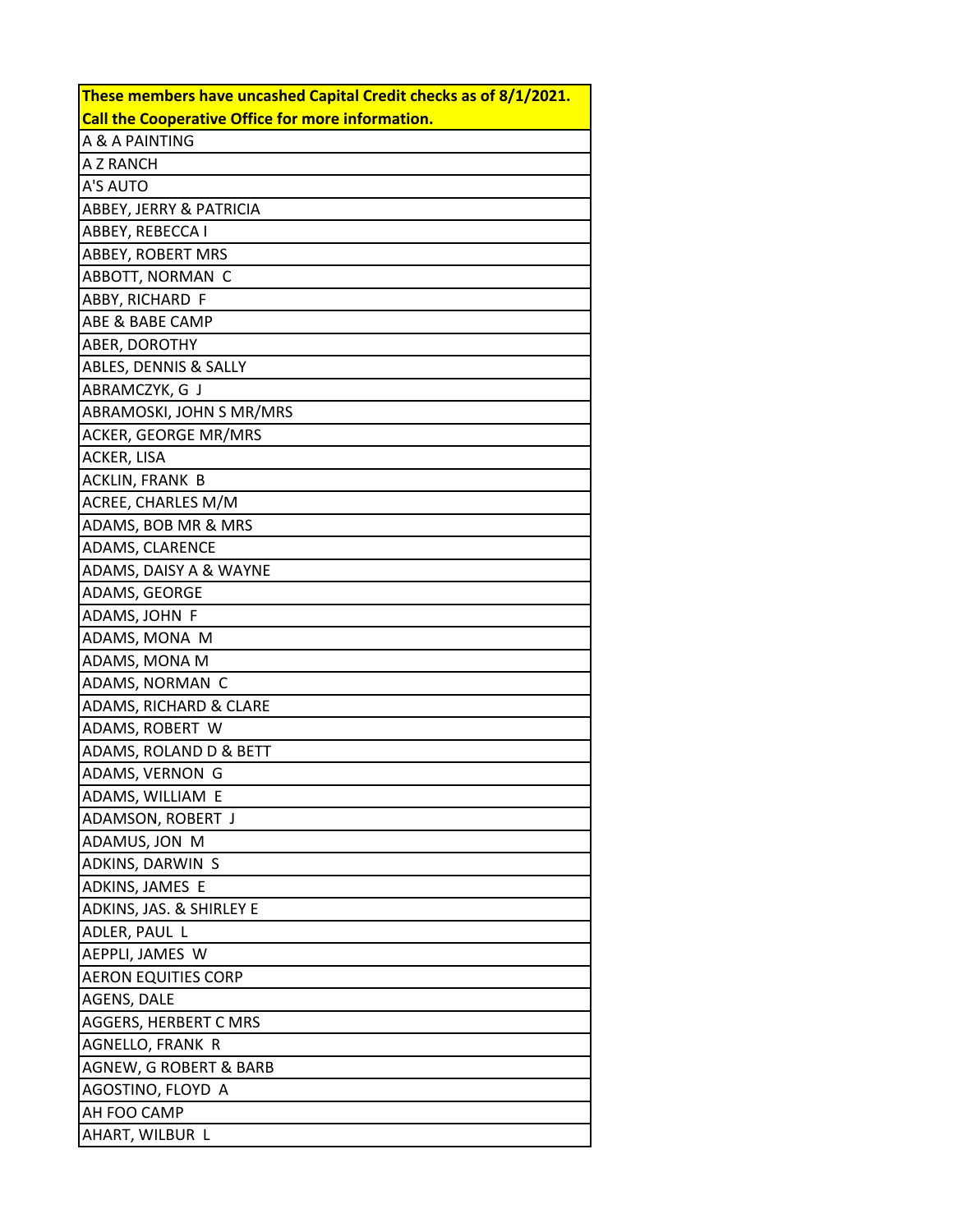| These members have uncashed Capital Credit checks as of 8/1/2021. Call the Cooperative Office for more information. |
| --- |
| A & A PAINTING |
| A Z RANCH |
| A'S AUTO |
| ABBEY, JERRY & PATRICIA |
| ABBEY, REBECCA I |
| ABBEY, ROBERT MRS |
| ABBOTT, NORMAN C |
| ABBY, RICHARD F |
| ABE & BABE CAMP |
| ABER, DOROTHY |
| ABLES, DENNIS & SALLY |
| ABRAMCZYK, G J |
| ABRAMOSKI, JOHN S MR/MRS |
| ACKER, GEORGE MR/MRS |
| ACKER, LISA |
| ACKLIN, FRANK B |
| ACREE, CHARLES M/M |
| ADAMS, BOB MR & MRS |
| ADAMS, CLARENCE |
| ADAMS, DAISY A & WAYNE |
| ADAMS, GEORGE |
| ADAMS, JOHN F |
| ADAMS, MONA M |
| ADAMS, MONA M |
| ADAMS, NORMAN C |
| ADAMS, RICHARD & CLARE |
| ADAMS, ROBERT W |
| ADAMS, ROLAND D & BETT |
| ADAMS, VERNON G |
| ADAMS, WILLIAM E |
| ADAMSON, ROBERT J |
| ADAMUS, JON M |
| ADKINS, DARWIN S |
| ADKINS, JAMES E |
| ADKINS, JAS. & SHIRLEY E |
| ADLER, PAUL L |
| AEPPLI, JAMES W |
| AERON EQUITIES CORP |
| AGENS, DALE |
| AGGERS, HERBERT C MRS |
| AGNELLO, FRANK R |
| AGNEW, G ROBERT & BARB |
| AGOSTINO, FLOYD A |
| AH FOO CAMP |
| AHART, WILBUR L |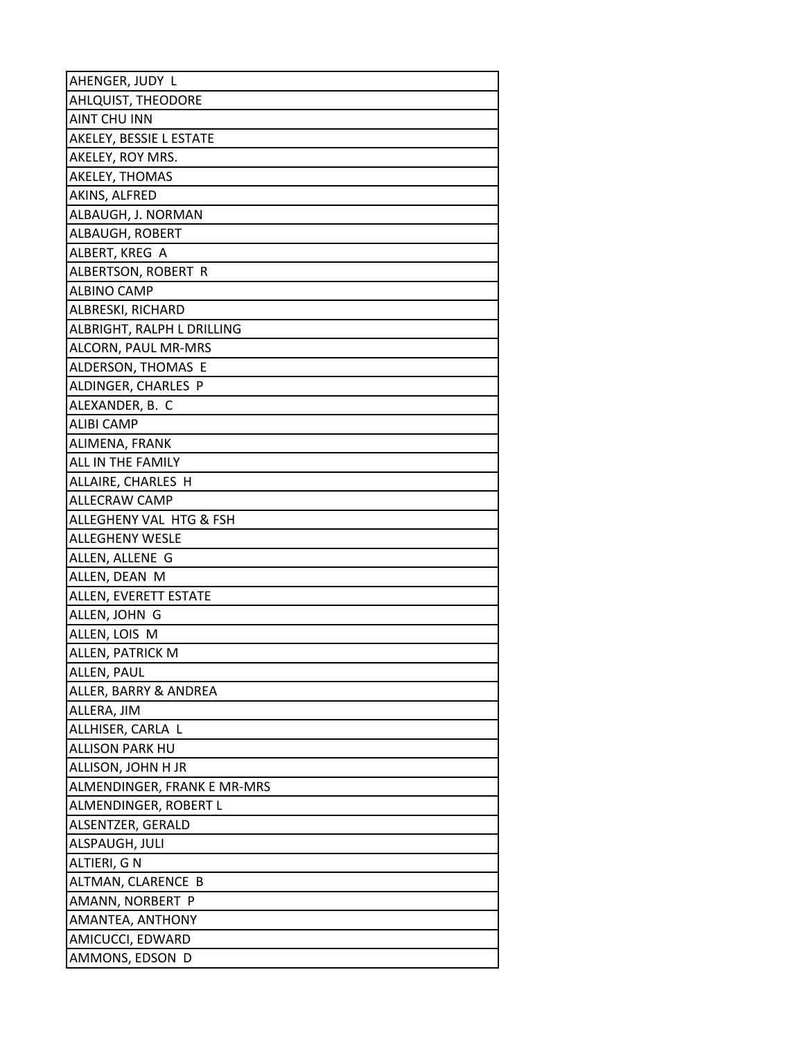| AHENGER, JUDY L |
|---|
| AHLQUIST, THEODORE |
| AINT CHU INN |
| AKELEY, BESSIE L ESTATE |
| AKELEY, ROY MRS. |
| AKELEY, THOMAS |
| AKINS, ALFRED |
| ALBAUGH, J. NORMAN |
| ALBAUGH, ROBERT |
| ALBERT, KREG A |
| ALBERTSON, ROBERT R |
| ALBINO CAMP |
| ALBRESKI, RICHARD |
| ALBRIGHT, RALPH L DRILLING |
| ALCORN, PAUL MR-MRS |
| ALDERSON, THOMAS E |
| ALDINGER, CHARLES P |
| ALEXANDER, B. C |
| ALIBI CAMP |
| ALIMENA, FRANK |
| ALL IN THE FAMILY |
| ALLAIRE, CHARLES H |
| ALLECRAW CAMP |
| ALLEGHENY VAL HTG & FSH |
| ALLEGHENY WESLE |
| ALLEN, ALLENE G |
| ALLEN, DEAN M |
| ALLEN, EVERETT ESTATE |
| ALLEN, JOHN G |
| ALLEN, LOIS M |
| ALLEN, PATRICK M |
| ALLEN, PAUL |
| ALLER, BARRY & ANDREA |
| ALLERA, JIM |
| ALLHISER, CARLA L |
| ALLISON PARK HU |
| ALLISON, JOHN H JR |
| ALMENDINGER, FRANK E MR-MRS |
| ALMENDINGER, ROBERT L |
| ALSENTZER, GERALD |
| ALSPAUGH, JULI |
| ALTIERI, G N |
| ALTMAN, CLARENCE B |
| AMANN, NORBERT P |
| AMANTEA, ANTHONY |
| AMICUCCI, EDWARD |
| AMMONS, EDSON D |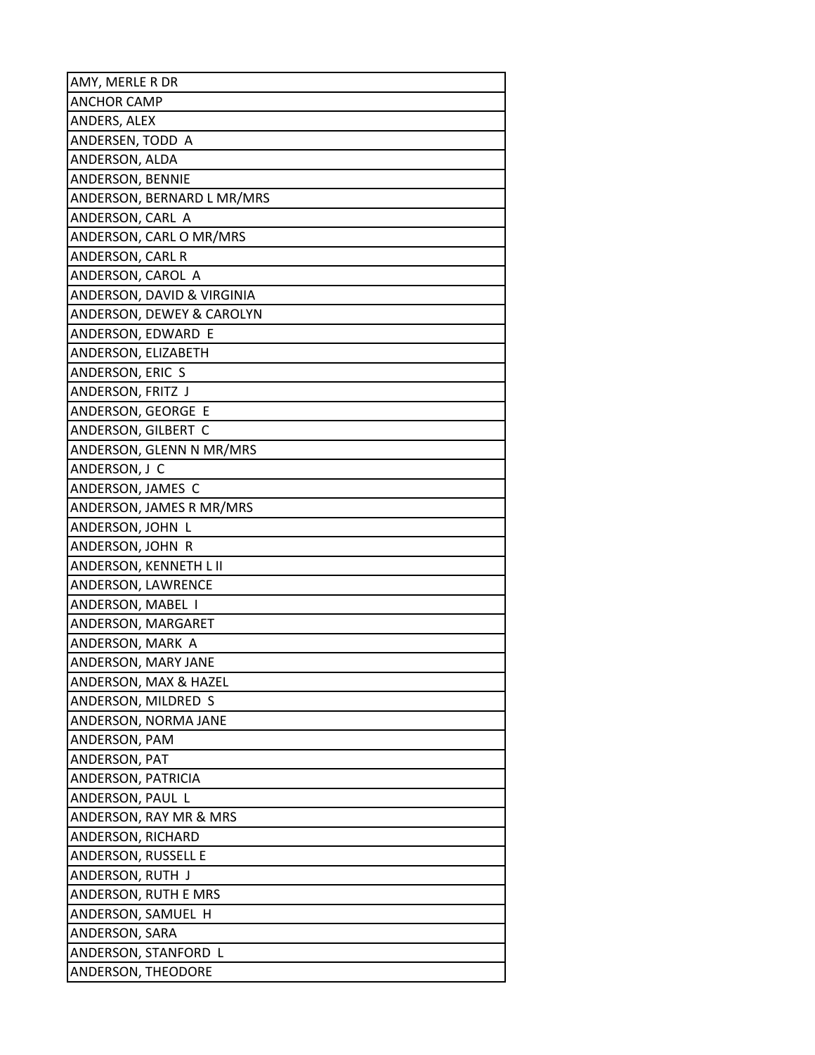| AMY, MERLE R DR |
| --- |
| ANCHOR CAMP |
| ANDERS, ALEX |
| ANDERSEN, TODD A |
| ANDERSON, ALDA |
| ANDERSON, BENNIE |
| ANDERSON, BERNARD L MR/MRS |
| ANDERSON, CARL A |
| ANDERSON, CARL O MR/MRS |
| ANDERSON, CARL R |
| ANDERSON, CAROL A |
| ANDERSON, DAVID & VIRGINIA |
| ANDERSON, DEWEY & CAROLYN |
| ANDERSON, EDWARD E |
| ANDERSON, ELIZABETH |
| ANDERSON, ERIC S |
| ANDERSON, FRITZ J |
| ANDERSON, GEORGE E |
| ANDERSON, GILBERT C |
| ANDERSON, GLENN N MR/MRS |
| ANDERSON, J C |
| ANDERSON, JAMES C |
| ANDERSON, JAMES R MR/MRS |
| ANDERSON, JOHN L |
| ANDERSON, JOHN R |
| ANDERSON, KENNETH L II |
| ANDERSON, LAWRENCE |
| ANDERSON, MABEL I |
| ANDERSON, MARGARET |
| ANDERSON, MARK A |
| ANDERSON, MARY JANE |
| ANDERSON, MAX & HAZEL |
| ANDERSON, MILDRED S |
| ANDERSON, NORMA JANE |
| ANDERSON, PAM |
| ANDERSON, PAT |
| ANDERSON, PATRICIA |
| ANDERSON, PAUL L |
| ANDERSON, RAY MR & MRS |
| ANDERSON, RICHARD |
| ANDERSON, RUSSELL E |
| ANDERSON, RUTH J |
| ANDERSON, RUTH E MRS |
| ANDERSON, SAMUEL H |
| ANDERSON, SARA |
| ANDERSON, STANFORD L |
| ANDERSON, THEODORE |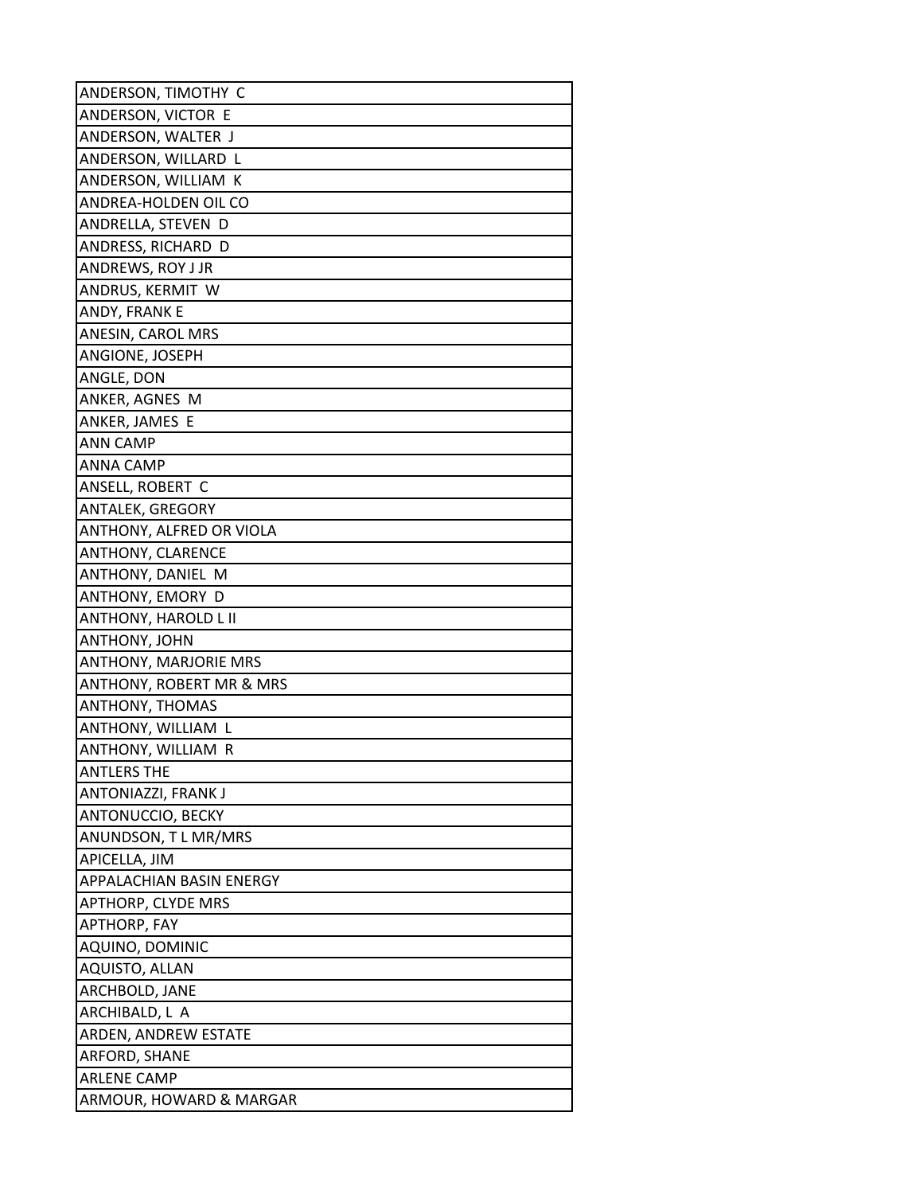| ANDERSON, TIMOTHY C |
|---|
| ANDERSON, VICTOR E |
| ANDERSON, WALTER J |
| ANDERSON, WILLARD L |
| ANDERSON, WILLIAM K |
| ANDREA-HOLDEN OIL CO |
| ANDRELLA, STEVEN D |
| ANDRESS, RICHARD D |
| ANDREWS, ROY J JR |
| ANDRUS, KERMIT W |
| ANDY, FRANK E |
| ANESIN, CAROL MRS |
| ANGIONE, JOSEPH |
| ANGLE, DON |
| ANKER, AGNES M |
| ANKER, JAMES E |
| ANN CAMP |
| ANNA CAMP |
| ANSELL, ROBERT C |
| ANTALEK, GREGORY |
| ANTHONY, ALFRED OR VIOLA |
| ANTHONY, CLARENCE |
| ANTHONY, DANIEL M |
| ANTHONY, EMORY D |
| ANTHONY, HAROLD L II |
| ANTHONY, JOHN |
| ANTHONY, MARJORIE MRS |
| ANTHONY, ROBERT MR & MRS |
| ANTHONY, THOMAS |
| ANTHONY, WILLIAM L |
| ANTHONY, WILLIAM R |
| ANTLERS THE |
| ANTONIAZZI, FRANK J |
| ANTONUCCIO, BECKY |
| ANUNDSON, T L MR/MRS |
| APICELLA, JIM |
| APPALACHIAN BASIN ENERGY |
| APTHORP, CLYDE MRS |
| APTHORP, FAY |
| AQUINO, DOMINIC |
| AQUISTO, ALLAN |
| ARCHBOLD, JANE |
| ARCHIBALD, L A |
| ARDEN, ANDREW ESTATE |
| ARFORD, SHANE |
| ARLENE CAMP |
| ARMOUR, HOWARD & MARGAR |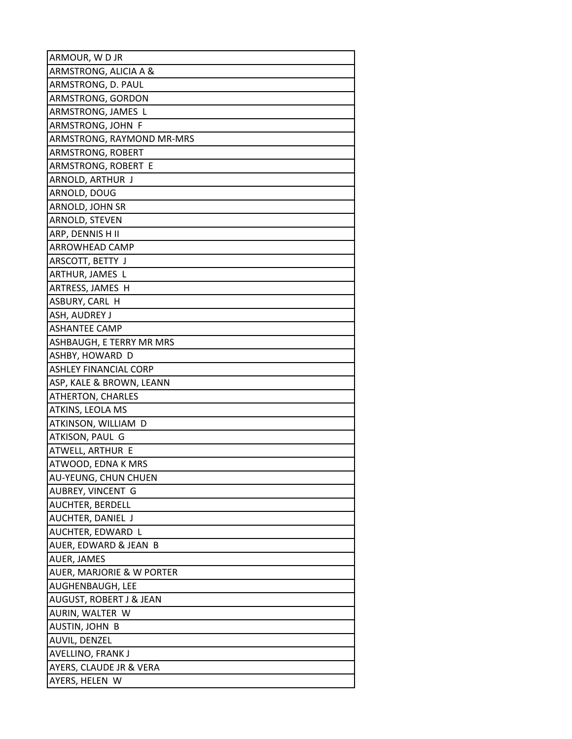| ARMOUR, W D JR |
| --- |
| ARMSTRONG, ALICIA A & |
| ARMSTRONG, D. PAUL |
| ARMSTRONG, GORDON |
| ARMSTRONG, JAMES L |
| ARMSTRONG, JOHN F |
| ARMSTRONG, RAYMOND MR-MRS |
| ARMSTRONG, ROBERT |
| ARMSTRONG, ROBERT E |
| ARNOLD, ARTHUR J |
| ARNOLD, DOUG |
| ARNOLD, JOHN SR |
| ARNOLD, STEVEN |
| ARP, DENNIS H II |
| ARROWHEAD CAMP |
| ARSCOTT, BETTY J |
| ARTHUR, JAMES L |
| ARTRESS, JAMES H |
| ASBURY, CARL H |
| ASH, AUDREY J |
| ASHANTEE CAMP |
| ASHBAUGH, E TERRY MR MRS |
| ASHBY, HOWARD D |
| ASHLEY FINANCIAL CORP |
| ASP, KALE & BROWN, LEANN |
| ATHERTON, CHARLES |
| ATKINS, LEOLA MS |
| ATKINSON, WILLIAM D |
| ATKISON, PAUL G |
| ATWELL, ARTHUR E |
| ATWOOD, EDNA K MRS |
| AU-YEUNG, CHUN CHUEN |
| AUBREY, VINCENT G |
| AUCHTER, BERDELL |
| AUCHTER, DANIEL J |
| AUCHTER, EDWARD L |
| AUER, EDWARD & JEAN B |
| AUER, JAMES |
| AUER, MARJORIE & W PORTER |
| AUGHENBAUGH, LEE |
| AUGUST, ROBERT J & JEAN |
| AURIN, WALTER W |
| AUSTIN, JOHN B |
| AUVIL, DENZEL |
| AVELLINO, FRANK J |
| AYERS, CLAUDE JR & VERA |
| AYERS, HELEN W |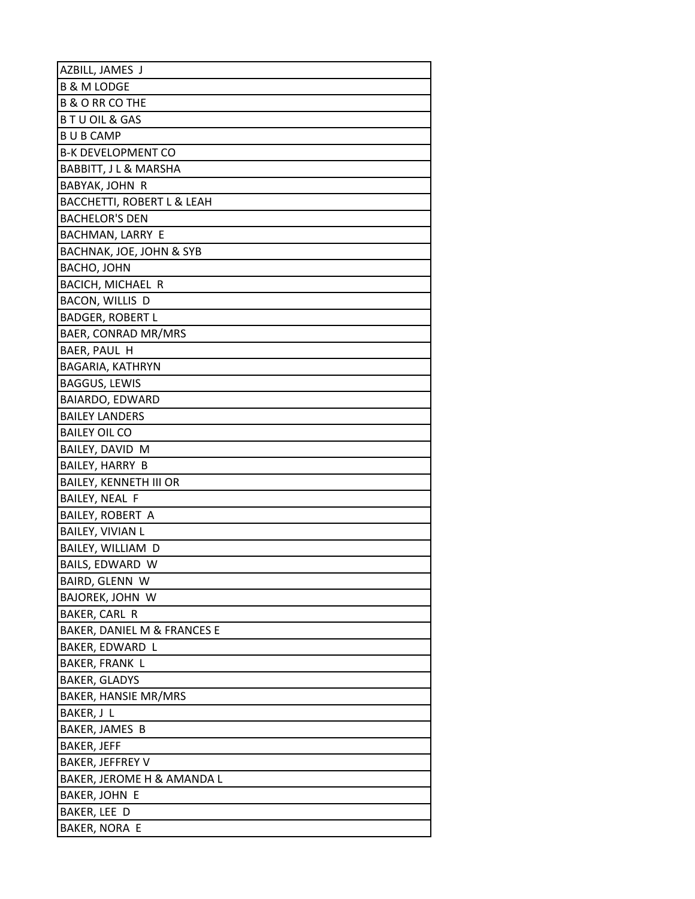| AZBILL, JAMES J |
|---|
| B & M LODGE |
| B & O RR CO THE |
| B T U OIL & GAS |
| B U B CAMP |
| B-K DEVELOPMENT CO |
| BABBITT, J L & MARSHA |
| BABYAK, JOHN R |
| BACCHETTI, ROBERT L & LEAH |
| BACHELOR'S DEN |
| BACHMAN, LARRY E |
| BACHNAK, JOE, JOHN & SYB |
| BACHO, JOHN |
| BACICH, MICHAEL R |
| BACON, WILLIS D |
| BADGER, ROBERT L |
| BAER, CONRAD MR/MRS |
| BAER, PAUL H |
| BAGARIA, KATHRYN |
| BAGGUS, LEWIS |
| BAIARDO, EDWARD |
| BAILEY LANDERS |
| BAILEY OIL CO |
| BAILEY, DAVID M |
| BAILEY, HARRY B |
| BAILEY, KENNETH III OR |
| BAILEY, NEAL F |
| BAILEY, ROBERT A |
| BAILEY, VIVIAN L |
| BAILEY, WILLIAM D |
| BAILS, EDWARD W |
| BAIRD, GLENN W |
| BAJOREK, JOHN W |
| BAKER, CARL R |
| BAKER, DANIEL M & FRANCES E |
| BAKER, EDWARD L |
| BAKER, FRANK L |
| BAKER, GLADYS |
| BAKER, HANSIE MR/MRS |
| BAKER, J L |
| BAKER, JAMES B |
| BAKER, JEFF |
| BAKER, JEFFREY V |
| BAKER, JEROME H & AMANDA L |
| BAKER, JOHN E |
| BAKER, LEE D |
| BAKER, NORA E |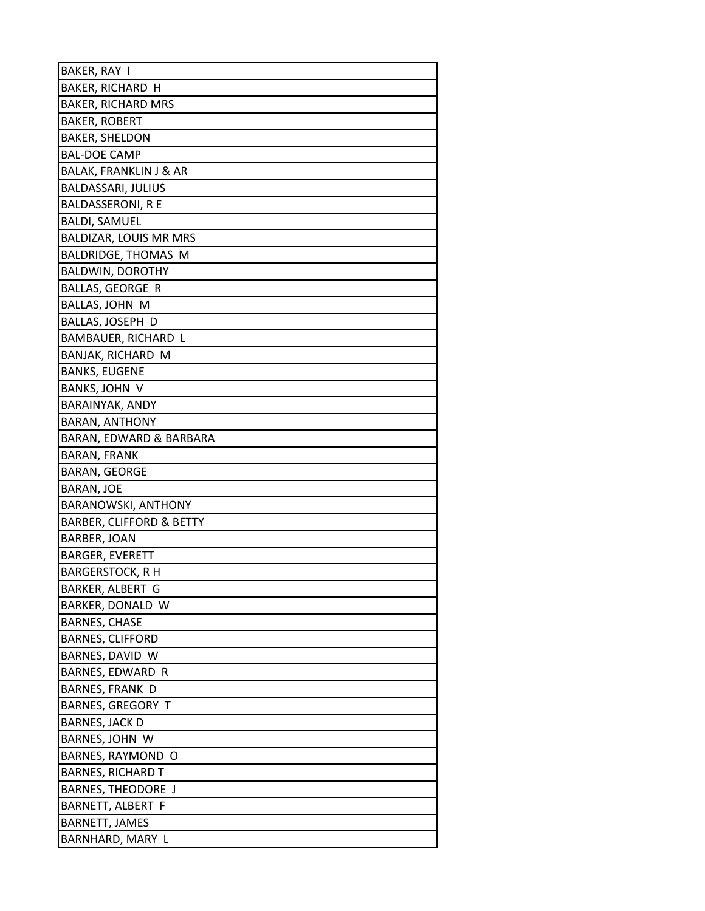| BAKER, RAY I |
| --- |
| BAKER, RICHARD H |
| BAKER, RICHARD MRS |
| BAKER, ROBERT |
| BAKER, SHELDON |
| BAL-DOE CAMP |
| BALAK, FRANKLIN J & AR |
| BALDASSARI, JULIUS |
| BALDASSERONI, R E |
| BALDI, SAMUEL |
| BALDIZAR, LOUIS MR MRS |
| BALDRIDGE, THOMAS M |
| BALDWIN, DOROTHY |
| BALLAS, GEORGE R |
| BALLAS, JOHN M |
| BALLAS, JOSEPH D |
| BAMBAUER, RICHARD L |
| BANJAK, RICHARD M |
| BANKS, EUGENE |
| BANKS, JOHN V |
| BARAINYAK, ANDY |
| BARAN, ANTHONY |
| BARAN, EDWARD & BARBARA |
| BARAN, FRANK |
| BARAN, GEORGE |
| BARAN, JOE |
| BARANOWSKI, ANTHONY |
| BARBER, CLIFFORD & BETTY |
| BARBER, JOAN |
| BARGER, EVERETT |
| BARGERSTOCK, R H |
| BARKER, ALBERT G |
| BARKER, DONALD W |
| BARNES, CHASE |
| BARNES, CLIFFORD |
| BARNES, DAVID W |
| BARNES, EDWARD R |
| BARNES, FRANK D |
| BARNES, GREGORY T |
| BARNES, JACK D |
| BARNES, JOHN W |
| BARNES, RAYMOND O |
| BARNES, RICHARD T |
| BARNES, THEODORE J |
| BARNETT, ALBERT F |
| BARNETT, JAMES |
| BARNHARD, MARY L |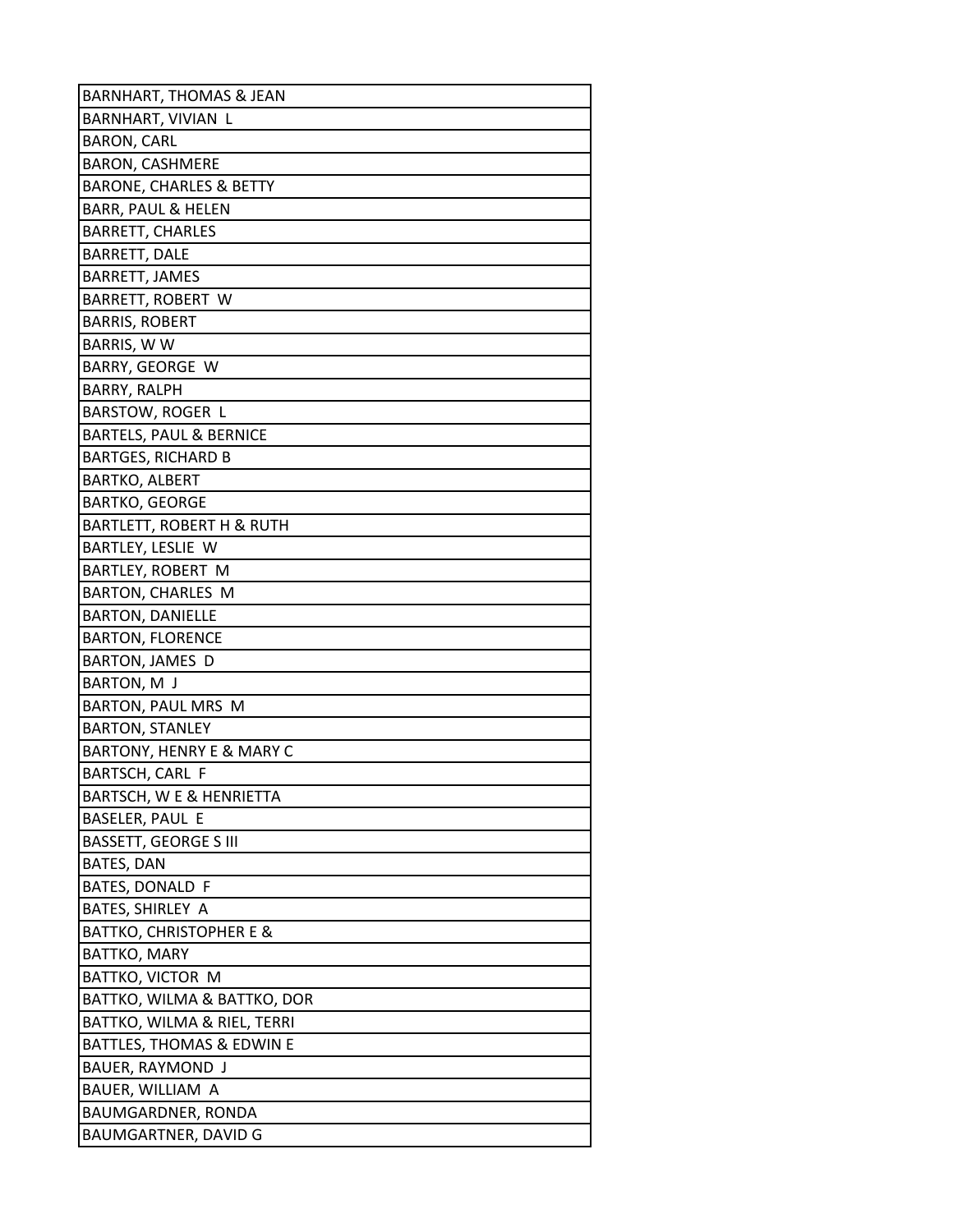| BARNHART, THOMAS & JEAN |
|---|
| BARNHART, VIVIAN  L |
| BARON, CARL |
| BARON, CASHMERE |
| BARONE, CHARLES & BETTY |
| BARR, PAUL & HELEN |
| BARRETT, CHARLES |
| BARRETT, DALE |
| BARRETT, JAMES |
| BARRETT, ROBERT  W |
| BARRIS, ROBERT |
| BARRIS, W W |
| BARRY, GEORGE  W |
| BARRY, RALPH |
| BARSTOW, ROGER  L |
| BARTELS, PAUL & BERNICE |
| BARTGES, RICHARD B |
| BARTKO, ALBERT |
| BARTKO, GEORGE |
| BARTLETT, ROBERT H & RUTH |
| BARTLEY, LESLIE  W |
| BARTLEY, ROBERT  M |
| BARTON, CHARLES  M |
| BARTON, DANIELLE |
| BARTON, FLORENCE |
| BARTON, JAMES  D |
| BARTON, M  J |
| BARTON, PAUL MRS  M |
| BARTON, STANLEY |
| BARTONY, HENRY E & MARY C |
| BARTSCH, CARL  F |
| BARTSCH, W E & HENRIETTA |
| BASELER, PAUL  E |
| BASSETT, GEORGE S III |
| BATES, DAN |
| BATES, DONALD  F |
| BATES, SHIRLEY  A |
| BATTKO, CHRISTOPHER E & |
| BATTKO, MARY |
| BATTKO, VICTOR  M |
| BATTKO, WILMA & BATTKO, DOR |
| BATTKO, WILMA & RIEL, TERRI |
| BATTLES, THOMAS & EDWIN E |
| BAUER, RAYMOND  J |
| BAUER, WILLIAM  A |
| BAUMGARDNER, RONDA |
| BAUMGARTNER, DAVID G |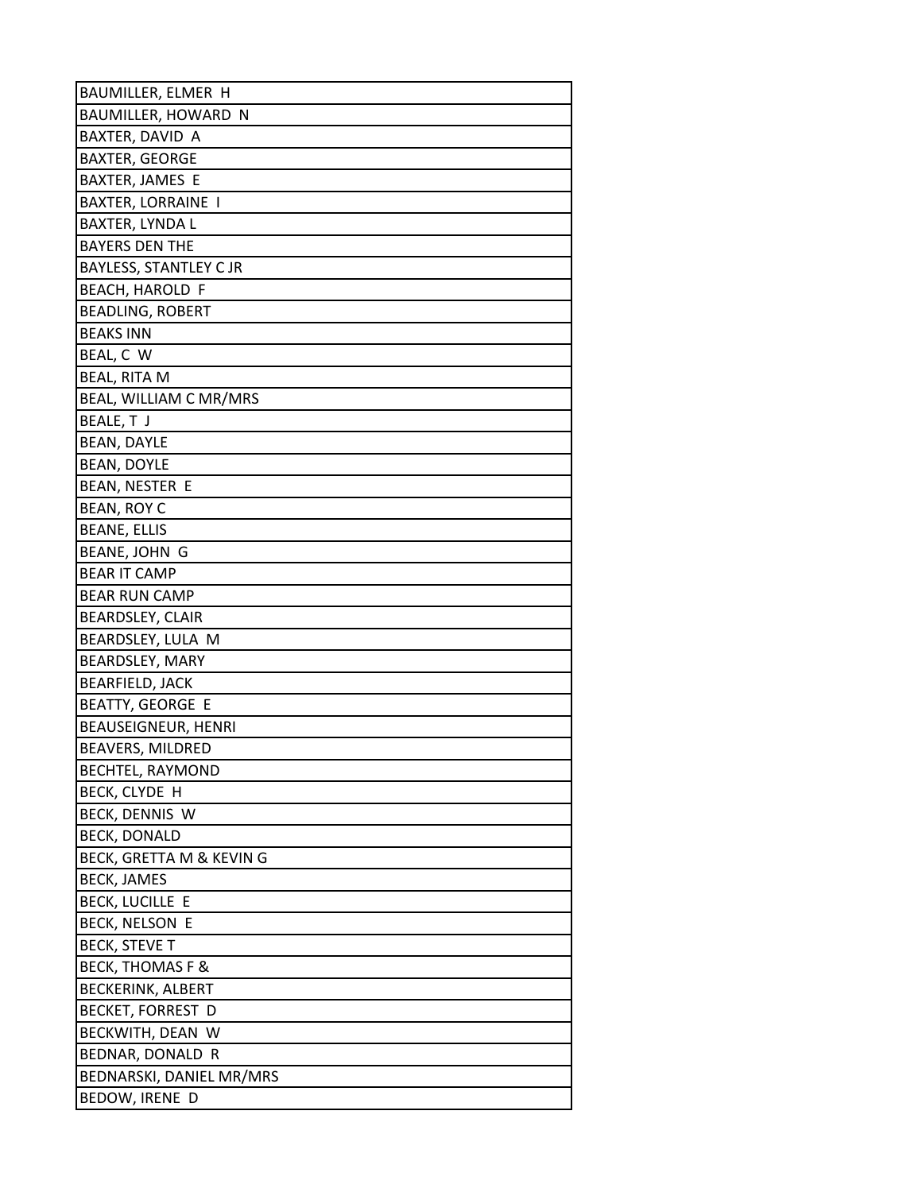| BAUMILLER, ELMER H |
| --- |
| BAUMILLER, HOWARD N |
| BAXTER, DAVID A |
| BAXTER, GEORGE |
| BAXTER, JAMES E |
| BAXTER, LORRAINE I |
| BAXTER, LYNDA L |
| BAYERS DEN THE |
| BAYLESS, STANTLEY C JR |
| BEACH, HAROLD F |
| BEADLING, ROBERT |
| BEAKS INN |
| BEAL, C W |
| BEAL, RITA M |
| BEAL, WILLIAM C MR/MRS |
| BEALE, T J |
| BEAN, DAYLE |
| BEAN, DOYLE |
| BEAN, NESTER E |
| BEAN, ROY C |
| BEANE, ELLIS |
| BEANE, JOHN G |
| BEAR IT CAMP |
| BEAR RUN CAMP |
| BEARDSLEY, CLAIR |
| BEARDSLEY, LULA M |
| BEARDSLEY, MARY |
| BEARFIELD, JACK |
| BEATTY, GEORGE E |
| BEAUSEIGNEUR, HENRI |
| BEAVERS, MILDRED |
| BECHTEL, RAYMOND |
| BECK, CLYDE H |
| BECK, DENNIS W |
| BECK, DONALD |
| BECK, GRETTA M & KEVIN G |
| BECK, JAMES |
| BECK, LUCILLE E |
| BECK, NELSON E |
| BECK, STEVE T |
| BECK, THOMAS F & |
| BECKERINK, ALBERT |
| BECKET, FORREST D |
| BECKWITH, DEAN W |
| BEDNAR, DONALD R |
| BEDNARSKI, DANIEL MR/MRS |
| BEDOW, IRENE D |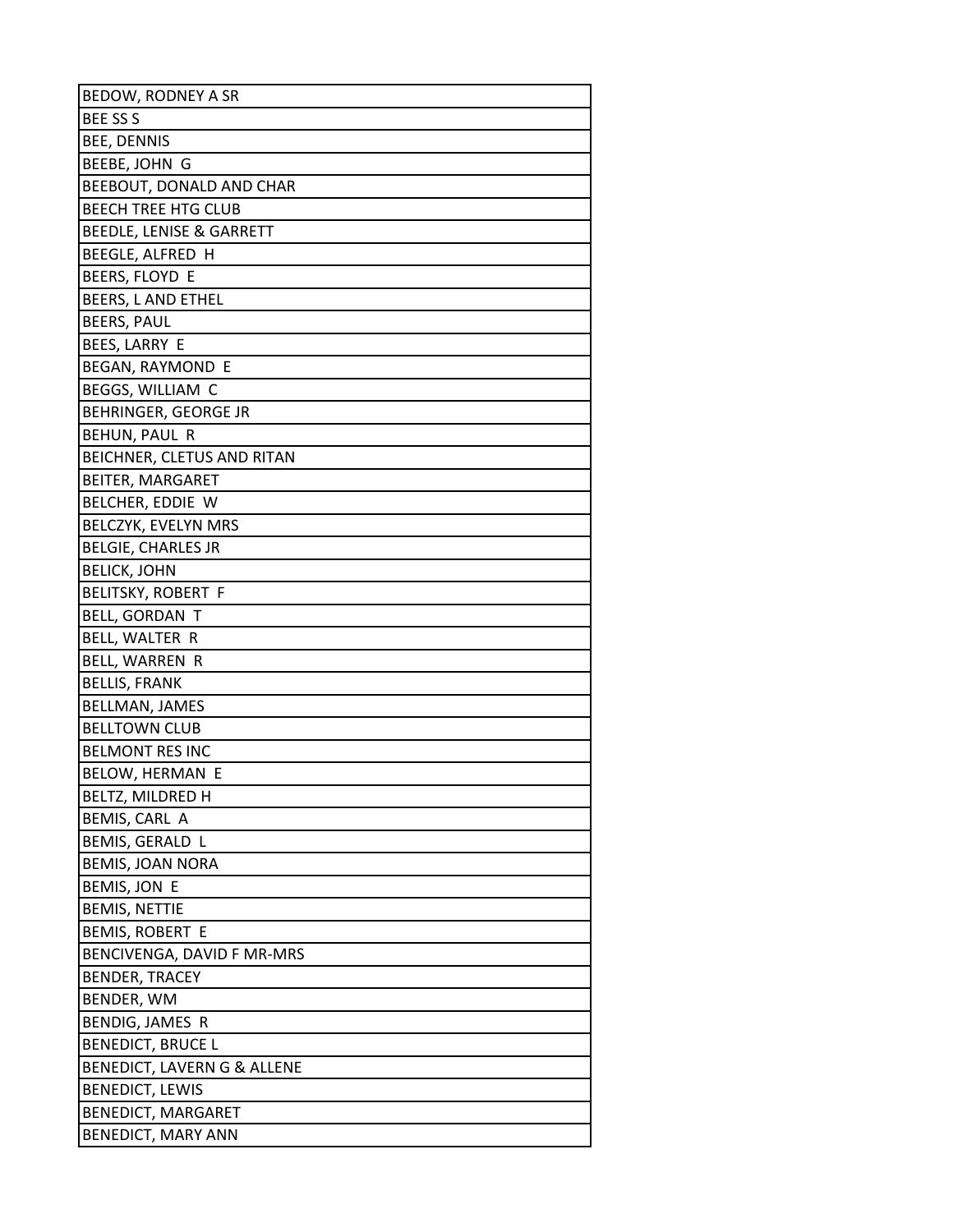| BEDOW, RODNEY A SR |
|---|
| BEE SS S |
| BEE, DENNIS |
| BEEBE, JOHN G |
| BEEBOUT, DONALD AND CHAR |
| BEECH TREE HTG CLUB |
| BEEDLE, LENISE & GARRETT |
| BEEGLE, ALFRED H |
| BEERS, FLOYD E |
| BEERS, L AND ETHEL |
| BEERS, PAUL |
| BEES, LARRY E |
| BEGAN, RAYMOND E |
| BEGGS, WILLIAM C |
| BEHRINGER, GEORGE JR |
| BEHUN, PAUL R |
| BEICHNER, CLETUS AND RITAN |
| BEITER, MARGARET |
| BELCHER, EDDIE W |
| BELCZYK, EVELYN MRS |
| BELGIE, CHARLES JR |
| BELICK, JOHN |
| BELITSKY, ROBERT F |
| BELL, GORDAN T |
| BELL, WALTER R |
| BELL, WARREN R |
| BELLIS, FRANK |
| BELLMAN, JAMES |
| BELLTOWN CLUB |
| BELMONT RES INC |
| BELOW, HERMAN E |
| BELTZ, MILDRED H |
| BEMIS, CARL A |
| BEMIS, GERALD L |
| BEMIS, JOAN NORA |
| BEMIS, JON E |
| BEMIS, NETTIE |
| BEMIS, ROBERT E |
| BENCIVENGA, DAVID F MR-MRS |
| BENDER, TRACEY |
| BENDER, WM |
| BENDIG, JAMES R |
| BENEDICT, BRUCE L |
| BENEDICT, LAVERN G & ALLENE |
| BENEDICT, LEWIS |
| BENEDICT, MARGARET |
| BENEDICT, MARY ANN |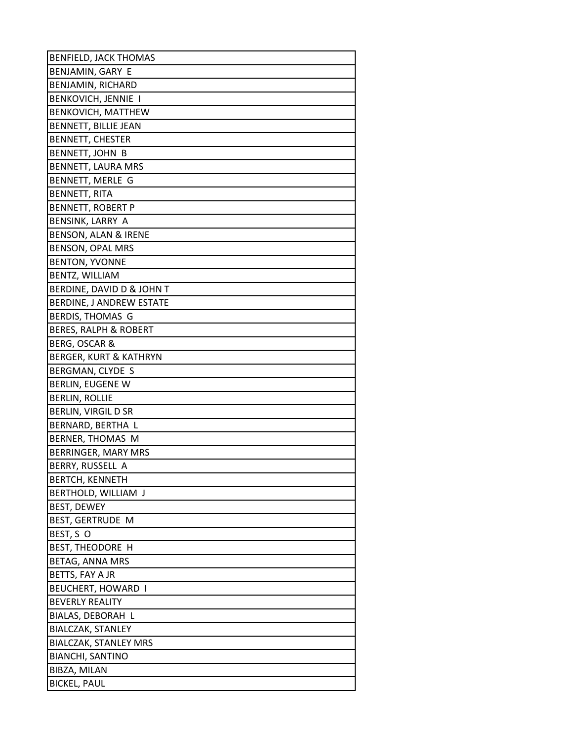| BENFIELD, JACK THOMAS |
|---|
| BENJAMIN, GARY E |
| BENJAMIN, RICHARD |
| BENKOVICH, JENNIE I |
| BENKOVICH, MATTHEW |
| BENNETT, BILLIE JEAN |
| BENNETT, CHESTER |
| BENNETT, JOHN B |
| BENNETT, LAURA MRS |
| BENNETT, MERLE G |
| BENNETT, RITA |
| BENNETT, ROBERT P |
| BENSINK, LARRY A |
| BENSON, ALAN & IRENE |
| BENSON, OPAL MRS |
| BENTON, YVONNE |
| BENTZ, WILLIAM |
| BERDINE, DAVID D & JOHN T |
| BERDINE, J ANDREW ESTATE |
| BERDIS, THOMAS G |
| BERES, RALPH & ROBERT |
| BERG, OSCAR & |
| BERGER, KURT & KATHRYN |
| BERGMAN, CLYDE S |
| BERLIN, EUGENE W |
| BERLIN, ROLLIE |
| BERLIN, VIRGIL D SR |
| BERNARD, BERTHA L |
| BERNER, THOMAS M |
| BERRINGER, MARY MRS |
| BERRY, RUSSELL A |
| BERTCH, KENNETH |
| BERTHOLD, WILLIAM J |
| BEST, DEWEY |
| BEST, GERTRUDE M |
| BEST, S O |
| BEST, THEODORE H |
| BETAG, ANNA MRS |
| BETTS, FAY A JR |
| BEUCHERT, HOWARD I |
| BEVERLY REALITY |
| BIALAS, DEBORAH L |
| BIALCZAK, STANLEY |
| BIALCZAK, STANLEY MRS |
| BIANCHI, SANTINO |
| BIBZA, MILAN |
| BICKEL, PAUL |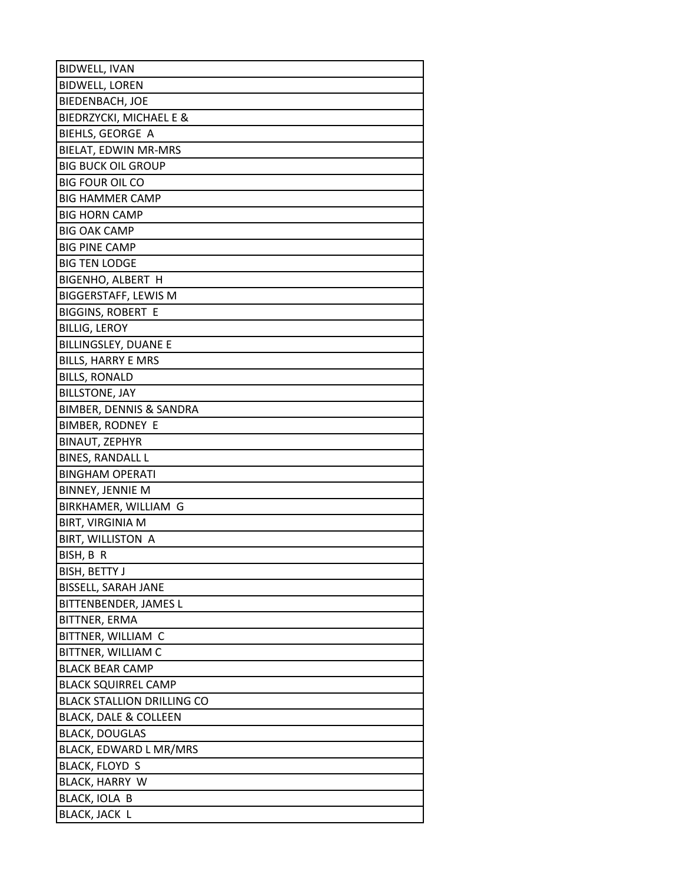| BIDWELL, IVAN |
|---|
| BIDWELL, LOREN |
| BIEDENBACH, JOE |
| BIEDRZYCKI, MICHAEL E & |
| BIEHLS, GEORGE A |
| BIELAT, EDWIN MR-MRS |
| BIG BUCK OIL GROUP |
| BIG FOUR OIL CO |
| BIG HAMMER CAMP |
| BIG HORN CAMP |
| BIG OAK CAMP |
| BIG PINE CAMP |
| BIG TEN LODGE |
| BIGENHO, ALBERT H |
| BIGGERSTAFF, LEWIS M |
| BIGGINS, ROBERT E |
| BILLIG, LEROY |
| BILLINGSLEY, DUANE E |
| BILLS, HARRY E MRS |
| BILLS, RONALD |
| BILLSTONE, JAY |
| BIMBER, DENNIS & SANDRA |
| BIMBER, RODNEY E |
| BINAUT, ZEPHYR |
| BINES, RANDALL L |
| BINGHAM OPERATI |
| BINNEY, JENNIE M |
| BIRKHAMER, WILLIAM G |
| BIRT, VIRGINIA M |
| BIRT, WILLISTON A |
| BISH, B R |
| BISH, BETTY J |
| BISSELL, SARAH JANE |
| BITTENBENDER, JAMES L |
| BITTNER, ERMA |
| BITTNER, WILLIAM C |
| BITTNER, WILLIAM C |
| BLACK BEAR CAMP |
| BLACK SQUIRREL CAMP |
| BLACK STALLION DRILLING CO |
| BLACK, DALE & COLLEEN |
| BLACK, DOUGLAS |
| BLACK, EDWARD L MR/MRS |
| BLACK, FLOYD S |
| BLACK, HARRY W |
| BLACK, IOLA B |
| BLACK, JACK L |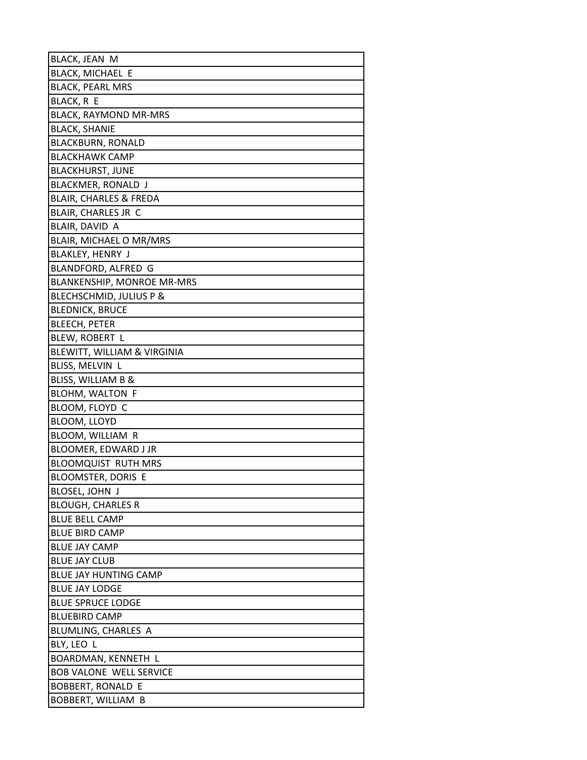| BLACK, JEAN M |
|---|
| BLACK, MICHAEL E |
| BLACK, PEARL MRS |
| BLACK, R E |
| BLACK, RAYMOND MR-MRS |
| BLACK, SHANIE |
| BLACKBURN, RONALD |
| BLACKHAWK CAMP |
| BLACKHURST, JUNE |
| BLACKMER, RONALD J |
| BLAIR, CHARLES & FREDA |
| BLAIR, CHARLES JR C |
| BLAIR, DAVID A |
| BLAIR, MICHAEL O MR/MRS |
| BLAKLEY, HENRY J |
| BLANDFORD, ALFRED G |
| BLANKENSHIP, MONROE MR-MRS |
| BLECHSCHMID, JULIUS P & |
| BLEDNICK, BRUCE |
| BLEECH, PETER |
| BLEW, ROBERT L |
| BLEWITT, WILLIAM & VIRGINIA |
| BLISS, MELVIN L |
| BLISS, WILLIAM B & |
| BLOHM, WALTON F |
| BLOOM, FLOYD C |
| BLOOM, LLOYD |
| BLOOM, WILLIAM R |
| BLOOMER, EDWARD J JR |
| BLOOMQUIST RUTH MRS |
| BLOOMSTER, DORIS E |
| BLOSEL, JOHN J |
| BLOUGH, CHARLES R |
| BLUE BELL CAMP |
| BLUE BIRD CAMP |
| BLUE JAY CAMP |
| BLUE JAY CLUB |
| BLUE JAY HUNTING CAMP |
| BLUE JAY LODGE |
| BLUE SPRUCE LODGE |
| BLUEBIRD CAMP |
| BLUMLING, CHARLES A |
| BLY, LEO L |
| BOARDMAN, KENNETH L |
| BOB VALONE WELL SERVICE |
| BOBBERT, RONALD E |
| BOBBERT, WILLIAM B |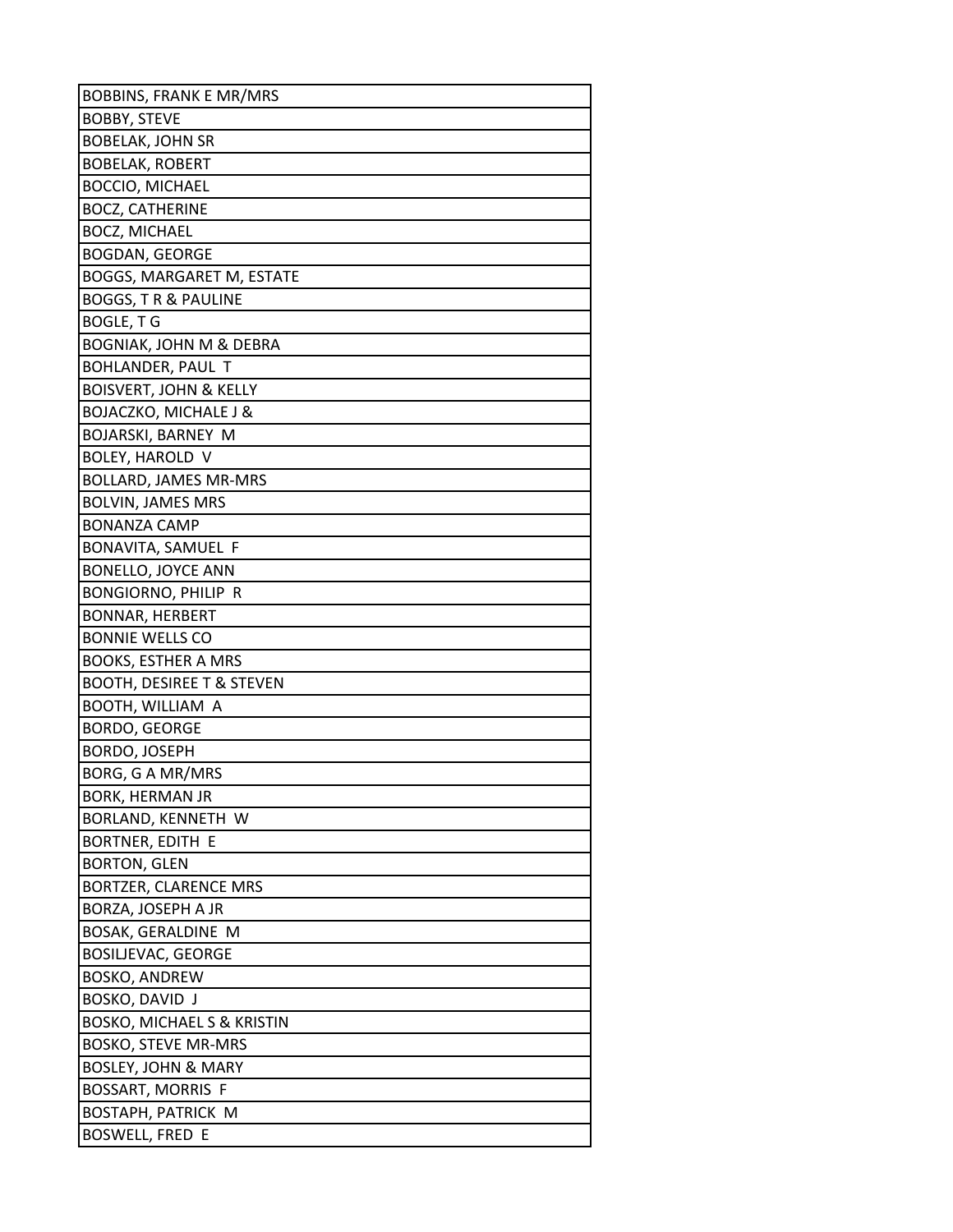| BOBBINS, FRANK E MR/MRS |
| --- |
| BOBBY, STEVE |
| BOBELAK, JOHN SR |
| BOBELAK, ROBERT |
| BOCCIO, MICHAEL |
| BOCZ, CATHERINE |
| BOCZ, MICHAEL |
| BOGDAN, GEORGE |
| BOGGS, MARGARET M, ESTATE |
| BOGGS, T R & PAULINE |
| BOGLE, T G |
| BOGNIAK, JOHN M & DEBRA |
| BOHLANDER, PAUL T |
| BOISVERT, JOHN & KELLY |
| BOJACZKO, MICHALE J & |
| BOJARSKI, BARNEY M |
| BOLEY, HAROLD V |
| BOLLARD, JAMES MR-MRS |
| BOLVIN, JAMES MRS |
| BONANZA CAMP |
| BONAVITA, SAMUEL F |
| BONELLO, JOYCE ANN |
| BONGIORNO, PHILIP R |
| BONNAR, HERBERT |
| BONNIE WELLS CO |
| BOOKS, ESTHER A MRS |
| BOOTH, DESIREE T & STEVEN |
| BOOTH, WILLIAM A |
| BORDO, GEORGE |
| BORDO, JOSEPH |
| BORG, G A MR/MRS |
| BORK, HERMAN JR |
| BORLAND, KENNETH W |
| BORTNER, EDITH E |
| BORTON, GLEN |
| BORTZER, CLARENCE MRS |
| BORZA, JOSEPH A JR |
| BOSAK, GERALDINE M |
| BOSILJEVAC, GEORGE |
| BOSKO, ANDREW |
| BOSKO, DAVID J |
| BOSKO, MICHAEL S & KRISTIN |
| BOSKO, STEVE MR-MRS |
| BOSLEY, JOHN & MARY |
| BOSSART, MORRIS F |
| BOSTAPH, PATRICK M |
| BOSWELL, FRED E |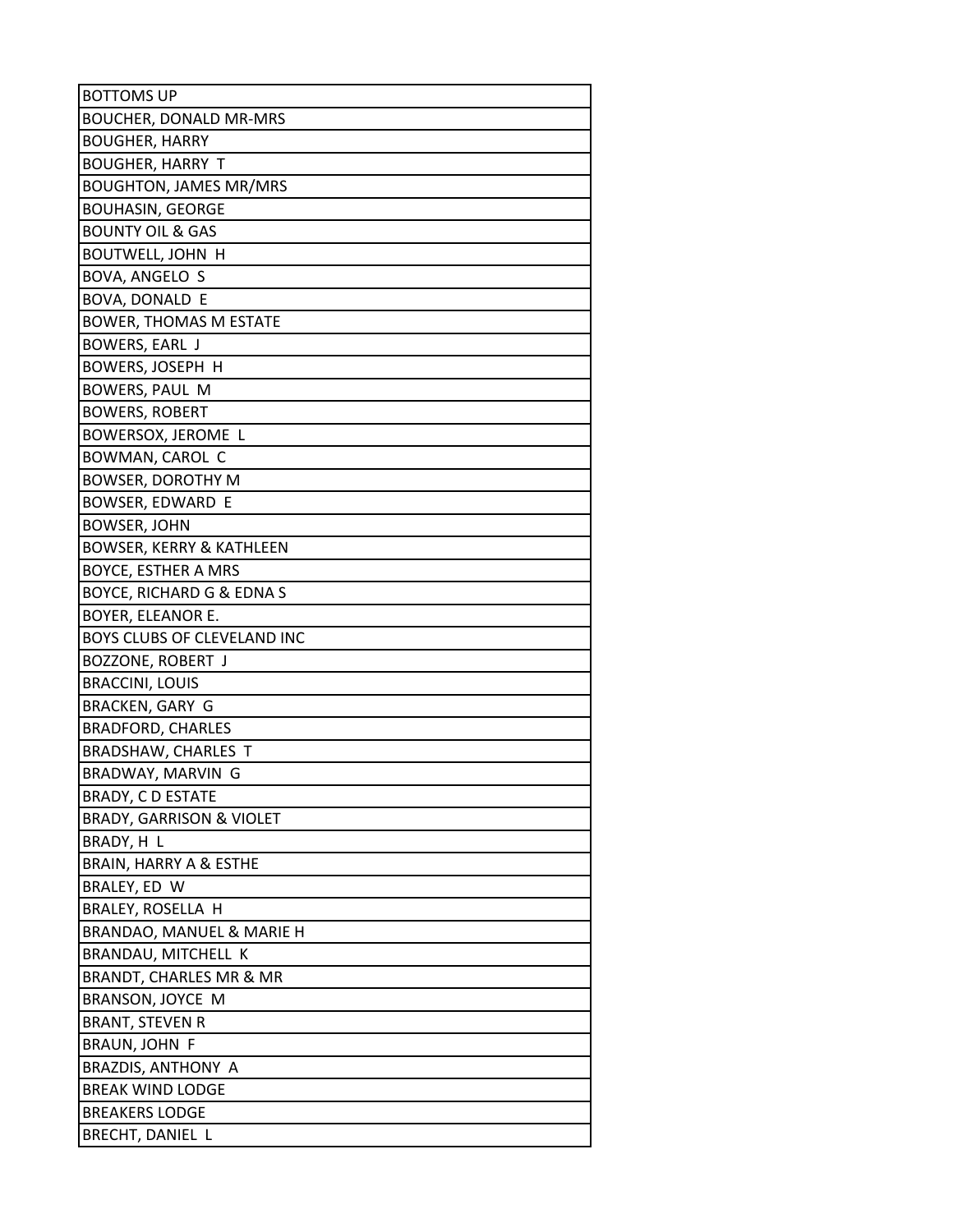| BOTTOMS UP |
| --- |
| BOUCHER, DONALD MR-MRS |
| BOUGHER, HARRY |
| BOUGHER, HARRY T |
| BOUGHTON, JAMES MR/MRS |
| BOUHASIN, GEORGE |
| BOUNTY OIL & GAS |
| BOUTWELL, JOHN H |
| BOVA, ANGELO S |
| BOVA, DONALD E |
| BOWER, THOMAS M ESTATE |
| BOWERS, EARL J |
| BOWERS, JOSEPH H |
| BOWERS, PAUL M |
| BOWERS, ROBERT |
| BOWERSOX, JEROME L |
| BOWMAN, CAROL C |
| BOWSER, DOROTHY M |
| BOWSER, EDWARD E |
| BOWSER, JOHN |
| BOWSER, KERRY & KATHLEEN |
| BOYCE, ESTHER A MRS |
| BOYCE, RICHARD G & EDNA S |
| BOYER, ELEANOR E. |
| BOYS CLUBS OF CLEVELAND INC |
| BOZZONE, ROBERT J |
| BRACCINI, LOUIS |
| BRACKEN, GARY G |
| BRADFORD, CHARLES |
| BRADSHAW, CHARLES T |
| BRADWAY, MARVIN G |
| BRADY, C D ESTATE |
| BRADY, GARRISON & VIOLET |
| BRADY, H L |
| BRAIN, HARRY A & ESTHE |
| BRALEY, ED W |
| BRALEY, ROSELLA H |
| BRANDAO, MANUEL & MARIE H |
| BRANDAU, MITCHELL K |
| BRANDT, CHARLES MR & MR |
| BRANSON, JOYCE M |
| BRANT, STEVEN R |
| BRAUN, JOHN F |
| BRAZDIS, ANTHONY A |
| BREAK WIND LODGE |
| BREAKERS LODGE |
| BRECHT, DANIEL L |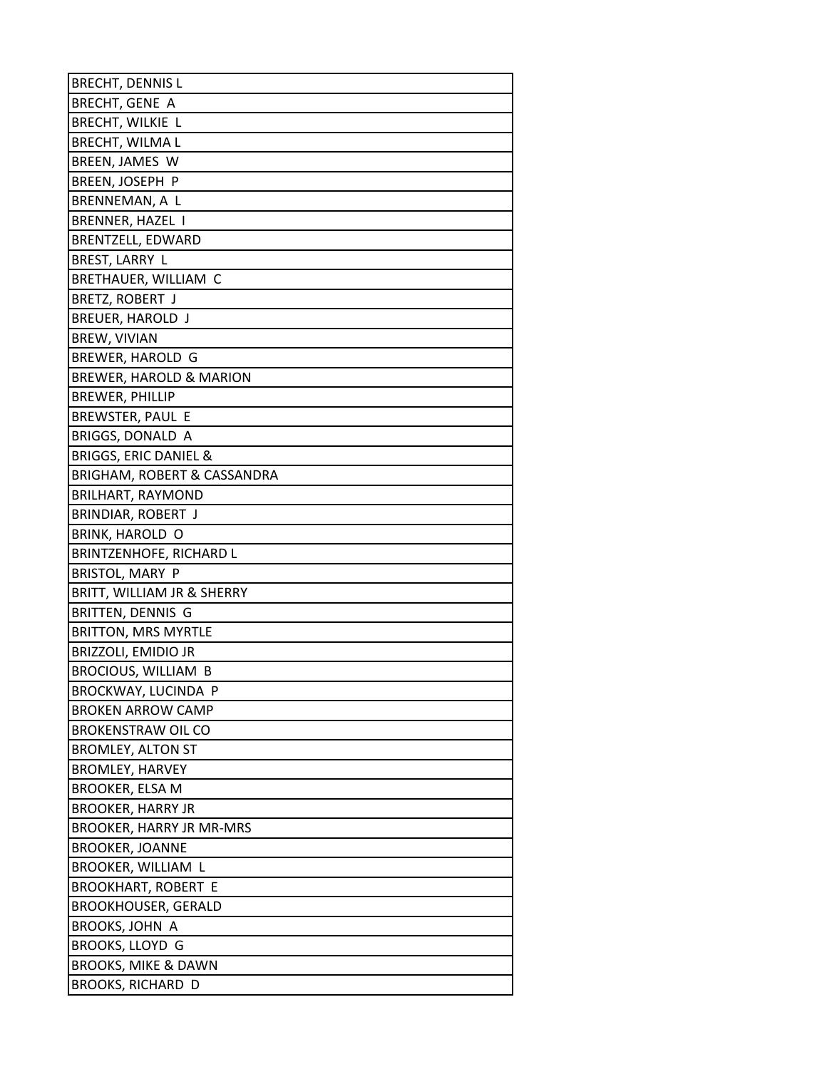| BRECHT, DENNIS L |
|---|
| BRECHT, GENE A |
| BRECHT, WILKIE L |
| BRECHT, WILMA L |
| BREEN, JAMES W |
| BREEN, JOSEPH P |
| BRENNEMAN, A L |
| BRENNER, HAZEL I |
| BRENTZELL, EDWARD |
| BREST, LARRY L |
| BRETHAUER, WILLIAM C |
| BRETZ, ROBERT J |
| BREUER, HAROLD J |
| BREW, VIVIAN |
| BREWER, HAROLD G |
| BREWER, HAROLD & MARION |
| BREWER, PHILLIP |
| BREWSTER, PAUL E |
| BRIGGS, DONALD A |
| BRIGGS, ERIC DANIEL & |
| BRIGHAM, ROBERT & CASSANDRA |
| BRILHART, RAYMOND |
| BRINDIAR, ROBERT J |
| BRINK, HAROLD O |
| BRINTZENHOFE, RICHARD L |
| BRISTOL, MARY P |
| BRITT, WILLIAM JR & SHERRY |
| BRITTEN, DENNIS G |
| BRITTON, MRS MYRTLE |
| BRIZZOLI, EMIDIO JR |
| BROCIOUS, WILLIAM B |
| BROCKWAY, LUCINDA P |
| BROKEN ARROW CAMP |
| BROKENSTRAW OIL CO |
| BROMLEY, ALTON ST |
| BROMLEY, HARVEY |
| BROOKER, ELSA M |
| BROOKER, HARRY JR |
| BROOKER, HARRY JR MR-MRS |
| BROOKER, JOANNE |
| BROOKER, WILLIAM L |
| BROOKHART, ROBERT E |
| BROOKHOUSER, GERALD |
| BROOKS, JOHN A |
| BROOKS, LLOYD G |
| BROOKS, MIKE & DAWN |
| BROOKS, RICHARD D |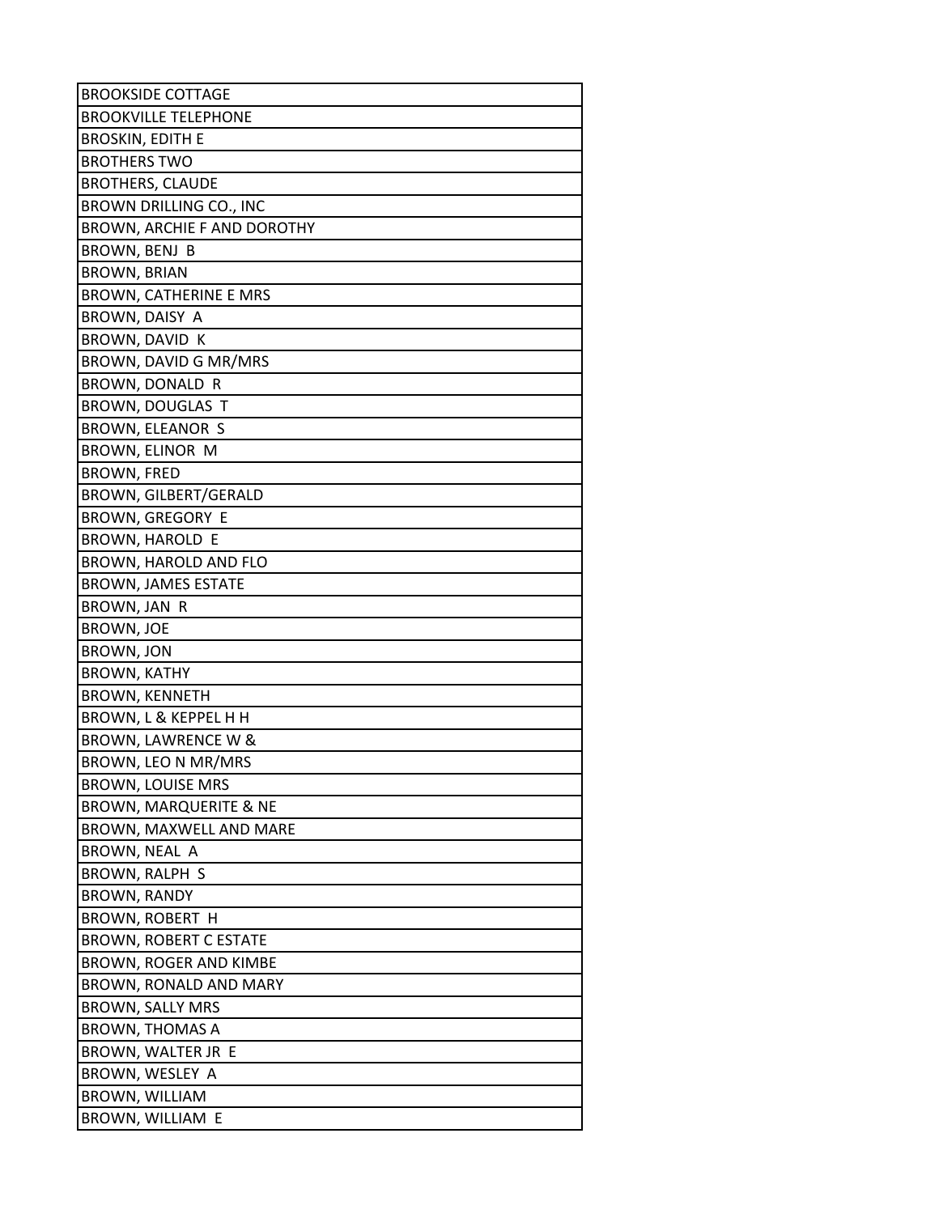| BROOKSIDE COTTAGE |
|---|
| BROOKVILLE TELEPHONE |
| BROSKIN, EDITH E |
| BROTHERS TWO |
| BROTHERS, CLAUDE |
| BROWN DRILLING CO., INC |
| BROWN, ARCHIE F AND DOROTHY |
| BROWN, BENJ B |
| BROWN, BRIAN |
| BROWN, CATHERINE E MRS |
| BROWN, DAISY A |
| BROWN, DAVID K |
| BROWN, DAVID G MR/MRS |
| BROWN, DONALD R |
| BROWN, DOUGLAS T |
| BROWN, ELEANOR S |
| BROWN, ELINOR M |
| BROWN, FRED |
| BROWN, GILBERT/GERALD |
| BROWN, GREGORY E |
| BROWN, HAROLD E |
| BROWN, HAROLD AND FLO |
| BROWN, JAMES ESTATE |
| BROWN, JAN R |
| BROWN, JOE |
| BROWN, JON |
| BROWN, KATHY |
| BROWN, KENNETH |
| BROWN, L & KEPPEL H H |
| BROWN, LAWRENCE W & |
| BROWN, LEO N MR/MRS |
| BROWN, LOUISE MRS |
| BROWN, MARQUERITE & NE |
| BROWN, MAXWELL AND MARE |
| BROWN, NEAL A |
| BROWN, RALPH S |
| BROWN, RANDY |
| BROWN, ROBERT H |
| BROWN, ROBERT C ESTATE |
| BROWN, ROGER AND KIMBE |
| BROWN, RONALD AND MARY |
| BROWN, SALLY MRS |
| BROWN, THOMAS A |
| BROWN, WALTER JR E |
| BROWN, WESLEY A |
| BROWN, WILLIAM |
| BROWN, WILLIAM E |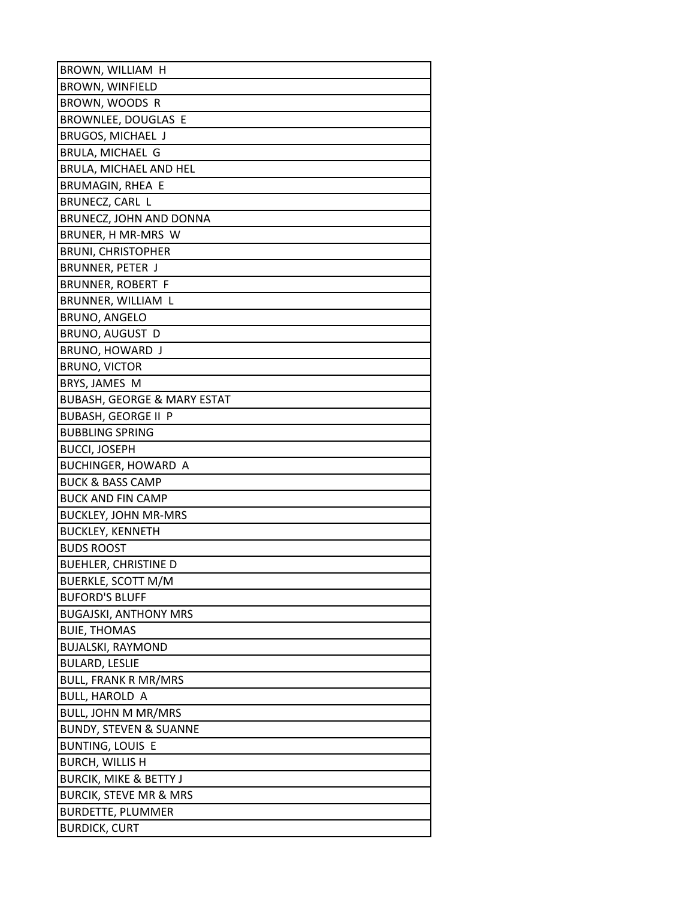| BROWN, WILLIAM H |
|---|
| BROWN, WINFIELD |
| BROWN, WOODS R |
| BROWNLEE, DOUGLAS E |
| BRUGOS, MICHAEL J |
| BRULA, MICHAEL G |
| BRULA, MICHAEL AND HEL |
| BRUMAGIN, RHEA E |
| BRUNECZ, CARL L |
| BRUNECZ, JOHN AND DONNA |
| BRUNER, H MR-MRS W |
| BRUNI, CHRISTOPHER |
| BRUNNER, PETER J |
| BRUNNER, ROBERT F |
| BRUNNER, WILLIAM L |
| BRUNO, ANGELO |
| BRUNO, AUGUST D |
| BRUNO, HOWARD J |
| BRUNO, VICTOR |
| BRYS, JAMES M |
| BUBASH, GEORGE & MARY ESTAT |
| BUBASH, GEORGE II P |
| BUBBLING SPRING |
| BUCCI, JOSEPH |
| BUCHINGER, HOWARD A |
| BUCK & BASS CAMP |
| BUCK AND FIN CAMP |
| BUCKLEY, JOHN MR-MRS |
| BUCKLEY, KENNETH |
| BUDS ROOST |
| BUEHLER, CHRISTINE D |
| BUERKLE, SCOTT M/M |
| BUFORD'S BLUFF |
| BUGAJSKI, ANTHONY MRS |
| BUIE, THOMAS |
| BUJALSKI, RAYMOND |
| BULARD, LESLIE |
| BULL, FRANK R MR/MRS |
| BULL, HAROLD A |
| BULL, JOHN M MR/MRS |
| BUNDY, STEVEN & SUANNE |
| BUNTING, LOUIS E |
| BURCH, WILLIS H |
| BURCIK, MIKE & BETTY J |
| BURCIK, STEVE MR & MRS |
| BURDETTE, PLUMMER |
| BURDICK, CURT |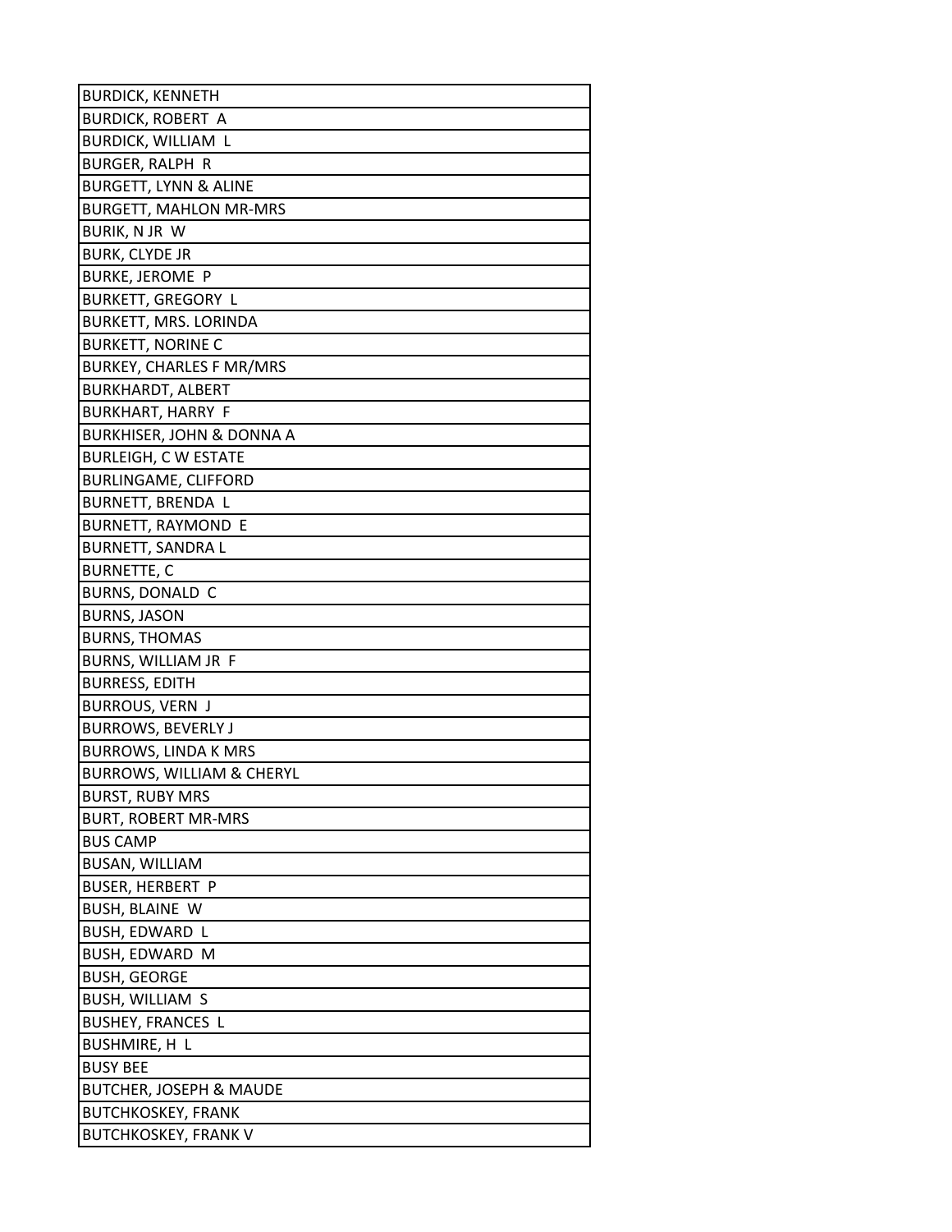| BURDICK, KENNETH |
|---|
| BURDICK, ROBERT A |
| BURDICK, WILLIAM L |
| BURGER, RALPH R |
| BURGETT, LYNN & ALINE |
| BURGETT, MAHLON MR-MRS |
| BURIK, N JR W |
| BURK, CLYDE JR |
| BURKE, JEROME P |
| BURKETT, GREGORY L |
| BURKETT, MRS. LORINDA |
| BURKETT, NORINE C |
| BURKEY, CHARLES F MR/MRS |
| BURKHARDT, ALBERT |
| BURKHART, HARRY F |
| BURKHISER, JOHN & DONNA A |
| BURLEIGH, C W ESTATE |
| BURLINGAME, CLIFFORD |
| BURNETT, BRENDA L |
| BURNETT, RAYMOND E |
| BURNETT, SANDRA L |
| BURNETTE, C |
| BURNS, DONALD C |
| BURNS, JASON |
| BURNS, THOMAS |
| BURNS, WILLIAM JR F |
| BURRESS, EDITH |
| BURROUS, VERN J |
| BURROWS, BEVERLY J |
| BURROWS, LINDA K MRS |
| BURROWS, WILLIAM & CHERYL |
| BURST, RUBY MRS |
| BURT, ROBERT MR-MRS |
| BUS CAMP |
| BUSAN, WILLIAM |
| BUSER, HERBERT P |
| BUSH, BLAINE W |
| BUSH, EDWARD L |
| BUSH, EDWARD M |
| BUSH, GEORGE |
| BUSH, WILLIAM S |
| BUSHEY, FRANCES L |
| BUSHMIRE, H L |
| BUSY BEE |
| BUTCHER, JOSEPH & MAUDE |
| BUTCHKOSKEY, FRANK |
| BUTCHKOSKEY, FRANK V |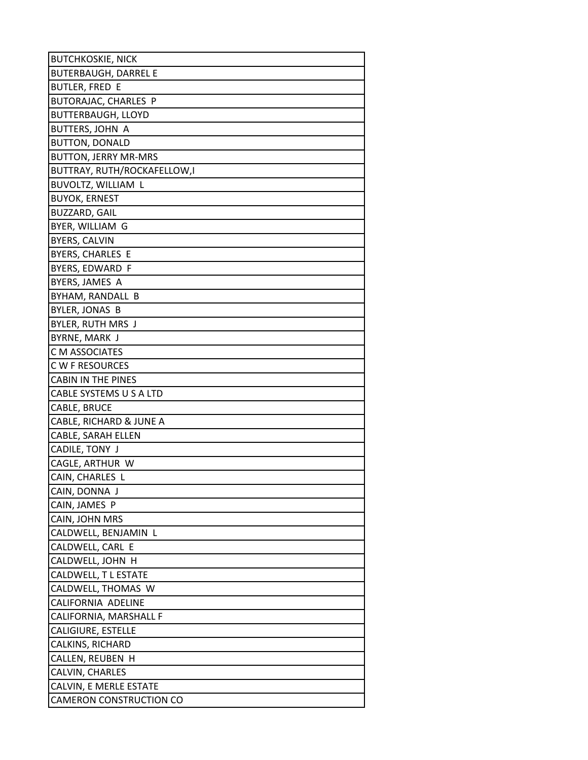| BUTCHKOSKIE, NICK |
|---|
| BUTERBAUGH, DARREL E |
| BUTLER, FRED E |
| BUTORAJAC, CHARLES P |
| BUTTERBAUGH, LLOYD |
| BUTTERS, JOHN A |
| BUTTON, DONALD |
| BUTTON, JERRY MR-MRS |
| BUTTRAY, RUTH/ROCKAFELLOW,I |
| BUVOLTZ, WILLIAM L |
| BUYOK, ERNEST |
| BUZZARD, GAIL |
| BYER, WILLIAM G |
| BYERS, CALVIN |
| BYERS, CHARLES E |
| BYERS, EDWARD F |
| BYERS, JAMES A |
| BYHAM, RANDALL B |
| BYLER, JONAS B |
| BYLER, RUTH MRS J |
| BYRNE, MARK J |
| C M ASSOCIATES |
| C W F RESOURCES |
| CABIN IN THE PINES |
| CABLE SYSTEMS U S A LTD |
| CABLE, BRUCE |
| CABLE, RICHARD & JUNE A |
| CABLE, SARAH ELLEN |
| CADILE, TONY J |
| CAGLE, ARTHUR W |
| CAIN, CHARLES L |
| CAIN, DONNA J |
| CAIN, JAMES P |
| CAIN, JOHN MRS |
| CALDWELL, BENJAMIN L |
| CALDWELL, CARL E |
| CALDWELL, JOHN H |
| CALDWELL, T L ESTATE |
| CALDWELL, THOMAS W |
| CALIFORNIA ADELINE |
| CALIFORNIA, MARSHALL F |
| CALIGIURE, ESTELLE |
| CALKINS, RICHARD |
| CALLEN, REUBEN H |
| CALVIN, CHARLES |
| CALVIN, E MERLE ESTATE |
| CAMERON CONSTRUCTION CO |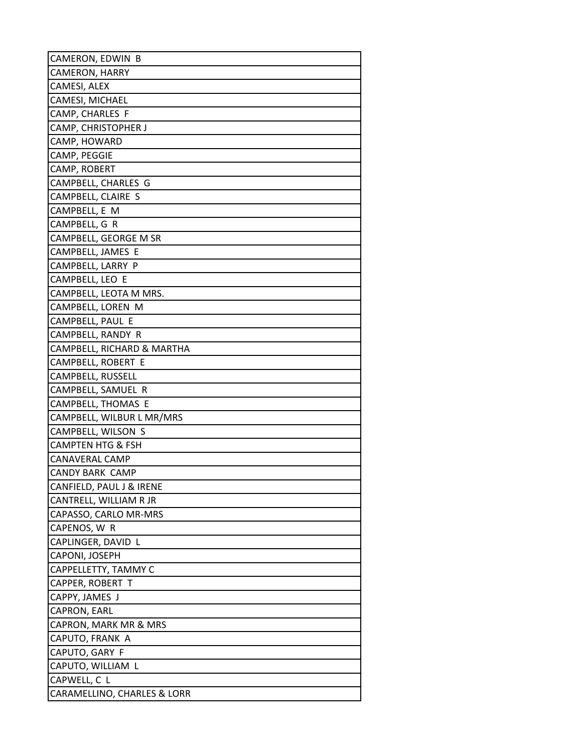| CAMERON, EDWIN B |
|---|
| CAMERON, HARRY |
| CAMESI, ALEX |
| CAMESI, MICHAEL |
| CAMP, CHARLES F |
| CAMP, CHRISTOPHER J |
| CAMP, HOWARD |
| CAMP, PEGGIE |
| CAMP, ROBERT |
| CAMPBELL, CHARLES G |
| CAMPBELL, CLAIRE S |
| CAMPBELL, E M |
| CAMPBELL, G R |
| CAMPBELL, GEORGE M SR |
| CAMPBELL, JAMES E |
| CAMPBELL, LARRY P |
| CAMPBELL, LEO E |
| CAMPBELL, LEOTA M MRS. |
| CAMPBELL, LOREN M |
| CAMPBELL, PAUL E |
| CAMPBELL, RANDY R |
| CAMPBELL, RICHARD & MARTHA |
| CAMPBELL, ROBERT E |
| CAMPBELL, RUSSELL |
| CAMPBELL, SAMUEL R |
| CAMPBELL, THOMAS E |
| CAMPBELL, WILBUR L MR/MRS |
| CAMPBELL, WILSON S |
| CAMPTEN HTG & FSH |
| CANAVERAL CAMP |
| CANDY BARK CAMP |
| CANFIELD, PAUL J & IRENE |
| CANTRELL, WILLIAM R JR |
| CAPASSO, CARLO MR-MRS |
| CAPENOS, W R |
| CAPLINGER, DAVID L |
| CAPONI, JOSEPH |
| CAPPELLETTY, TAMMY C |
| CAPPER, ROBERT T |
| CAPPY, JAMES J |
| CAPRON, EARL |
| CAPRON, MARK MR & MRS |
| CAPUTO, FRANK A |
| CAPUTO, GARY F |
| CAPUTO, WILLIAM L |
| CAPWELL, C L |
| CARAMELLINO, CHARLES & LORR |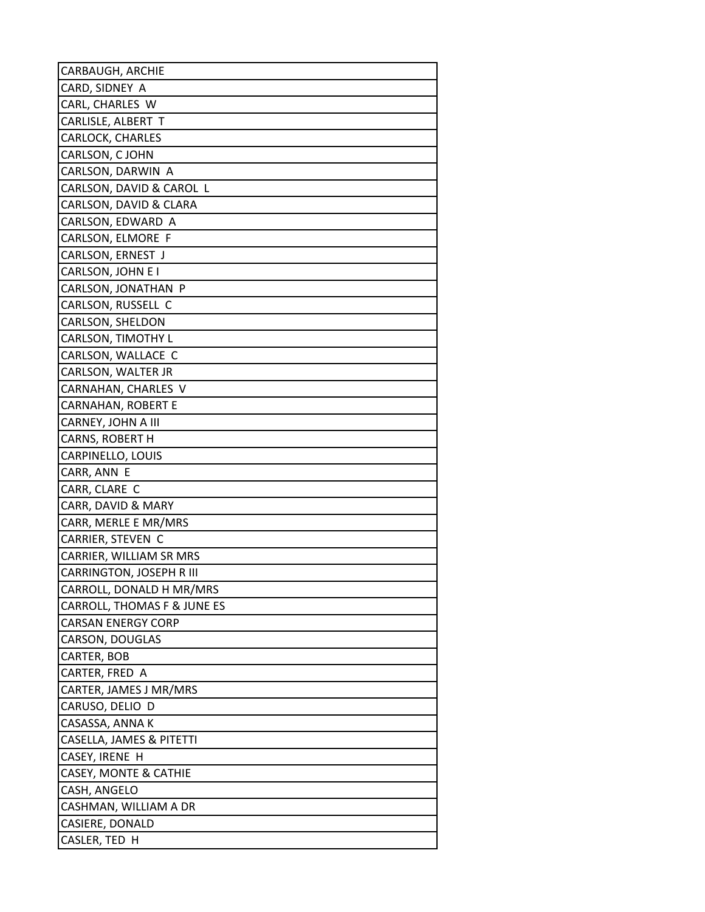| CARBAUGH, ARCHIE |
|---|
| CARD, SIDNEY A |
| CARL, CHARLES W |
| CARLISLE, ALBERT T |
| CARLOCK, CHARLES |
| CARLSON, C JOHN |
| CARLSON, DARWIN A |
| CARLSON, DAVID & CAROL L |
| CARLSON, DAVID & CLARA |
| CARLSON, EDWARD A |
| CARLSON, ELMORE F |
| CARLSON, ERNEST J |
| CARLSON, JOHN E I |
| CARLSON, JONATHAN P |
| CARLSON, RUSSELL C |
| CARLSON, SHELDON |
| CARLSON, TIMOTHY L |
| CARLSON, WALLACE C |
| CARLSON, WALTER JR |
| CARNAHAN, CHARLES V |
| CARNAHAN, ROBERT E |
| CARNEY, JOHN A III |
| CARNS, ROBERT H |
| CARPINELLO, LOUIS |
| CARR, ANN E |
| CARR, CLARE C |
| CARR, DAVID & MARY |
| CARR, MERLE E MR/MRS |
| CARRIER, STEVEN C |
| CARRIER, WILLIAM SR MRS |
| CARRINGTON, JOSEPH R III |
| CARROLL, DONALD H MR/MRS |
| CARROLL, THOMAS F & JUNE ES |
| CARSAN ENERGY CORP |
| CARSON, DOUGLAS |
| CARTER, BOB |
| CARTER, FRED A |
| CARTER, JAMES J MR/MRS |
| CARUSO, DELIO D |
| CASASSA, ANNA K |
| CASELLA, JAMES & PITETTI |
| CASEY, IRENE H |
| CASEY, MONTE & CATHIE |
| CASH, ANGELO |
| CASHMAN, WILLIAM A DR |
| CASIERE, DONALD |
| CASLER, TED H |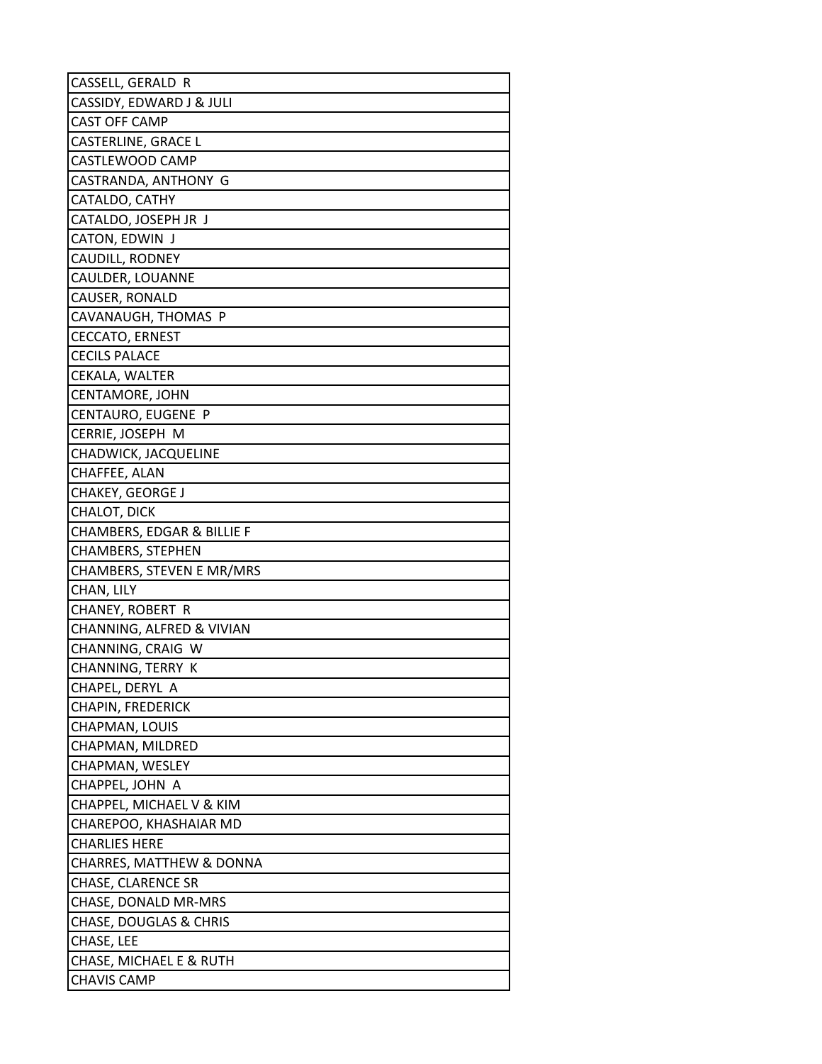| CASSELL, GERALD R |
|---|
| CASSIDY, EDWARD J & JULI |
| CAST OFF CAMP |
| CASTERLINE, GRACE L |
| CASTLEWOOD CAMP |
| CASTRANDA, ANTHONY G |
| CATALDO, CATHY |
| CATALDO, JOSEPH JR J |
| CATON, EDWIN J |
| CAUDILL, RODNEY |
| CAULDER, LOUANNE |
| CAUSER, RONALD |
| CAVANAUGH, THOMAS P |
| CECCATO, ERNEST |
| CECILS PALACE |
| CEKALA, WALTER |
| CENTAMORE, JOHN |
| CENTAURO, EUGENE P |
| CERRIE, JOSEPH M |
| CHADWICK, JACQUELINE |
| CHAFFEE, ALAN |
| CHAKEY, GEORGE J |
| CHALOT, DICK |
| CHAMBERS, EDGAR & BILLIE F |
| CHAMBERS, STEPHEN |
| CHAMBERS, STEVEN E MR/MRS |
| CHAN, LILY |
| CHANEY, ROBERT R |
| CHANNING, ALFRED & VIVIAN |
| CHANNING, CRAIG W |
| CHANNING, TERRY K |
| CHAPEL, DERYL A |
| CHAPIN, FREDERICK |
| CHAPMAN, LOUIS |
| CHAPMAN, MILDRED |
| CHAPMAN, WESLEY |
| CHAPPEL, JOHN A |
| CHAPPEL, MICHAEL V & KIM |
| CHAREPOO, KHASHAIAR MD |
| CHARLIES HERE |
| CHARRES, MATTHEW & DONNA |
| CHASE, CLARENCE SR |
| CHASE, DONALD MR-MRS |
| CHASE, DOUGLAS & CHRIS |
| CHASE, LEE |
| CHASE, MICHAEL E & RUTH |
| CHAVIS CAMP |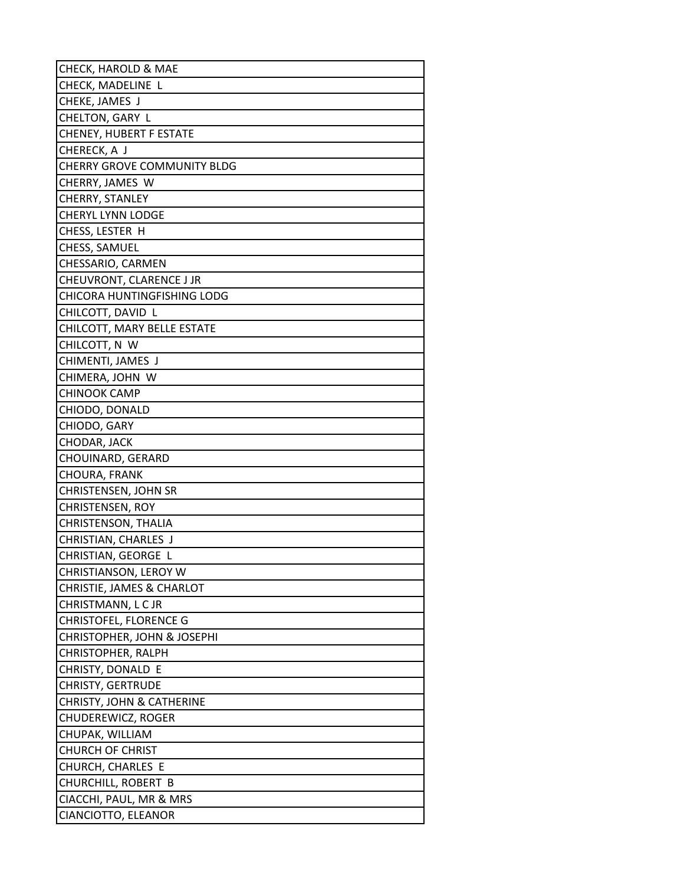| CHECK, HAROLD & MAE |
| --- |
| CHECK, MADELINE L |
| CHEKE, JAMES J |
| CHELTON, GARY L |
| CHENEY, HUBERT F ESTATE |
| CHERECK, A J |
| CHERRY GROVE COMMUNITY BLDG |
| CHERRY, JAMES W |
| CHERRY, STANLEY |
| CHERYL LYNN LODGE |
| CHESS, LESTER H |
| CHESS, SAMUEL |
| CHESSARIO, CARMEN |
| CHEUVRONT, CLARENCE J JR |
| CHICORA HUNTINGFISHING LODG |
| CHILCOTT, DAVID L |
| CHILCOTT, MARY BELLE ESTATE |
| CHILCOTT, N W |
| CHIMENTI, JAMES J |
| CHIMERA, JOHN W |
| CHINOOK CAMP |
| CHIODO, DONALD |
| CHIODO, GARY |
| CHODAR, JACK |
| CHOUINARD, GERARD |
| CHOURA, FRANK |
| CHRISTENSEN, JOHN SR |
| CHRISTENSEN, ROY |
| CHRISTENSON, THALIA |
| CHRISTIAN, CHARLES J |
| CHRISTIAN, GEORGE L |
| CHRISTIANSON, LEROY W |
| CHRISTIE, JAMES & CHARLOT |
| CHRISTMANN, L C JR |
| CHRISTOFEL, FLORENCE G |
| CHRISTOPHER, JOHN & JOSEPHI |
| CHRISTOPHER, RALPH |
| CHRISTY, DONALD E |
| CHRISTY, GERTRUDE |
| CHRISTY, JOHN & CATHERINE |
| CHUDEREWICZ, ROGER |
| CHUPAK, WILLIAM |
| CHURCH OF CHRIST |
| CHURCH, CHARLES E |
| CHURCHILL, ROBERT B |
| CIACCHI, PAUL, MR & MRS |
| CIANCIOTTO, ELEANOR |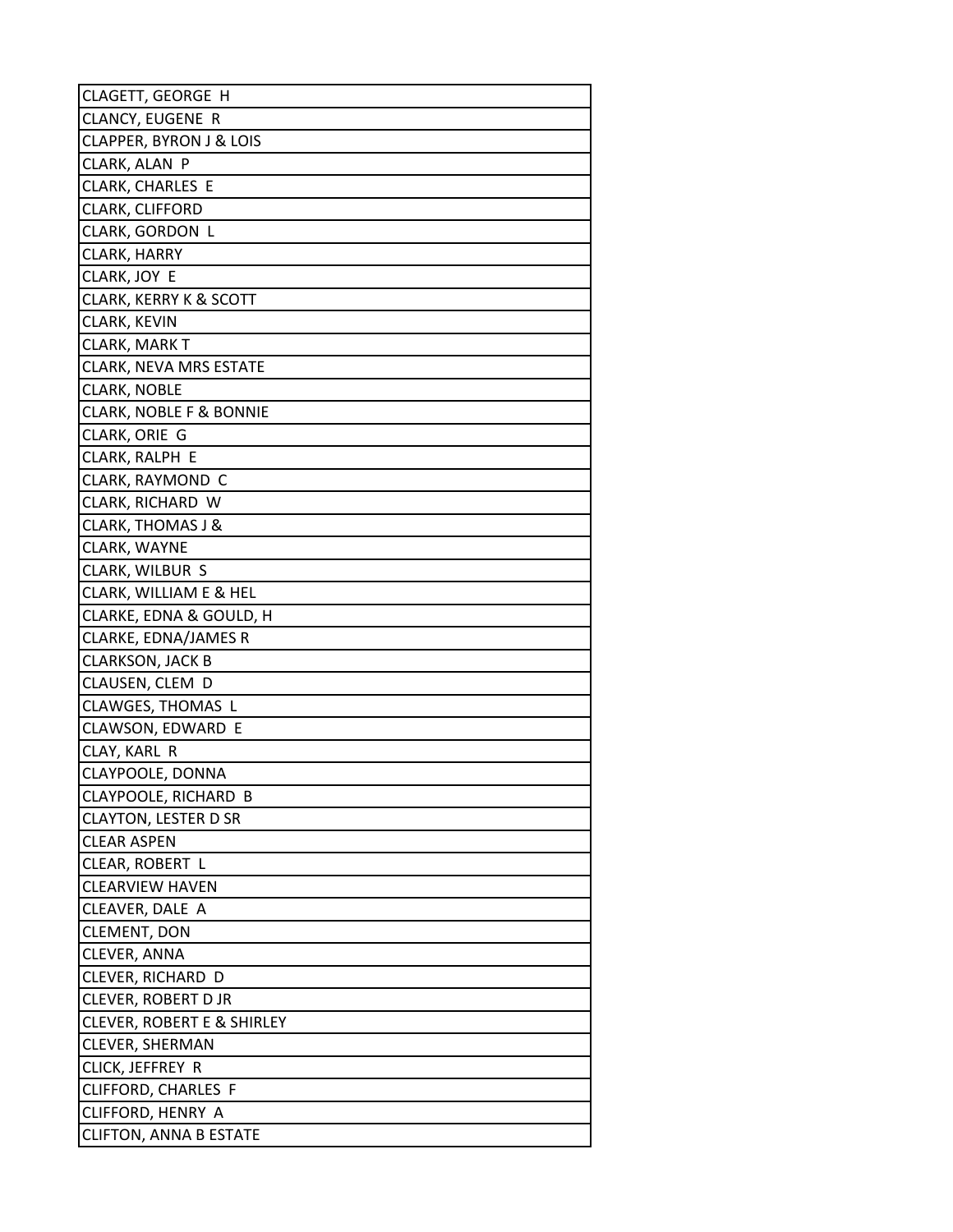| CLAGETT, GEORGE H |
|---|
| CLANCY, EUGENE R |
| CLAPPER, BYRON J & LOIS |
| CLARK, ALAN P |
| CLARK, CHARLES E |
| CLARK, CLIFFORD |
| CLARK, GORDON L |
| CLARK, HARRY |
| CLARK, JOY E |
| CLARK, KERRY K & SCOTT |
| CLARK, KEVIN |
| CLARK, MARK T |
| CLARK, NEVA MRS ESTATE |
| CLARK, NOBLE |
| CLARK, NOBLE F & BONNIE |
| CLARK, ORIE G |
| CLARK, RALPH E |
| CLARK, RAYMOND C |
| CLARK, RICHARD W |
| CLARK, THOMAS J & |
| CLARK, WAYNE |
| CLARK, WILBUR S |
| CLARK, WILLIAM E & HEL |
| CLARKE, EDNA & GOULD, H |
| CLARKE, EDNA/JAMES R |
| CLARKSON, JACK B |
| CLAUSEN, CLEM D |
| CLAWGES, THOMAS L |
| CLAWSON, EDWARD E |
| CLAY, KARL R |
| CLAYPOOLE, DONNA |
| CLAYPOOLE, RICHARD B |
| CLAYTON, LESTER D SR |
| CLEAR ASPEN |
| CLEAR, ROBERT L |
| CLEARVIEW HAVEN |
| CLEAVER, DALE A |
| CLEMENT, DON |
| CLEVER, ANNA |
| CLEVER, RICHARD D |
| CLEVER, ROBERT D JR |
| CLEVER, ROBERT E & SHIRLEY |
| CLEVER, SHERMAN |
| CLICK, JEFFREY R |
| CLIFFORD, CHARLES F |
| CLIFFORD, HENRY A |
| CLIFTON, ANNA B ESTATE |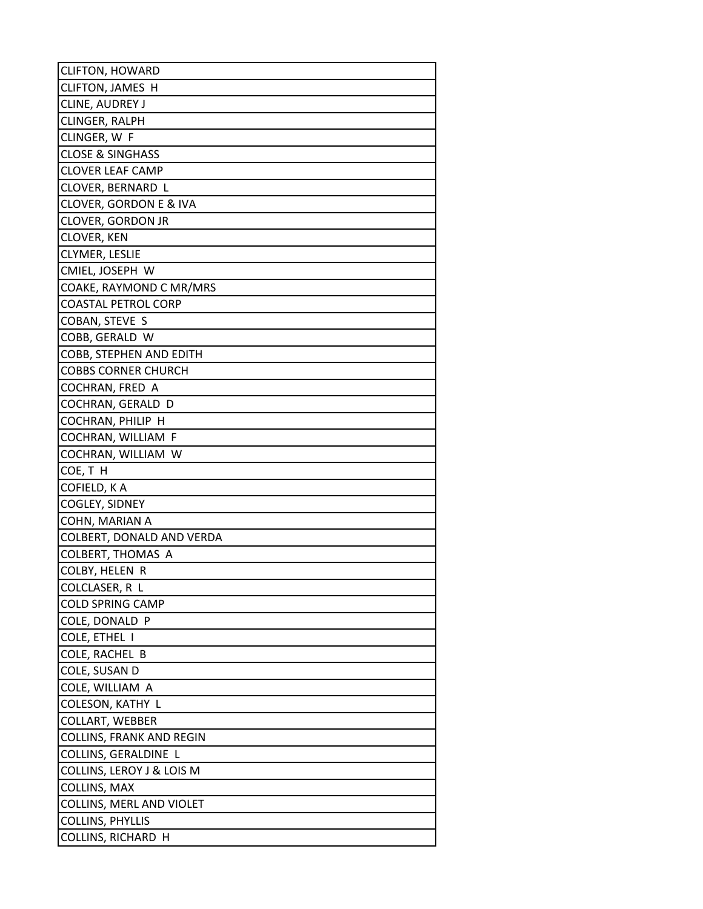| CLIFTON, HOWARD |
|---|
| CLIFTON, JAMES H |
| CLINE, AUDREY J |
| CLINGER, RALPH |
| CLINGER, W F |
| CLOSE & SINGHASS |
| CLOVER LEAF CAMP |
| CLOVER, BERNARD L |
| CLOVER, GORDON E & IVA |
| CLOVER, GORDON JR |
| CLOVER, KEN |
| CLYMER, LESLIE |
| CMIEL, JOSEPH W |
| COAKE, RAYMOND C MR/MRS |
| COASTAL PETROL CORP |
| COBAN, STEVE S |
| COBB, GERALD W |
| COBB, STEPHEN AND EDITH |
| COBBS CORNER CHURCH |
| COCHRAN, FRED A |
| COCHRAN, GERALD D |
| COCHRAN, PHILIP H |
| COCHRAN, WILLIAM F |
| COCHRAN, WILLIAM W |
| COE, T H |
| COFIELD, K A |
| COGLEY, SIDNEY |
| COHN, MARIAN A |
| COLBERT, DONALD AND VERDA |
| COLBERT, THOMAS A |
| COLBY, HELEN R |
| COLCLASER, R L |
| COLD SPRING CAMP |
| COLE, DONALD P |
| COLE, ETHEL I |
| COLE, RACHEL B |
| COLE, SUSAN D |
| COLE, WILLIAM A |
| COLESON, KATHY L |
| COLLART, WEBBER |
| COLLINS, FRANK AND REGIN |
| COLLINS, GERALDINE L |
| COLLINS, LEROY J & LOIS M |
| COLLINS, MAX |
| COLLINS, MERL AND VIOLET |
| COLLINS, PHYLLIS |
| COLLINS, RICHARD H |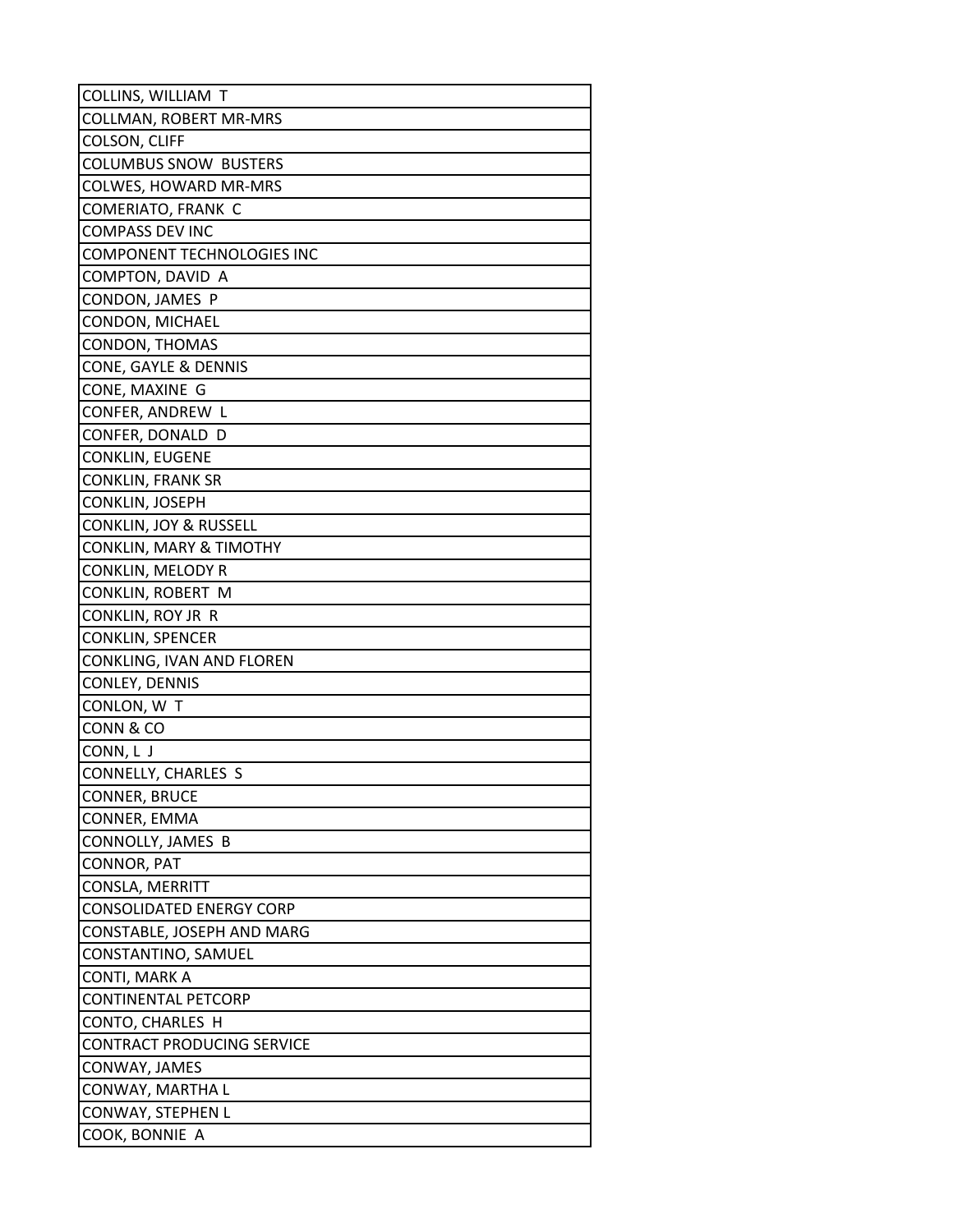| COLLINS, WILLIAM T |
| --- |
| COLLMAN, ROBERT MR-MRS |
| COLSON, CLIFF |
| COLUMBUS SNOW BUSTERS |
| COLWES, HOWARD MR-MRS |
| COMERIATO, FRANK C |
| COMPASS DEV INC |
| COMPONENT TECHNOLOGIES INC |
| COMPTON, DAVID A |
| CONDON, JAMES P |
| CONDON, MICHAEL |
| CONDON, THOMAS |
| CONE, GAYLE & DENNIS |
| CONE, MAXINE G |
| CONFER, ANDREW L |
| CONFER, DONALD D |
| CONKLIN, EUGENE |
| CONKLIN, FRANK SR |
| CONKLIN, JOSEPH |
| CONKLIN, JOY & RUSSELL |
| CONKLIN, MARY & TIMOTHY |
| CONKLIN, MELODY R |
| CONKLIN, ROBERT M |
| CONKLIN, ROY JR R |
| CONKLIN, SPENCER |
| CONKLING, IVAN AND FLOREN |
| CONLEY, DENNIS |
| CONLON, W T |
| CONN & CO |
| CONN, L J |
| CONNELLY, CHARLES S |
| CONNER, BRUCE |
| CONNER, EMMA |
| CONNOLLY, JAMES B |
| CONNOR, PAT |
| CONSLA, MERRITT |
| CONSOLIDATED ENERGY CORP |
| CONSTABLE, JOSEPH AND MARG |
| CONSTANTINO, SAMUEL |
| CONTI, MARK A |
| CONTINENTAL PETCORP |
| CONTO, CHARLES H |
| CONTRACT PRODUCING SERVICE |
| CONWAY, JAMES |
| CONWAY, MARTHA L |
| CONWAY, STEPHEN L |
| COOK, BONNIE A |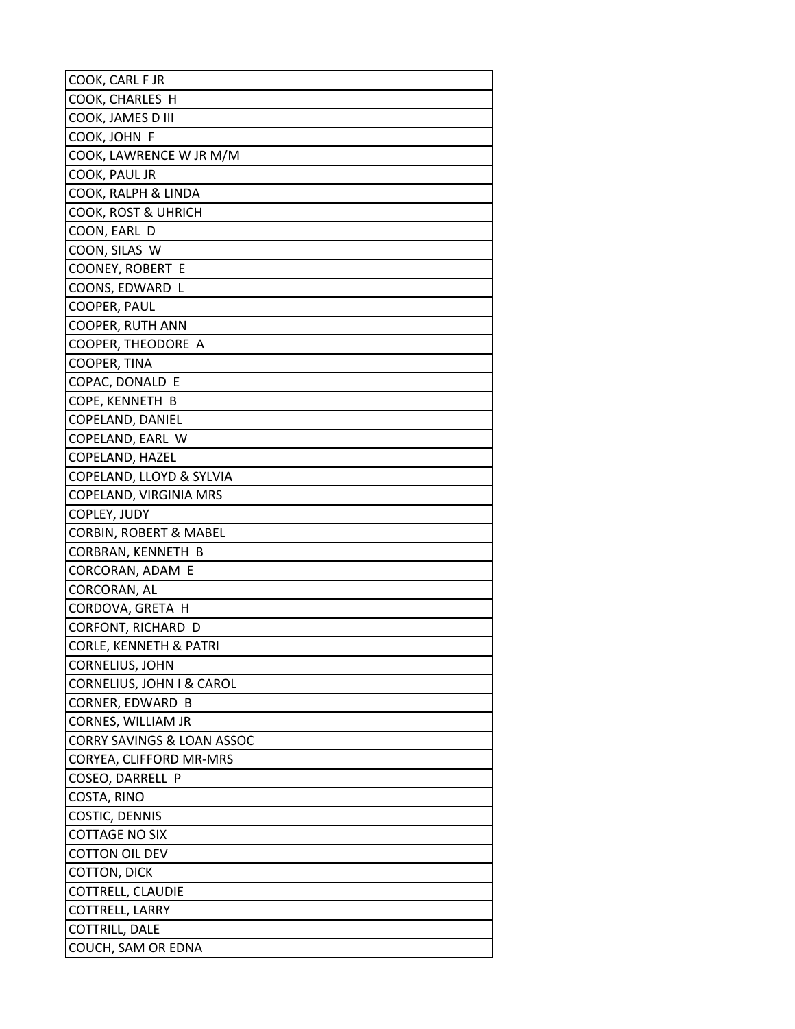| COOK, CARL F JR |
|---|
| COOK, CHARLES H |
| COOK, JAMES D III |
| COOK, JOHN F |
| COOK, LAWRENCE W JR M/M |
| COOK, PAUL JR |
| COOK, RALPH & LINDA |
| COOK, ROST & UHRICH |
| COON, EARL D |
| COON, SILAS W |
| COONEY, ROBERT E |
| COONS, EDWARD L |
| COOPER, PAUL |
| COOPER, RUTH ANN |
| COOPER, THEODORE A |
| COOPER, TINA |
| COPAC, DONALD E |
| COPE, KENNETH B |
| COPELAND, DANIEL |
| COPELAND, EARL W |
| COPELAND, HAZEL |
| COPELAND, LLOYD & SYLVIA |
| COPELAND, VIRGINIA MRS |
| COPLEY, JUDY |
| CORBIN, ROBERT & MABEL |
| CORBRAN, KENNETH B |
| CORCORAN, ADAM E |
| CORCORAN, AL |
| CORDOVA, GRETA H |
| CORFONT, RICHARD D |
| CORLE, KENNETH & PATRI |
| CORNELIUS, JOHN |
| CORNELIUS, JOHN I & CAROL |
| CORNER, EDWARD B |
| CORNES, WILLIAM JR |
| CORRY SAVINGS & LOAN ASSOC |
| CORYEA, CLIFFORD MR-MRS |
| COSEO, DARRELL P |
| COSTA, RINO |
| COSTIC, DENNIS |
| COTTAGE NO SIX |
| COTTON OIL DEV |
| COTTON, DICK |
| COTTRELL, CLAUDIE |
| COTTRELL, LARRY |
| COTTRILL, DALE |
| COUCH, SAM OR EDNA |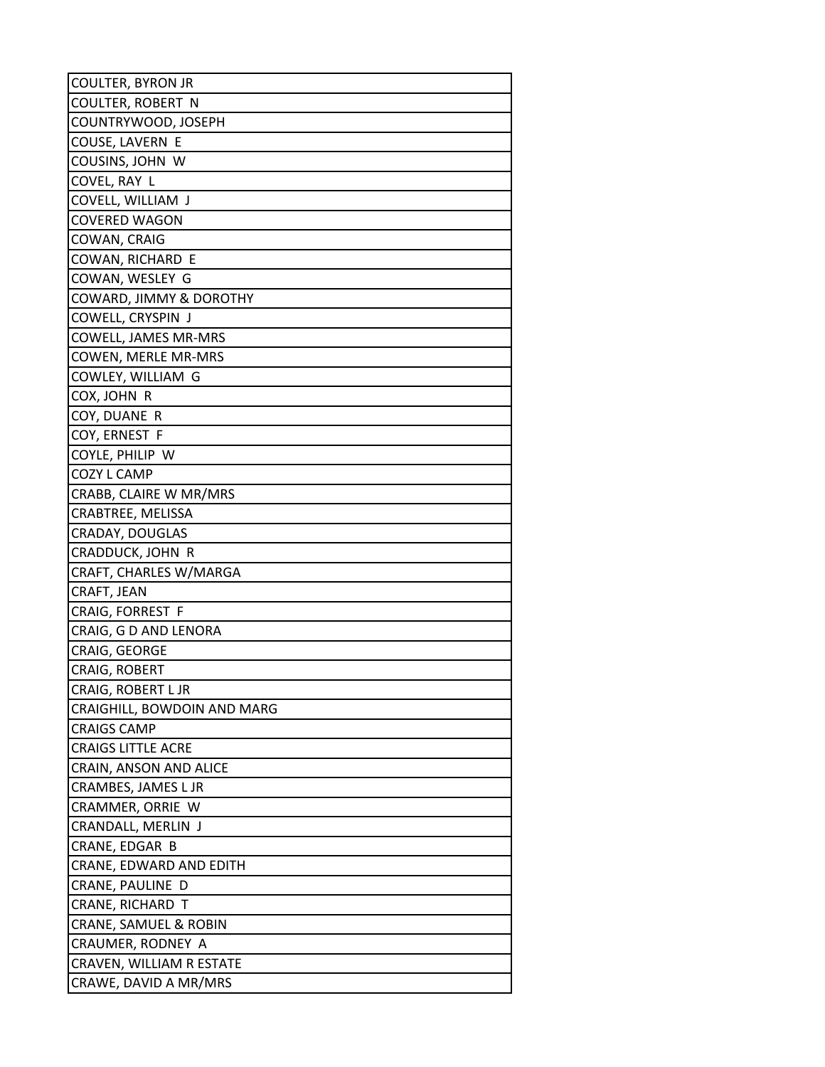| COULTER, BYRON JR |
|---|
| COULTER, ROBERT N |
| COUNTRYWOOD, JOSEPH |
| COUSE, LAVERN E |
| COUSINS, JOHN W |
| COVEL, RAY L |
| COVELL, WILLIAM J |
| COVERED WAGON |
| COWAN, CRAIG |
| COWAN, RICHARD E |
| COWAN, WESLEY G |
| COWARD, JIMMY & DOROTHY |
| COWELL, CRYSPIN J |
| COWELL, JAMES MR-MRS |
| COWEN, MERLE MR-MRS |
| COWLEY, WILLIAM G |
| COX, JOHN R |
| COY, DUANE R |
| COY, ERNEST F |
| COYLE, PHILIP W |
| COZY L CAMP |
| CRABB, CLAIRE W MR/MRS |
| CRABTREE, MELISSA |
| CRADAY, DOUGLAS |
| CRADDUCK, JOHN R |
| CRAFT, CHARLES W/MARGA |
| CRAFT, JEAN |
| CRAIG, FORREST F |
| CRAIG, G D AND LENORA |
| CRAIG, GEORGE |
| CRAIG, ROBERT |
| CRAIG, ROBERT L JR |
| CRAIGHILL, BOWDOIN AND MARG |
| CRAIGS CAMP |
| CRAIGS LITTLE ACRE |
| CRAIN, ANSON AND ALICE |
| CRAMBES, JAMES L JR |
| CRAMMER, ORRIE W |
| CRANDALL, MERLIN J |
| CRANE, EDGAR B |
| CRANE, EDWARD AND EDITH |
| CRANE, PAULINE D |
| CRANE, RICHARD T |
| CRANE, SAMUEL & ROBIN |
| CRAUMER, RODNEY A |
| CRAVEN, WILLIAM R ESTATE |
| CRAWE, DAVID A MR/MRS |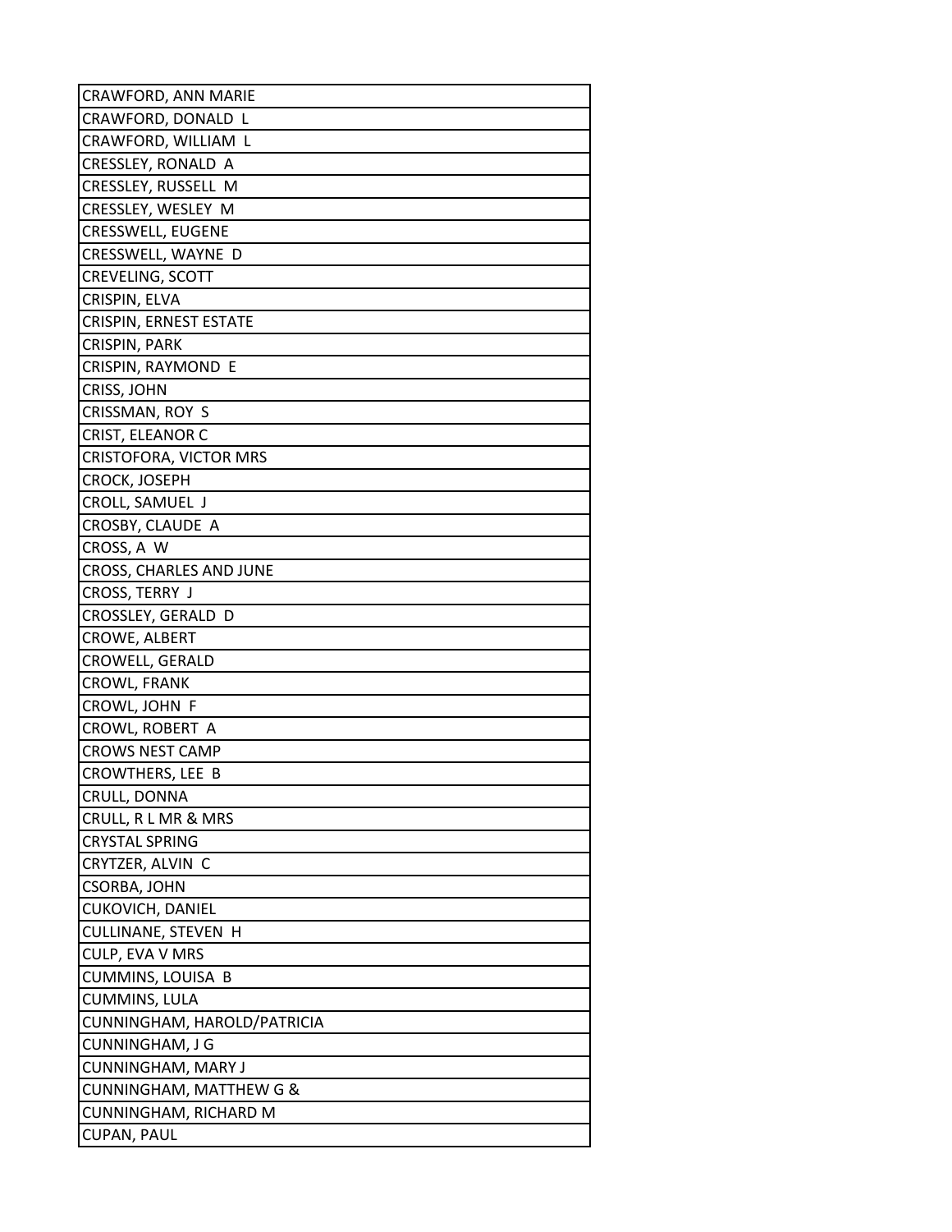| CRAWFORD, ANN MARIE |
|---|
| CRAWFORD, DONALD L |
| CRAWFORD, WILLIAM L |
| CRESSLEY, RONALD A |
| CRESSLEY, RUSSELL M |
| CRESSLEY, WESLEY M |
| CRESSWELL, EUGENE |
| CRESSWELL, WAYNE D |
| CREVELING, SCOTT |
| CRISPIN, ELVA |
| CRISPIN, ERNEST ESTATE |
| CRISPIN, PARK |
| CRISPIN, RAYMOND E |
| CRISS, JOHN |
| CRISSMAN, ROY S |
| CRIST, ELEANOR C |
| CRISTOFORA, VICTOR MRS |
| CROCK, JOSEPH |
| CROLL, SAMUEL J |
| CROSBY, CLAUDE A |
| CROSS, A W |
| CROSS, CHARLES AND JUNE |
| CROSS, TERRY J |
| CROSSLEY, GERALD D |
| CROWE, ALBERT |
| CROWELL, GERALD |
| CROWL, FRANK |
| CROWL, JOHN F |
| CROWL, ROBERT A |
| CROWS NEST CAMP |
| CROWTHERS, LEE B |
| CRULL, DONNA |
| CRULL, R L MR & MRS |
| CRYSTAL SPRING |
| CRYTZER, ALVIN C |
| CSORBA, JOHN |
| CUKOVICH, DANIEL |
| CULLINANE, STEVEN H |
| CULP, EVA V MRS |
| CUMMINS, LOUISA B |
| CUMMINS, LULA |
| CUNNINGHAM, HAROLD/PATRICIA |
| CUNNINGHAM, J G |
| CUNNINGHAM, MARY J |
| CUNNINGHAM, MATTHEW G & |
| CUNNINGHAM, RICHARD M |
| CUPAN, PAUL |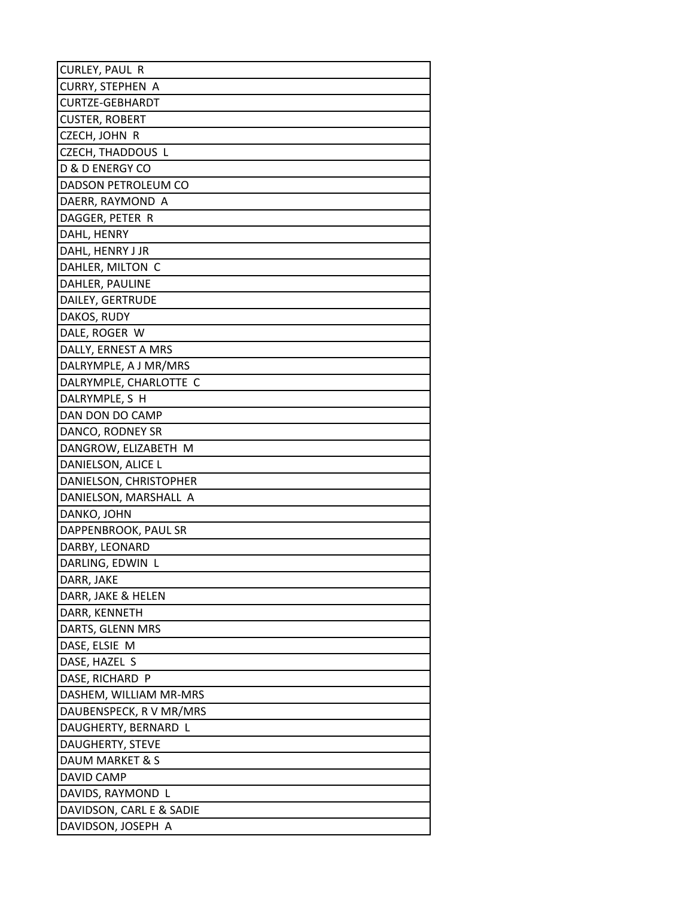| CURLEY, PAUL R |
|---|
| CURRY, STEPHEN A |
| CURTZE-GEBHARDT |
| CUSTER, ROBERT |
| CZECH, JOHN R |
| CZECH, THADDOUS L |
| D & D ENERGY CO |
| DADSON PETROLEUM CO |
| DAERR, RAYMOND A |
| DAGGER, PETER R |
| DAHL, HENRY |
| DAHL, HENRY J JR |
| DAHLER, MILTON C |
| DAHLER, PAULINE |
| DAILEY, GERTRUDE |
| DAKOS, RUDY |
| DALE, ROGER W |
| DALLY, ERNEST A MRS |
| DALRYMPLE, A J MR/MRS |
| DALRYMPLE, CHARLOTTE C |
| DALRYMPLE, S H |
| DAN DON DO CAMP |
| DANCO, RODNEY SR |
| DANGROW, ELIZABETH M |
| DANIELSON, ALICE L |
| DANIELSON, CHRISTOPHER |
| DANIELSON, MARSHALL A |
| DANKO, JOHN |
| DAPPENBROOK, PAUL SR |
| DARBY, LEONARD |
| DARLING, EDWIN L |
| DARR, JAKE |
| DARR, JAKE & HELEN |
| DARR, KENNETH |
| DARTS, GLENN MRS |
| DASE, ELSIE M |
| DASE, HAZEL S |
| DASE, RICHARD P |
| DASHEM, WILLIAM MR-MRS |
| DAUBENSPECK, R V MR/MRS |
| DAUGHERTY, BERNARD L |
| DAUGHERTY, STEVE |
| DAUM MARKET & S |
| DAVID CAMP |
| DAVIDS, RAYMOND L |
| DAVIDSON, CARL E & SADIE |
| DAVIDSON, JOSEPH A |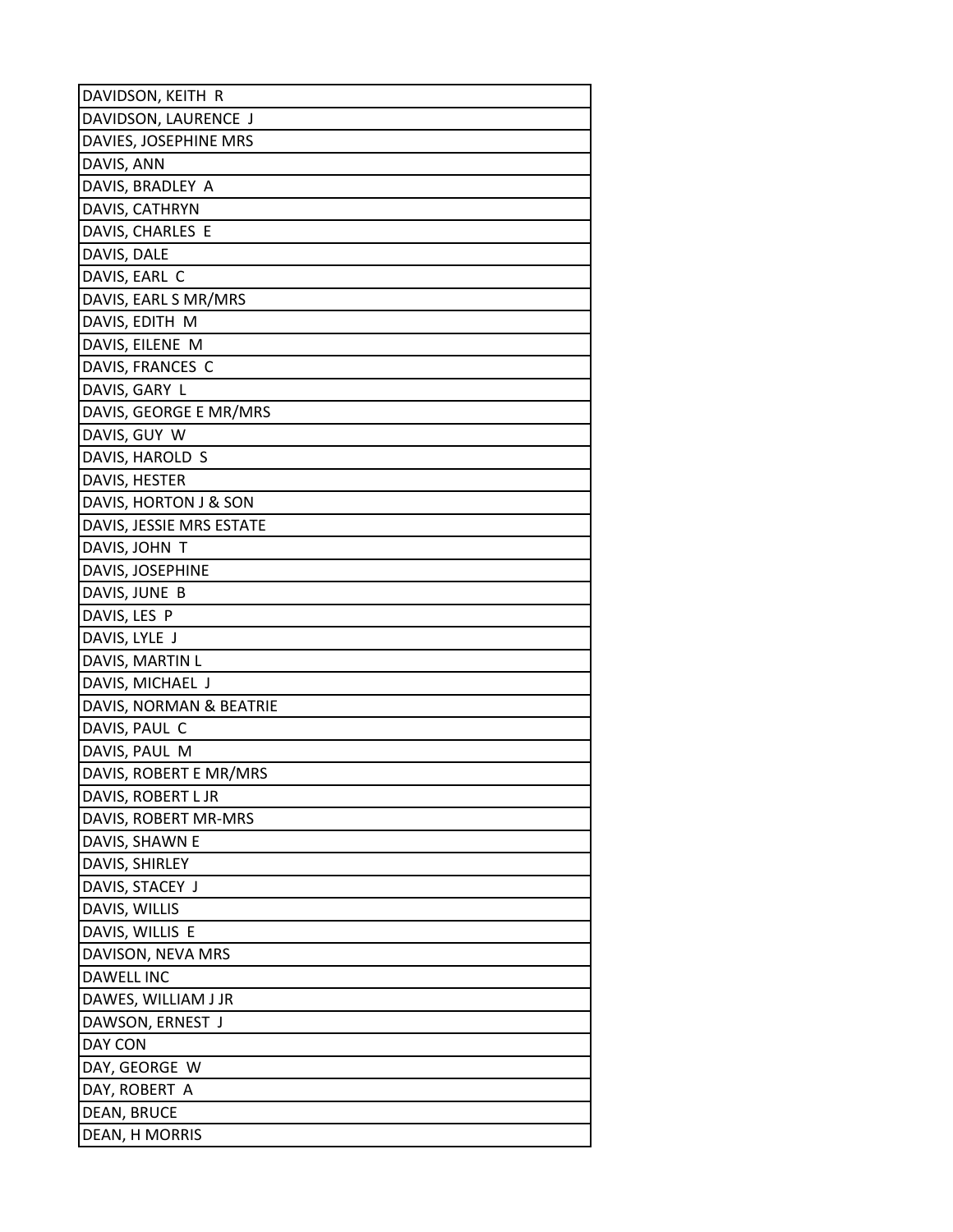| DAVIDSON, KEITH R |
|---|
| DAVIDSON, LAURENCE J |
| DAVIES, JOSEPHINE MRS |
| DAVIS, ANN |
| DAVIS, BRADLEY A |
| DAVIS, CATHRYN |
| DAVIS, CHARLES E |
| DAVIS, DALE |
| DAVIS, EARL C |
| DAVIS, EARL S MR/MRS |
| DAVIS, EDITH M |
| DAVIS, EILENE M |
| DAVIS, FRANCES C |
| DAVIS, GARY L |
| DAVIS, GEORGE E MR/MRS |
| DAVIS, GUY W |
| DAVIS, HAROLD S |
| DAVIS, HESTER |
| DAVIS, HORTON J & SON |
| DAVIS, JESSIE MRS ESTATE |
| DAVIS, JOHN T |
| DAVIS, JOSEPHINE |
| DAVIS, JUNE B |
| DAVIS, LES P |
| DAVIS, LYLE J |
| DAVIS, MARTIN L |
| DAVIS, MICHAEL J |
| DAVIS, NORMAN & BEATRIE |
| DAVIS, PAUL C |
| DAVIS, PAUL M |
| DAVIS, ROBERT E MR/MRS |
| DAVIS, ROBERT L JR |
| DAVIS, ROBERT MR-MRS |
| DAVIS, SHAWN E |
| DAVIS, SHIRLEY |
| DAVIS, STACEY J |
| DAVIS, WILLIS |
| DAVIS, WILLIS E |
| DAVISON, NEVA MRS |
| DAWELL INC |
| DAWES, WILLIAM J JR |
| DAWSON, ERNEST J |
| DAY CON |
| DAY, GEORGE W |
| DAY, ROBERT A |
| DEAN, BRUCE |
| DEAN, H MORRIS |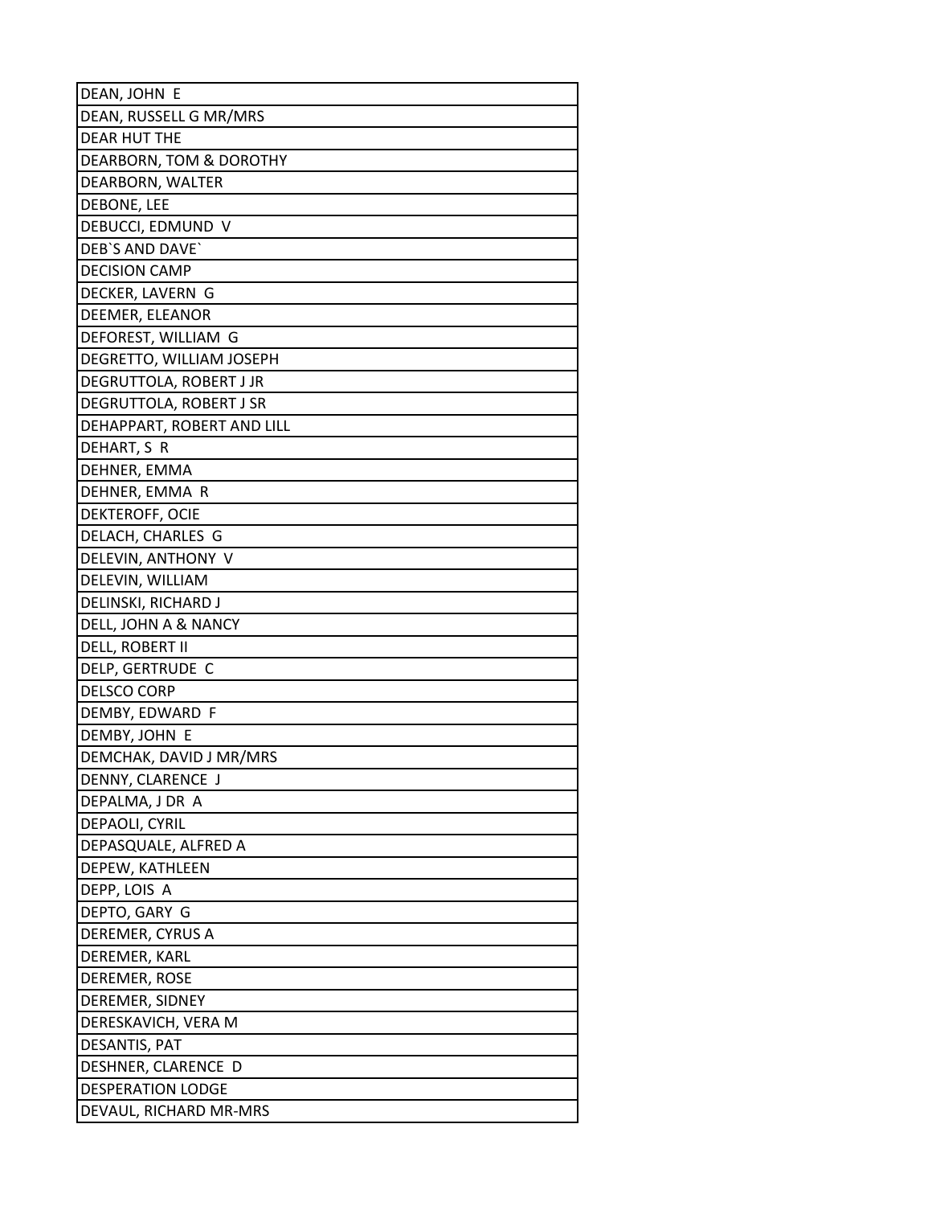| DEAN, JOHN E |
|---|
| DEAN, RUSSELL G MR/MRS |
| DEAR HUT THE |
| DEARBORN, TOM & DOROTHY |
| DEARBORN, WALTER |
| DEBONE, LEE |
| DEBUCCI, EDMUND V |
| DEB`S AND DAVE` |
| DECISION CAMP |
| DECKER, LAVERN G |
| DEEMER, ELEANOR |
| DEFOREST, WILLIAM G |
| DEGRETTO, WILLIAM JOSEPH |
| DEGRUTTOLA, ROBERT J JR |
| DEGRUTTOLA, ROBERT J SR |
| DEHAPPART, ROBERT AND LILL |
| DEHART, S R |
| DEHNER, EMMA |
| DEHNER, EMMA R |
| DEKTEROFF, OCIE |
| DELACH, CHARLES G |
| DELEVIN, ANTHONY V |
| DELEVIN, WILLIAM |
| DELINSKI, RICHARD J |
| DELL, JOHN A & NANCY |
| DELL, ROBERT II |
| DELP, GERTRUDE C |
| DELSCO CORP |
| DEMBY, EDWARD F |
| DEMBY, JOHN E |
| DEMCHAK, DAVID J MR/MRS |
| DENNY, CLARENCE J |
| DEPALMA, J DR A |
| DEPAOLI, CYRIL |
| DEPASQUALE, ALFRED A |
| DEPEW, KATHLEEN |
| DEPP, LOIS A |
| DEPTO, GARY G |
| DEREMER, CYRUS A |
| DEREMER, KARL |
| DEREMER, ROSE |
| DEREMER, SIDNEY |
| DERESKAVICH, VERA M |
| DESANTIS, PAT |
| DESHNER, CLARENCE D |
| DESPERATION LODGE |
| DEVAUL, RICHARD MR-MRS |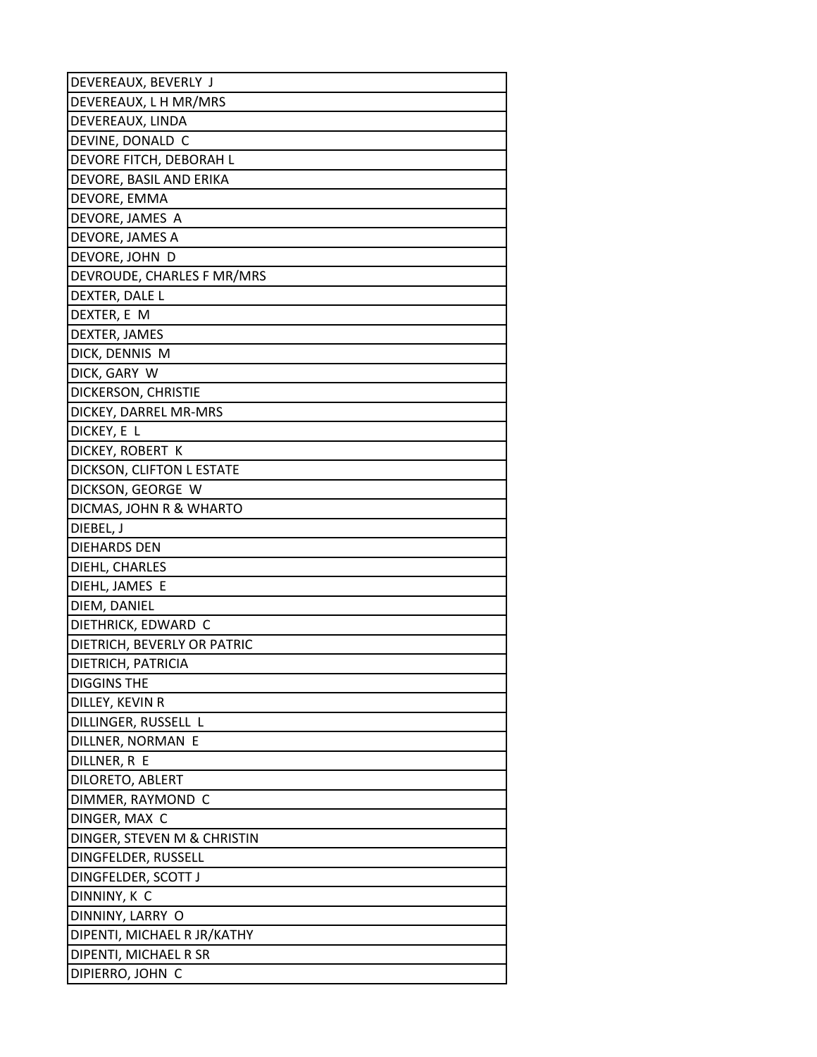| DEVEREAUX, BEVERLY J |
| --- |
| DEVEREAUX, L H MR/MRS |
| DEVEREAUX, LINDA |
| DEVINE, DONALD C |
| DEVORE FITCH, DEBORAH L |
| DEVORE, BASIL AND ERIKA |
| DEVORE, EMMA |
| DEVORE, JAMES A |
| DEVORE, JAMES A |
| DEVORE, JOHN D |
| DEVROUDE, CHARLES F MR/MRS |
| DEXTER, DALE L |
| DEXTER, E M |
| DEXTER, JAMES |
| DICK, DENNIS M |
| DICK, GARY W |
| DICKERSON, CHRISTIE |
| DICKEY, DARREL MR-MRS |
| DICKEY, E L |
| DICKEY, ROBERT K |
| DICKSON, CLIFTON L ESTATE |
| DICKSON, GEORGE W |
| DICMAS, JOHN R & WHARTO |
| DIEBEL, J |
| DIEHARDS DEN |
| DIEHL, CHARLES |
| DIEHL, JAMES E |
| DIEM, DANIEL |
| DIETHRICK, EDWARD C |
| DIETRICH, BEVERLY OR PATRIC |
| DIETRICH, PATRICIA |
| DIGGINS THE |
| DILLEY, KEVIN R |
| DILLINGER, RUSSELL L |
| DILLNER, NORMAN E |
| DILLNER, R E |
| DILORETO, ABLERT |
| DIMMER, RAYMOND C |
| DINGER, MAX C |
| DINGER, STEVEN M & CHRISTIN |
| DINGFELDER, RUSSELL |
| DINGFELDER, SCOTT J |
| DINNINY, K C |
| DINNINY, LARRY O |
| DIPENTI, MICHAEL R JR/KATHY |
| DIPENTI, MICHAEL R SR |
| DIPIERRO, JOHN C |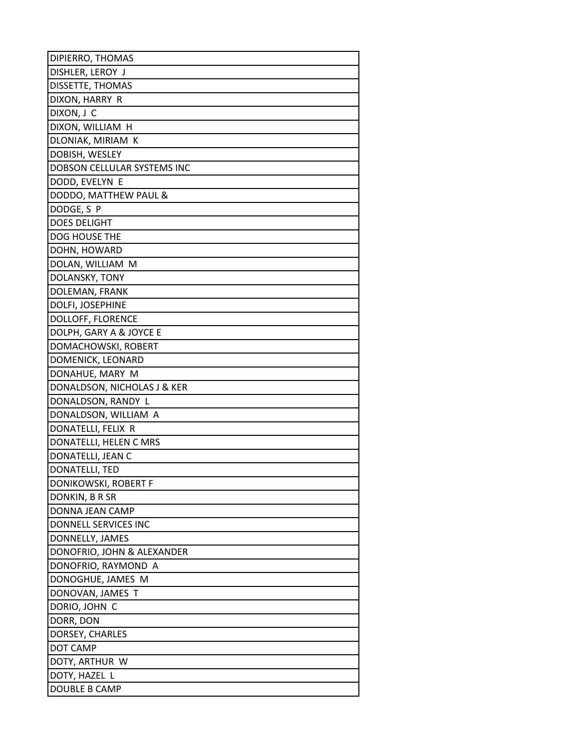| DIPIERRO, THOMAS |
|---|
| DISHLER, LEROY J |
| DISSETTE, THOMAS |
| DIXON, HARRY R |
| DIXON, J C |
| DIXON, WILLIAM H |
| DLONIAK, MIRIAM K |
| DOBISH, WESLEY |
| DOBSON CELLULAR SYSTEMS INC |
| DODD, EVELYN E |
| DODDO, MATTHEW PAUL & |
| DODGE, S P |
| DOES DELIGHT |
| DOG HOUSE THE |
| DOHN, HOWARD |
| DOLAN, WILLIAM M |
| DOLANSKY, TONY |
| DOLEMAN, FRANK |
| DOLFI, JOSEPHINE |
| DOLLOFF, FLORENCE |
| DOLPH, GARY A & JOYCE E |
| DOMACHOWSKI, ROBERT |
| DOMENICK, LEONARD |
| DONAHUE, MARY M |
| DONALDSON, NICHOLAS J & KER |
| DONALDSON, RANDY L |
| DONALDSON, WILLIAM A |
| DONATELLI, FELIX R |
| DONATELLI, HELEN C MRS |
| DONATELLI, JEAN C |
| DONATELLI, TED |
| DONIKOWSKI, ROBERT F |
| DONKIN, B R SR |
| DONNA JEAN CAMP |
| DONNELL SERVICES INC |
| DONNELLY, JAMES |
| DONOFRIO, JOHN & ALEXANDER |
| DONOFRIO, RAYMOND A |
| DONOGHUE, JAMES M |
| DONOVAN, JAMES T |
| DORIO, JOHN C |
| DORR, DON |
| DORSEY, CHARLES |
| DOT CAMP |
| DOTY, ARTHUR W |
| DOTY, HAZEL L |
| DOUBLE B CAMP |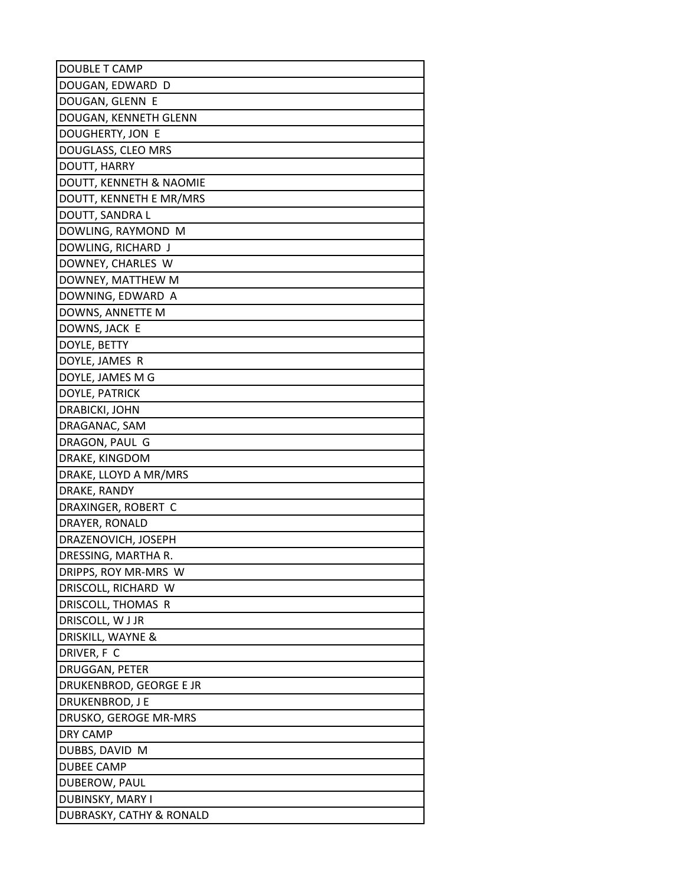| DOUBLE T CAMP |
|---|
| DOUGAN, EDWARD D |
| DOUGAN, GLENN E |
| DOUGAN, KENNETH GLENN |
| DOUGHERTY, JON E |
| DOUGLASS, CLEO MRS |
| DOUTT, HARRY |
| DOUTT, KENNETH & NAOMIE |
| DOUTT, KENNETH E MR/MRS |
| DOUTT, SANDRA L |
| DOWLING, RAYMOND M |
| DOWLING, RICHARD J |
| DOWNEY, CHARLES W |
| DOWNEY, MATTHEW M |
| DOWNING, EDWARD A |
| DOWNS, ANNETTE M |
| DOWNS, JACK E |
| DOYLE, BETTY |
| DOYLE, JAMES R |
| DOYLE, JAMES M G |
| DOYLE, PATRICK |
| DRABICKI, JOHN |
| DRAGANAC, SAM |
| DRAGON, PAUL G |
| DRAKE, KINGDOM |
| DRAKE, LLOYD A MR/MRS |
| DRAKE, RANDY |
| DRAXINGER, ROBERT C |
| DRAYER, RONALD |
| DRAZENOVICH, JOSEPH |
| DRESSING, MARTHA R. |
| DRIPPS, ROY MR-MRS W |
| DRISCOLL, RICHARD W |
| DRISCOLL, THOMAS R |
| DRISCOLL, W J JR |
| DRISKILL, WAYNE & |
| DRIVER, F C |
| DRUGGAN, PETER |
| DRUKENBROD, GEORGE E JR |
| DRUKENBROD, J E |
| DRUSKO, GEROGE MR-MRS |
| DRY CAMP |
| DUBBS, DAVID M |
| DUBEE CAMP |
| DUBEROW, PAUL |
| DUBINSKY, MARY I |
| DUBRASKY, CATHY & RONALD |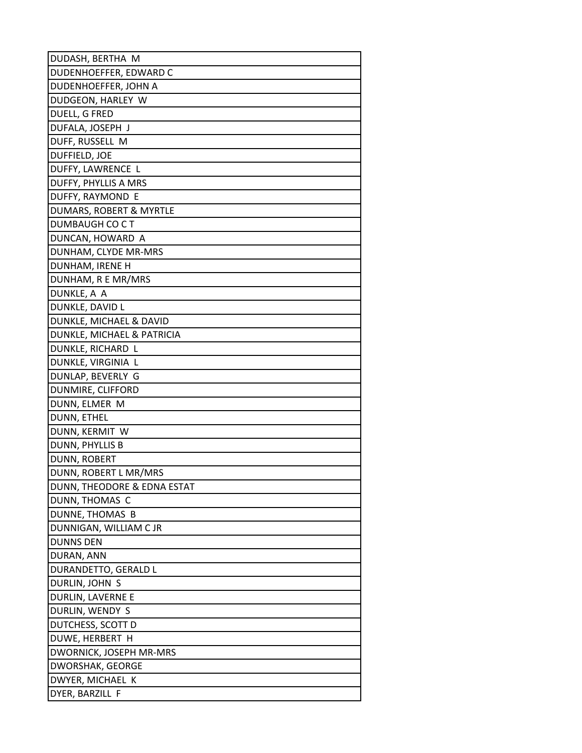| DUDASH, BERTHA M |
| --- |
| DUDENHOEFFER, EDWARD C |
| DUDENHOEFFER, JOHN A |
| DUDGEON, HARLEY W |
| DUELL, G FRED |
| DUFALA, JOSEPH J |
| DUFF, RUSSELL M |
| DUFFIELD, JOE |
| DUFFY, LAWRENCE L |
| DUFFY, PHYLLIS A MRS |
| DUFFY, RAYMOND E |
| DUMARS, ROBERT & MYRTLE |
| DUMBAUGH CO C T |
| DUNCAN, HOWARD A |
| DUNHAM, CLYDE MR-MRS |
| DUNHAM, IRENE H |
| DUNHAM, R E MR/MRS |
| DUNKLE, A A |
| DUNKLE, DAVID L |
| DUNKLE, MICHAEL & DAVID |
| DUNKLE, MICHAEL & PATRICIA |
| DUNKLE, RICHARD L |
| DUNKLE, VIRGINIA L |
| DUNLAP, BEVERLY G |
| DUNMIRE, CLIFFORD |
| DUNN, ELMER M |
| DUNN, ETHEL |
| DUNN, KERMIT W |
| DUNN, PHYLLIS B |
| DUNN, ROBERT |
| DUNN, ROBERT L MR/MRS |
| DUNN, THEODORE & EDNA ESTAT |
| DUNN, THOMAS C |
| DUNNE, THOMAS B |
| DUNNIGAN, WILLIAM C JR |
| DUNNS DEN |
| DURAN, ANN |
| DURANDETTO, GERALD L |
| DURLIN, JOHN S |
| DURLIN, LAVERNE E |
| DURLIN, WENDY S |
| DUTCHESS, SCOTT D |
| DUWE, HERBERT H |
| DWORNICK, JOSEPH MR-MRS |
| DWORSHAK, GEORGE |
| DWYER, MICHAEL K |
| DYER, BARZILL F |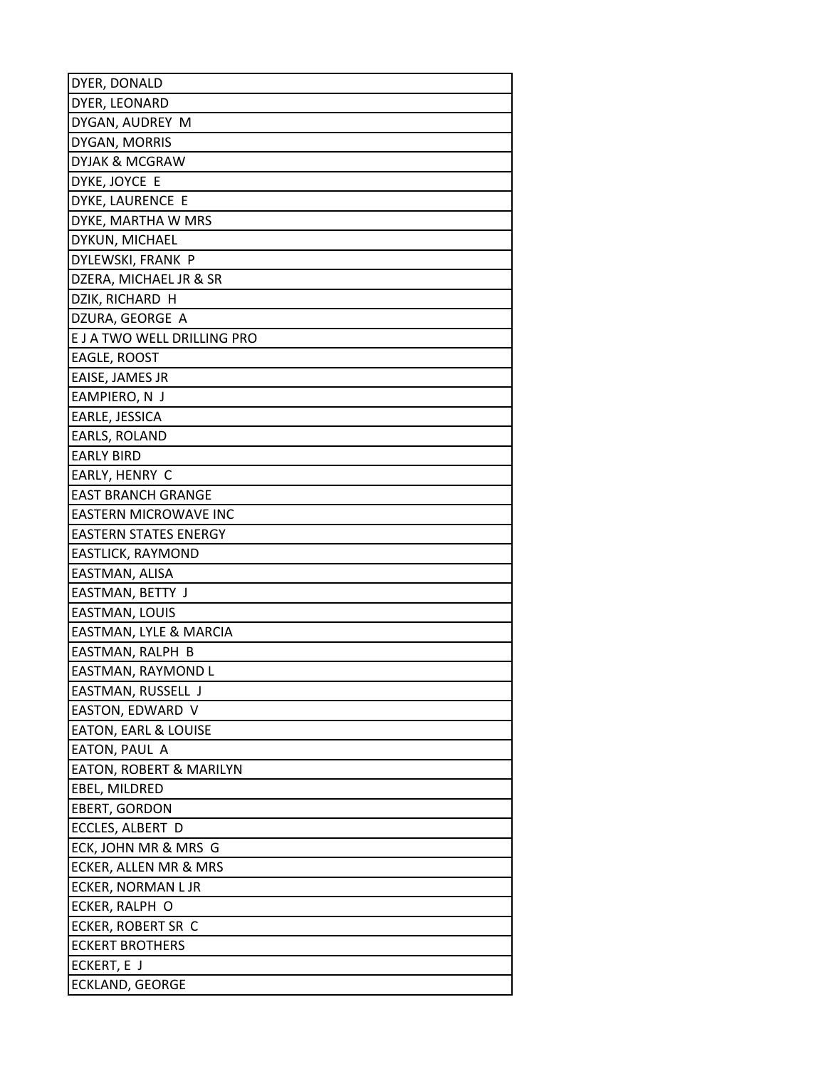| DYER, DONALD |
|---|
| DYER, LEONARD |
| DYGAN, AUDREY M |
| DYGAN, MORRIS |
| DYJAK & MCGRAW |
| DYKE, JOYCE E |
| DYKE, LAURENCE E |
| DYKE, MARTHA W MRS |
| DYKUN, MICHAEL |
| DYLEWSKI, FRANK P |
| DZERA, MICHAEL JR & SR |
| DZIK, RICHARD H |
| DZURA, GEORGE A |
| E J A TWO WELL DRILLING PRO |
| EAGLE, ROOST |
| EAISE, JAMES JR |
| EAMPIERO, N J |
| EARLE, JESSICA |
| EARLS, ROLAND |
| EARLY BIRD |
| EARLY, HENRY C |
| EAST BRANCH GRANGE |
| EASTERN MICROWAVE INC |
| EASTERN STATES ENERGY |
| EASTLICK, RAYMOND |
| EASTMAN, ALISA |
| EASTMAN, BETTY J |
| EASTMAN, LOUIS |
| EASTMAN, LYLE & MARCIA |
| EASTMAN, RALPH B |
| EASTMAN, RAYMOND L |
| EASTMAN, RUSSELL J |
| EASTON, EDWARD V |
| EATON, EARL & LOUISE |
| EATON, PAUL A |
| EATON, ROBERT & MARILYN |
| EBEL, MILDRED |
| EBERT, GORDON |
| ECCLES, ALBERT D |
| ECK, JOHN MR & MRS G |
| ECKER, ALLEN MR & MRS |
| ECKER, NORMAN L JR |
| ECKER, RALPH O |
| ECKER, ROBERT SR C |
| ECKERT BROTHERS |
| ECKERT, E J |
| ECKLAND, GEORGE |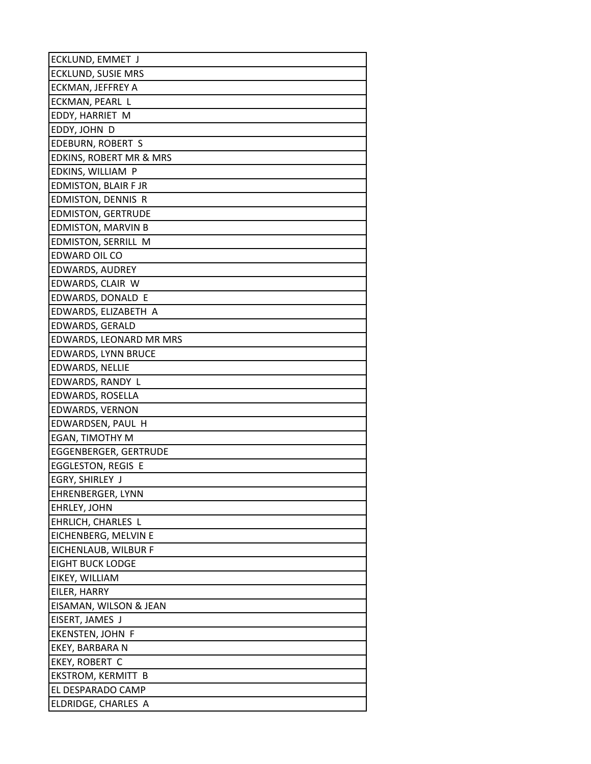| ECKLUND, EMMET J |
|---|
| ECKLUND, SUSIE MRS |
| ECKMAN, JEFFREY A |
| ECKMAN, PEARL L |
| EDDY, HARRIET M |
| EDDY, JOHN D |
| EDEBURN, ROBERT S |
| EDKINS, ROBERT MR & MRS |
| EDKINS, WILLIAM P |
| EDMISTON, BLAIR F JR |
| EDMISTON, DENNIS R |
| EDMISTON, GERTRUDE |
| EDMISTON, MARVIN B |
| EDMISTON, SERRILL M |
| EDWARD OIL CO |
| EDWARDS, AUDREY |
| EDWARDS, CLAIR W |
| EDWARDS, DONALD E |
| EDWARDS, ELIZABETH A |
| EDWARDS, GERALD |
| EDWARDS, LEONARD MR MRS |
| EDWARDS, LYNN BRUCE |
| EDWARDS, NELLIE |
| EDWARDS, RANDY L |
| EDWARDS, ROSELLA |
| EDWARDS, VERNON |
| EDWARDSEN, PAUL H |
| EGAN, TIMOTHY M |
| EGGENBERGER, GERTRUDE |
| EGGLESTON, REGIS E |
| EGRY, SHIRLEY J |
| EHRENBERGER, LYNN |
| EHRLEY, JOHN |
| EHRLICH, CHARLES L |
| EICHENBERG, MELVIN E |
| EICHENLAUB, WILBUR F |
| EIGHT BUCK LODGE |
| EIKEY, WILLIAM |
| EILER, HARRY |
| EISAMAN, WILSON & JEAN |
| EISERT, JAMES J |
| EKENSTEN, JOHN F |
| EKEY, BARBARA N |
| EKEY, ROBERT C |
| EKSTROM, KERMITT B |
| EL DESPARADO CAMP |
| ELDRIDGE, CHARLES A |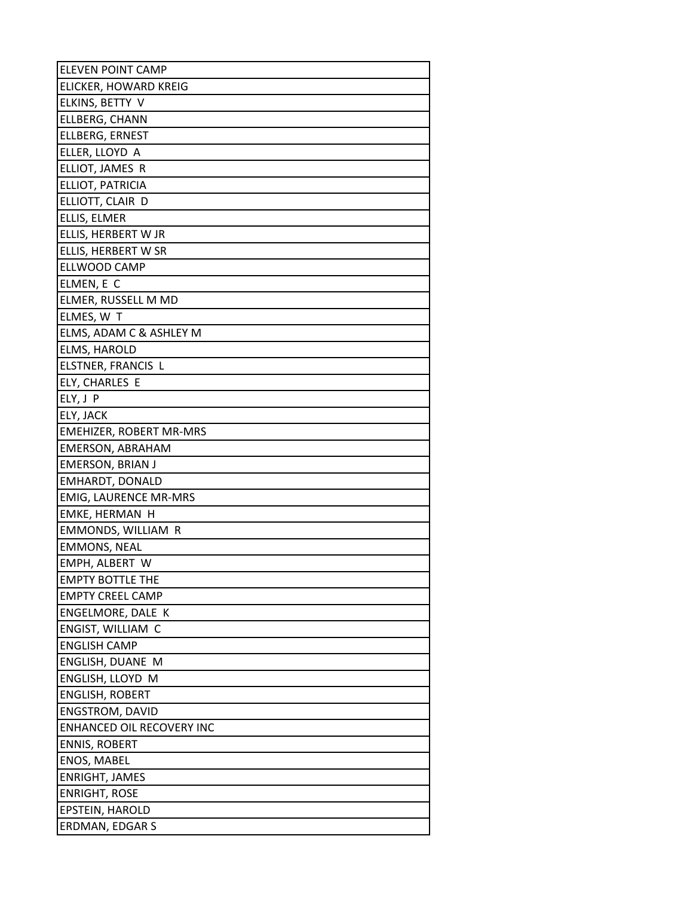| ELEVEN POINT CAMP |
| --- |
| ELICKER, HOWARD KREIG |
| ELKINS, BETTY V |
| ELLBERG, CHANN |
| ELLBERG, ERNEST |
| ELLER, LLOYD A |
| ELLIOT, JAMES R |
| ELLIOT, PATRICIA |
| ELLIOTT, CLAIR D |
| ELLIS, ELMER |
| ELLIS, HERBERT W JR |
| ELLIS, HERBERT W SR |
| ELLWOOD CAMP |
| ELMEN, E C |
| ELMER, RUSSELL M MD |
| ELMES, W T |
| ELMS, ADAM C & ASHLEY M |
| ELMS, HAROLD |
| ELSTNER, FRANCIS L |
| ELY, CHARLES E |
| ELY, J P |
| ELY, JACK |
| EMEHIZER, ROBERT MR-MRS |
| EMERSON, ABRAHAM |
| EMERSON, BRIAN J |
| EMHARDT, DONALD |
| EMIG, LAURENCE MR-MRS |
| EMKE, HERMAN H |
| EMMONDS, WILLIAM R |
| EMMONS, NEAL |
| EMPH, ALBERT W |
| EMPTY BOTTLE THE |
| EMPTY CREEL CAMP |
| ENGELMORE, DALE K |
| ENGIST, WILLIAM C |
| ENGLISH CAMP |
| ENGLISH, DUANE M |
| ENGLISH, LLOYD M |
| ENGLISH, ROBERT |
| ENGSTROM, DAVID |
| ENHANCED OIL RECOVERY INC |
| ENNIS, ROBERT |
| ENOS, MABEL |
| ENRIGHT, JAMES |
| ENRIGHT, ROSE |
| EPSTEIN, HAROLD |
| ERDMAN, EDGAR S |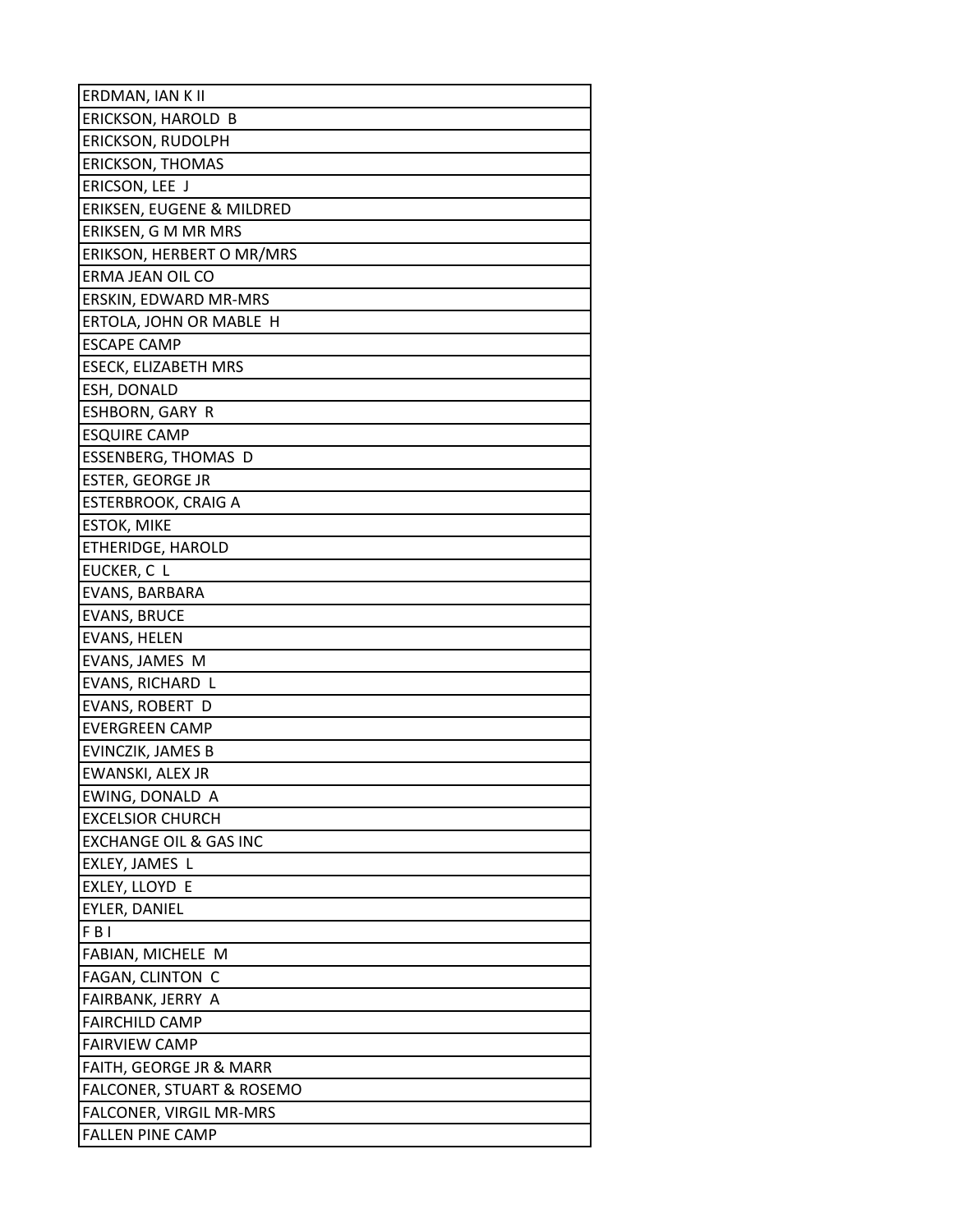| ERDMAN, IAN K II |
|---|
| ERICKSON, HAROLD B |
| ERICKSON, RUDOLPH |
| ERICKSON, THOMAS |
| ERICSON, LEE J |
| ERIKSEN, EUGENE & MILDRED |
| ERIKSEN, G M MR MRS |
| ERIKSON, HERBERT O MR/MRS |
| ERMA JEAN OIL CO |
| ERSKIN, EDWARD MR-MRS |
| ERTOLA, JOHN OR MABLE H |
| ESCAPE CAMP |
| ESECK, ELIZABETH MRS |
| ESH, DONALD |
| ESHBORN, GARY R |
| ESQUIRE CAMP |
| ESSENBERG, THOMAS D |
| ESTER, GEORGE JR |
| ESTERBROOK, CRAIG A |
| ESTOK, MIKE |
| ETHERIDGE, HAROLD |
| EUCKER, C L |
| EVANS, BARBARA |
| EVANS, BRUCE |
| EVANS, HELEN |
| EVANS, JAMES M |
| EVANS, RICHARD L |
| EVANS, ROBERT D |
| EVERGREEN CAMP |
| EVINCZIK, JAMES B |
| EWANSKI, ALEX JR |
| EWING, DONALD A |
| EXCELSIOR CHURCH |
| EXCHANGE OIL & GAS INC |
| EXLEY, JAMES L |
| EXLEY, LLOYD E |
| EYLER, DANIEL |
| F B I |
| FABIAN, MICHELE M |
| FAGAN, CLINTON C |
| FAIRBANK, JERRY A |
| FAIRCHILD CAMP |
| FAIRVIEW CAMP |
| FAITH, GEORGE JR & MARR |
| FALCONER, STUART & ROSEMO |
| FALCONER, VIRGIL MR-MRS |
| FALLEN PINE CAMP |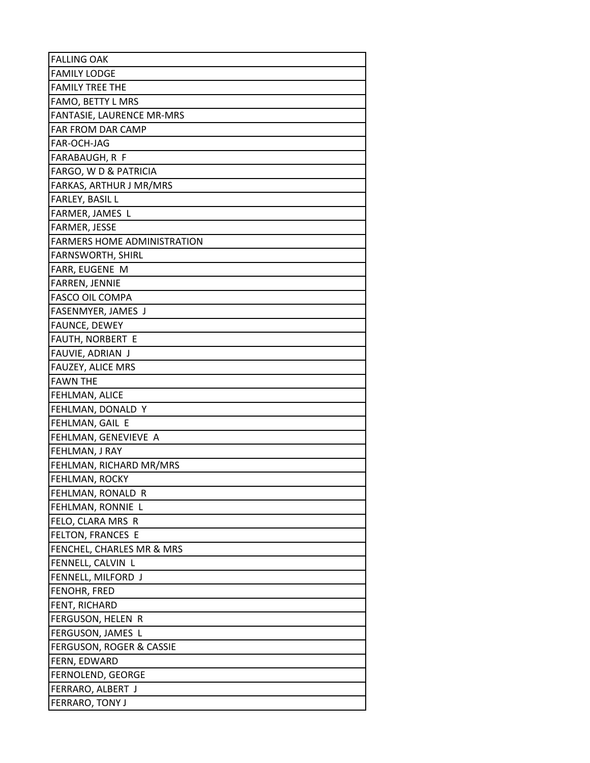| FALLING OAK |
|---|
| FAMILY LODGE |
| FAMILY TREE THE |
| FAMO, BETTY L MRS |
| FANTASIE, LAURENCE MR-MRS |
| FAR FROM DAR CAMP |
| FAR-OCH-JAG |
| FARABAUGH, R F |
| FARGO, W D & PATRICIA |
| FARKAS, ARTHUR J MR/MRS |
| FARLEY, BASIL L |
| FARMER, JAMES L |
| FARMER, JESSE |
| FARMERS HOME ADMINISTRATION |
| FARNSWORTH, SHIRL |
| FARR, EUGENE M |
| FARREN, JENNIE |
| FASCO OIL COMPA |
| FASENMYER, JAMES J |
| FAUNCE, DEWEY |
| FAUTH, NORBERT E |
| FAUVIE, ADRIAN J |
| FAUZEY, ALICE MRS |
| FAWN THE |
| FEHLMAN, ALICE |
| FEHLMAN, DONALD Y |
| FEHLMAN, GAIL E |
| FEHLMAN, GENEVIEVE A |
| FEHLMAN, J RAY |
| FEHLMAN, RICHARD MR/MRS |
| FEHLMAN, ROCKY |
| FEHLMAN, RONALD R |
| FEHLMAN, RONNIE L |
| FELO, CLARA MRS R |
| FELTON, FRANCES E |
| FENCHEL, CHARLES MR & MRS |
| FENNELL, CALVIN L |
| FENNELL, MILFORD J |
| FENOHR, FRED |
| FENT, RICHARD |
| FERGUSON, HELEN R |
| FERGUSON, JAMES L |
| FERGUSON, ROGER & CASSIE |
| FERN, EDWARD |
| FERNOLEND, GEORGE |
| FERRARO, ALBERT J |
| FERRARO, TONY J |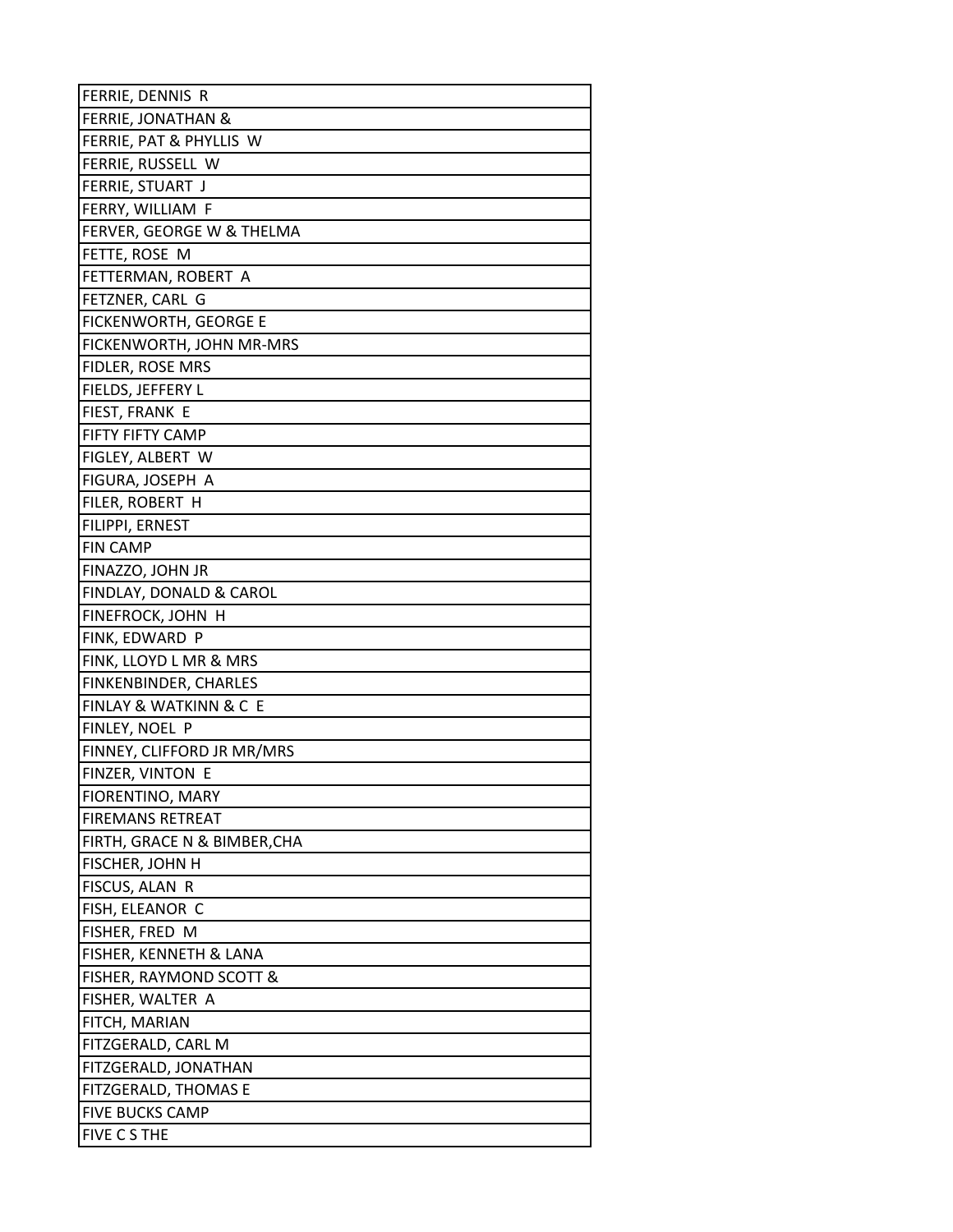| FERRIE, DENNIS R |
| --- |
| FERRIE, JONATHAN & |
| FERRIE, PAT & PHYLLIS W |
| FERRIE, RUSSELL W |
| FERRIE, STUART J |
| FERRY, WILLIAM F |
| FERVER, GEORGE W & THELMA |
| FETTE, ROSE M |
| FETTERMAN, ROBERT A |
| FETZNER, CARL G |
| FICKENWORTH, GEORGE E |
| FICKENWORTH, JOHN MR-MRS |
| FIDLER, ROSE MRS |
| FIELDS, JEFFERY L |
| FIEST, FRANK E |
| FIFTY FIFTY CAMP |
| FIGLEY, ALBERT W |
| FIGURA, JOSEPH A |
| FILER, ROBERT H |
| FILIPPI, ERNEST |
| FIN CAMP |
| FINAZZO, JOHN JR |
| FINDLAY, DONALD & CAROL |
| FINEFROCK, JOHN H |
| FINK, EDWARD P |
| FINK, LLOYD L MR & MRS |
| FINKENBINDER, CHARLES |
| FINLAY & WATKINN & C E |
| FINLEY, NOEL P |
| FINNEY, CLIFFORD JR MR/MRS |
| FINZER, VINTON E |
| FIORENTINO, MARY |
| FIREMANS RETREAT |
| FIRTH, GRACE N & BIMBER,CHA |
| FISCHER, JOHN H |
| FISCUS, ALAN R |
| FISH, ELEANOR C |
| FISHER, FRED M |
| FISHER, KENNETH & LANA |
| FISHER, RAYMOND SCOTT & |
| FISHER, WALTER A |
| FITCH, MARIAN |
| FITZGERALD, CARL M |
| FITZGERALD, JONATHAN |
| FITZGERALD, THOMAS E |
| FIVE BUCKS CAMP |
| FIVE C S THE |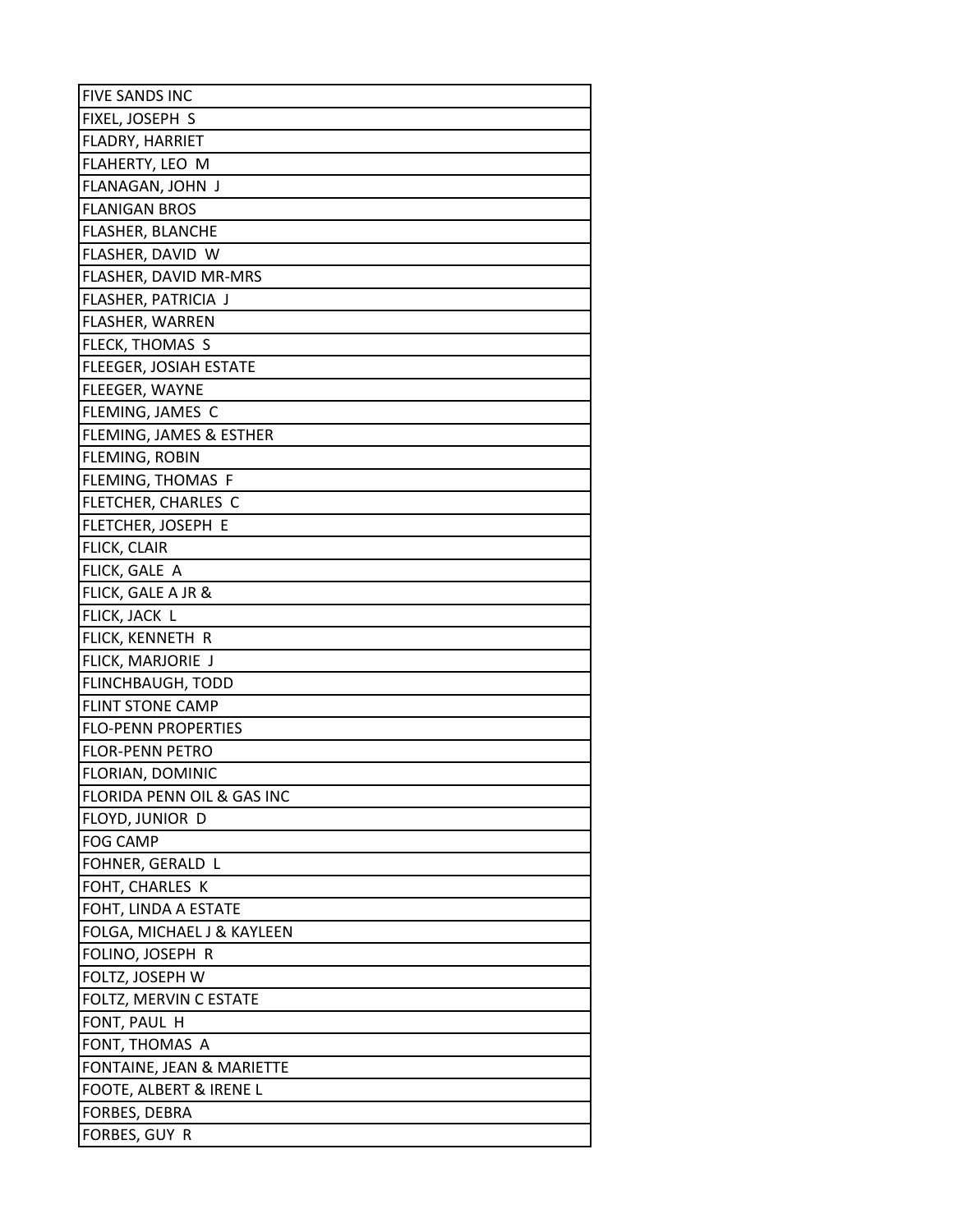| FIVE SANDS INC |
|---|
| FIXEL, JOSEPH S |
| FLADRY, HARRIET |
| FLAHERTY, LEO M |
| FLANAGAN, JOHN J |
| FLANIGAN BROS |
| FLASHER, BLANCHE |
| FLASHER, DAVID W |
| FLASHER, DAVID MR-MRS |
| FLASHER, PATRICIA J |
| FLASHER, WARREN |
| FLECK, THOMAS S |
| FLEEGER, JOSIAH ESTATE |
| FLEEGER, WAYNE |
| FLEMING, JAMES C |
| FLEMING, JAMES & ESTHER |
| FLEMING, ROBIN |
| FLEMING, THOMAS F |
| FLETCHER, CHARLES C |
| FLETCHER, JOSEPH E |
| FLICK, CLAIR |
| FLICK, GALE A |
| FLICK, GALE A JR & |
| FLICK, JACK L |
| FLICK, KENNETH R |
| FLICK, MARJORIE J |
| FLINCHBAUGH, TODD |
| FLINT STONE CAMP |
| FLO-PENN PROPERTIES |
| FLOR-PENN PETRO |
| FLORIAN, DOMINIC |
| FLORIDA PENN OIL & GAS INC |
| FLOYD, JUNIOR D |
| FOG CAMP |
| FOHNER, GERALD L |
| FOHT, CHARLES K |
| FOHT, LINDA A ESTATE |
| FOLGA, MICHAEL J & KAYLEEN |
| FOLINO, JOSEPH R |
| FOLTZ, JOSEPH W |
| FOLTZ, MERVIN C ESTATE |
| FONT, PAUL H |
| FONT, THOMAS A |
| FONTAINE, JEAN & MARIETTE |
| FOOTE, ALBERT & IRENE L |
| FORBES, DEBRA |
| FORBES, GUY R |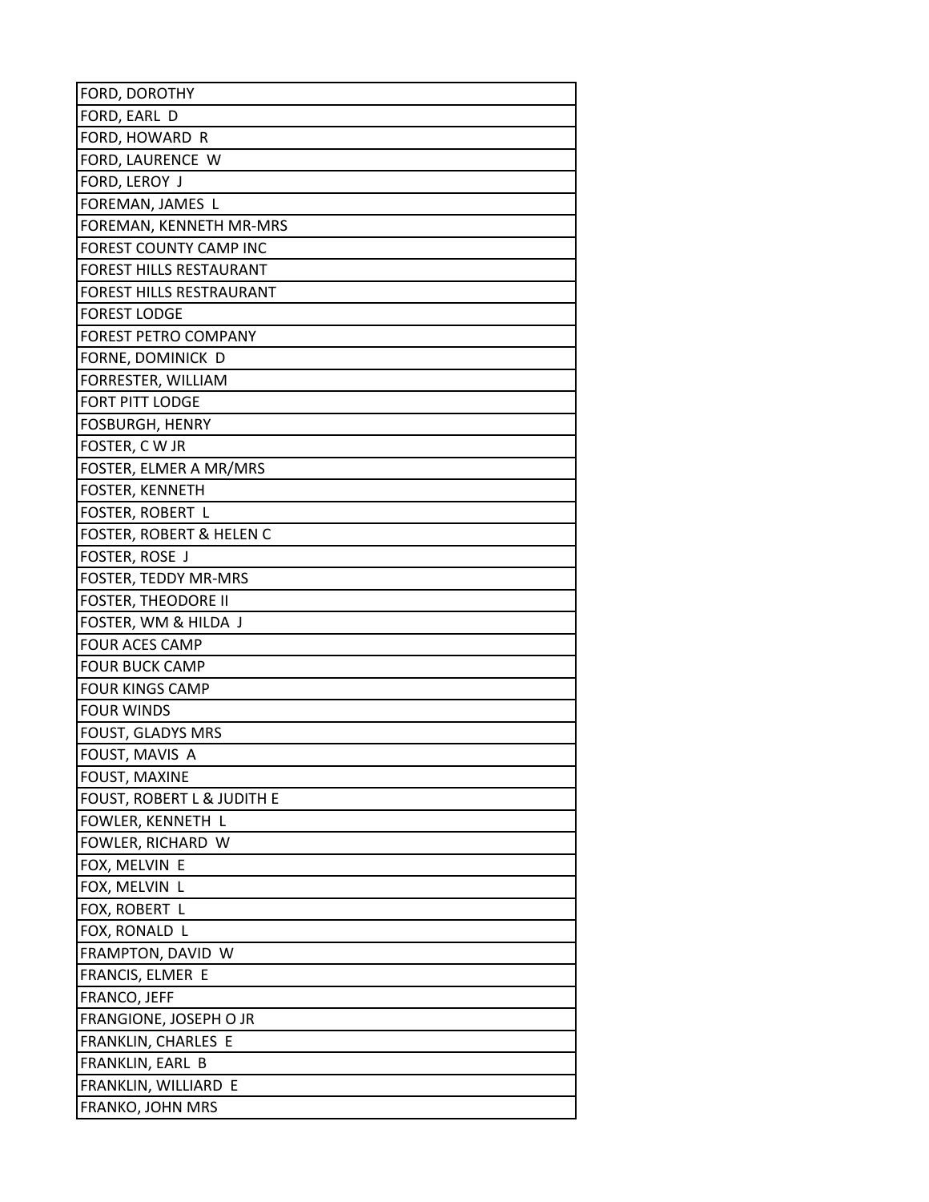| FORD, DOROTHY |
|---|
| FORD, EARL D |
| FORD, HOWARD R |
| FORD, LAURENCE W |
| FORD, LEROY J |
| FOREMAN, JAMES L |
| FOREMAN, KENNETH MR-MRS |
| FOREST COUNTY CAMP INC |
| FOREST HILLS RESTAURANT |
| FOREST HILLS RESTRAURANT |
| FOREST LODGE |
| FOREST PETRO COMPANY |
| FORNE, DOMINICK D |
| FORRESTER, WILLIAM |
| FORT PITT LODGE |
| FOSBURGH, HENRY |
| FOSTER, C W JR |
| FOSTER, ELMER A MR/MRS |
| FOSTER, KENNETH |
| FOSTER, ROBERT L |
| FOSTER, ROBERT & HELEN C |
| FOSTER, ROSE J |
| FOSTER, TEDDY MR-MRS |
| FOSTER, THEODORE II |
| FOSTER, WM & HILDA J |
| FOUR ACES CAMP |
| FOUR BUCK CAMP |
| FOUR KINGS CAMP |
| FOUR WINDS |
| FOUST, GLADYS MRS |
| FOUST, MAVIS A |
| FOUST, MAXINE |
| FOUST, ROBERT L & JUDITH E |
| FOWLER, KENNETH L |
| FOWLER, RICHARD W |
| FOX, MELVIN E |
| FOX, MELVIN L |
| FOX, ROBERT L |
| FOX, RONALD L |
| FRAMPTON, DAVID W |
| FRANCIS, ELMER E |
| FRANCO, JEFF |
| FRANGIONE, JOSEPH O JR |
| FRANKLIN, CHARLES E |
| FRANKLIN, EARL B |
| FRANKLIN, WILLIARD E |
| FRANKO, JOHN MRS |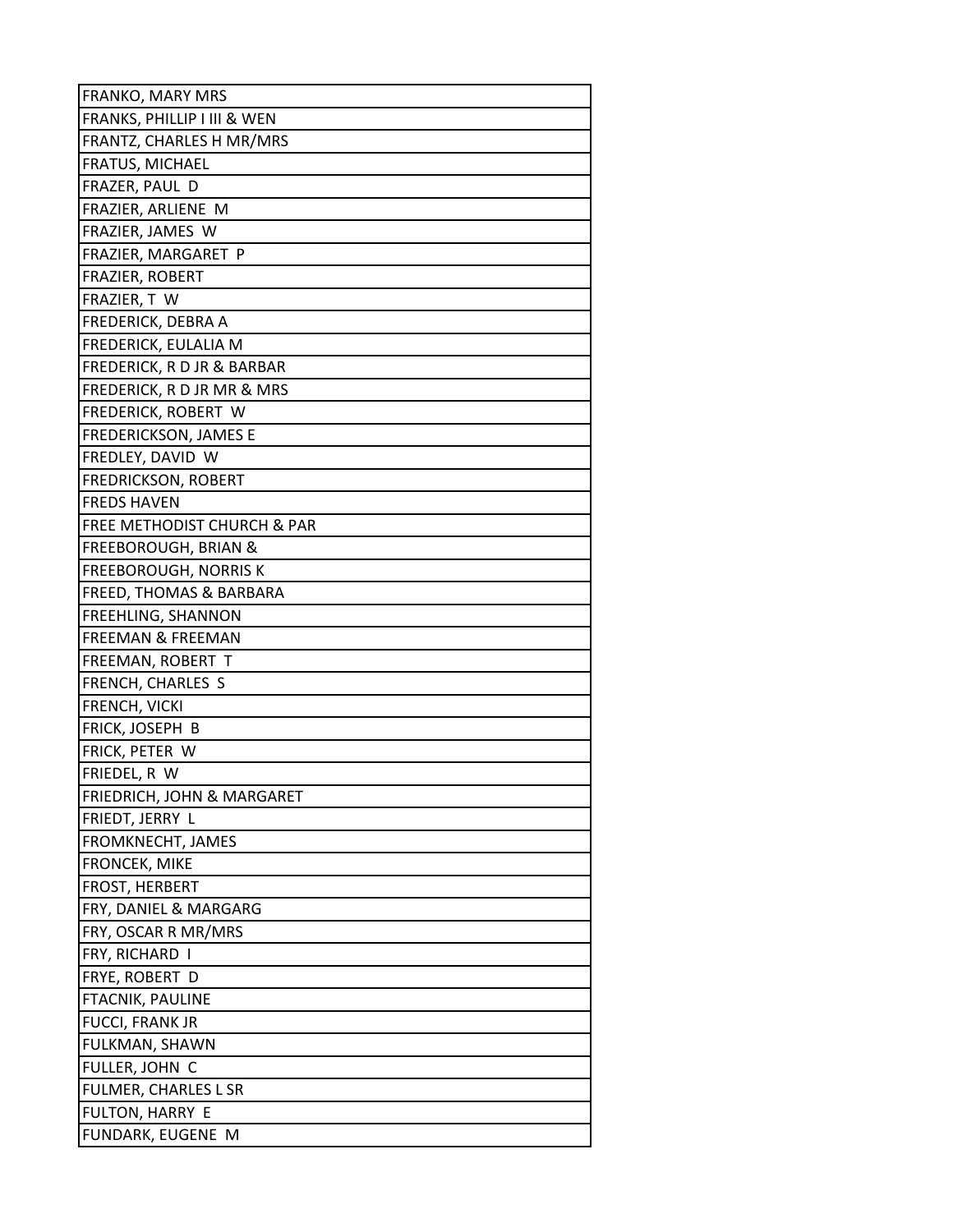| FRANKO, MARY MRS |
|---|
| FRANKS, PHILLIP I III & WEN |
| FRANTZ, CHARLES H MR/MRS |
| FRATUS, MICHAEL |
| FRAZER, PAUL D |
| FRAZIER, ARLIENE M |
| FRAZIER, JAMES W |
| FRAZIER, MARGARET P |
| FRAZIER, ROBERT |
| FRAZIER, T W |
| FREDERICK, DEBRA A |
| FREDERICK, EULALIA M |
| FREDERICK, R D JR & BARBAR |
| FREDERICK, R D JR MR & MRS |
| FREDERICK, ROBERT W |
| FREDERICKSON, JAMES E |
| FREDLEY, DAVID W |
| FREDRICKSON, ROBERT |
| FREDS HAVEN |
| FREE METHODIST CHURCH & PAR |
| FREEBOROUGH, BRIAN & |
| FREEBOROUGH, NORRIS K |
| FREED, THOMAS & BARBARA |
| FREEHLING, SHANNON |
| FREEMAN & FREEMAN |
| FREEMAN, ROBERT T |
| FRENCH, CHARLES S |
| FRENCH, VICKI |
| FRICK, JOSEPH B |
| FRICK, PETER W |
| FRIEDEL, R W |
| FRIEDRICH, JOHN & MARGARET |
| FRIEDT, JERRY L |
| FROMKNECHT, JAMES |
| FRONCEK, MIKE |
| FROST, HERBERT |
| FRY, DANIEL & MARGARG |
| FRY, OSCAR R MR/MRS |
| FRY, RICHARD I |
| FRYE, ROBERT D |
| FTACNIK, PAULINE |
| FUCCI, FRANK JR |
| FULKMAN, SHAWN |
| FULLER, JOHN C |
| FULMER, CHARLES L SR |
| FULTON, HARRY E |
| FUNDARK, EUGENE M |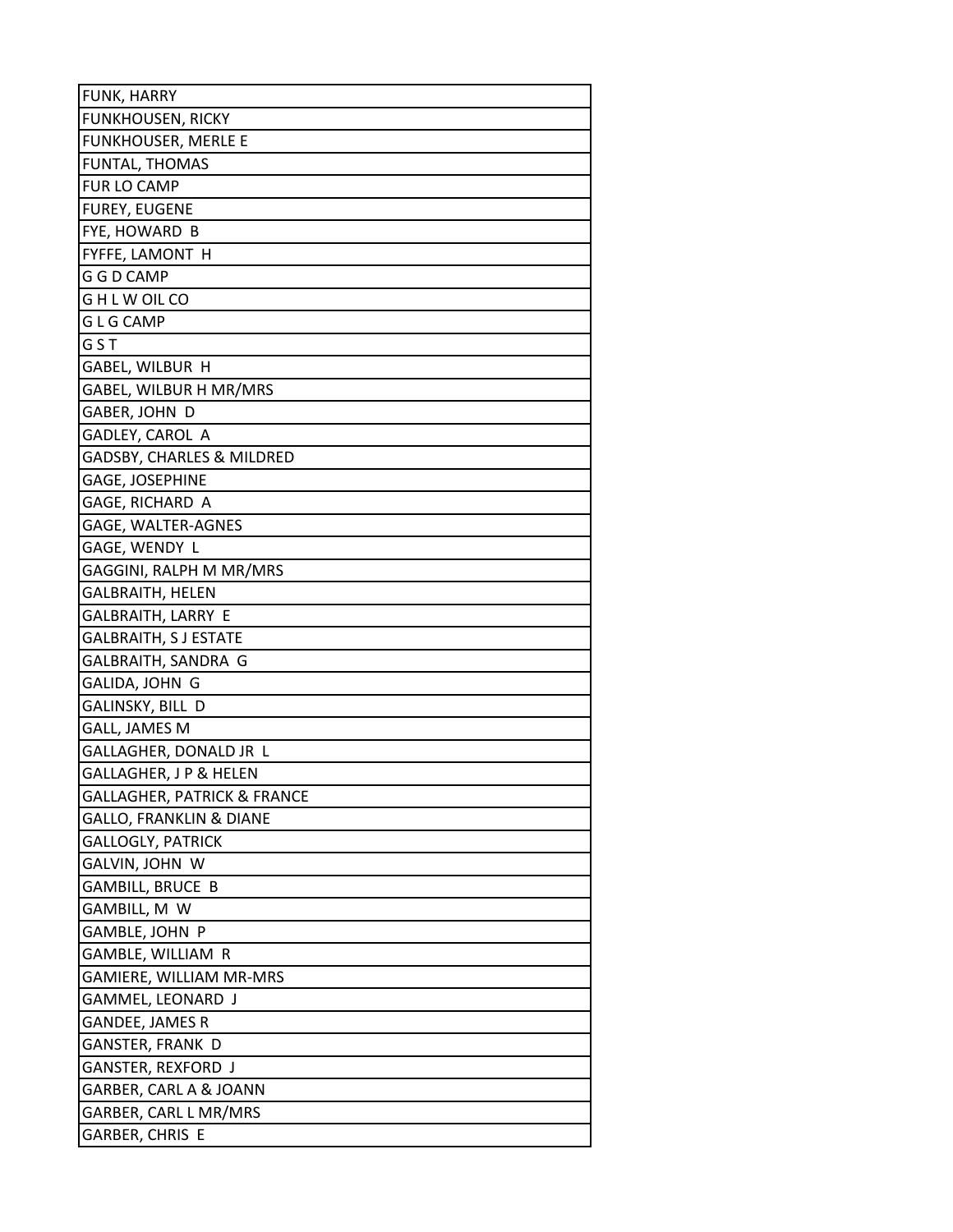| FUNK, HARRY |
|---|
| FUNKHOUSEN, RICKY |
| FUNKHOUSER, MERLE E |
| FUNTAL, THOMAS |
| FUR LO CAMP |
| FUREY, EUGENE |
| FYE, HOWARD B |
| FYFFE, LAMONT H |
| G G D CAMP |
| G H L W OIL CO |
| G L G CAMP |
| G S T |
| GABEL, WILBUR H |
| GABEL, WILBUR H MR/MRS |
| GABER, JOHN D |
| GADLEY, CAROL A |
| GADSBY, CHARLES & MILDRED |
| GAGE, JOSEPHINE |
| GAGE, RICHARD A |
| GAGE, WALTER-AGNES |
| GAGE, WENDY L |
| GAGGINI, RALPH M MR/MRS |
| GALBRAITH, HELEN |
| GALBRAITH, LARRY E |
| GALBRAITH, S J ESTATE |
| GALBRAITH, SANDRA G |
| GALIDA, JOHN G |
| GALINSKY, BILL D |
| GALL, JAMES M |
| GALLAGHER, DONALD JR L |
| GALLAGHER, J P & HELEN |
| GALLAGHER, PATRICK & FRANCE |
| GALLO, FRANKLIN & DIANE |
| GALLOGLY, PATRICK |
| GALVIN, JOHN W |
| GAMBILL, BRUCE B |
| GAMBILL, M W |
| GAMBLE, JOHN P |
| GAMBLE, WILLIAM R |
| GAMIERE, WILLIAM MR-MRS |
| GAMMEL, LEONARD J |
| GANDEE, JAMES R |
| GANSTER, FRANK D |
| GANSTER, REXFORD J |
| GARBER, CARL A & JOANN |
| GARBER, CARL L MR/MRS |
| GARBER, CHRIS E |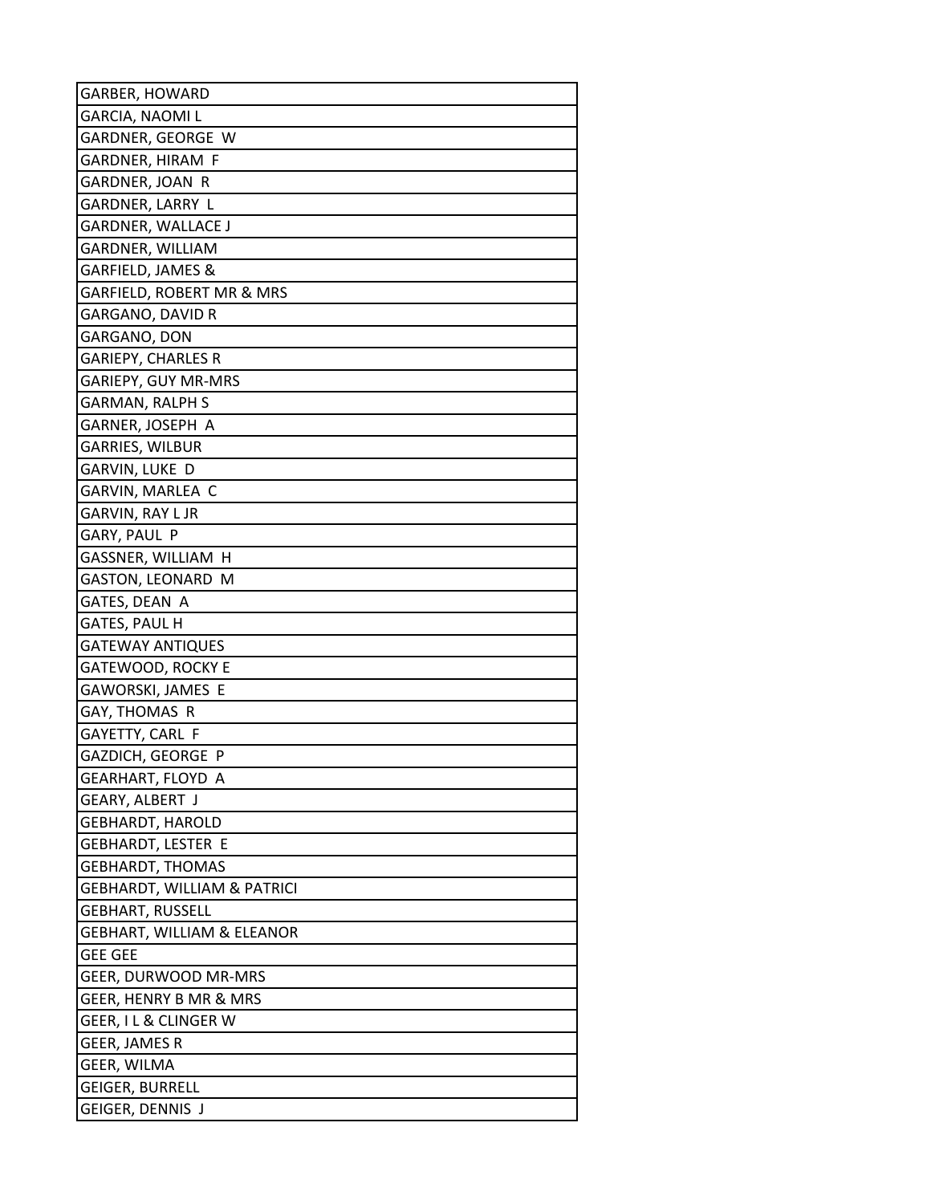| GARBER, HOWARD |
|---|
| GARCIA, NAOMI L |
| GARDNER, GEORGE W |
| GARDNER, HIRAM F |
| GARDNER, JOAN R |
| GARDNER, LARRY L |
| GARDNER, WALLACE J |
| GARDNER, WILLIAM |
| GARFIELD, JAMES & |
| GARFIELD, ROBERT MR & MRS |
| GARGANO, DAVID R |
| GARGANO, DON |
| GARIEPY, CHARLES R |
| GARIEPY, GUY MR-MRS |
| GARMAN, RALPH S |
| GARNER, JOSEPH A |
| GARRIES, WILBUR |
| GARVIN, LUKE D |
| GARVIN, MARLEA C |
| GARVIN, RAY L JR |
| GARY, PAUL P |
| GASSNER, WILLIAM H |
| GASTON, LEONARD M |
| GATES, DEAN A |
| GATES, PAUL H |
| GATEWAY ANTIQUES |
| GATEWOOD, ROCKY E |
| GAWORSKI, JAMES E |
| GAY, THOMAS R |
| GAYETTY, CARL F |
| GAZDICH, GEORGE P |
| GEARHART, FLOYD A |
| GEARY, ALBERT J |
| GEBHARDT, HAROLD |
| GEBHARDT, LESTER E |
| GEBHARDT, THOMAS |
| GEBHARDT, WILLIAM & PATRICI |
| GEBHART, RUSSELL |
| GEBHART, WILLIAM & ELEANOR |
| GEE GEE |
| GEER, DURWOOD MR-MRS |
| GEER, HENRY B MR & MRS |
| GEER, I L & CLINGER W |
| GEER, JAMES R |
| GEER, WILMA |
| GEIGER, BURRELL |
| GEIGER, DENNIS J |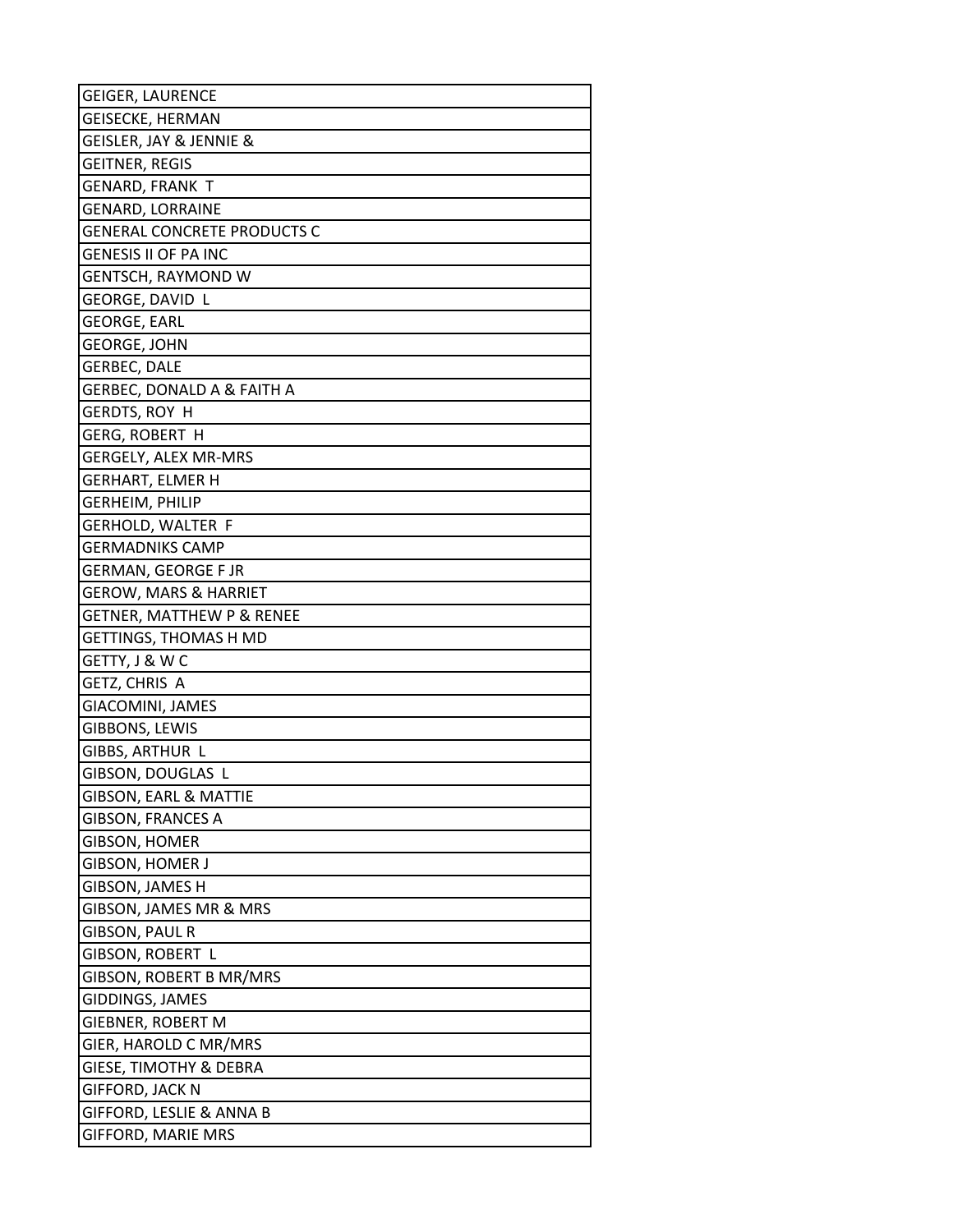| GEIGER, LAURENCE |
|---|
| GEISECKE, HERMAN |
| GEISLER, JAY & JENNIE & |
| GEITNER, REGIS |
| GENARD, FRANK T |
| GENARD, LORRAINE |
| GENERAL CONCRETE PRODUCTS C |
| GENESIS II OF PA INC |
| GENTSCH, RAYMOND W |
| GEORGE, DAVID L |
| GEORGE, EARL |
| GEORGE, JOHN |
| GERBEC, DALE |
| GERBEC, DONALD A & FAITH A |
| GERDTS, ROY H |
| GERG, ROBERT H |
| GERGELY, ALEX MR-MRS |
| GERHART, ELMER H |
| GERHEIM, PHILIP |
| GERHOLD, WALTER F |
| GERMADNIKS CAMP |
| GERMAN, GEORGE F JR |
| GEROW, MARS & HARRIET |
| GETNER, MATTHEW P & RENEE |
| GETTINGS, THOMAS H MD |
| GETTY, J & W C |
| GETZ, CHRIS A |
| GIACOMINI, JAMES |
| GIBBONS, LEWIS |
| GIBBS, ARTHUR L |
| GIBSON, DOUGLAS L |
| GIBSON, EARL & MATTIE |
| GIBSON, FRANCES A |
| GIBSON, HOMER |
| GIBSON, HOMER J |
| GIBSON, JAMES H |
| GIBSON, JAMES MR & MRS |
| GIBSON, PAUL R |
| GIBSON, ROBERT L |
| GIBSON, ROBERT B MR/MRS |
| GIDDINGS, JAMES |
| GIEBNER, ROBERT M |
| GIER, HAROLD C MR/MRS |
| GIESE, TIMOTHY & DEBRA |
| GIFFORD, JACK N |
| GIFFORD, LESLIE & ANNA B |
| GIFFORD, MARIE MRS |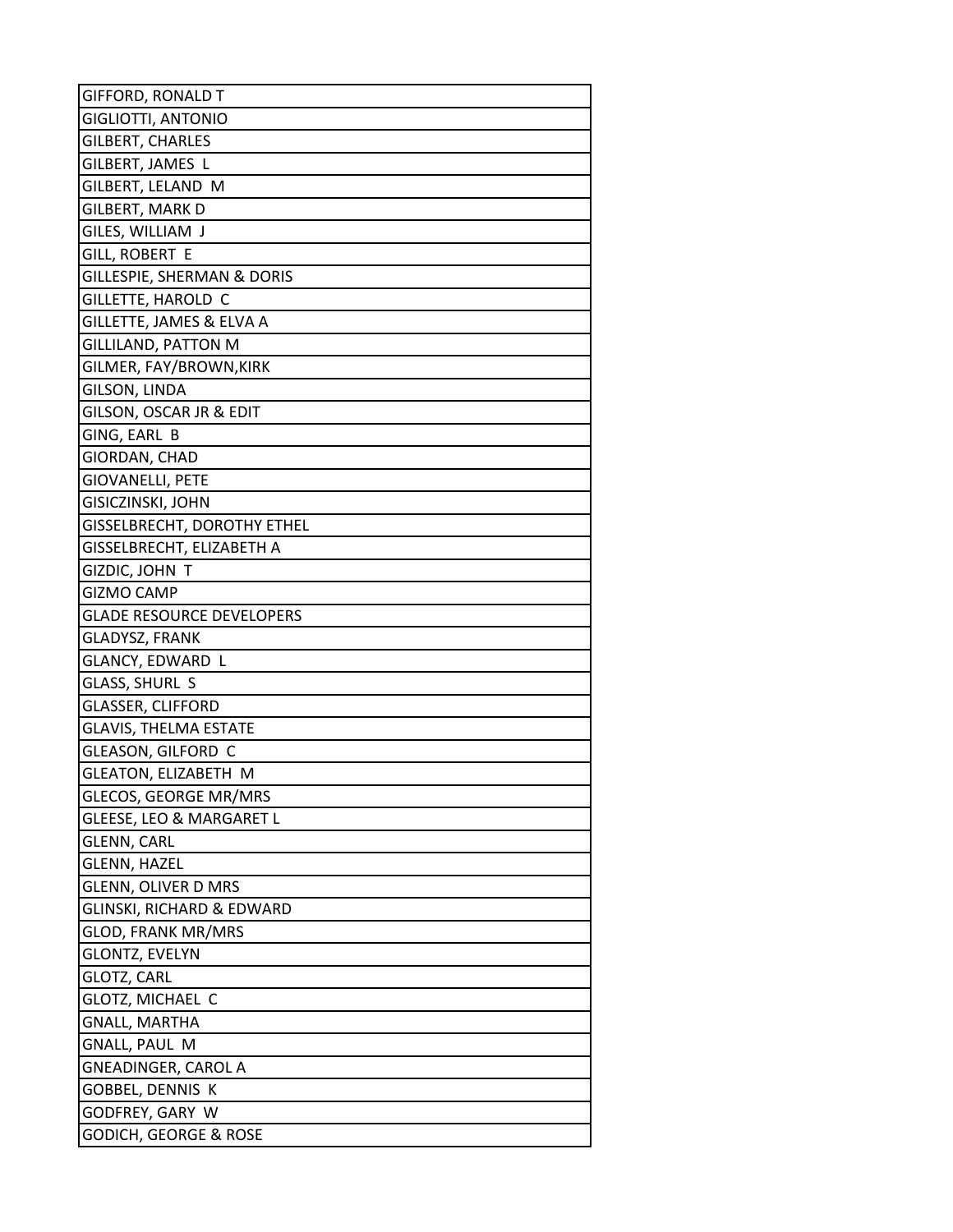| GIFFORD, RONALD T |
|---|
| GIGLIOTTI, ANTONIO |
| GILBERT, CHARLES |
| GILBERT, JAMES L |
| GILBERT, LELAND M |
| GILBERT, MARK D |
| GILES, WILLIAM J |
| GILL, ROBERT E |
| GILLESPIE, SHERMAN & DORIS |
| GILLETTE, HAROLD C |
| GILLETTE, JAMES & ELVA A |
| GILLILAND, PATTON M |
| GILMER, FAY/BROWN,KIRK |
| GILSON, LINDA |
| GILSON, OSCAR JR & EDIT |
| GING, EARL B |
| GIORDAN, CHAD |
| GIOVANELLI, PETE |
| GISICZINSKI, JOHN |
| GISSELBRECHT, DOROTHY ETHEL |
| GISSELBRECHT, ELIZABETH A |
| GIZDIC, JOHN T |
| GIZMO CAMP |
| GLADE RESOURCE DEVELOPERS |
| GLADYSZ, FRANK |
| GLANCY, EDWARD L |
| GLASS, SHURL S |
| GLASSER, CLIFFORD |
| GLAVIS, THELMA ESTATE |
| GLEASON, GILFORD C |
| GLEATON, ELIZABETH M |
| GLECOS, GEORGE MR/MRS |
| GLEESE, LEO & MARGARET L |
| GLENN, CARL |
| GLENN, HAZEL |
| GLENN, OLIVER D MRS |
| GLINSKI, RICHARD & EDWARD |
| GLOD, FRANK MR/MRS |
| GLONTZ, EVELYN |
| GLOTZ, CARL |
| GLOTZ, MICHAEL C |
| GNALL, MARTHA |
| GNALL, PAUL M |
| GNEADINGER, CAROL A |
| GOBBEL, DENNIS K |
| GODFREY, GARY W |
| GODICH, GEORGE & ROSE |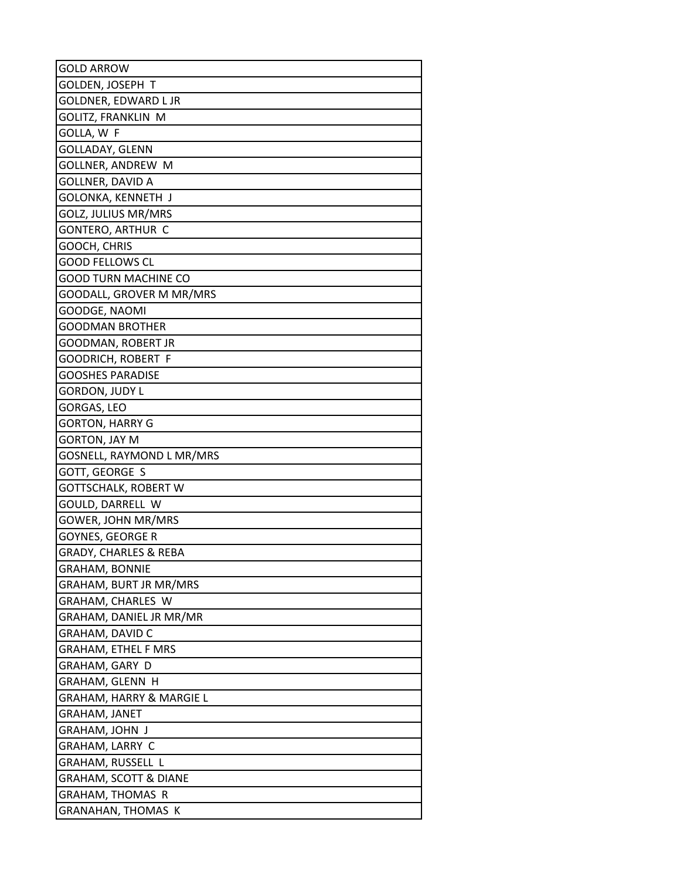| GOLD ARROW |
|---|
| GOLDEN, JOSEPH T |
| GOLDNER, EDWARD L JR |
| GOLITZ, FRANKLIN M |
| GOLLA, W F |
| GOLLADAY, GLENN |
| GOLLNER, ANDREW M |
| GOLLNER, DAVID A |
| GOLONKA, KENNETH J |
| GOLZ, JULIUS MR/MRS |
| GONTERO, ARTHUR C |
| GOOCH, CHRIS |
| GOOD FELLOWS CL |
| GOOD TURN MACHINE CO |
| GOODALL, GROVER M MR/MRS |
| GOODGE, NAOMI |
| GOODMAN BROTHER |
| GOODMAN, ROBERT JR |
| GOODRICH, ROBERT F |
| GOOSHES PARADISE |
| GORDON, JUDY L |
| GORGAS, LEO |
| GORTON, HARRY G |
| GORTON, JAY M |
| GOSNELL, RAYMOND L MR/MRS |
| GOTT, GEORGE S |
| GOTTSCHALK, ROBERT W |
| GOULD, DARRELL W |
| GOWER, JOHN MR/MRS |
| GOYNES, GEORGE R |
| GRADY, CHARLES & REBA |
| GRAHAM, BONNIE |
| GRAHAM, BURT JR MR/MRS |
| GRAHAM, CHARLES W |
| GRAHAM, DANIEL JR MR/MR |
| GRAHAM, DAVID C |
| GRAHAM, ETHEL F MRS |
| GRAHAM, GARY D |
| GRAHAM, GLENN H |
| GRAHAM, HARRY & MARGIE L |
| GRAHAM, JANET |
| GRAHAM, JOHN J |
| GRAHAM, LARRY C |
| GRAHAM, RUSSELL L |
| GRAHAM, SCOTT & DIANE |
| GRAHAM, THOMAS R |
| GRANAHAN, THOMAS K |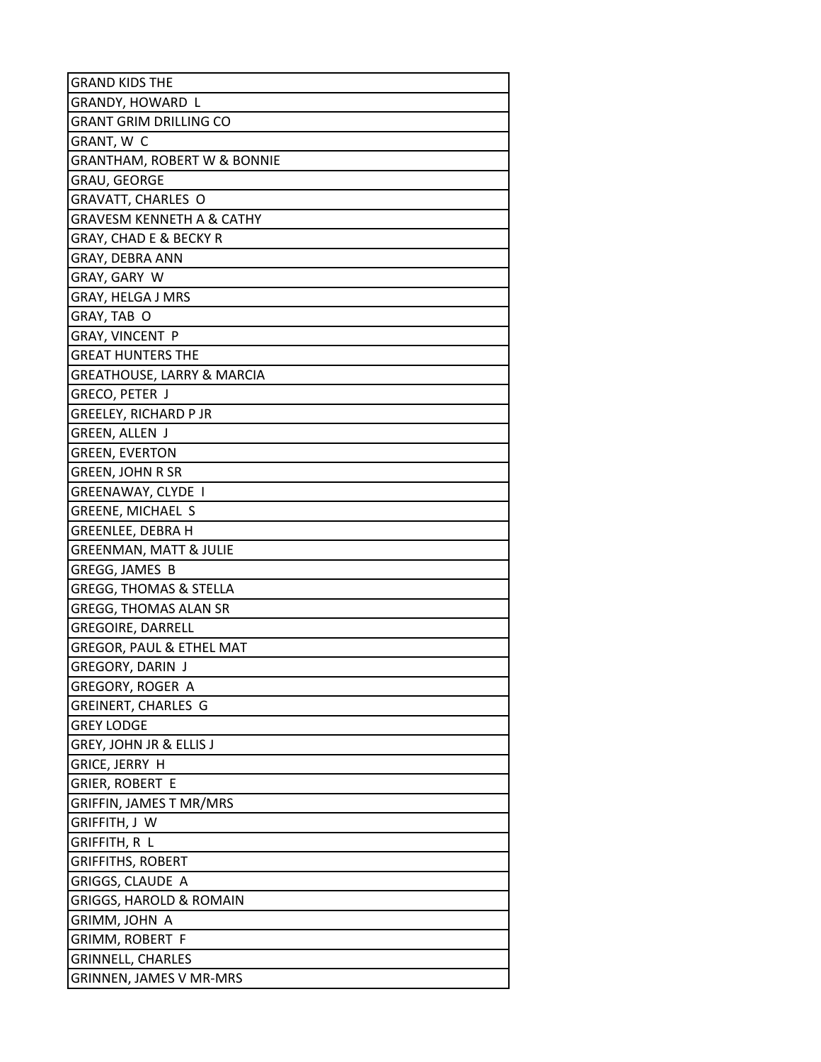| GRAND KIDS THE |
|---|
| GRANDY, HOWARD L |
| GRANT GRIM DRILLING CO |
| GRANT, W C |
| GRANTHAM, ROBERT W & BONNIE |
| GRAU, GEORGE |
| GRAVATT, CHARLES O |
| GRAVESM KENNETH A & CATHY |
| GRAY, CHAD E & BECKY R |
| GRAY, DEBRA ANN |
| GRAY, GARY W |
| GRAY, HELGA J MRS |
| GRAY, TAB O |
| GRAY, VINCENT P |
| GREAT HUNTERS THE |
| GREATHOUSE, LARRY & MARCIA |
| GRECO, PETER J |
| GREELEY, RICHARD P JR |
| GREEN, ALLEN J |
| GREEN, EVERTON |
| GREEN, JOHN R SR |
| GREENAWAY, CLYDE I |
| GREENE, MICHAEL S |
| GREENLEE, DEBRA H |
| GREENMAN, MATT & JULIE |
| GREGG, JAMES B |
| GREGG, THOMAS & STELLA |
| GREGG, THOMAS ALAN SR |
| GREGOIRE, DARRELL |
| GREGOR, PAUL & ETHEL MAT |
| GREGORY, DARIN J |
| GREGORY, ROGER A |
| GREINERT, CHARLES G |
| GREY LODGE |
| GREY, JOHN JR & ELLIS J |
| GRICE, JERRY H |
| GRIER, ROBERT E |
| GRIFFIN, JAMES T MR/MRS |
| GRIFFITH, J W |
| GRIFFITH, R L |
| GRIFFITHS, ROBERT |
| GRIGGS, CLAUDE A |
| GRIGGS, HAROLD & ROMAIN |
| GRIMM, JOHN A |
| GRIMM, ROBERT F |
| GRINNELL, CHARLES |
| GRINNEN, JAMES V MR-MRS |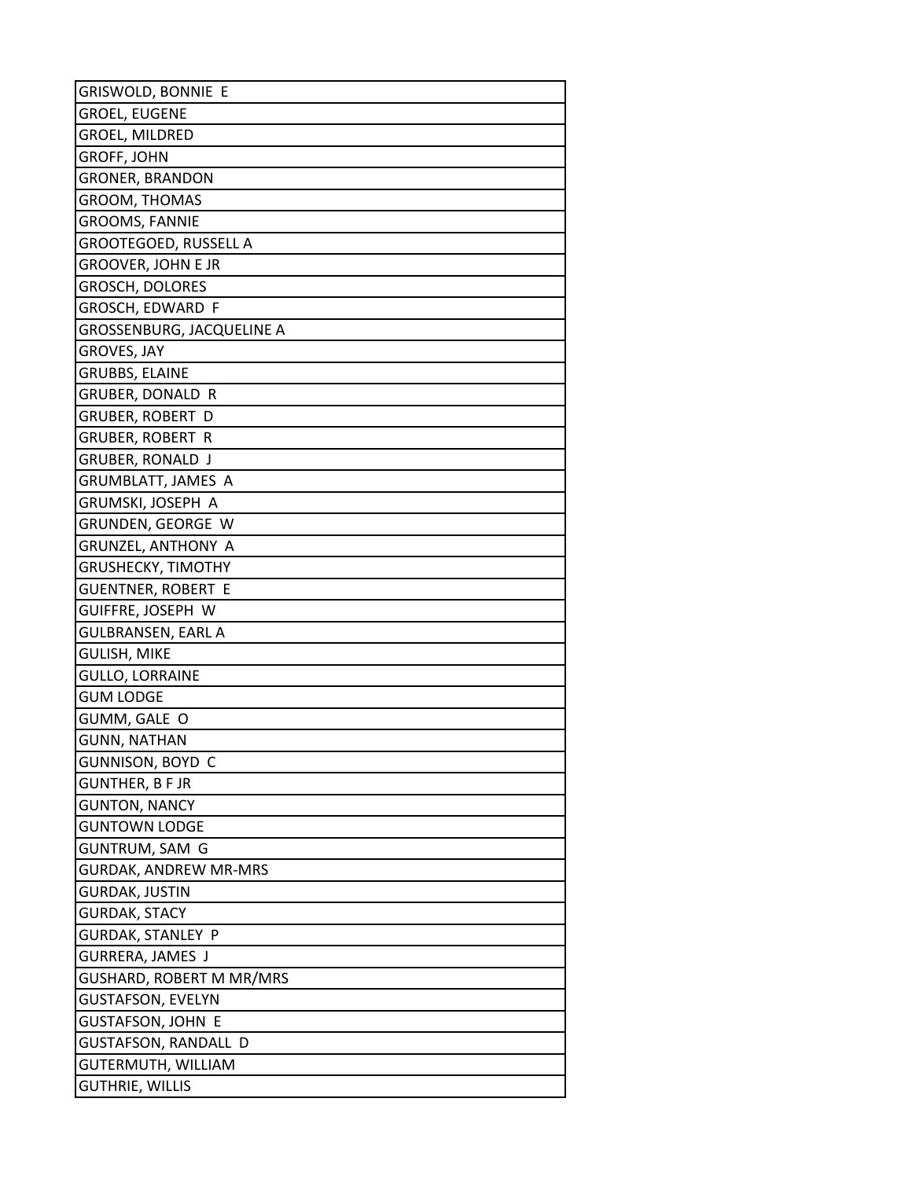| GRISWOLD, BONNIE E |
|---|
| GROEL, EUGENE |
| GROEL, MILDRED |
| GROFF, JOHN |
| GRONER, BRANDON |
| GROOM, THOMAS |
| GROOMS, FANNIE |
| GROOTEGOED, RUSSELL A |
| GROOVER, JOHN E JR |
| GROSCH, DOLORES |
| GROSCH, EDWARD F |
| GROSSENBURG, JACQUELINE A |
| GROVES, JAY |
| GRUBBS, ELAINE |
| GRUBER, DONALD R |
| GRUBER, ROBERT D |
| GRUBER, ROBERT R |
| GRUBER, RONALD J |
| GRUMBLATT, JAMES A |
| GRUMSKI, JOSEPH A |
| GRUNDEN, GEORGE W |
| GRUNZEL, ANTHONY A |
| GRUSHECKY, TIMOTHY |
| GUENTNER, ROBERT E |
| GUIFFRE, JOSEPH W |
| GULBRANSEN, EARL A |
| GULISH, MIKE |
| GULLO, LORRAINE |
| GUM LODGE |
| GUMM, GALE O |
| GUNN, NATHAN |
| GUNNISON, BOYD C |
| GUNTHER, B F JR |
| GUNTON, NANCY |
| GUNTOWN LODGE |
| GUNTRUM, SAM G |
| GURDAK, ANDREW MR-MRS |
| GURDAK, JUSTIN |
| GURDAK, STACY |
| GURDAK, STANLEY P |
| GURRERA, JAMES J |
| GUSHARD, ROBERT M MR/MRS |
| GUSTAFSON, EVELYN |
| GUSTAFSON, JOHN E |
| GUSTAFSON, RANDALL D |
| GUTERMUTH, WILLIAM |
| GUTHRIE, WILLIS |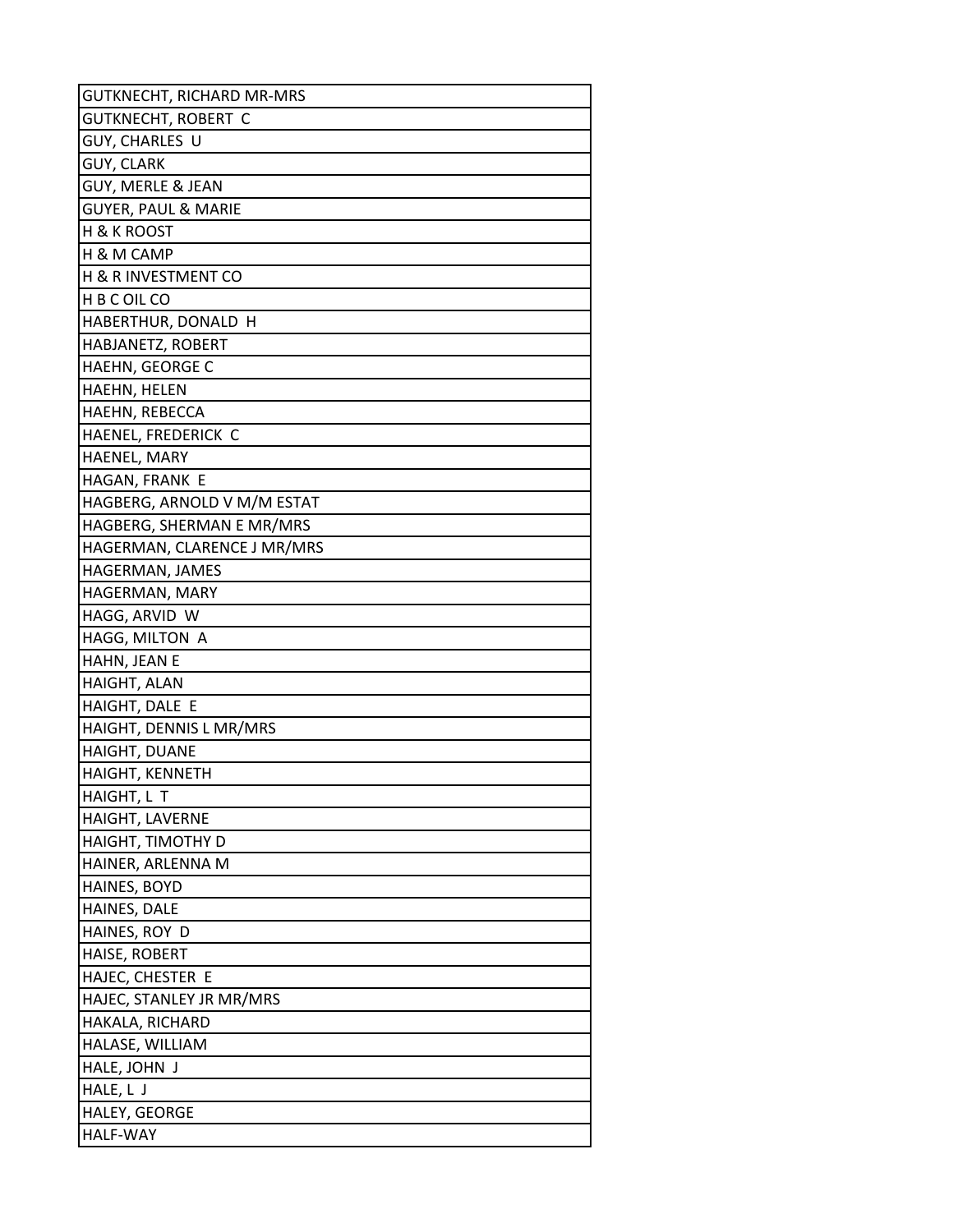| GUTKNECHT, RICHARD MR-MRS |
|---|
| GUTKNECHT, ROBERT C |
| GUY, CHARLES U |
| GUY, CLARK |
| GUY, MERLE & JEAN |
| GUYER, PAUL & MARIE |
| H & K ROOST |
| H & M CAMP |
| H & R INVESTMENT CO |
| H B C OIL CO |
| HABERTHUR, DONALD H |
| HABJANETZ, ROBERT |
| HAEHN, GEORGE C |
| HAEHN, HELEN |
| HAEHN, REBECCA |
| HAENEL, FREDERICK C |
| HAENEL, MARY |
| HAGAN, FRANK E |
| HAGBERG, ARNOLD V M/M ESTAT |
| HAGBERG, SHERMAN E MR/MRS |
| HAGERMAN, CLARENCE J MR/MRS |
| HAGERMAN, JAMES |
| HAGERMAN, MARY |
| HAGG, ARVID W |
| HAGG, MILTON A |
| HAHN, JEAN E |
| HAIGHT, ALAN |
| HAIGHT, DALE E |
| HAIGHT, DENNIS L MR/MRS |
| HAIGHT, DUANE |
| HAIGHT, KENNETH |
| HAIGHT, L T |
| HAIGHT, LAVERNE |
| HAIGHT, TIMOTHY D |
| HAINER, ARLENNA M |
| HAINES, BOYD |
| HAINES, DALE |
| HAINES, ROY D |
| HAISE, ROBERT |
| HAJEC, CHESTER E |
| HAJEC, STANLEY JR MR/MRS |
| HAKALA, RICHARD |
| HALASE, WILLIAM |
| HALE, JOHN J |
| HALE, L J |
| HALEY, GEORGE |
| HALF-WAY |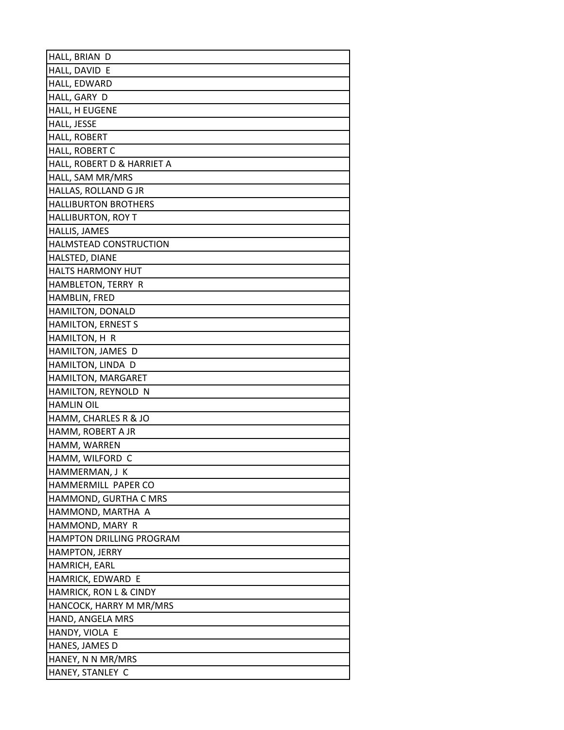| HALL, BRIAN D |
|---|
| HALL, DAVID E |
| HALL, EDWARD |
| HALL, GARY D |
| HALL, H EUGENE |
| HALL, JESSE |
| HALL, ROBERT |
| HALL, ROBERT C |
| HALL, ROBERT D & HARRIET A |
| HALL, SAM MR/MRS |
| HALLAS, ROLLAND G JR |
| HALLIBURTON BROTHERS |
| HALLIBURTON, ROY T |
| HALLIS, JAMES |
| HALMSTEAD CONSTRUCTION |
| HALSTED, DIANE |
| HALTS HARMONY HUT |
| HAMBLETON, TERRY R |
| HAMBLIN, FRED |
| HAMILTON, DONALD |
| HAMILTON, ERNEST S |
| HAMILTON, H R |
| HAMILTON, JAMES D |
| HAMILTON, LINDA D |
| HAMILTON, MARGARET |
| HAMILTON, REYNOLD N |
| HAMLIN OIL |
| HAMM, CHARLES R & JO |
| HAMM, ROBERT A JR |
| HAMM, WARREN |
| HAMM, WILFORD C |
| HAMMERMAN, J K |
| HAMMERMILL PAPER CO |
| HAMMOND, GURTHA C MRS |
| HAMMOND, MARTHA A |
| HAMMOND, MARY R |
| HAMPTON DRILLING PROGRAM |
| HAMPTON, JERRY |
| HAMRICH, EARL |
| HAMRICK, EDWARD E |
| HAMRICK, RON L & CINDY |
| HANCOCK, HARRY M MR/MRS |
| HAND, ANGELA MRS |
| HANDY, VIOLA E |
| HANES, JAMES D |
| HANEY, N N MR/MRS |
| HANEY, STANLEY C |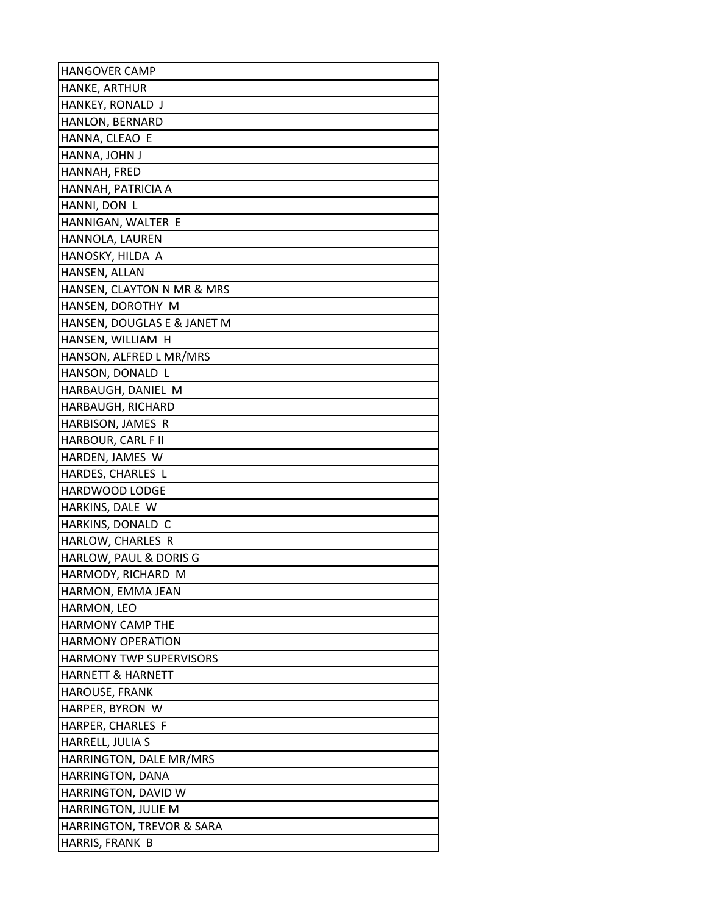| HANGOVER CAMP |
| --- |
| HANKE, ARTHUR |
| HANKEY, RONALD J |
| HANLON, BERNARD |
| HANNA, CLEAO E |
| HANNA, JOHN J |
| HANNAH, FRED |
| HANNAH, PATRICIA A |
| HANNI, DON L |
| HANNIGAN, WALTER E |
| HANNOLA, LAUREN |
| HANOSKY, HILDA A |
| HANSEN, ALLAN |
| HANSEN, CLAYTON N MR & MRS |
| HANSEN, DOROTHY M |
| HANSEN, DOUGLAS E & JANET M |
| HANSEN, WILLIAM H |
| HANSON, ALFRED L MR/MRS |
| HANSON, DONALD L |
| HARBAUGH, DANIEL M |
| HARBAUGH, RICHARD |
| HARBISON, JAMES R |
| HARBOUR, CARL F II |
| HARDEN, JAMES W |
| HARDES, CHARLES L |
| HARDWOOD LODGE |
| HARKINS, DALE W |
| HARKINS, DONALD C |
| HARLOW, CHARLES R |
| HARLOW, PAUL & DORIS G |
| HARMODY, RICHARD M |
| HARMON, EMMA JEAN |
| HARMON, LEO |
| HARMONY CAMP THE |
| HARMONY OPERATION |
| HARMONY TWP SUPERVISORS |
| HARNETT & HARNETT |
| HAROUSE, FRANK |
| HARPER, BYRON W |
| HARPER, CHARLES F |
| HARRELL, JULIA S |
| HARRINGTON, DALE MR/MRS |
| HARRINGTON, DANA |
| HARRINGTON, DAVID W |
| HARRINGTON, JULIE M |
| HARRINGTON, TREVOR & SARA |
| HARRIS, FRANK B |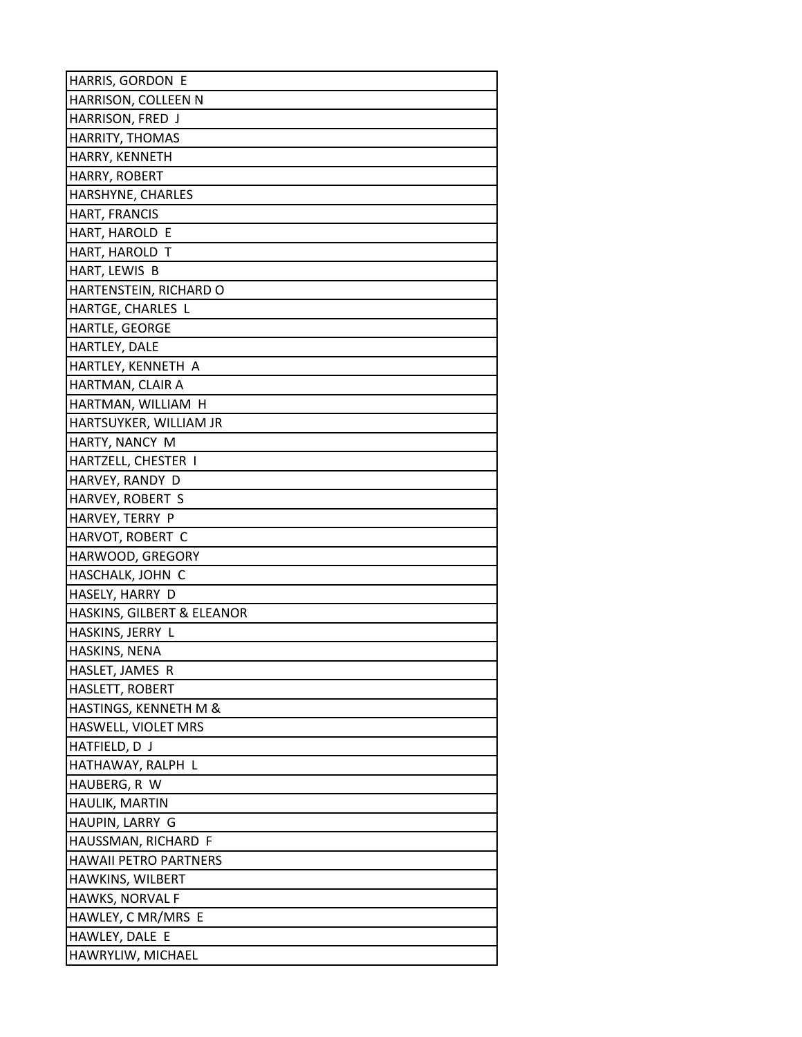| HARRIS, GORDON E |
|---|
| HARRISON, COLLEEN N |
| HARRISON, FRED J |
| HARRITY, THOMAS |
| HARRY, KENNETH |
| HARRY, ROBERT |
| HARSHYNE, CHARLES |
| HART, FRANCIS |
| HART, HAROLD E |
| HART, HAROLD T |
| HART, LEWIS B |
| HARTENSTEIN, RICHARD O |
| HARTGE, CHARLES L |
| HARTLE, GEORGE |
| HARTLEY, DALE |
| HARTLEY, KENNETH A |
| HARTMAN, CLAIR A |
| HARTMAN, WILLIAM H |
| HARTSUYKER, WILLIAM JR |
| HARTY, NANCY M |
| HARTZELL, CHESTER I |
| HARVEY, RANDY D |
| HARVEY, ROBERT S |
| HARVEY, TERRY P |
| HARVOT, ROBERT C |
| HARWOOD, GREGORY |
| HASCHALK, JOHN C |
| HASELY, HARRY D |
| HASKINS, GILBERT & ELEANOR |
| HASKINS, JERRY L |
| HASKINS, NENA |
| HASLET, JAMES R |
| HASLETT, ROBERT |
| HASTINGS, KENNETH M & |
| HASWELL, VIOLET MRS |
| HATFIELD, D J |
| HATHAWAY, RALPH L |
| HAUBERG, R W |
| HAULIK, MARTIN |
| HAUPIN, LARRY G |
| HAUSSMAN, RICHARD F |
| HAWAII PETRO PARTNERS |
| HAWKINS, WILBERT |
| HAWKS, NORVAL F |
| HAWLEY, C MR/MRS E |
| HAWLEY, DALE E |
| HAWRYLIW, MICHAEL |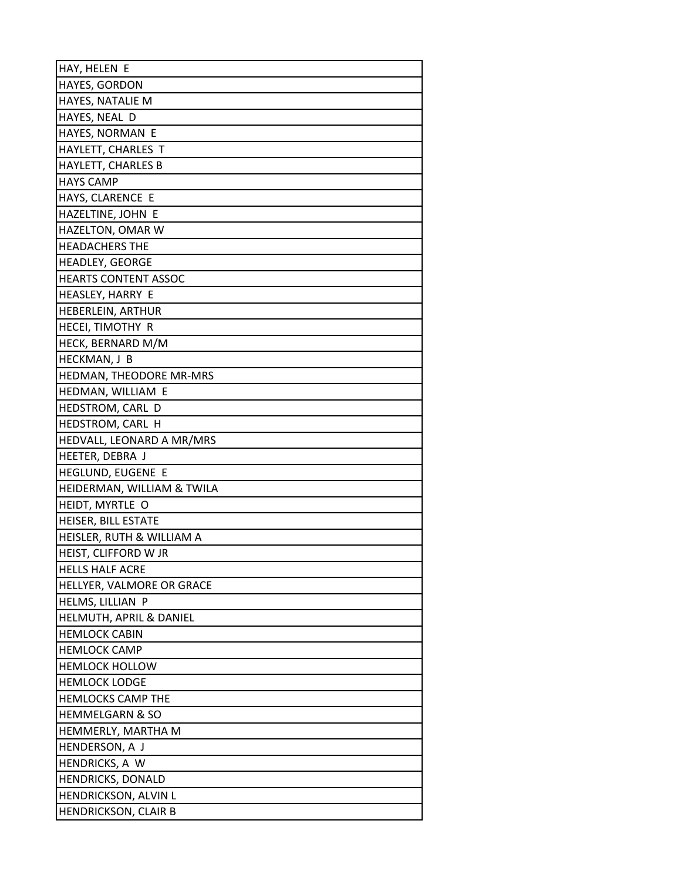| HAY, HELEN  E |
|---|
| HAYES, GORDON |
| HAYES, NATALIE M |
| HAYES, NEAL  D |
| HAYES, NORMAN  E |
| HAYLETT, CHARLES  T |
| HAYLETT, CHARLES B |
| HAYS CAMP |
| HAYS, CLARENCE  E |
| HAZELTINE, JOHN  E |
| HAZELTON, OMAR W |
| HEADACHERS THE |
| HEADLEY, GEORGE |
| HEARTS CONTENT ASSOC |
| HEASLEY, HARRY  E |
| HEBERLEIN, ARTHUR |
| HECEI, TIMOTHY  R |
| HECK, BERNARD M/M |
| HECKMAN, J  B |
| HEDMAN, THEODORE MR-MRS |
| HEDMAN, WILLIAM  E |
| HEDSTROM, CARL  D |
| HEDSTROM, CARL  H |
| HEDVALL, LEONARD A MR/MRS |
| HEETER, DEBRA  J |
| HEGLUND, EUGENE  E |
| HEIDERMAN, WILLIAM & TWILA |
| HEIDT, MYRTLE  O |
| HEISER, BILL ESTATE |
| HEISLER, RUTH & WILLIAM A |
| HEIST, CLIFFORD W JR |
| HELLS HALF ACRE |
| HELLYER, VALMORE OR GRACE |
| HELMS, LILLIAN  P |
| HELMUTH, APRIL & DANIEL |
| HEMLOCK CABIN |
| HEMLOCK CAMP |
| HEMLOCK HOLLOW |
| HEMLOCK LODGE |
| HEMLOCKS CAMP THE |
| HEMMELGARN & SO |
| HEMMERLY, MARTHA M |
| HENDERSON, A  J |
| HENDRICKS, A  W |
| HENDRICKS, DONALD |
| HENDRICKSON, ALVIN L |
| HENDRICKSON, CLAIR B |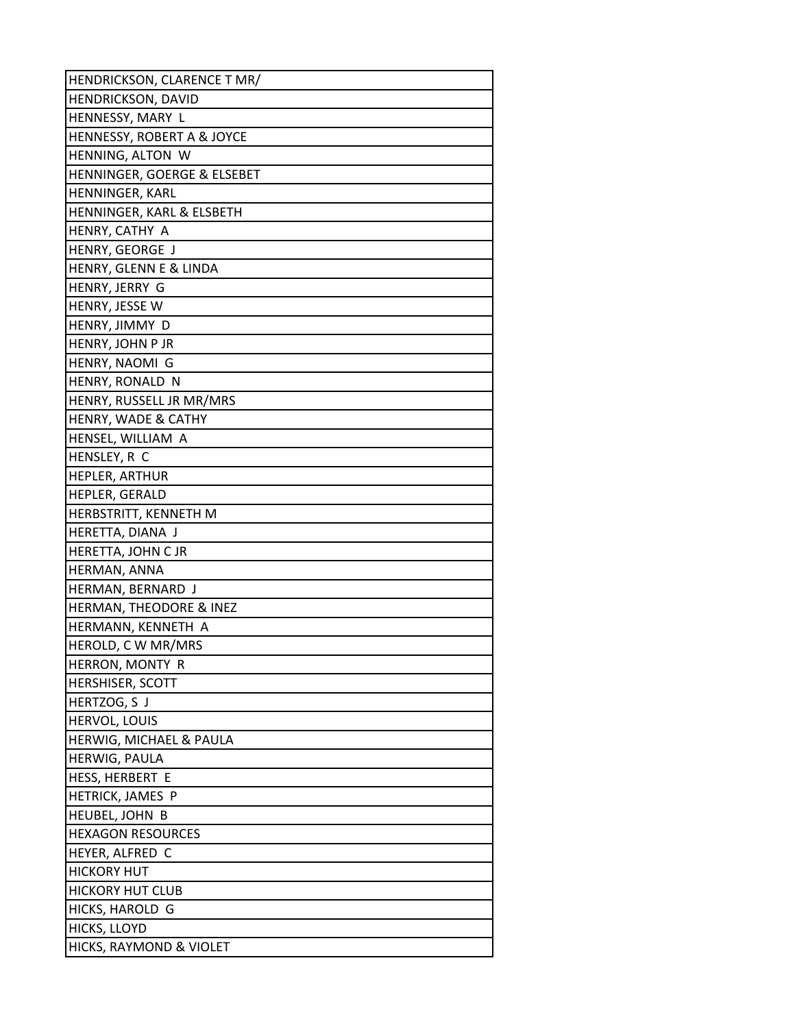| HENDRICKSON, CLARENCE T MR/ |
|---|
| HENDRICKSON, DAVID |
| HENNESSY, MARY L |
| HENNESSY, ROBERT A & JOYCE |
| HENNING, ALTON W |
| HENNINGER, GOERGE & ELSEBET |
| HENNINGER, KARL |
| HENNINGER, KARL & ELSBETH |
| HENRY, CATHY A |
| HENRY, GEORGE J |
| HENRY, GLENN E & LINDA |
| HENRY, JERRY G |
| HENRY, JESSE W |
| HENRY, JIMMY D |
| HENRY, JOHN P JR |
| HENRY, NAOMI G |
| HENRY, RONALD N |
| HENRY, RUSSELL JR MR/MRS |
| HENRY, WADE & CATHY |
| HENSEL, WILLIAM A |
| HENSLEY, R C |
| HEPLER, ARTHUR |
| HEPLER, GERALD |
| HERBSTRITT, KENNETH M |
| HERETTA, DIANA J |
| HERETTA, JOHN C JR |
| HERMAN, ANNA |
| HERMAN, BERNARD J |
| HERMAN, THEODORE & INEZ |
| HERMANN, KENNETH A |
| HEROLD, C W MR/MRS |
| HERRON, MONTY R |
| HERSHISER, SCOTT |
| HERTZOG, S J |
| HERVOL, LOUIS |
| HERWIG, MICHAEL & PAULA |
| HERWIG, PAULA |
| HESS, HERBERT E |
| HETRICK, JAMES P |
| HEUBEL, JOHN B |
| HEXAGON RESOURCES |
| HEYER, ALFRED C |
| HICKORY HUT |
| HICKORY HUT CLUB |
| HICKS, HAROLD G |
| HICKS, LLOYD |
| HICKS, RAYMOND & VIOLET |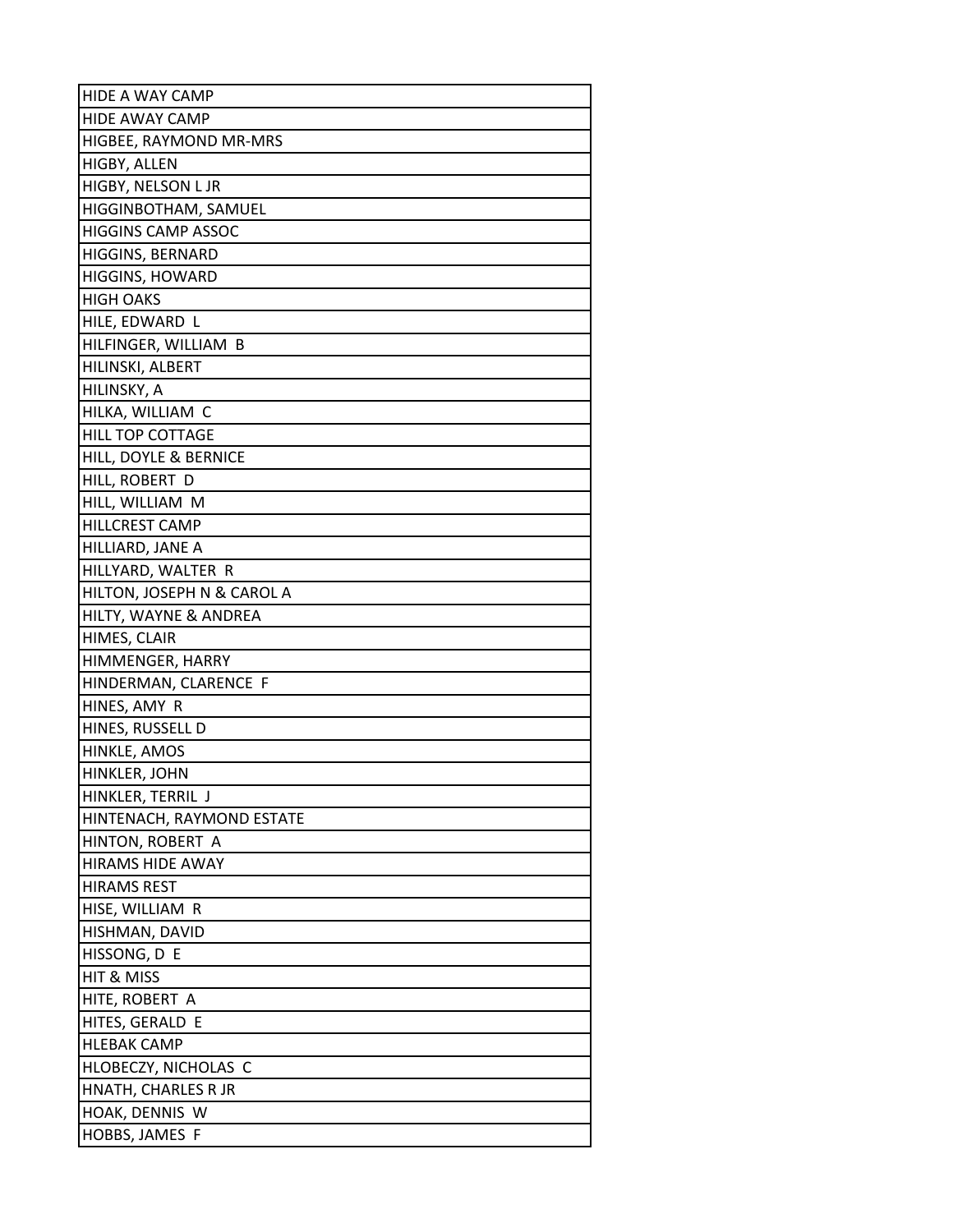| HIDE A WAY CAMP |
| --- |
| HIDE AWAY CAMP |
| HIGBEE, RAYMOND MR-MRS |
| HIGBY, ALLEN |
| HIGBY, NELSON L JR |
| HIGGINBOTHAM, SAMUEL |
| HIGGINS CAMP ASSOC |
| HIGGINS, BERNARD |
| HIGGINS, HOWARD |
| HIGH OAKS |
| HILE, EDWARD L |
| HILFINGER, WILLIAM B |
| HILINSKI, ALBERT |
| HILINSKY, A |
| HILKA, WILLIAM C |
| HILL TOP COTTAGE |
| HILL, DOYLE & BERNICE |
| HILL, ROBERT D |
| HILL, WILLIAM M |
| HILLCREST CAMP |
| HILLIARD, JANE A |
| HILLYARD, WALTER R |
| HILTON, JOSEPH N & CAROL A |
| HILTY, WAYNE & ANDREA |
| HIMES, CLAIR |
| HIMMENGER, HARRY |
| HINDERMAN, CLARENCE F |
| HINES, AMY R |
| HINES, RUSSELL D |
| HINKLE, AMOS |
| HINKLER, JOHN |
| HINKLER, TERRIL J |
| HINTENACH, RAYMOND ESTATE |
| HINTON, ROBERT A |
| HIRAMS HIDE AWAY |
| HIRAMS REST |
| HISE, WILLIAM R |
| HISHMAN, DAVID |
| HISSONG, D E |
| HIT & MISS |
| HITE, ROBERT A |
| HITES, GERALD E |
| HLEBAK CAMP |
| HLOBECZY, NICHOLAS C |
| HNATH, CHARLES R JR |
| HOAK, DENNIS W |
| HOBBS, JAMES F |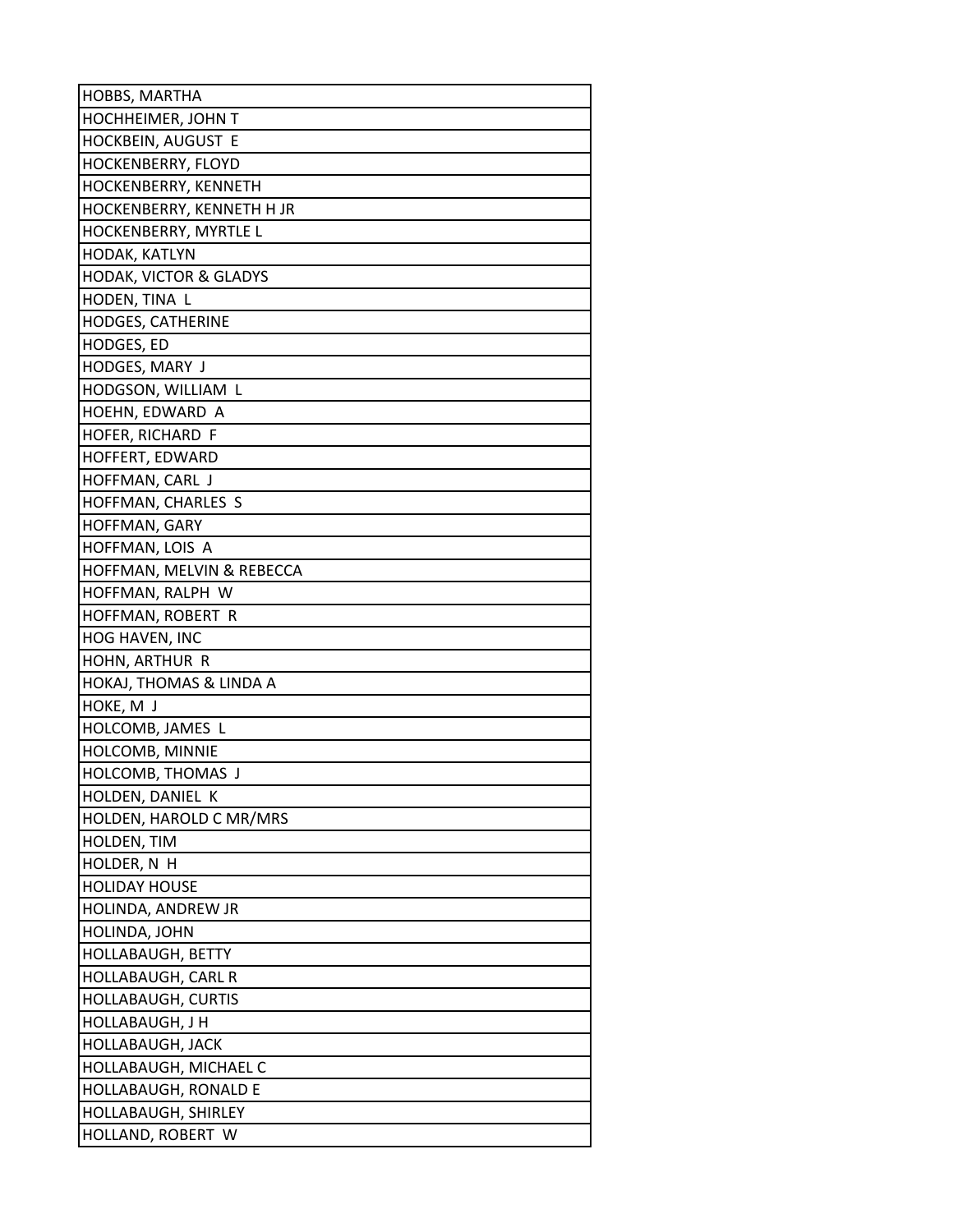| HOBBS, MARTHA |
|---|
| HOCHHEIMER, JOHN T |
| HOCKBEIN, AUGUST E |
| HOCKENBERRY, FLOYD |
| HOCKENBERRY, KENNETH |
| HOCKENBERRY, KENNETH H JR |
| HOCKENBERRY, MYRTLE L |
| HODAK, KATLYN |
| HODAK, VICTOR & GLADYS |
| HODEN, TINA L |
| HODGES, CATHERINE |
| HODGES, ED |
| HODGES, MARY J |
| HODGSON, WILLIAM L |
| HOEHN, EDWARD A |
| HOFER, RICHARD F |
| HOFFERT, EDWARD |
| HOFFMAN, CARL J |
| HOFFMAN, CHARLES S |
| HOFFMAN, GARY |
| HOFFMAN, LOIS A |
| HOFFMAN, MELVIN & REBECCA |
| HOFFMAN, RALPH W |
| HOFFMAN, ROBERT R |
| HOG HAVEN, INC |
| HOHN, ARTHUR R |
| HOKAJ, THOMAS & LINDA A |
| HOKE, M J |
| HOLCOMB, JAMES L |
| HOLCOMB, MINNIE |
| HOLCOMB, THOMAS J |
| HOLDEN, DANIEL K |
| HOLDEN, HAROLD C MR/MRS |
| HOLDEN, TIM |
| HOLDER, N H |
| HOLIDAY HOUSE |
| HOLINDA, ANDREW JR |
| HOLINDA, JOHN |
| HOLLABAUGH, BETTY |
| HOLLABAUGH, CARL R |
| HOLLABAUGH, CURTIS |
| HOLLABAUGH, J H |
| HOLLABAUGH, JACK |
| HOLLABAUGH, MICHAEL C |
| HOLLABAUGH, RONALD E |
| HOLLABAUGH, SHIRLEY |
| HOLLAND, ROBERT W |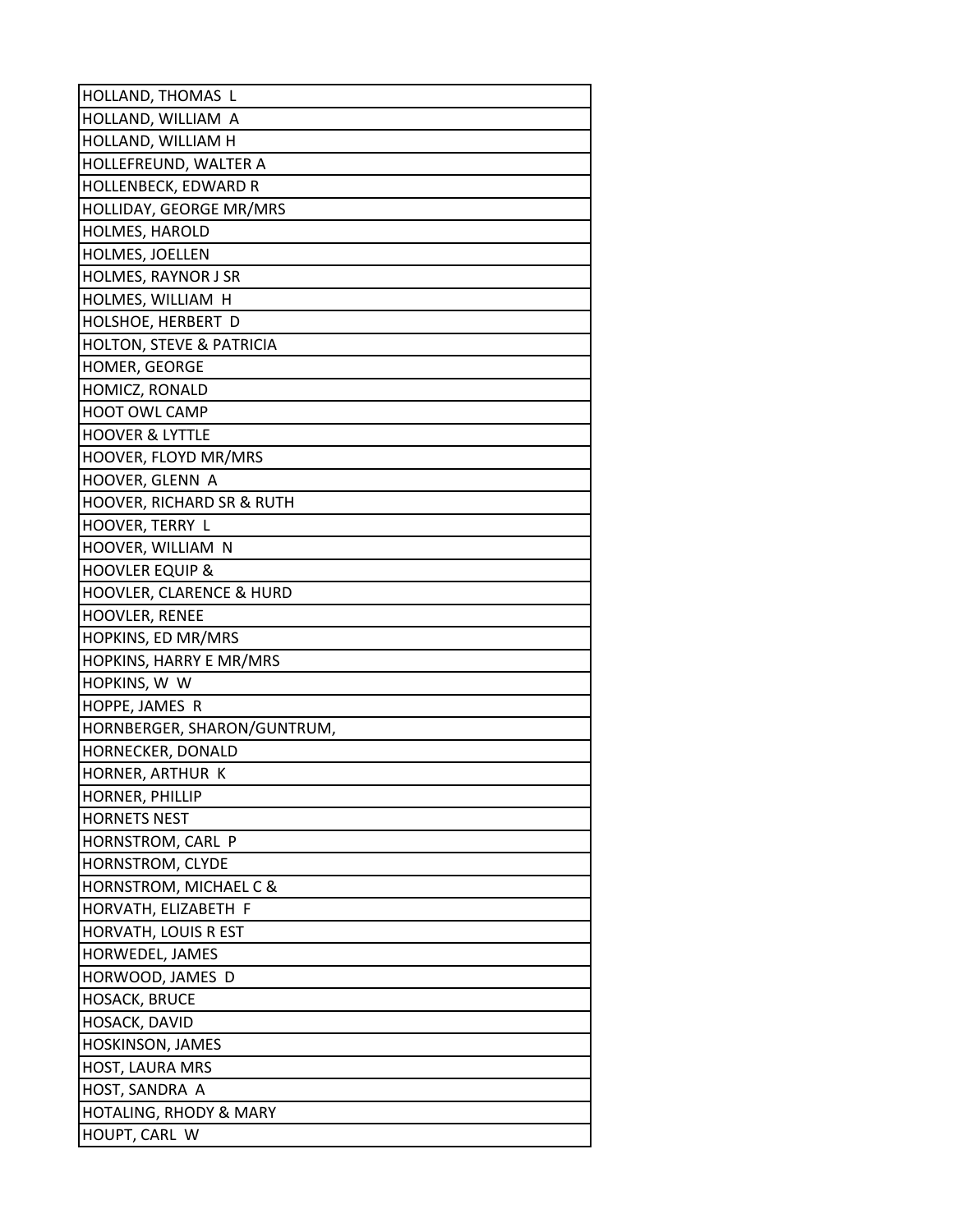| HOLLAND, THOMAS L |
|---|
| HOLLAND, WILLIAM A |
| HOLLAND, WILLIAM H |
| HOLLEFREUND, WALTER A |
| HOLLENBECK, EDWARD R |
| HOLLIDAY, GEORGE MR/MRS |
| HOLMES, HAROLD |
| HOLMES, JOELLEN |
| HOLMES, RAYNOR J SR |
| HOLMES, WILLIAM H |
| HOLSHOE, HERBERT D |
| HOLTON, STEVE & PATRICIA |
| HOMER, GEORGE |
| HOMICZ, RONALD |
| HOOT OWL CAMP |
| HOOVER & LYTTLE |
| HOOVER, FLOYD MR/MRS |
| HOOVER, GLENN A |
| HOOVER, RICHARD SR & RUTH |
| HOOVER, TERRY L |
| HOOVER, WILLIAM N |
| HOOVLER EQUIP & |
| HOOVLER, CLARENCE & HURD |
| HOOVLER, RENEE |
| HOPKINS, ED MR/MRS |
| HOPKINS, HARRY E MR/MRS |
| HOPKINS, W W |
| HOPPE, JAMES R |
| HORNBERGER, SHARON/GUNTRUM, |
| HORNECKER, DONALD |
| HORNER, ARTHUR K |
| HORNER, PHILLIP |
| HORNETS NEST |
| HORNSTROM, CARL P |
| HORNSTROM, CLYDE |
| HORNSTROM, MICHAEL C & |
| HORVATH, ELIZABETH F |
| HORVATH, LOUIS R EST |
| HORWEDEL, JAMES |
| HORWOOD, JAMES D |
| HOSACK, BRUCE |
| HOSACK, DAVID |
| HOSKINSON, JAMES |
| HOST, LAURA MRS |
| HOST, SANDRA A |
| HOTALING, RHODY & MARY |
| HOUPT, CARL W |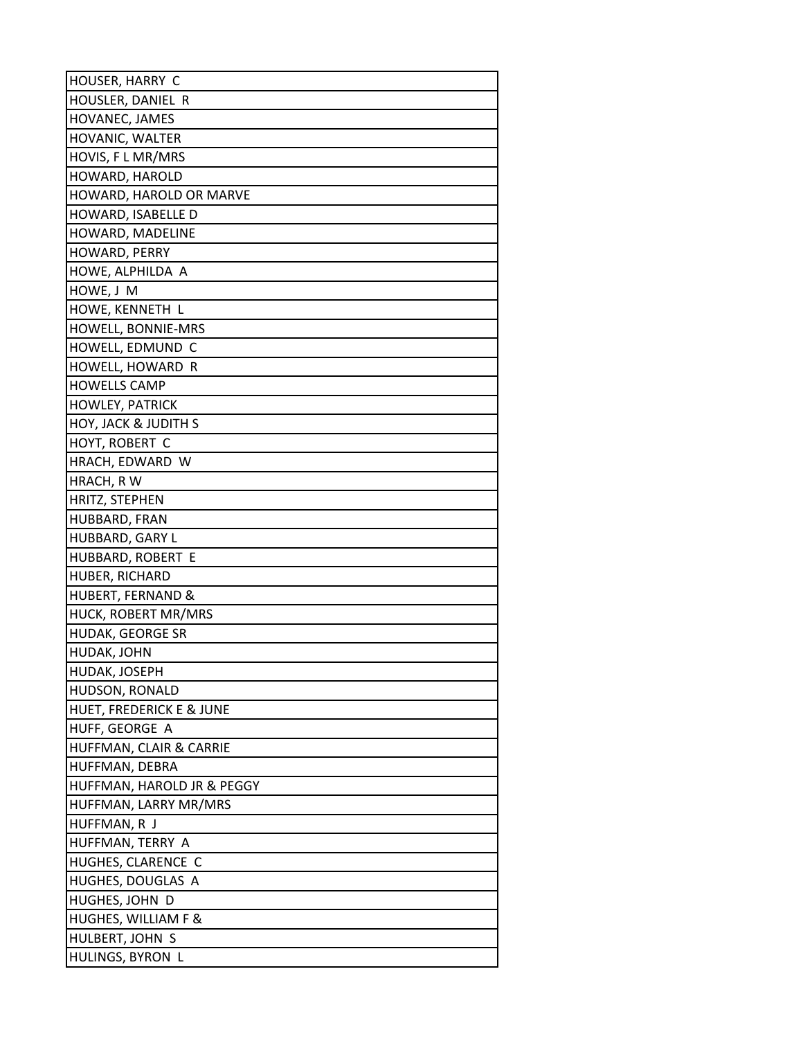| HOUSER, HARRY C |
|---|
| HOUSLER, DANIEL R |
| HOVANEC, JAMES |
| HOVANIC, WALTER |
| HOVIS, F L MR/MRS |
| HOWARD, HAROLD |
| HOWARD, HAROLD OR MARVE |
| HOWARD, ISABELLE D |
| HOWARD, MADELINE |
| HOWARD, PERRY |
| HOWE, ALPHILDA A |
| HOWE, J M |
| HOWE, KENNETH L |
| HOWELL, BONNIE-MRS |
| HOWELL, EDMUND C |
| HOWELL, HOWARD R |
| HOWELLS CAMP |
| HOWLEY, PATRICK |
| HOY, JACK & JUDITH S |
| HOYT, ROBERT C |
| HRACH, EDWARD W |
| HRACH, R W |
| HRITZ, STEPHEN |
| HUBBARD, FRAN |
| HUBBARD, GARY L |
| HUBBARD, ROBERT E |
| HUBER, RICHARD |
| HUBERT, FERNAND & |
| HUCK, ROBERT MR/MRS |
| HUDAK, GEORGE SR |
| HUDAK, JOHN |
| HUDAK, JOSEPH |
| HUDSON, RONALD |
| HUET, FREDERICK E & JUNE |
| HUFF, GEORGE A |
| HUFFMAN, CLAIR & CARRIE |
| HUFFMAN, DEBRA |
| HUFFMAN, HAROLD JR & PEGGY |
| HUFFMAN, LARRY MR/MRS |
| HUFFMAN, R J |
| HUFFMAN, TERRY A |
| HUGHES, CLARENCE C |
| HUGHES, DOUGLAS A |
| HUGHES, JOHN D |
| HUGHES, WILLIAM F & |
| HULBERT, JOHN S |
| HULINGS, BYRON L |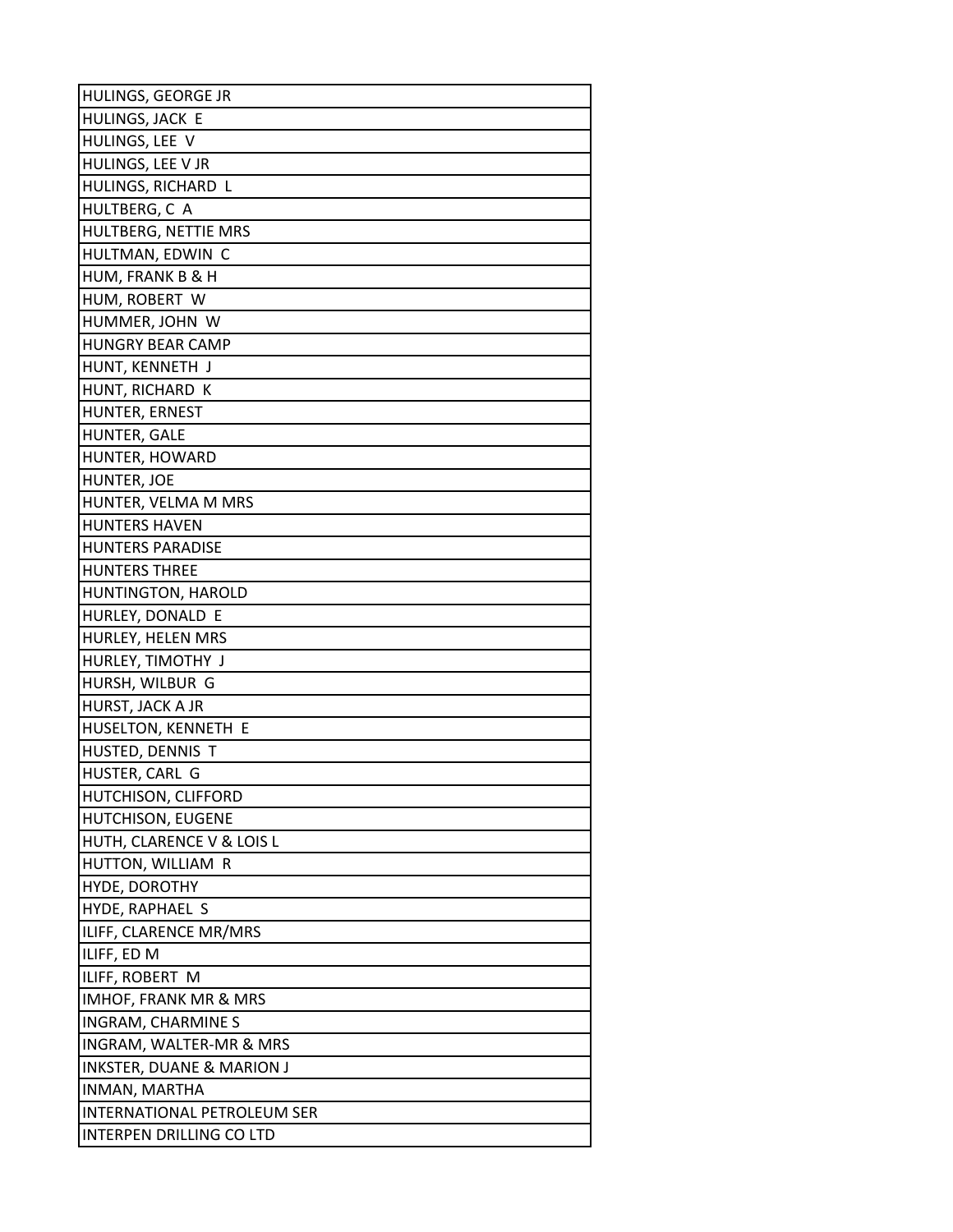| HULINGS, GEORGE JR |
|---|
| HULINGS, JACK E |
| HULINGS, LEE V |
| HULINGS, LEE V JR |
| HULINGS, RICHARD L |
| HULTBERG, C A |
| HULTBERG, NETTIE MRS |
| HULTMAN, EDWIN C |
| HUM, FRANK B & H |
| HUM, ROBERT W |
| HUMMER, JOHN W |
| HUNGRY BEAR CAMP |
| HUNT, KENNETH J |
| HUNT, RICHARD K |
| HUNTER, ERNEST |
| HUNTER, GALE |
| HUNTER, HOWARD |
| HUNTER, JOE |
| HUNTER, VELMA M MRS |
| HUNTERS HAVEN |
| HUNTERS PARADISE |
| HUNTERS THREE |
| HUNTINGTON, HAROLD |
| HURLEY, DONALD E |
| HURLEY, HELEN MRS |
| HURLEY, TIMOTHY J |
| HURSH, WILBUR G |
| HURST, JACK A JR |
| HUSELTON, KENNETH E |
| HUSTED, DENNIS T |
| HUSTER, CARL G |
| HUTCHISON, CLIFFORD |
| HUTCHISON, EUGENE |
| HUTH, CLARENCE V & LOIS L |
| HUTTON, WILLIAM R |
| HYDE, DOROTHY |
| HYDE, RAPHAEL S |
| ILIFF, CLARENCE MR/MRS |
| ILIFF, ED M |
| ILIFF, ROBERT M |
| IMHOF, FRANK MR & MRS |
| INGRAM, CHARMINE S |
| INGRAM, WALTER-MR & MRS |
| INKSTER, DUANE & MARION J |
| INMAN, MARTHA |
| INTERNATIONAL PETROLEUM SER |
| INTERPEN DRILLING CO LTD |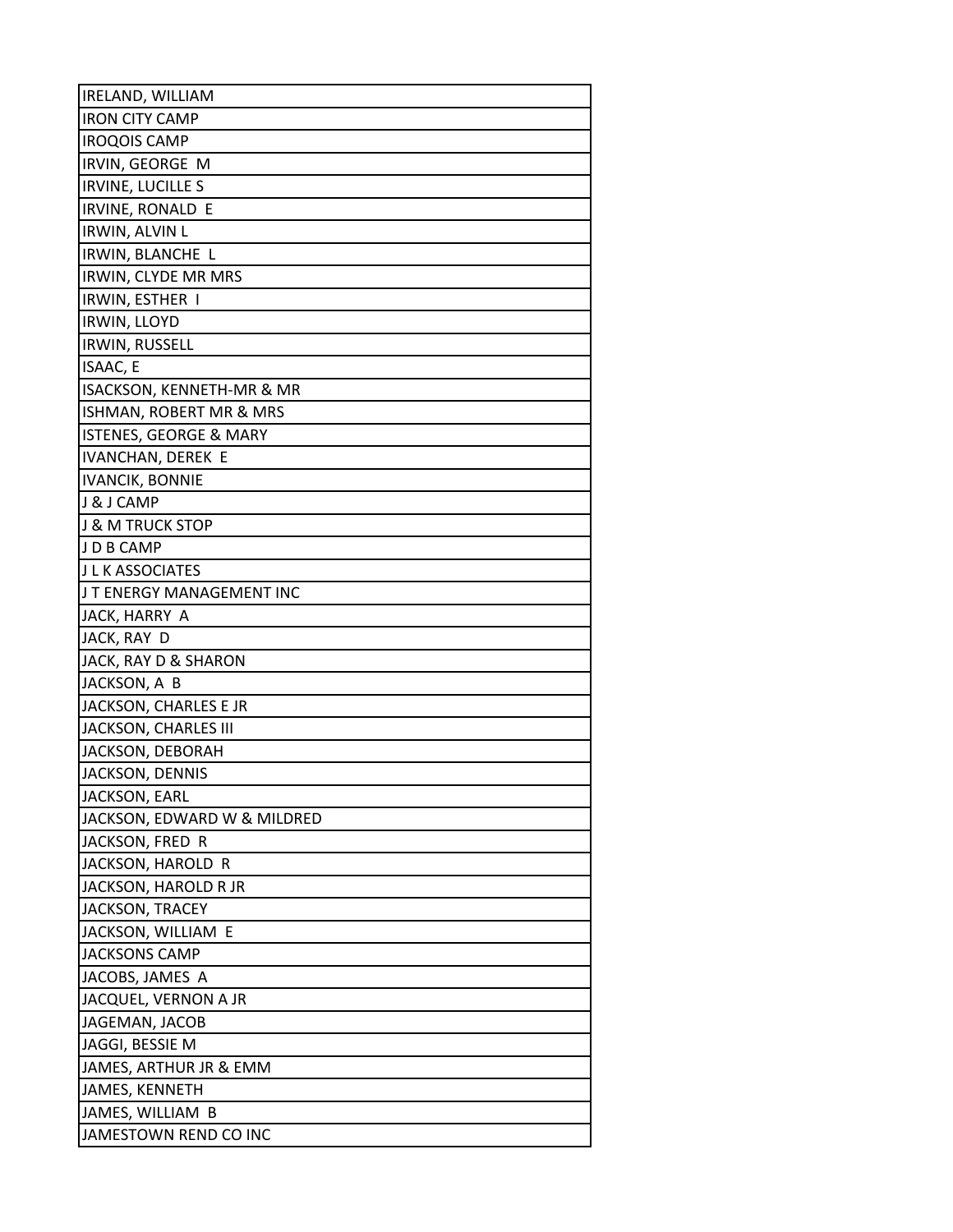| IRELAND, WILLIAM |
| --- |
| IRON CITY CAMP |
| IROQOIS CAMP |
| IRVIN, GEORGE M |
| IRVINE, LUCILLE S |
| IRVINE, RONALD E |
| IRWIN, ALVIN L |
| IRWIN, BLANCHE L |
| IRWIN, CLYDE MR MRS |
| IRWIN, ESTHER I |
| IRWIN, LLOYD |
| IRWIN, RUSSELL |
| ISAAC, E |
| ISACKSON, KENNETH-MR & MR |
| ISHMAN, ROBERT MR & MRS |
| ISTENES, GEORGE & MARY |
| IVANCHAN, DEREK E |
| IVANCIK, BONNIE |
| J & J CAMP |
| J & M TRUCK STOP |
| J D B CAMP |
| J L K ASSOCIATES |
| J T ENERGY MANAGEMENT INC |
| JACK, HARRY A |
| JACK, RAY D |
| JACK, RAY D & SHARON |
| JACKSON, A B |
| JACKSON, CHARLES E JR |
| JACKSON, CHARLES III |
| JACKSON, DEBORAH |
| JACKSON, DENNIS |
| JACKSON, EARL |
| JACKSON, EDWARD W & MILDRED |
| JACKSON, FRED R |
| JACKSON, HAROLD R |
| JACKSON, HAROLD R JR |
| JACKSON, TRACEY |
| JACKSON, WILLIAM E |
| JACKSONS CAMP |
| JACOBS, JAMES A |
| JACQUEL, VERNON A JR |
| JAGEMAN, JACOB |
| JAGGI, BESSIE M |
| JAMES, ARTHUR JR & EMM |
| JAMES, KENNETH |
| JAMES, WILLIAM B |
| JAMESTOWN REND CO INC |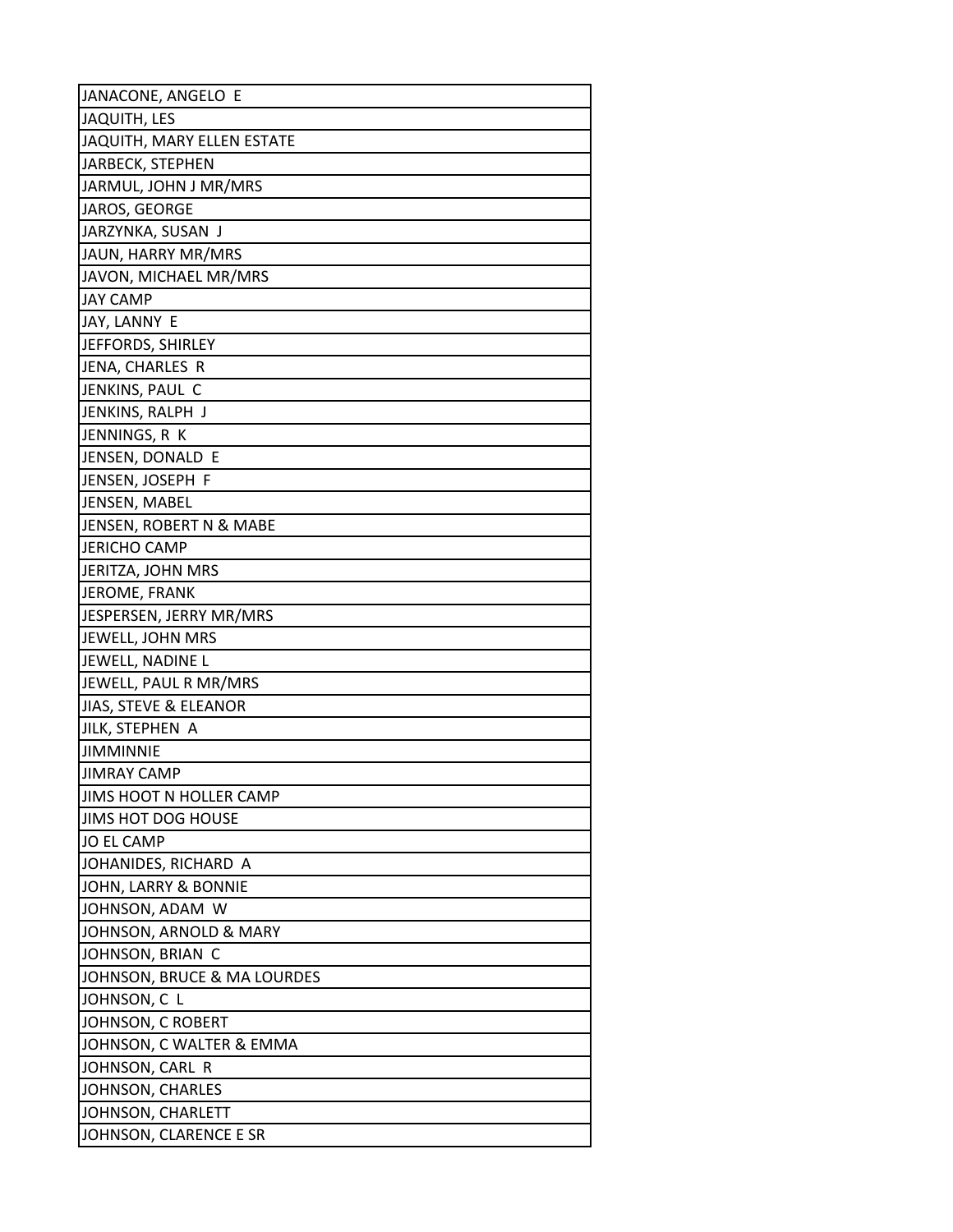| JANACONE, ANGELO E |
| --- |
| JAQUITH, LES |
| JAQUITH, MARY ELLEN ESTATE |
| JARBECK, STEPHEN |
| JARMUL, JOHN J MR/MRS |
| JAROS, GEORGE |
| JARZYNKA, SUSAN J |
| JAUN, HARRY MR/MRS |
| JAVON, MICHAEL MR/MRS |
| JAY CAMP |
| JAY, LANNY E |
| JEFFORDS, SHIRLEY |
| JENA, CHARLES R |
| JENKINS, PAUL C |
| JENKINS, RALPH J |
| JENNINGS, R K |
| JENSEN, DONALD E |
| JENSEN, JOSEPH F |
| JENSEN, MABEL |
| JENSEN, ROBERT N & MABE |
| JERICHO CAMP |
| JERITZA, JOHN MRS |
| JEROME, FRANK |
| JESPERSEN, JERRY MR/MRS |
| JEWELL, JOHN MRS |
| JEWELL, NADINE L |
| JEWELL, PAUL R MR/MRS |
| JIAS, STEVE & ELEANOR |
| JILK, STEPHEN A |
| JIMMINNIE |
| JIMRAY CAMP |
| JIMS HOOT N HOLLER CAMP |
| JIMS HOT DOG HOUSE |
| JO EL CAMP |
| JOHANIDES, RICHARD A |
| JOHN, LARRY & BONNIE |
| JOHNSON, ADAM W |
| JOHNSON, ARNOLD & MARY |
| JOHNSON, BRIAN C |
| JOHNSON, BRUCE & MA LOURDES |
| JOHNSON, C L |
| JOHNSON, C ROBERT |
| JOHNSON, C WALTER & EMMA |
| JOHNSON, CARL R |
| JOHNSON, CHARLES |
| JOHNSON, CHARLETT |
| JOHNSON, CLARENCE E SR |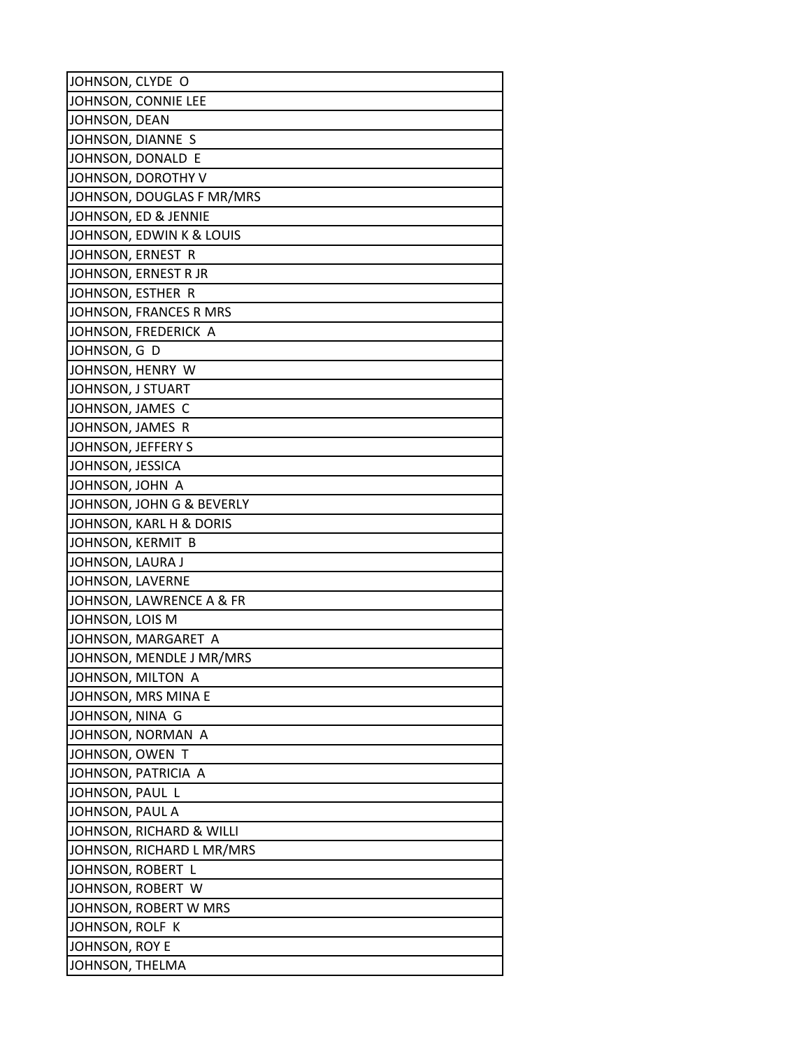| JOHNSON, CLYDE O |
|---|
| JOHNSON, CONNIE LEE |
| JOHNSON, DEAN |
| JOHNSON, DIANNE S |
| JOHNSON, DONALD E |
| JOHNSON, DOROTHY V |
| JOHNSON, DOUGLAS F MR/MRS |
| JOHNSON, ED & JENNIE |
| JOHNSON, EDWIN K & LOUIS |
| JOHNSON, ERNEST R |
| JOHNSON, ERNEST R JR |
| JOHNSON, ESTHER R |
| JOHNSON, FRANCES R MRS |
| JOHNSON, FREDERICK A |
| JOHNSON, G D |
| JOHNSON, HENRY W |
| JOHNSON, J STUART |
| JOHNSON, JAMES C |
| JOHNSON, JAMES R |
| JOHNSON, JEFFERY S |
| JOHNSON, JESSICA |
| JOHNSON, JOHN A |
| JOHNSON, JOHN G & BEVERLY |
| JOHNSON, KARL H & DORIS |
| JOHNSON, KERMIT B |
| JOHNSON, LAURA J |
| JOHNSON, LAVERNE |
| JOHNSON, LAWRENCE A & FR |
| JOHNSON, LOIS M |
| JOHNSON, MARGARET A |
| JOHNSON, MENDLE J MR/MRS |
| JOHNSON, MILTON A |
| JOHNSON, MRS MINA E |
| JOHNSON, NINA G |
| JOHNSON, NORMAN A |
| JOHNSON, OWEN T |
| JOHNSON, PATRICIA A |
| JOHNSON, PAUL L |
| JOHNSON, PAUL A |
| JOHNSON, RICHARD & WILLI |
| JOHNSON, RICHARD L MR/MRS |
| JOHNSON, ROBERT L |
| JOHNSON, ROBERT W |
| JOHNSON, ROBERT W MRS |
| JOHNSON, ROLF K |
| JOHNSON, ROY E |
| JOHNSON, THELMA |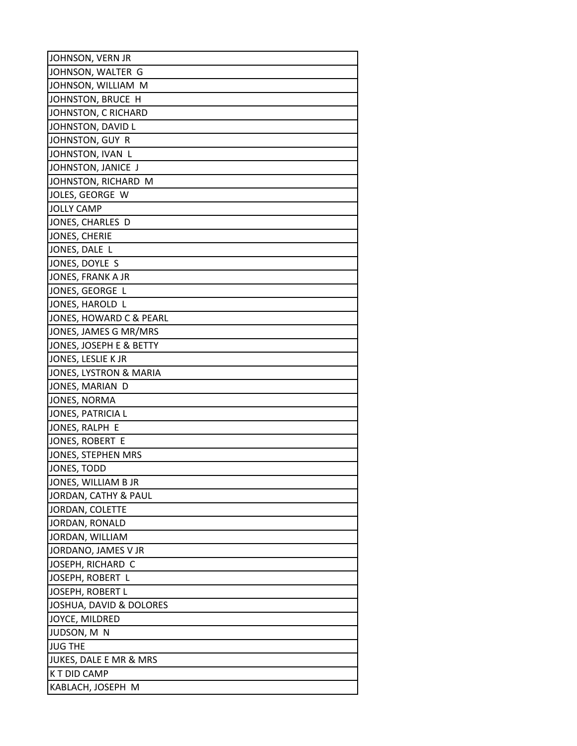| JOHNSON, VERN JR |
| --- |
| JOHNSON, WALTER G |
| JOHNSON, WILLIAM M |
| JOHNSTON, BRUCE H |
| JOHNSTON, C RICHARD |
| JOHNSTON, DAVID L |
| JOHNSTON, GUY R |
| JOHNSTON, IVAN L |
| JOHNSTON, JANICE J |
| JOHNSTON, RICHARD M |
| JOLES, GEORGE W |
| JOLLY CAMP |
| JONES, CHARLES D |
| JONES, CHERIE |
| JONES, DALE L |
| JONES, DOYLE S |
| JONES, FRANK A JR |
| JONES, GEORGE L |
| JONES, HAROLD L |
| JONES, HOWARD C & PEARL |
| JONES, JAMES G MR/MRS |
| JONES, JOSEPH E & BETTY |
| JONES, LESLIE K JR |
| JONES, LYSTRON & MARIA |
| JONES, MARIAN D |
| JONES, NORMA |
| JONES, PATRICIA L |
| JONES, RALPH E |
| JONES, ROBERT E |
| JONES, STEPHEN MRS |
| JONES, TODD |
| JONES, WILLIAM B JR |
| JORDAN, CATHY & PAUL |
| JORDAN, COLETTE |
| JORDAN, RONALD |
| JORDAN, WILLIAM |
| JORDANO, JAMES V JR |
| JOSEPH, RICHARD C |
| JOSEPH, ROBERT L |
| JOSEPH, ROBERT L |
| JOSHUA, DAVID & DOLORES |
| JOYCE, MILDRED |
| JUDSON, M N |
| JUG THE |
| JUKES, DALE E MR & MRS |
| K T DID CAMP |
| KABLACH, JOSEPH M |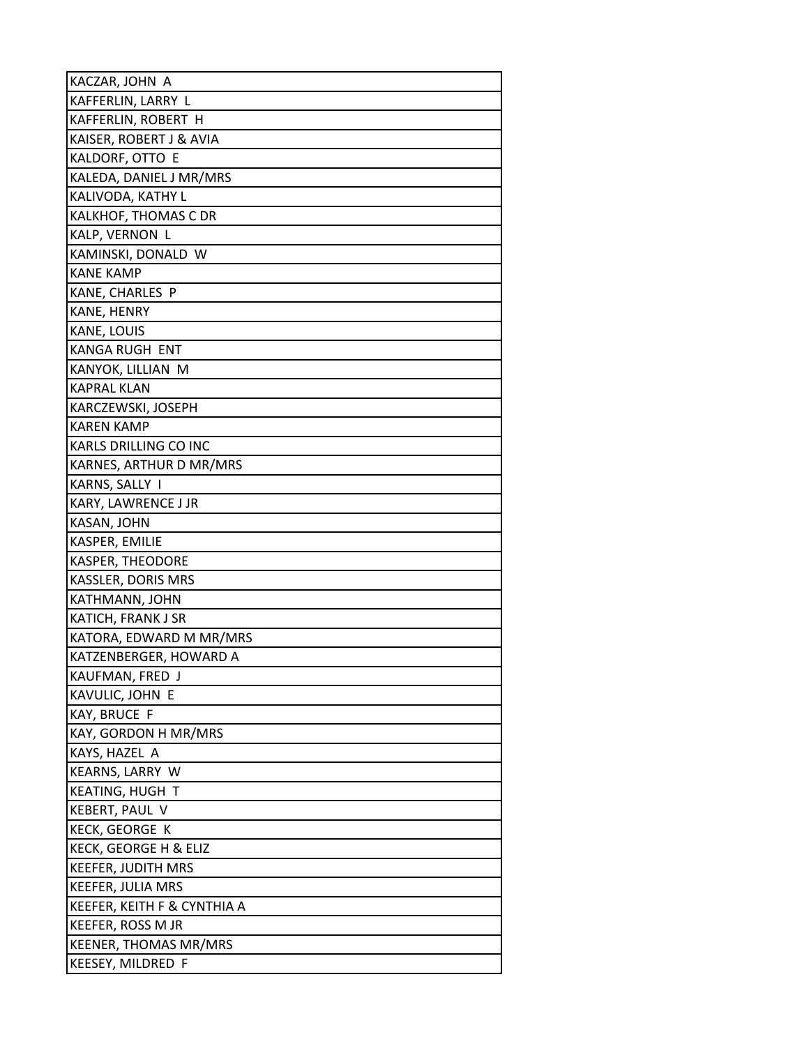| KACZAR, JOHN A |
| --- |
| KAFFERLIN, LARRY L |
| KAFFERLIN, ROBERT H |
| KAISER, ROBERT J & AVIA |
| KALDORF, OTTO E |
| KALEDA, DANIEL J MR/MRS |
| KALIVODA, KATHY L |
| KALKHOF, THOMAS C DR |
| KALP, VERNON L |
| KAMINSKI, DONALD W |
| KANE KAMP |
| KANE, CHARLES P |
| KANE, HENRY |
| KANE, LOUIS |
| KANGA RUGH ENT |
| KANYOK, LILLIAN M |
| KAPRAL KLAN |
| KARCZEWSKI, JOSEPH |
| KAREN KAMP |
| KARLS DRILLING CO INC |
| KARNES, ARTHUR D MR/MRS |
| KARNS, SALLY I |
| KARY, LAWRENCE J JR |
| KASAN, JOHN |
| KASPER, EMILIE |
| KASPER, THEODORE |
| KASSLER, DORIS MRS |
| KATHMANN, JOHN |
| KATICH, FRANK J SR |
| KATORA, EDWARD M MR/MRS |
| KATZENBERGER, HOWARD A |
| KAUFMAN, FRED J |
| KAVULIC, JOHN E |
| KAY, BRUCE F |
| KAY, GORDON H MR/MRS |
| KAYS, HAZEL A |
| KEARNS, LARRY W |
| KEATING, HUGH T |
| KEBERT, PAUL V |
| KECK, GEORGE K |
| KECK, GEORGE H & ELIZ |
| KEEFER, JUDITH MRS |
| KEEFER, JULIA MRS |
| KEEFER, KEITH F & CYNTHIA A |
| KEEFER, ROSS M JR |
| KEENER, THOMAS MR/MRS |
| KEESEY, MILDRED F |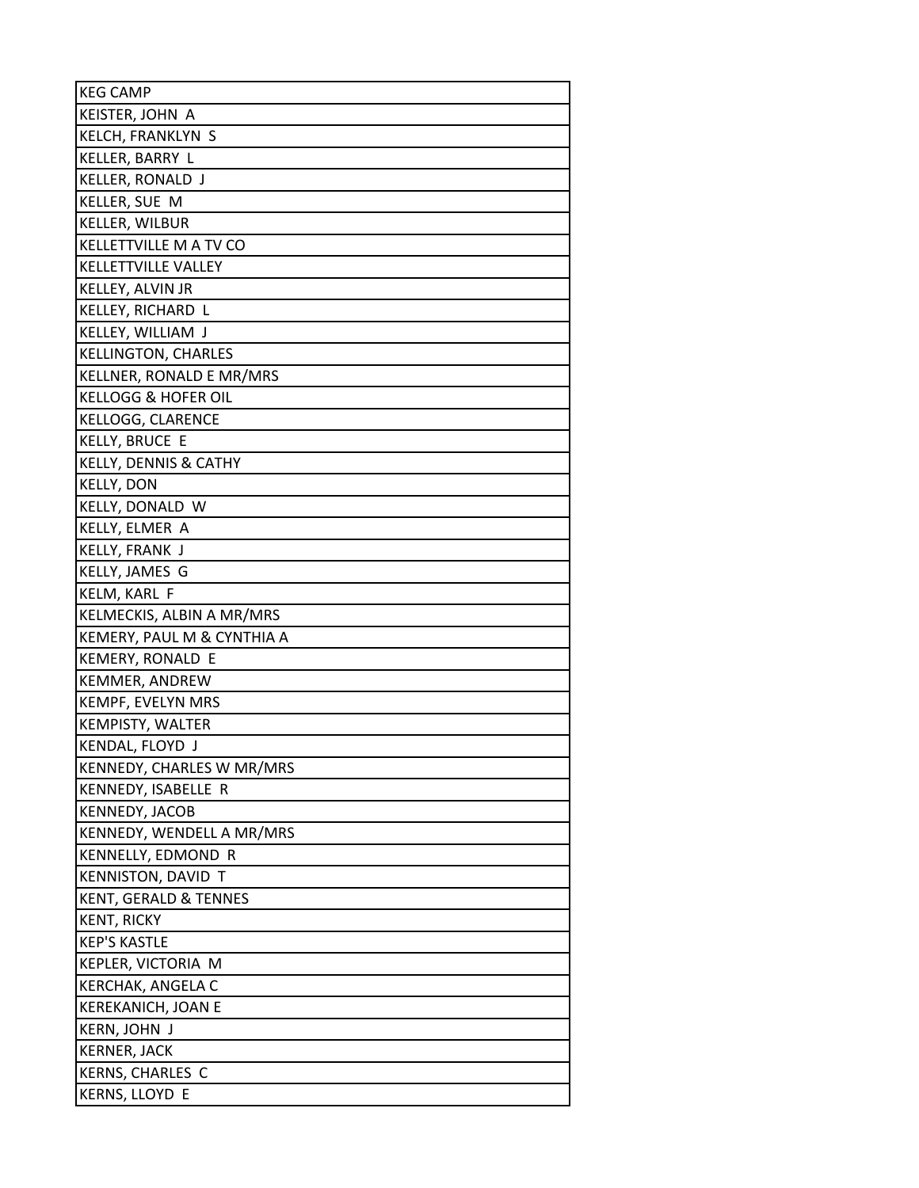| KEG CAMP |
|---|
| KEISTER, JOHN A |
| KELCH, FRANKLYN S |
| KELLER, BARRY L |
| KELLER, RONALD J |
| KELLER, SUE M |
| KELLER, WILBUR |
| KELLETTVILLE M A TV CO |
| KELLETTVILLE VALLEY |
| KELLEY, ALVIN JR |
| KELLEY, RICHARD L |
| KELLEY, WILLIAM J |
| KELLINGTON, CHARLES |
| KELLNER, RONALD E MR/MRS |
| KELLOGG & HOFER OIL |
| KELLOGG, CLARENCE |
| KELLY, BRUCE E |
| KELLY, DENNIS & CATHY |
| KELLY, DON |
| KELLY, DONALD W |
| KELLY, ELMER A |
| KELLY, FRANK J |
| KELLY, JAMES G |
| KELM, KARL F |
| KELMECKIS, ALBIN A MR/MRS |
| KEMERY, PAUL M & CYNTHIA A |
| KEMERY, RONALD E |
| KEMMER, ANDREW |
| KEMPF, EVELYN MRS |
| KEMPISTY, WALTER |
| KENDAL, FLOYD J |
| KENNEDY, CHARLES W MR/MRS |
| KENNEDY, ISABELLE R |
| KENNEDY, JACOB |
| KENNEDY, WENDELL A MR/MRS |
| KENNELLY, EDMOND R |
| KENNISTON, DAVID T |
| KENT, GERALD & TENNES |
| KENT, RICKY |
| KEP'S KASTLE |
| KEPLER, VICTORIA M |
| KERCHAK, ANGELA C |
| KEREKANICH, JOAN E |
| KERN, JOHN J |
| KERNER, JACK |
| KERNS, CHARLES C |
| KERNS, LLOYD E |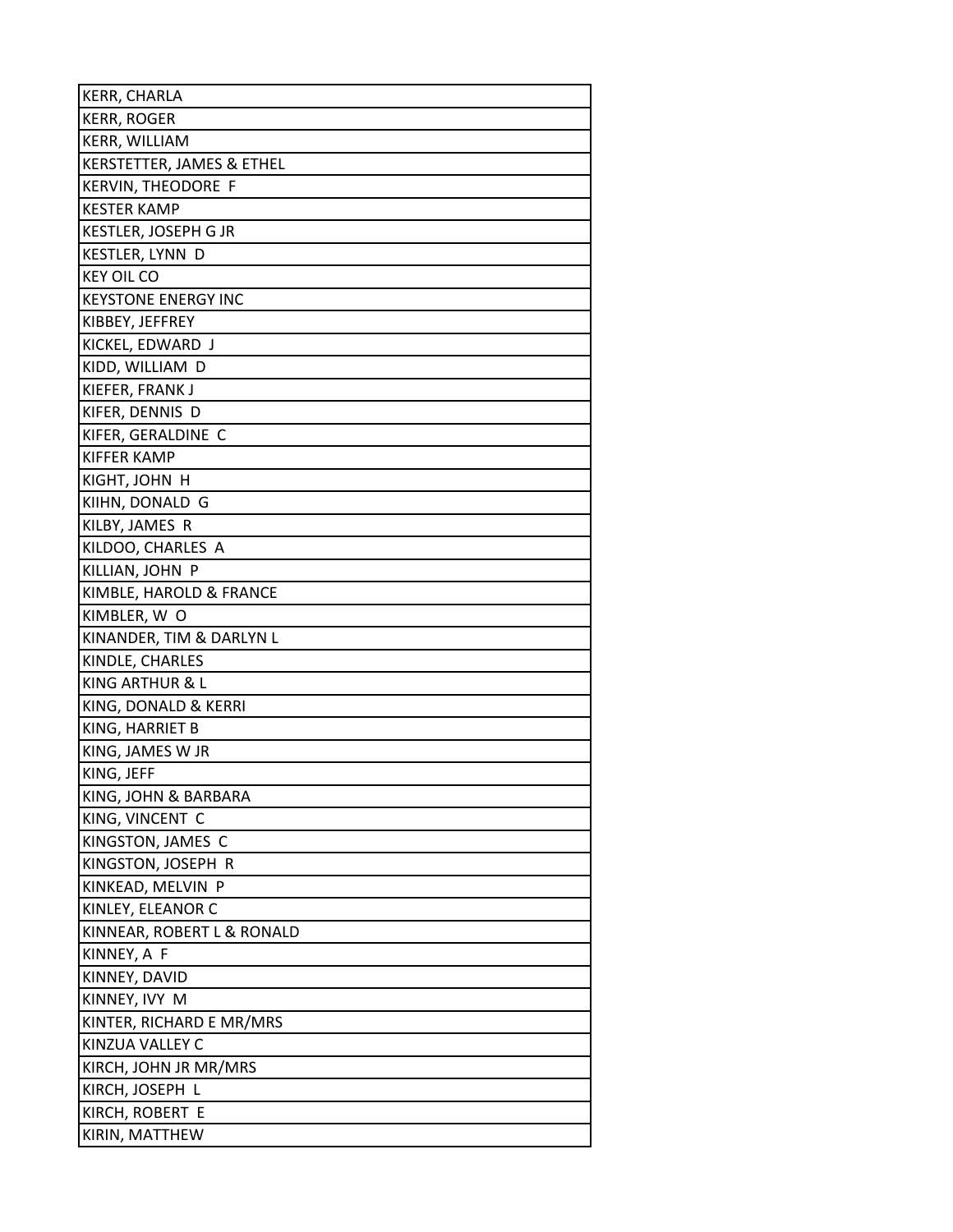| KERR, CHARLA |
| --- |
| KERR, ROGER |
| KERR, WILLIAM |
| KERSTETTER, JAMES & ETHEL |
| KERVIN, THEODORE F |
| KESTER KAMP |
| KESTLER, JOSEPH G JR |
| KESTLER, LYNN D |
| KEY OIL CO |
| KEYSTONE ENERGY INC |
| KIBBEY, JEFFREY |
| KICKEL, EDWARD J |
| KIDD, WILLIAM D |
| KIEFER, FRANK J |
| KIFER, DENNIS D |
| KIFER, GERALDINE C |
| KIFFER KAMP |
| KIGHT, JOHN H |
| KIIHN, DONALD G |
| KILBY, JAMES R |
| KILDOO, CHARLES A |
| KILLIAN, JOHN P |
| KIMBLE, HAROLD & FRANCE |
| KIMBLER, W O |
| KINANDER, TIM & DARLYN L |
| KINDLE, CHARLES |
| KING ARTHUR & L |
| KING, DONALD & KERRI |
| KING, HARRIET B |
| KING, JAMES W JR |
| KING, JEFF |
| KING, JOHN & BARBARA |
| KING, VINCENT C |
| KINGSTON, JAMES C |
| KINGSTON, JOSEPH R |
| KINKEAD, MELVIN P |
| KINLEY, ELEANOR C |
| KINNEAR, ROBERT L & RONALD |
| KINNEY, A F |
| KINNEY, DAVID |
| KINNEY, IVY M |
| KINTER, RICHARD E MR/MRS |
| KINZUA VALLEY C |
| KIRCH, JOHN JR MR/MRS |
| KIRCH, JOSEPH L |
| KIRCH, ROBERT E |
| KIRIN, MATTHEW |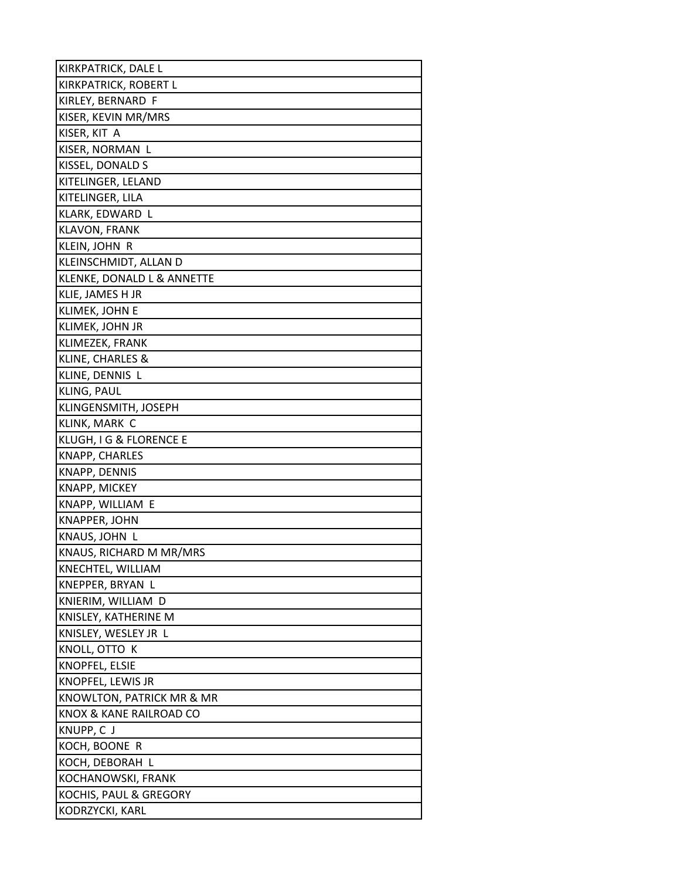| KIRKPATRICK, DALE L |
| --- |
| KIRKPATRICK, ROBERT L |
| KIRLEY, BERNARD F |
| KISER, KEVIN MR/MRS |
| KISER, KIT A |
| KISER, NORMAN L |
| KISSEL, DONALD S |
| KITELINGER, LELAND |
| KITELINGER, LILA |
| KLARK, EDWARD L |
| KLAVON, FRANK |
| KLEIN, JOHN R |
| KLEINSCHMIDT, ALLAN D |
| KLENKE, DONALD L & ANNETTE |
| KLIE, JAMES H JR |
| KLIMEK, JOHN E |
| KLIMEK, JOHN JR |
| KLIMEZEK, FRANK |
| KLINE, CHARLES & |
| KLINE, DENNIS L |
| KLING, PAUL |
| KLINGENSMITH, JOSEPH |
| KLINK, MARK C |
| KLUGH, I G & FLORENCE E |
| KNAPP, CHARLES |
| KNAPP, DENNIS |
| KNAPP, MICKEY |
| KNAPP, WILLIAM E |
| KNAPPER, JOHN |
| KNAUS, JOHN L |
| KNAUS, RICHARD M MR/MRS |
| KNECHTEL, WILLIAM |
| KNEPPER, BRYAN L |
| KNIERIM, WILLIAM D |
| KNISLEY, KATHERINE M |
| KNISLEY, WESLEY JR L |
| KNOLL, OTTO K |
| KNOPFEL, ELSIE |
| KNOPFEL, LEWIS JR |
| KNOWLTON, PATRICK MR & MR |
| KNOX & KANE RAILROAD CO |
| KNUPP, C J |
| KOCH, BOONE R |
| KOCH, DEBORAH L |
| KOCHANOWSKI, FRANK |
| KOCHIS, PAUL & GREGORY |
| KODRZYCKI, KARL |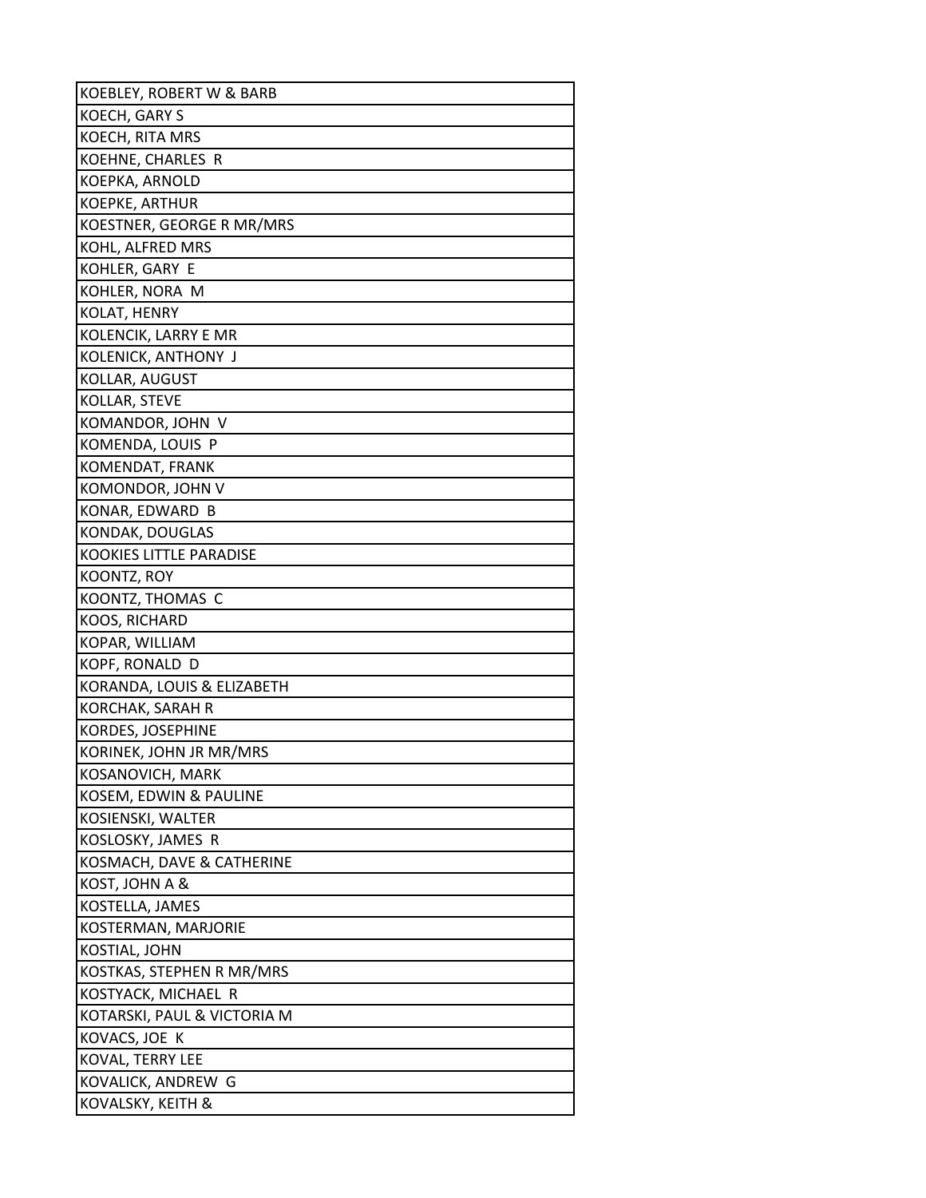| KOEBLEY, ROBERT W & BARB |
|---|
| KOECH, GARY S |
| KOECH, RITA MRS |
| KOEHNE, CHARLES R |
| KOEPKA, ARNOLD |
| KOEPKE, ARTHUR |
| KOESTNER, GEORGE R MR/MRS |
| KOHL, ALFRED MRS |
| KOHLER, GARY E |
| KOHLER, NORA M |
| KOLAT, HENRY |
| KOLENCIK, LARRY E MR |
| KOLENICK, ANTHONY J |
| KOLLAR, AUGUST |
| KOLLAR, STEVE |
| KOMANDOR, JOHN V |
| KOMENDA, LOUIS P |
| KOMENDAT, FRANK |
| KOMONDOR, JOHN V |
| KONAR, EDWARD B |
| KONDAK, DOUGLAS |
| KOOKIES LITTLE PARADISE |
| KOONTZ, ROY |
| KOONTZ, THOMAS C |
| KOOS, RICHARD |
| KOPAR, WILLIAM |
| KOPF, RONALD D |
| KORANDA, LOUIS & ELIZABETH |
| KORCHAK, SARAH R |
| KORDES, JOSEPHINE |
| KORINEK, JOHN JR MR/MRS |
| KOSANOVICH, MARK |
| KOSEM, EDWIN & PAULINE |
| KOSIENSKI, WALTER |
| KOSLOSKY, JAMES R |
| KOSMACH, DAVE & CATHERINE |
| KOST, JOHN A & |
| KOSTELLA, JAMES |
| KOSTERMAN, MARJORIE |
| KOSTIAL, JOHN |
| KOSTKAS, STEPHEN R MR/MRS |
| KOSTYACK, MICHAEL R |
| KOTARSKI, PAUL & VICTORIA M |
| KOVACS, JOE K |
| KOVAL, TERRY LEE |
| KOVALICK, ANDREW G |
| KOVALSKY, KEITH & |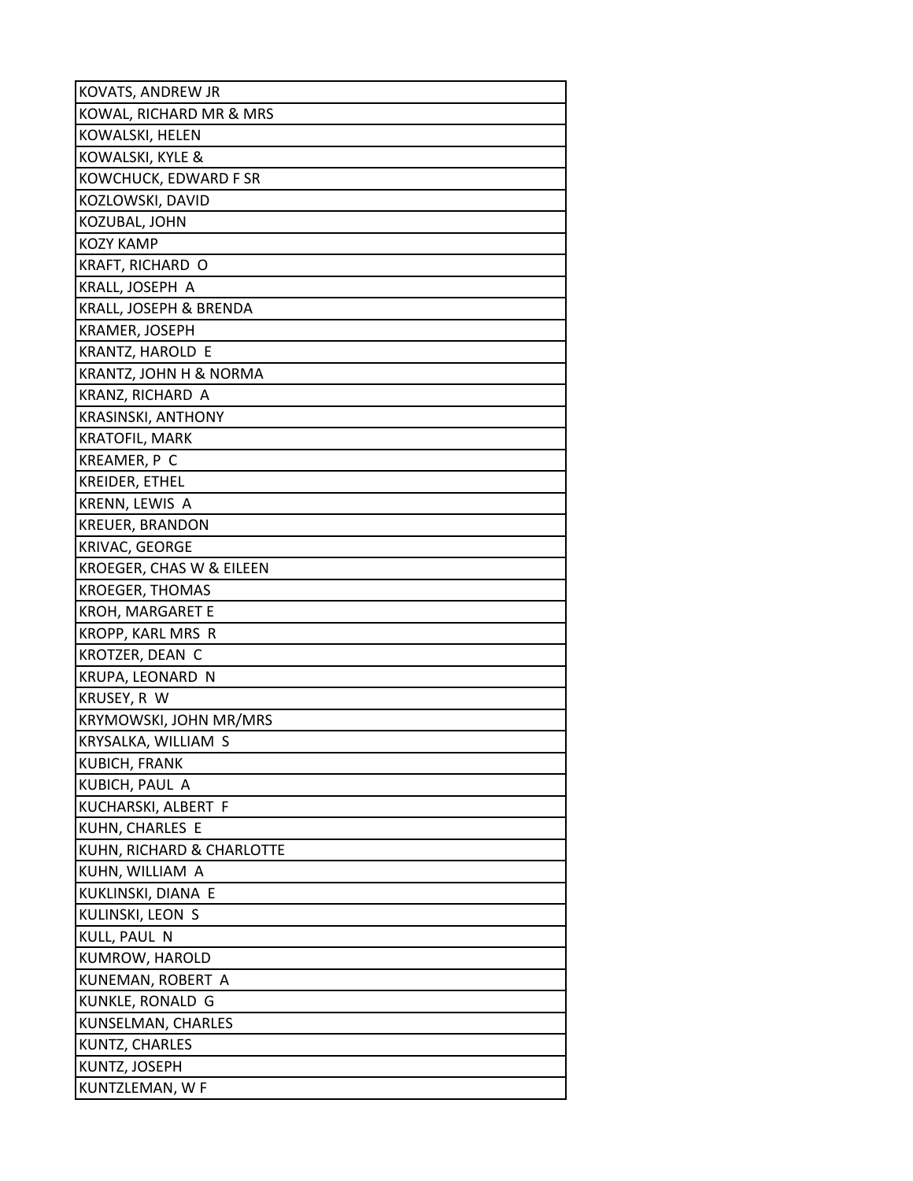| KOVATS, ANDREW JR |
| --- |
| KOWAL, RICHARD MR & MRS |
| KOWALSKI, HELEN |
| KOWALSKI, KYLE & |
| KOWCHUCK, EDWARD F SR |
| KOZLOWSKI, DAVID |
| KOZUBAL, JOHN |
| KOZY KAMP |
| KRAFT, RICHARD O |
| KRALL, JOSEPH A |
| KRALL, JOSEPH & BRENDA |
| KRAMER, JOSEPH |
| KRANTZ, HAROLD E |
| KRANTZ, JOHN H & NORMA |
| KRANZ, RICHARD A |
| KRASINSKI, ANTHONY |
| KRATOFIL, MARK |
| KREAMER, P C |
| KREIDER, ETHEL |
| KRENN, LEWIS A |
| KREUER, BRANDON |
| KRIVAC, GEORGE |
| KROEGER, CHAS W & EILEEN |
| KROEGER, THOMAS |
| KROH, MARGARET E |
| KROPP, KARL MRS R |
| KROTZER, DEAN C |
| KRUPA, LEONARD N |
| KRUSEY, R W |
| KRYMOWSKI, JOHN MR/MRS |
| KRYSALKA, WILLIAM S |
| KUBICH, FRANK |
| KUBICH, PAUL A |
| KUCHARSKI, ALBERT F |
| KUHN, CHARLES E |
| KUHN, RICHARD & CHARLOTTE |
| KUHN, WILLIAM A |
| KUKLINSKI, DIANA E |
| KULINSKI, LEON S |
| KULL, PAUL N |
| KUMROW, HAROLD |
| KUNEMAN, ROBERT A |
| KUNKLE, RONALD G |
| KUNSELMAN, CHARLES |
| KUNTZ, CHARLES |
| KUNTZ, JOSEPH |
| KUNTZLEMAN, W F |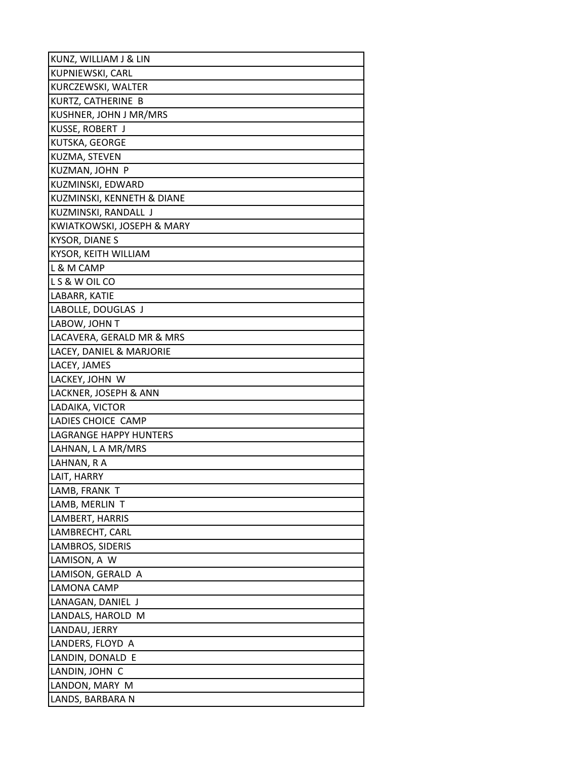| KUNZ, WILLIAM J & LIN |
|---|
| KUPNIEWSKI, CARL |
| KURCZEWSKI, WALTER |
| KURTZ, CATHERINE  B |
| KUSHNER, JOHN J MR/MRS |
| KUSSE, ROBERT  J |
| KUTSKA, GEORGE |
| KUZMA, STEVEN |
| KUZMAN, JOHN  P |
| KUZMINSKI, EDWARD |
| KUZMINSKI, KENNETH & DIANE |
| KUZMINSKI, RANDALL  J |
| KWIATKOWSKI, JOSEPH & MARY |
| KYSOR, DIANE S |
| KYSOR, KEITH WILLIAM |
| L & M CAMP |
| L S & W OIL CO |
| LABARR, KATIE |
| LABOLLE, DOUGLAS  J |
| LABOW, JOHN T |
| LACAVERA, GERALD MR & MRS |
| LACEY, DANIEL & MARJORIE |
| LACEY, JAMES |
| LACKEY, JOHN  W |
| LACKNER, JOSEPH & ANN |
| LADAIKA, VICTOR |
| LADIES CHOICE  CAMP |
| LAGRANGE HAPPY HUNTERS |
| LAHNAN, L A MR/MRS |
| LAHNAN, R A |
| LAIT, HARRY |
| LAMB, FRANK  T |
| LAMB, MERLIN  T |
| LAMBERT, HARRIS |
| LAMBRECHT, CARL |
| LAMBROS, SIDERIS |
| LAMISON, A  W |
| LAMISON, GERALD  A |
| LAMONA CAMP |
| LANAGAN, DANIEL  J |
| LANDALS, HAROLD  M |
| LANDAU, JERRY |
| LANDERS, FLOYD  A |
| LANDIN, DONALD  E |
| LANDIN, JOHN  C |
| LANDON, MARY  M |
| LANDS, BARBARA N |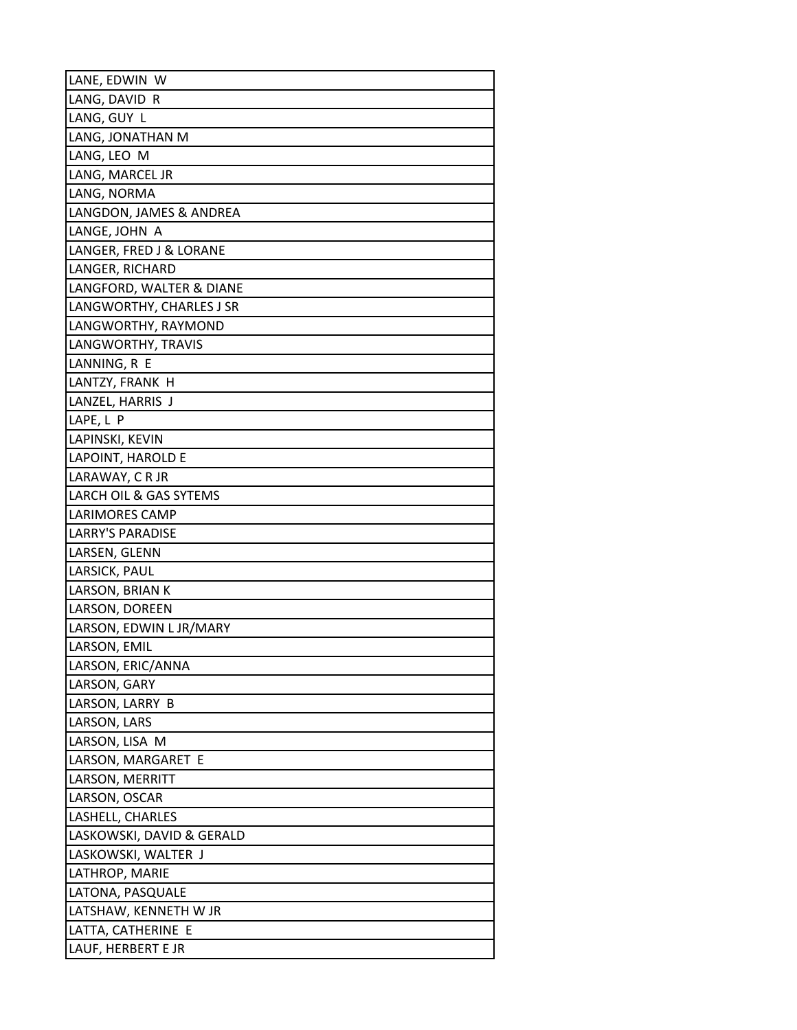| LANE, EDWIN W |
|---|
| LANG, DAVID R |
| LANG, GUY L |
| LANG, JONATHAN M |
| LANG, LEO M |
| LANG, MARCEL JR |
| LANG, NORMA |
| LANGDON, JAMES & ANDREA |
| LANGE, JOHN A |
| LANGER, FRED J & LORANE |
| LANGER, RICHARD |
| LANGFORD, WALTER & DIANE |
| LANGWORTHY, CHARLES J SR |
| LANGWORTHY, RAYMOND |
| LANGWORTHY, TRAVIS |
| LANNING, R E |
| LANTZY, FRANK H |
| LANZEL, HARRIS J |
| LAPE, L P |
| LAPINSKI, KEVIN |
| LAPOINT, HAROLD E |
| LARAWAY, C R JR |
| LARCH OIL & GAS SYTEMS |
| LARIMORES CAMP |
| LARRY'S PARADISE |
| LARSEN, GLENN |
| LARSICK, PAUL |
| LARSON, BRIAN K |
| LARSON, DOREEN |
| LARSON, EDWIN L JR/MARY |
| LARSON, EMIL |
| LARSON, ERIC/ANNA |
| LARSON, GARY |
| LARSON, LARRY B |
| LARSON, LARS |
| LARSON, LISA M |
| LARSON, MARGARET E |
| LARSON, MERRITT |
| LARSON, OSCAR |
| LASHELL, CHARLES |
| LASKOWSKI, DAVID & GERALD |
| LASKOWSKI, WALTER J |
| LATHROP, MARIE |
| LATONA, PASQUALE |
| LATSHAW, KENNETH W JR |
| LATTA, CATHERINE E |
| LAUF, HERBERT E JR |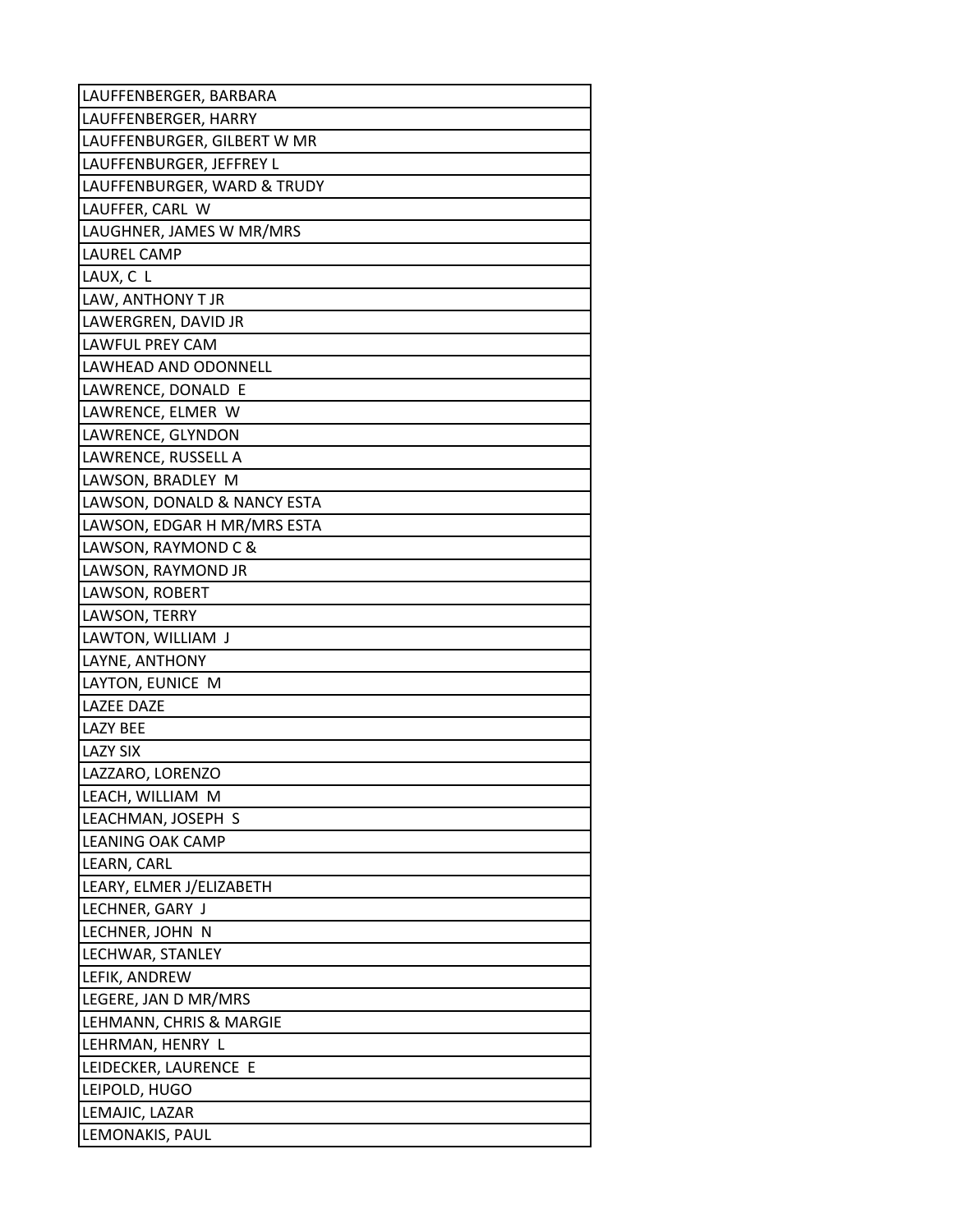| LAUFFENBERGER, BARBARA |
|---|
| LAUFFENBERGER, HARRY |
| LAUFFENBURGER, GILBERT W MR |
| LAUFFENBURGER, JEFFREY L |
| LAUFFENBURGER, WARD & TRUDY |
| LAUFFER, CARL  W |
| LAUGHNER, JAMES W MR/MRS |
| LAUREL CAMP |
| LAUX, C  L |
| LAW, ANTHONY T JR |
| LAWERGREN, DAVID JR |
| LAWFUL PREY CAM |
| LAWHEAD AND ODONNELL |
| LAWRENCE, DONALD  E |
| LAWRENCE, ELMER  W |
| LAWRENCE, GLYNDON |
| LAWRENCE, RUSSELL A |
| LAWSON, BRADLEY  M |
| LAWSON, DONALD & NANCY ESTA |
| LAWSON, EDGAR H MR/MRS ESTA |
| LAWSON, RAYMOND C & |
| LAWSON, RAYMOND JR |
| LAWSON, ROBERT |
| LAWSON, TERRY |
| LAWTON, WILLIAM  J |
| LAYNE, ANTHONY |
| LAYTON, EUNICE  M |
| LAZEE DAZE |
| LAZY BEE |
| LAZY SIX |
| LAZZARO, LORENZO |
| LEACH, WILLIAM  M |
| LEACHMAN, JOSEPH  S |
| LEANING OAK CAMP |
| LEARN, CARL |
| LEARY, ELMER J/ELIZABETH |
| LECHNER, GARY  J |
| LECHNER, JOHN  N |
| LECHWAR, STANLEY |
| LEFIK, ANDREW |
| LEGERE, JAN D MR/MRS |
| LEHMANN, CHRIS & MARGIE |
| LEHRMAN, HENRY  L |
| LEIDECKER, LAURENCE  E |
| LEIPOLD, HUGO |
| LEMAJIC, LAZAR |
| LEMONAKIS, PAUL |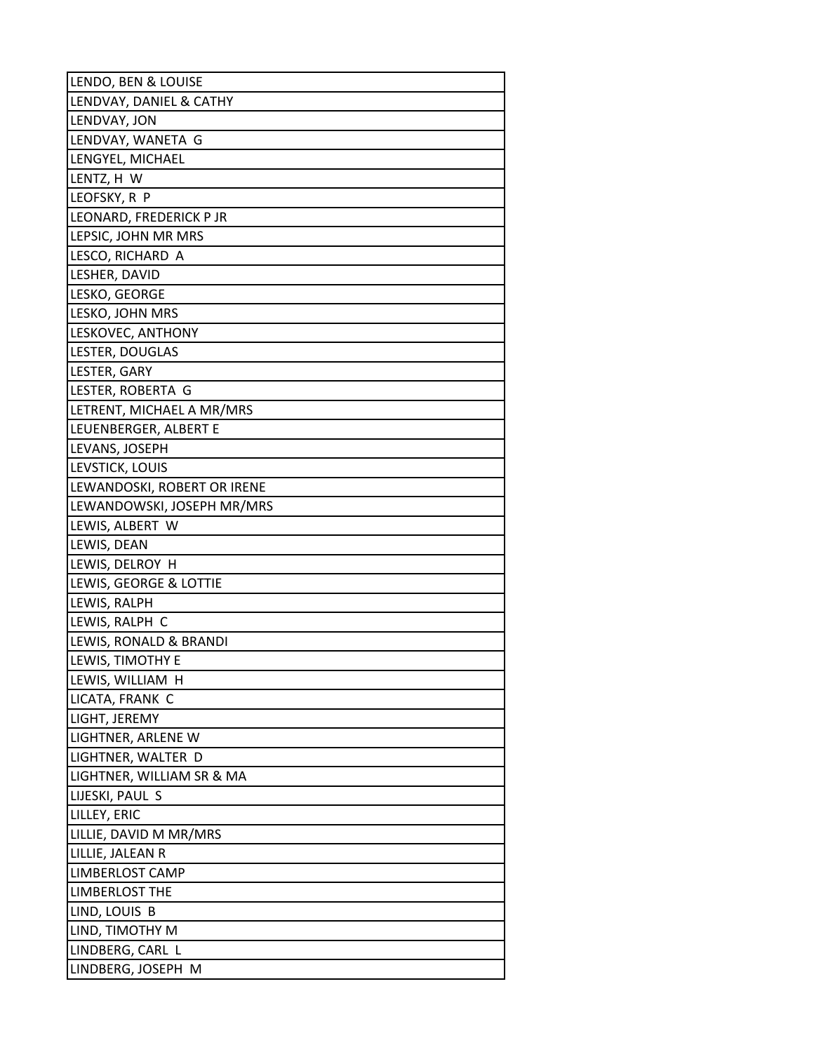| LENDO, BEN & LOUISE |
| --- |
| LENDVAY, DANIEL & CATHY |
| LENDVAY, JON |
| LENDVAY, WANETA  G |
| LENGYEL, MICHAEL |
| LENTZ, H  W |
| LEOFSKY, R  P |
| LEONARD, FREDERICK P JR |
| LEPSIC, JOHN MR MRS |
| LESCO, RICHARD  A |
| LESHER, DAVID |
| LESKO, GEORGE |
| LESKO, JOHN MRS |
| LESKOVEC, ANTHONY |
| LESTER, DOUGLAS |
| LESTER, GARY |
| LESTER, ROBERTA  G |
| LETRENT, MICHAEL A MR/MRS |
| LEUENBERGER, ALBERT E |
| LEVANS, JOSEPH |
| LEVSTICK, LOUIS |
| LEWANDOSKI, ROBERT OR IRENE |
| LEWANDOWSKI, JOSEPH MR/MRS |
| LEWIS, ALBERT  W |
| LEWIS, DEAN |
| LEWIS, DELROY  H |
| LEWIS, GEORGE & LOTTIE |
| LEWIS, RALPH |
| LEWIS, RALPH  C |
| LEWIS, RONALD & BRANDI |
| LEWIS, TIMOTHY E |
| LEWIS, WILLIAM  H |
| LICATA, FRANK  C |
| LIGHT, JEREMY |
| LIGHTNER, ARLENE W |
| LIGHTNER, WALTER  D |
| LIGHTNER, WILLIAM SR & MA |
| LIJESKI, PAUL  S |
| LILLEY, ERIC |
| LILLIE, DAVID M MR/MRS |
| LILLIE, JALEAN R |
| LIMBERLOST CAMP |
| LIMBERLOST THE |
| LIND, LOUIS  B |
| LIND, TIMOTHY M |
| LINDBERG, CARL  L |
| LINDBERG, JOSEPH  M |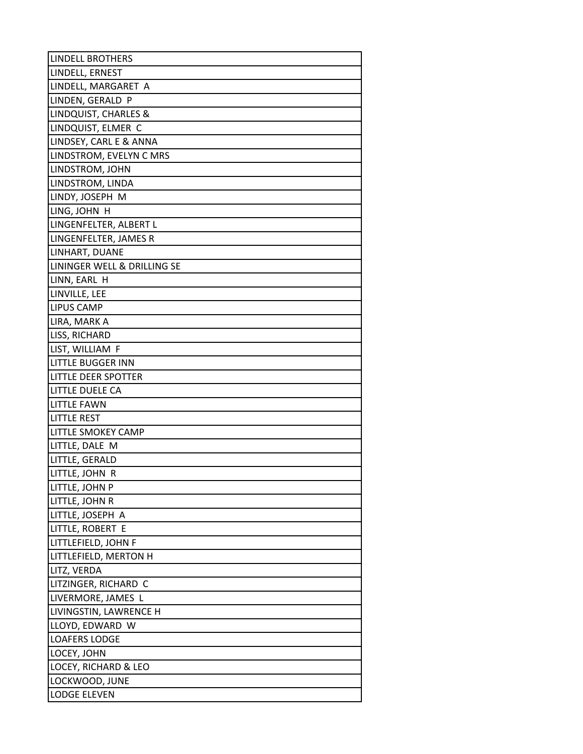| LINDELL BROTHERS |
|---|
| LINDELL, ERNEST |
| LINDELL, MARGARET A |
| LINDEN, GERALD P |
| LINDQUIST, CHARLES & |
| LINDQUIST, ELMER C |
| LINDSEY, CARL E & ANNA |
| LINDSTROM, EVELYN C MRS |
| LINDSTROM, JOHN |
| LINDSTROM, LINDA |
| LINDY, JOSEPH M |
| LING, JOHN H |
| LINGENFELTER, ALBERT L |
| LINGENFELTER, JAMES R |
| LINHART, DUANE |
| LININGER WELL & DRILLING SE |
| LINN, EARL H |
| LINVILLE, LEE |
| LIPUS CAMP |
| LIRA, MARK A |
| LISS, RICHARD |
| LIST, WILLIAM F |
| LITTLE BUGGER INN |
| LITTLE DEER SPOTTER |
| LITTLE DUELE CA |
| LITTLE FAWN |
| LITTLE REST |
| LITTLE SMOKEY CAMP |
| LITTLE, DALE M |
| LITTLE, GERALD |
| LITTLE, JOHN R |
| LITTLE, JOHN P |
| LITTLE, JOHN R |
| LITTLE, JOSEPH A |
| LITTLE, ROBERT E |
| LITTLEFIELD, JOHN F |
| LITTLEFIELD, MERTON H |
| LITZ, VERDA |
| LITZINGER, RICHARD C |
| LIVERMORE, JAMES L |
| LIVINGSTIN, LAWRENCE H |
| LLOYD, EDWARD W |
| LOAFERS LODGE |
| LOCEY, JOHN |
| LOCEY, RICHARD & LEO |
| LOCKWOOD, JUNE |
| LODGE ELEVEN |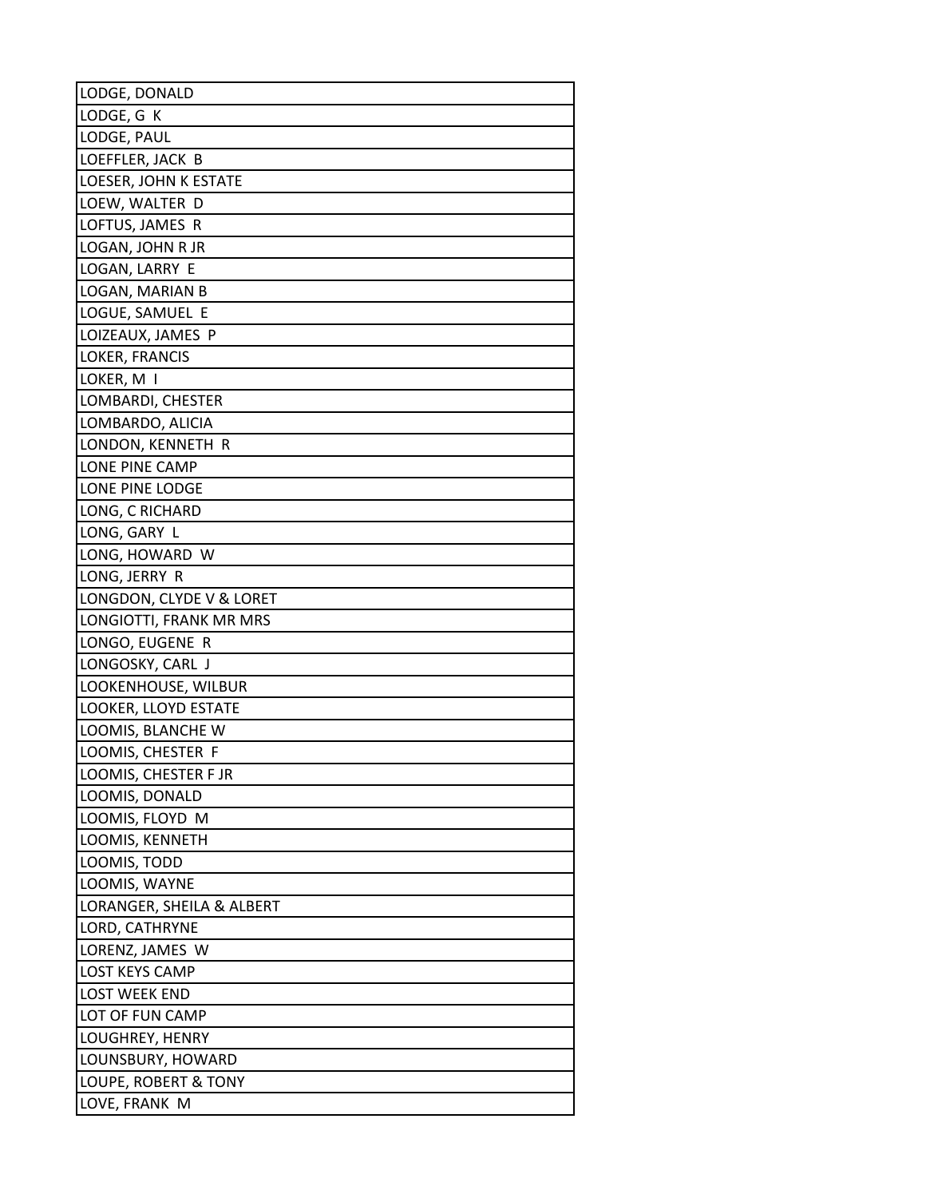| LODGE, DONALD |
| --- |
| LODGE, G K |
| LODGE, PAUL |
| LOEFFLER, JACK B |
| LOESER, JOHN K ESTATE |
| LOEW, WALTER D |
| LOFTUS, JAMES R |
| LOGAN, JOHN R JR |
| LOGAN, LARRY E |
| LOGAN, MARIAN B |
| LOGUE, SAMUEL E |
| LOIZEAUX, JAMES P |
| LOKER, FRANCIS |
| LOKER, M I |
| LOMBARDI, CHESTER |
| LOMBARDO, ALICIA |
| LONDON, KENNETH R |
| LONE PINE CAMP |
| LONE PINE LODGE |
| LONG, C RICHARD |
| LONG, GARY L |
| LONG, HOWARD W |
| LONG, JERRY R |
| LONGDON, CLYDE V & LORET |
| LONGIOTTI, FRANK MR MRS |
| LONGO, EUGENE R |
| LONGOSKY, CARL J |
| LOOKENHOUSE, WILBUR |
| LOOKER, LLOYD ESTATE |
| LOOMIS, BLANCHE W |
| LOOMIS, CHESTER F |
| LOOMIS, CHESTER F JR |
| LOOMIS, DONALD |
| LOOMIS, FLOYD M |
| LOOMIS, KENNETH |
| LOOMIS, TODD |
| LOOMIS, WAYNE |
| LORANGER, SHEILA & ALBERT |
| LORD, CATHRYNE |
| LORENZ, JAMES W |
| LOST KEYS CAMP |
| LOST WEEK END |
| LOT OF FUN CAMP |
| LOUGHREY, HENRY |
| LOUNSBURY, HOWARD |
| LOUPE, ROBERT & TONY |
| LOVE, FRANK M |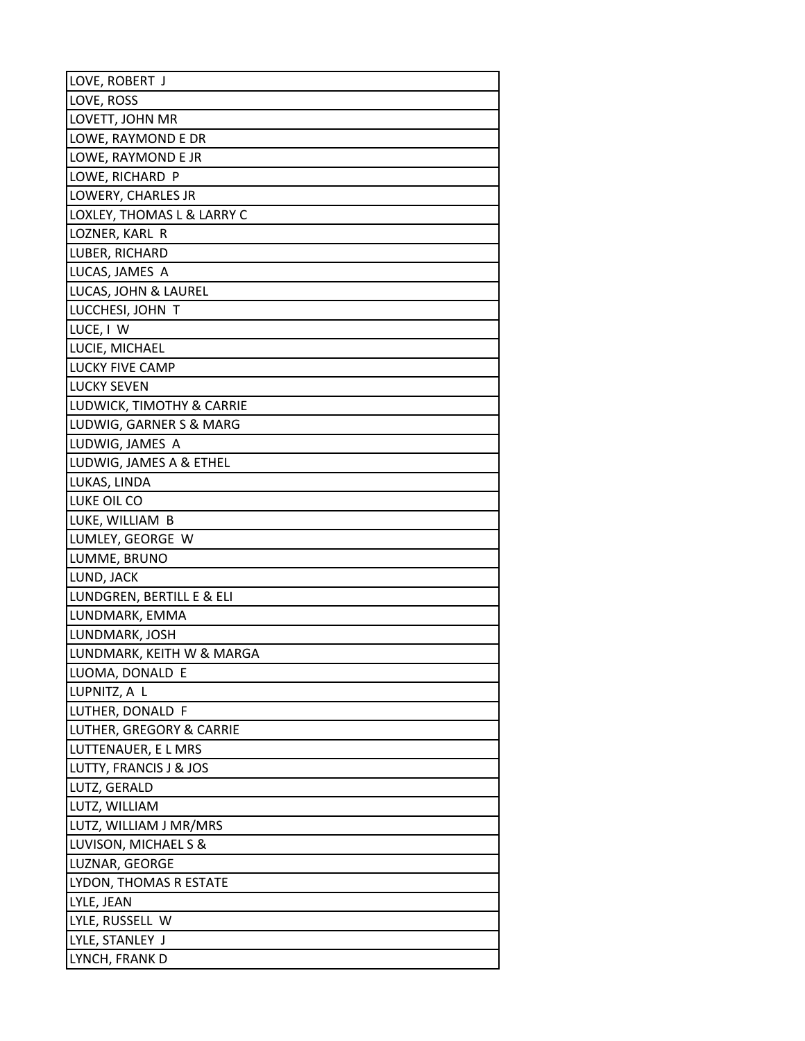| LOVE, ROBERT J |
|---|
| LOVE, ROSS |
| LOVETT, JOHN MR |
| LOWE, RAYMOND E DR |
| LOWE, RAYMOND E JR |
| LOWE, RICHARD P |
| LOWERY, CHARLES JR |
| LOXLEY, THOMAS L & LARRY C |
| LOZNER, KARL R |
| LUBER, RICHARD |
| LUCAS, JAMES A |
| LUCAS, JOHN & LAUREL |
| LUCCHESI, JOHN T |
| LUCE, I W |
| LUCIE, MICHAEL |
| LUCKY FIVE CAMP |
| LUCKY SEVEN |
| LUDWICK, TIMOTHY & CARRIE |
| LUDWIG, GARNER S & MARG |
| LUDWIG, JAMES A |
| LUDWIG, JAMES A & ETHEL |
| LUKAS, LINDA |
| LUKE OIL CO |
| LUKE, WILLIAM B |
| LUMLEY, GEORGE W |
| LUMME, BRUNO |
| LUND, JACK |
| LUNDGREN, BERTILL E & ELI |
| LUNDMARK, EMMA |
| LUNDMARK, JOSH |
| LUNDMARK, KEITH W & MARGA |
| LUOMA, DONALD E |
| LUPNITZ, A L |
| LUTHER, DONALD F |
| LUTHER, GREGORY & CARRIE |
| LUTTENAUER, E L MRS |
| LUTTY, FRANCIS J & JOS |
| LUTZ, GERALD |
| LUTZ, WILLIAM |
| LUTZ, WILLIAM J MR/MRS |
| LUVISON, MICHAEL S & |
| LUZNAR, GEORGE |
| LYDON, THOMAS R ESTATE |
| LYLE, JEAN |
| LYLE, RUSSELL W |
| LYLE, STANLEY J |
| LYNCH, FRANK D |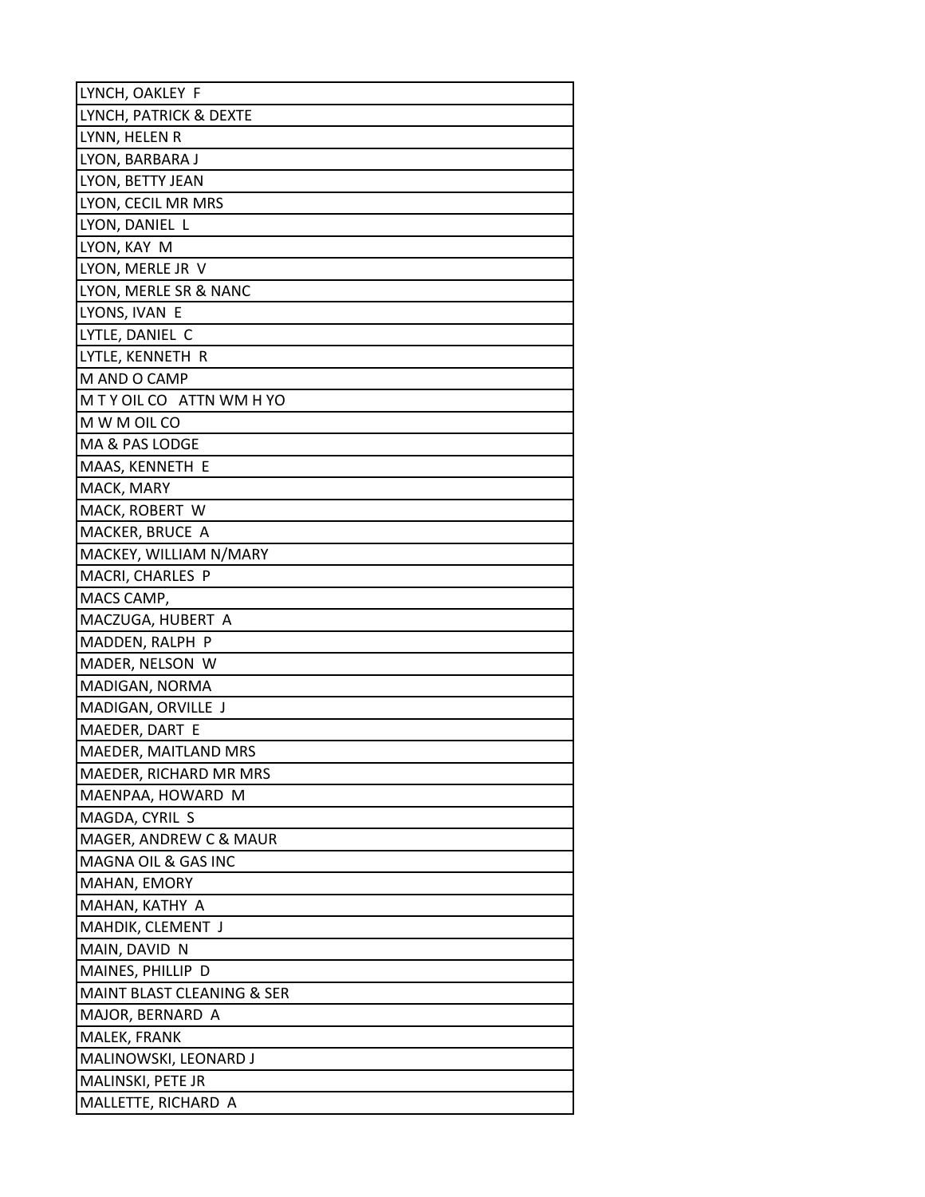| LYNCH, OAKLEY F |
|---|
| LYNCH, PATRICK & DEXTE |
| LYNN, HELEN R |
| LYON, BARBARA J |
| LYON, BETTY JEAN |
| LYON, CECIL MR MRS |
| LYON, DANIEL L |
| LYON, KAY M |
| LYON, MERLE JR V |
| LYON, MERLE SR & NANC |
| LYONS, IVAN E |
| LYTLE, DANIEL C |
| LYTLE, KENNETH R |
| M AND O CAMP |
| M T Y OIL CO ATTN WM H YO |
| M W M OIL CO |
| MA & PAS LODGE |
| MAAS, KENNETH E |
| MACK, MARY |
| MACK, ROBERT W |
| MACKER, BRUCE A |
| MACKEY, WILLIAM N/MARY |
| MACRI, CHARLES P |
| MACS CAMP, |
| MACZUGA, HUBERT A |
| MADDEN, RALPH P |
| MADER, NELSON W |
| MADIGAN, NORMA |
| MADIGAN, ORVILLE J |
| MAEDER, DART E |
| MAEDER, MAITLAND MRS |
| MAEDER, RICHARD MR MRS |
| MAENPAA, HOWARD M |
| MAGDA, CYRIL S |
| MAGER, ANDREW C & MAUR |
| MAGNA OIL & GAS INC |
| MAHAN, EMORY |
| MAHAN, KATHY A |
| MAHDIK, CLEMENT J |
| MAIN, DAVID N |
| MAINES, PHILLIP D |
| MAINT BLAST CLEANING & SER |
| MAJOR, BERNARD A |
| MALEK, FRANK |
| MALINOWSKI, LEONARD J |
| MALINSKI, PETE JR |
| MALLETTE, RICHARD A |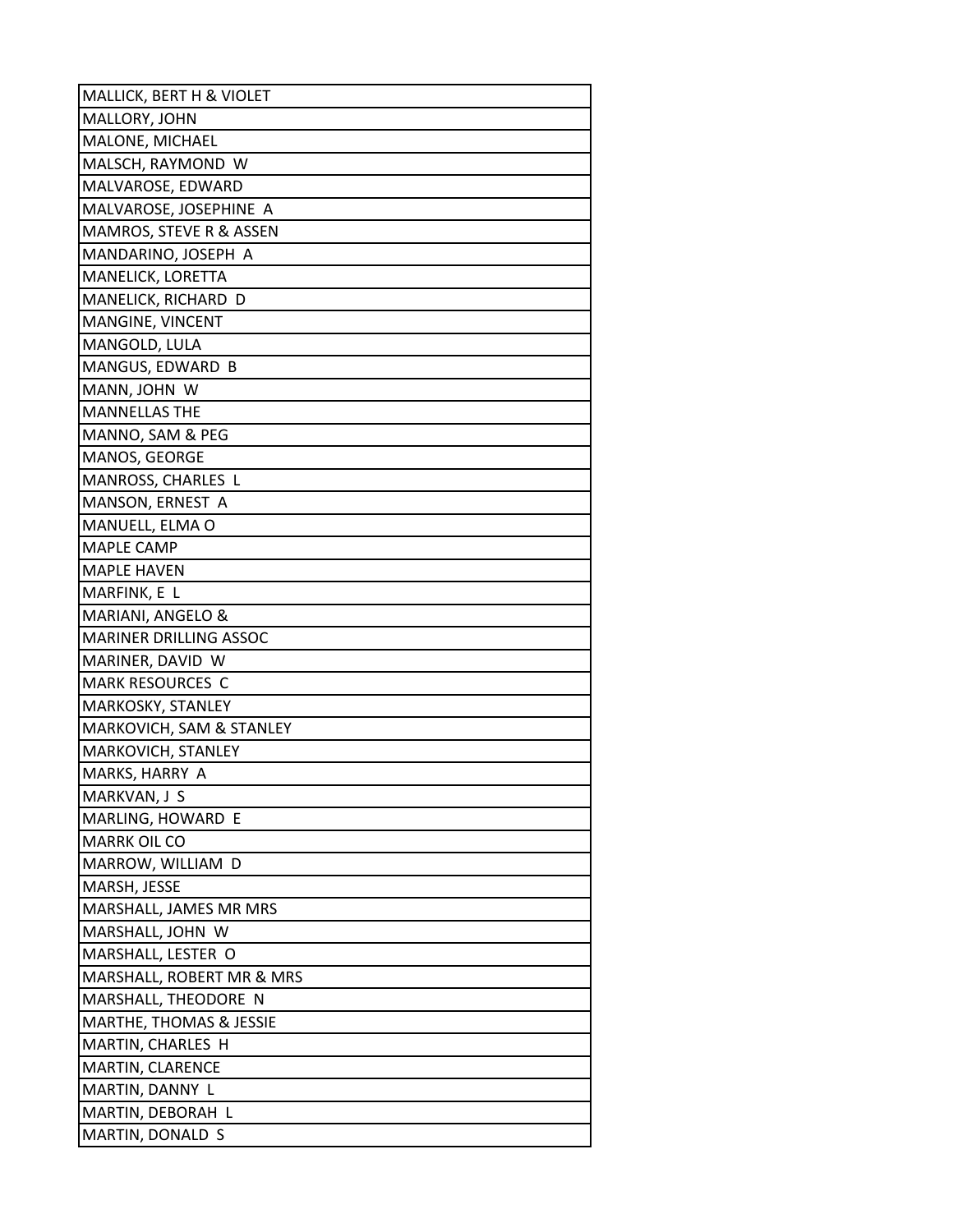| MALLICK, BERT H & VIOLET |
|---|
| MALLORY, JOHN |
| MALONE, MICHAEL |
| MALSCH, RAYMOND W |
| MALVAROSE, EDWARD |
| MALVAROSE, JOSEPHINE A |
| MAMROS, STEVE R & ASSEN |
| MANDARINO, JOSEPH A |
| MANELICK, LORETTA |
| MANELICK, RICHARD D |
| MANGINE, VINCENT |
| MANGOLD, LULA |
| MANGUS, EDWARD B |
| MANN, JOHN W |
| MANNELLAS THE |
| MANNO, SAM & PEG |
| MANOS, GEORGE |
| MANROSS, CHARLES L |
| MANSON, ERNEST A |
| MANUELL, ELMA O |
| MAPLE CAMP |
| MAPLE HAVEN |
| MARFINK, E L |
| MARIANI, ANGELO & |
| MARINER DRILLING ASSOC |
| MARINER, DAVID W |
| MARK RESOURCES C |
| MARKOSKY, STANLEY |
| MARKOVICH, SAM & STANLEY |
| MARKOVICH, STANLEY |
| MARKS, HARRY A |
| MARKVAN, J S |
| MARLING, HOWARD E |
| MARRK OIL CO |
| MARROW, WILLIAM D |
| MARSH, JESSE |
| MARSHALL, JAMES MR MRS |
| MARSHALL, JOHN W |
| MARSHALL, LESTER O |
| MARSHALL, ROBERT MR & MRS |
| MARSHALL, THEODORE N |
| MARTHE, THOMAS & JESSIE |
| MARTIN, CHARLES H |
| MARTIN, CLARENCE |
| MARTIN, DANNY L |
| MARTIN, DEBORAH L |
| MARTIN, DONALD S |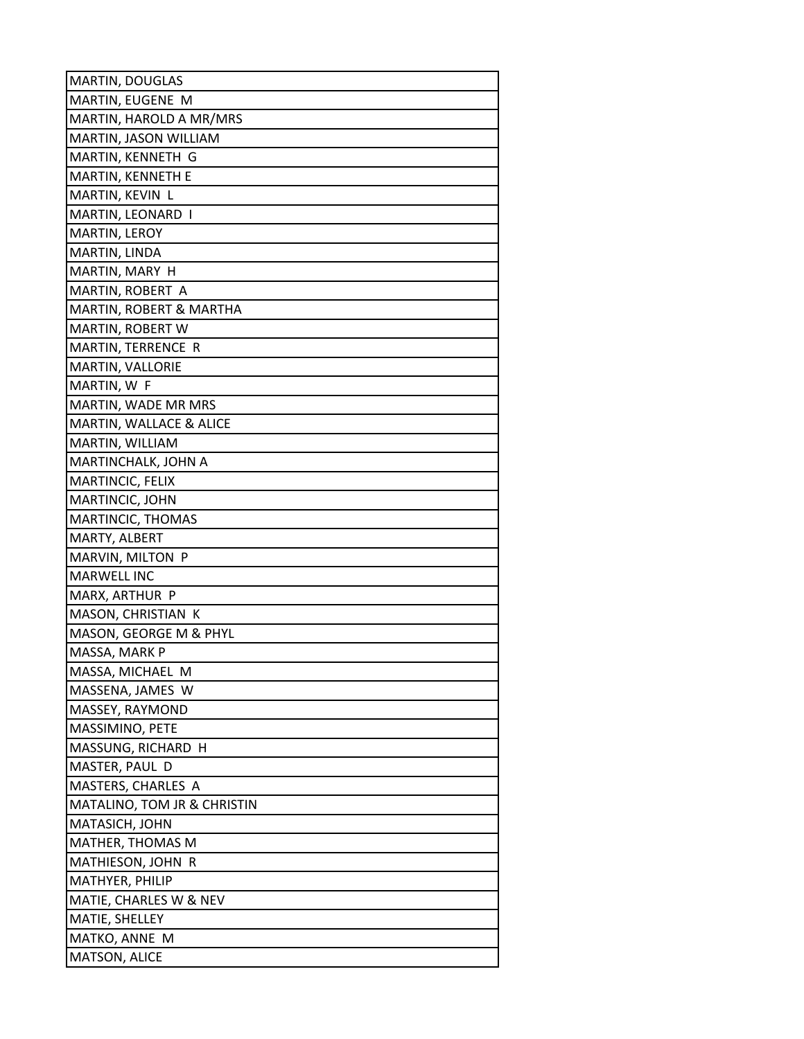| MARTIN, DOUGLAS |
|---|
| MARTIN, EUGENE M |
| MARTIN, HAROLD A MR/MRS |
| MARTIN, JASON WILLIAM |
| MARTIN, KENNETH G |
| MARTIN, KENNETH E |
| MARTIN, KEVIN L |
| MARTIN, LEONARD I |
| MARTIN, LEROY |
| MARTIN, LINDA |
| MARTIN, MARY H |
| MARTIN, ROBERT A |
| MARTIN, ROBERT & MARTHA |
| MARTIN, ROBERT W |
| MARTIN, TERRENCE R |
| MARTIN, VALLORIE |
| MARTIN, W F |
| MARTIN, WADE MR MRS |
| MARTIN, WALLACE & ALICE |
| MARTIN, WILLIAM |
| MARTINCHALK, JOHN A |
| MARTINCIC, FELIX |
| MARTINCIC, JOHN |
| MARTINCIC, THOMAS |
| MARTY, ALBERT |
| MARVIN, MILTON P |
| MARWELL INC |
| MARX, ARTHUR P |
| MASON, CHRISTIAN K |
| MASON, GEORGE M & PHYL |
| MASSA, MARK P |
| MASSA, MICHAEL M |
| MASSENA, JAMES W |
| MASSEY, RAYMOND |
| MASSIMINO, PETE |
| MASSUNG, RICHARD H |
| MASTER, PAUL D |
| MASTERS, CHARLES A |
| MATALINO, TOM JR & CHRISTIN |
| MATASICH, JOHN |
| MATHER, THOMAS M |
| MATHIESON, JOHN R |
| MATHYER, PHILIP |
| MATIE, CHARLES W & NEV |
| MATIE, SHELLEY |
| MATKO, ANNE M |
| MATSON, ALICE |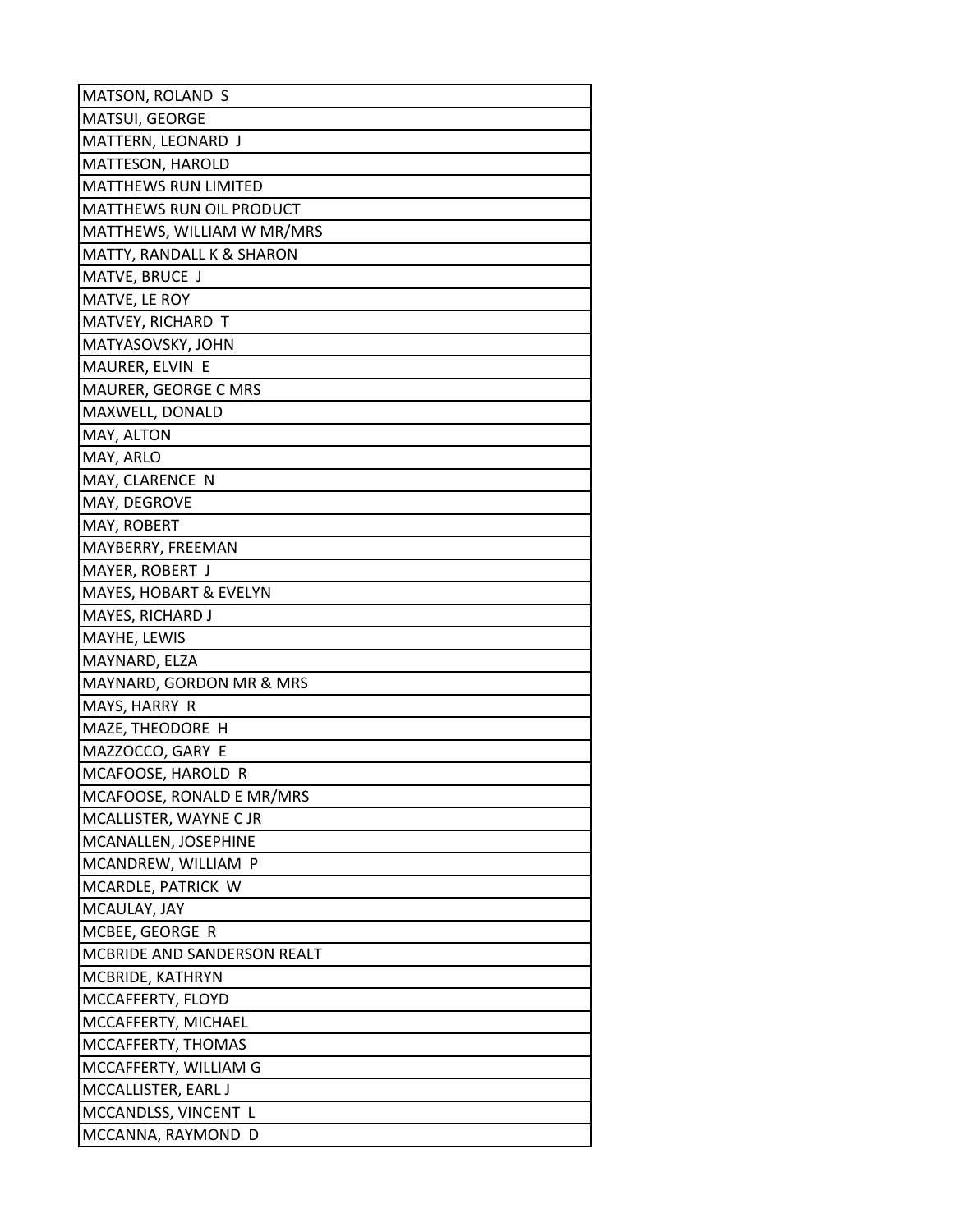| MATSON, ROLAND S |
|---|
| MATSUI, GEORGE |
| MATTERN, LEONARD J |
| MATTESON, HAROLD |
| MATTHEWS RUN LIMITED |
| MATTHEWS RUN OIL PRODUCT |
| MATTHEWS, WILLIAM W MR/MRS |
| MATTY, RANDALL K & SHARON |
| MATVE, BRUCE J |
| MATVE, LE ROY |
| MATVEY, RICHARD T |
| MATYASOVSKY, JOHN |
| MAURER, ELVIN E |
| MAURER, GEORGE C MRS |
| MAXWELL, DONALD |
| MAY, ALTON |
| MAY, ARLO |
| MAY, CLARENCE N |
| MAY, DEGROVE |
| MAY, ROBERT |
| MAYBERRY, FREEMAN |
| MAYER, ROBERT J |
| MAYES, HOBART & EVELYN |
| MAYES, RICHARD J |
| MAYHE, LEWIS |
| MAYNARD, ELZA |
| MAYNARD, GORDON MR & MRS |
| MAYS, HARRY R |
| MAZE, THEODORE H |
| MAZZOCCO, GARY E |
| MCAFOOSE, HAROLD R |
| MCAFOOSE, RONALD E MR/MRS |
| MCALLISTER, WAYNE C JR |
| MCANALLEN, JOSEPHINE |
| MCANDREW, WILLIAM P |
| MCARDLE, PATRICK W |
| MCAULAY, JAY |
| MCBEE, GEORGE R |
| MCBRIDE AND SANDERSON REALT |
| MCBRIDE, KATHRYN |
| MCCAFFERTY, FLOYD |
| MCCAFFERTY, MICHAEL |
| MCCAFFERTY, THOMAS |
| MCCAFFERTY, WILLIAM G |
| MCCALLISTER, EARL J |
| MCCANDLSS, VINCENT L |
| MCCANNA, RAYMOND D |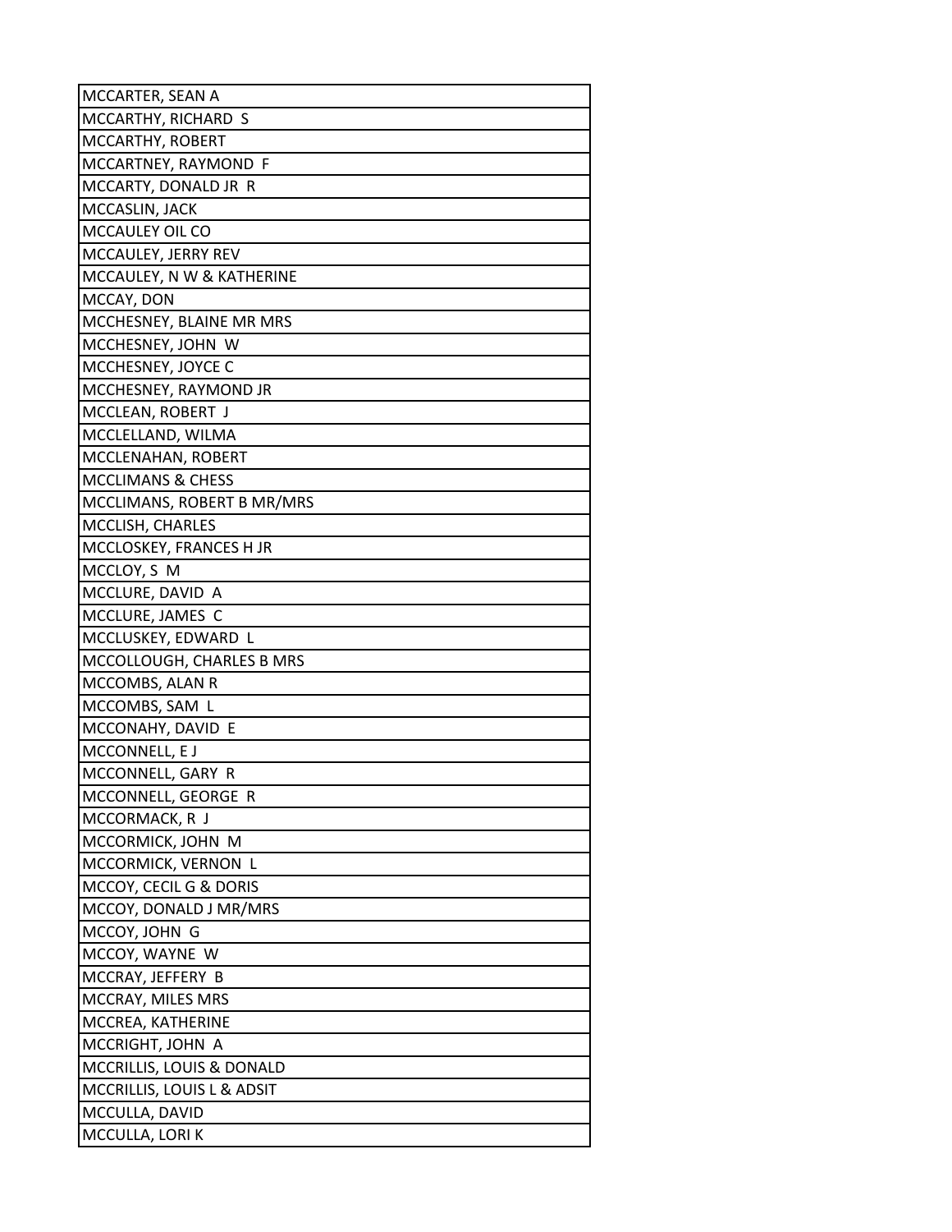| MCCARTER, SEAN A |
|---|
| MCCARTHY, RICHARD S |
| MCCARTHY, ROBERT |
| MCCARTNEY, RAYMOND F |
| MCCARTY, DONALD JR R |
| MCCASLIN, JACK |
| MCCAULEY OIL CO |
| MCCAULEY, JERRY REV |
| MCCAULEY, N W & KATHERINE |
| MCCAY, DON |
| MCCHESNEY, BLAINE MR MRS |
| MCCHESNEY, JOHN W |
| MCCHESNEY, JOYCE C |
| MCCHESNEY, RAYMOND JR |
| MCCLEAN, ROBERT J |
| MCCLELLAND, WILMA |
| MCCLENAHAN, ROBERT |
| MCCLIMANS & CHESS |
| MCCLIMANS, ROBERT B MR/MRS |
| MCCLISH, CHARLES |
| MCCLOSKEY, FRANCES H JR |
| MCCLOY, S M |
| MCCLURE, DAVID A |
| MCCLURE, JAMES C |
| MCCLUSKEY, EDWARD L |
| MCCOLLOUGH, CHARLES B MRS |
| MCCOMBS, ALAN R |
| MCCOMBS, SAM L |
| MCCONAHY, DAVID E |
| MCCONNELL, E J |
| MCCONNELL, GARY R |
| MCCONNELL, GEORGE R |
| MCCORMACK, R J |
| MCCORMICK, JOHN M |
| MCCORMICK, VERNON L |
| MCCOY, CECIL G & DORIS |
| MCCOY, DONALD J MR/MRS |
| MCCOY, JOHN G |
| MCCOY, WAYNE W |
| MCCRAY, JEFFERY B |
| MCCRAY, MILES MRS |
| MCCREA, KATHERINE |
| MCCRIGHT, JOHN A |
| MCCRILLIS, LOUIS & DONALD |
| MCCRILLIS, LOUIS L & ADSIT |
| MCCULLA, DAVID |
| MCCULLA, LORI K |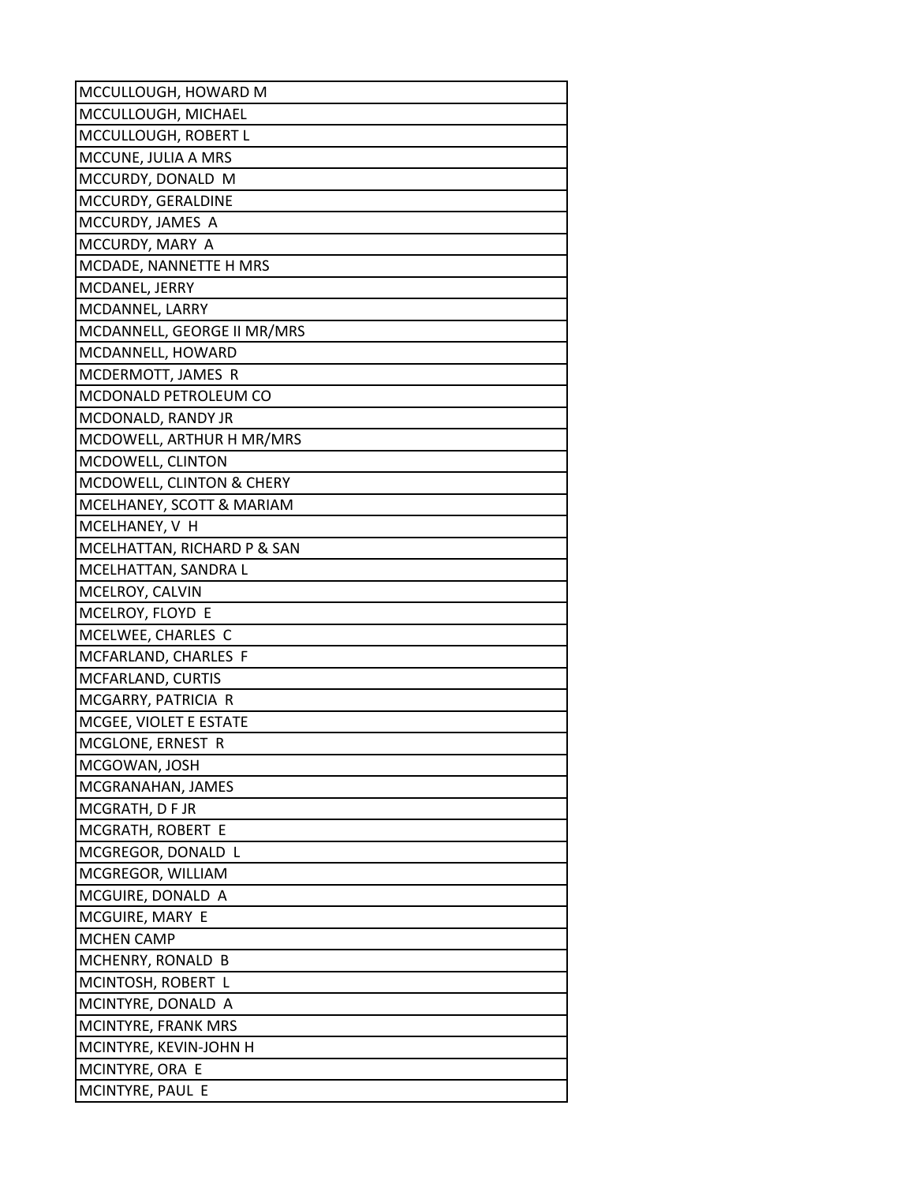| MCCULLOUGH, HOWARD M |
|---|
| MCCULLOUGH, MICHAEL |
| MCCULLOUGH, ROBERT L |
| MCCUNE, JULIA A MRS |
| MCCURDY, DONALD M |
| MCCURDY, GERALDINE |
| MCCURDY, JAMES A |
| MCCURDY, MARY A |
| MCDADE, NANNETTE H MRS |
| MCDANEL, JERRY |
| MCDANNEL, LARRY |
| MCDANNELL, GEORGE II MR/MRS |
| MCDANNELL, HOWARD |
| MCDERMOTT, JAMES R |
| MCDONALD PETROLEUM CO |
| MCDONALD, RANDY JR |
| MCDOWELL, ARTHUR H MR/MRS |
| MCDOWELL, CLINTON |
| MCDOWELL, CLINTON & CHERY |
| MCELHANEY, SCOTT & MARIAM |
| MCELHANEY, V H |
| MCELHATTAN, RICHARD P & SAN |
| MCELHATTAN, SANDRA L |
| MCELROY, CALVIN |
| MCELROY, FLOYD E |
| MCELWEE, CHARLES C |
| MCFARLAND, CHARLES F |
| MCFARLAND, CURTIS |
| MCGARRY, PATRICIA R |
| MCGEE, VIOLET E ESTATE |
| MCGLONE, ERNEST R |
| MCGOWAN, JOSH |
| MCGRANAHAN, JAMES |
| MCGRATH, D F JR |
| MCGRATH, ROBERT E |
| MCGREGOR, DONALD L |
| MCGREGOR, WILLIAM |
| MCGUIRE, DONALD A |
| MCGUIRE, MARY E |
| MCHEN CAMP |
| MCHENRY, RONALD B |
| MCINTOSH, ROBERT L |
| MCINTYRE, DONALD A |
| MCINTYRE, FRANK MRS |
| MCINTYRE, KEVIN-JOHN H |
| MCINTYRE, ORA E |
| MCINTYRE, PAUL E |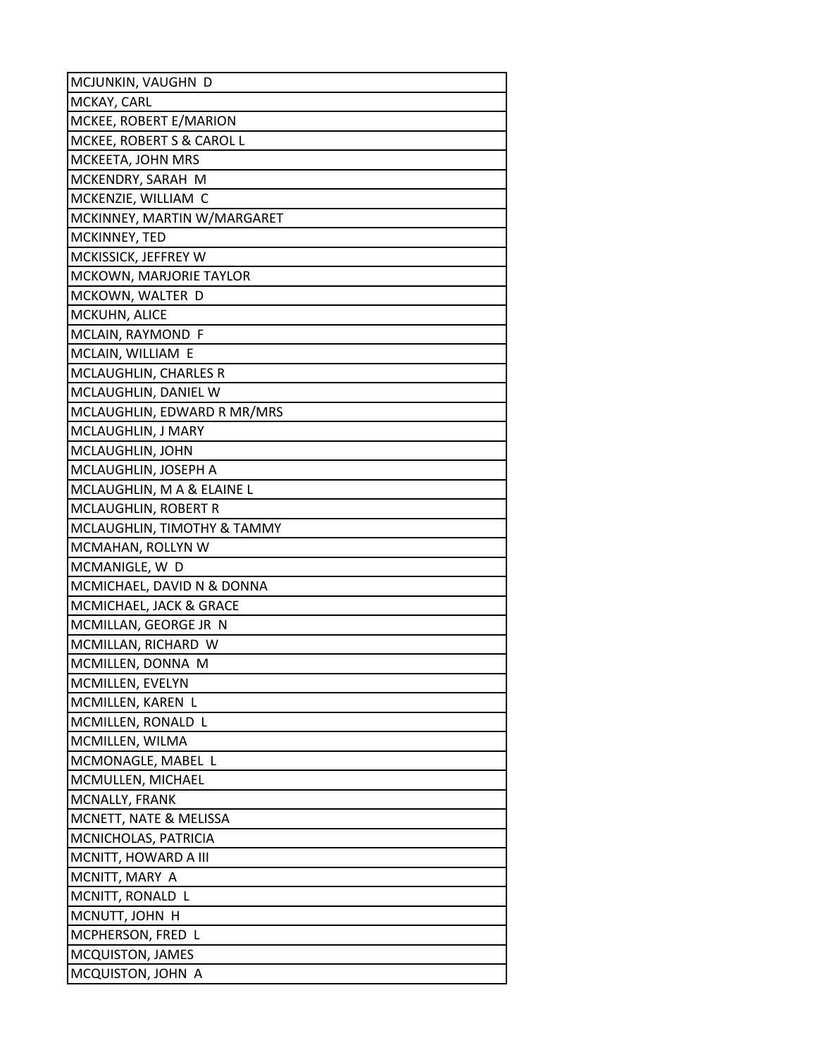| MCJUNKIN, VAUGHN D |
|---|
| MCKAY, CARL |
| MCKEE, ROBERT E/MARION |
| MCKEE, ROBERT S & CAROL L |
| MCKEETA, JOHN MRS |
| MCKENDRY, SARAH M |
| MCKENZIE, WILLIAM C |
| MCKINNEY, MARTIN W/MARGARET |
| MCKINNEY, TED |
| MCKISSICK, JEFFREY W |
| MCKOWN, MARJORIE TAYLOR |
| MCKOWN, WALTER D |
| MCKUHN, ALICE |
| MCLAIN, RAYMOND F |
| MCLAIN, WILLIAM E |
| MCLAUGHLIN, CHARLES R |
| MCLAUGHLIN, DANIEL W |
| MCLAUGHLIN, EDWARD R MR/MRS |
| MCLAUGHLIN, J MARY |
| MCLAUGHLIN, JOHN |
| MCLAUGHLIN, JOSEPH A |
| MCLAUGHLIN, M A & ELAINE L |
| MCLAUGHLIN, ROBERT R |
| MCLAUGHLIN, TIMOTHY & TAMMY |
| MCMAHAN, ROLLYN W |
| MCMANIGLE, W D |
| MCMICHAEL, DAVID N & DONNA |
| MCMICHAEL, JACK & GRACE |
| MCMILLAN, GEORGE JR N |
| MCMILLAN, RICHARD W |
| MCMILLEN, DONNA M |
| MCMILLEN, EVELYN |
| MCMILLEN, KAREN L |
| MCMILLEN, RONALD L |
| MCMILLEN, WILMA |
| MCMONAGLE, MABEL L |
| MCMULLEN, MICHAEL |
| MCNALLY, FRANK |
| MCNETT, NATE & MELISSA |
| MCNICHOLAS, PATRICIA |
| MCNITT, HOWARD A III |
| MCNITT, MARY A |
| MCNITT, RONALD L |
| MCNUTT, JOHN H |
| MCPHERSON, FRED L |
| MCQUISTON, JAMES |
| MCQUISTON, JOHN A |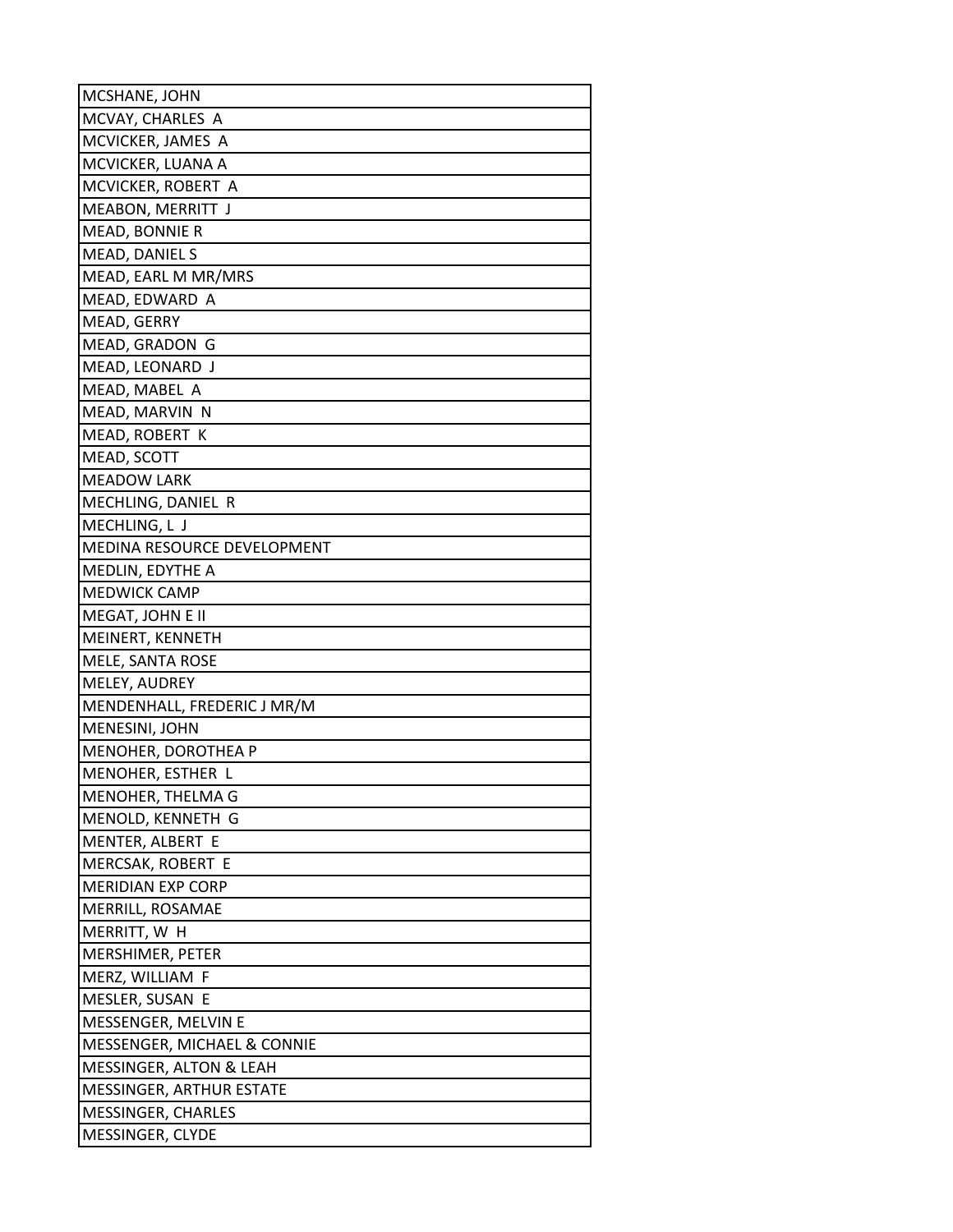| MCSHANE, JOHN |
|---|
| MCVAY, CHARLES A |
| MCVICKER, JAMES A |
| MCVICKER, LUANA A |
| MCVICKER, ROBERT A |
| MEABON, MERRITT J |
| MEAD, BONNIE R |
| MEAD, DANIEL S |
| MEAD, EARL M MR/MRS |
| MEAD, EDWARD A |
| MEAD, GERRY |
| MEAD, GRADON G |
| MEAD, LEONARD J |
| MEAD, MABEL A |
| MEAD, MARVIN N |
| MEAD, ROBERT K |
| MEAD, SCOTT |
| MEADOW LARK |
| MECHLING, DANIEL R |
| MECHLING, L J |
| MEDINA RESOURCE DEVELOPMENT |
| MEDLIN, EDYTHE A |
| MEDWICK CAMP |
| MEGAT, JOHN E II |
| MEINERT, KENNETH |
| MELE, SANTA ROSE |
| MELEY, AUDREY |
| MENDENHALL, FREDERIC J MR/M |
| MENESINI, JOHN |
| MENOHER, DOROTHEA P |
| MENOHER, ESTHER L |
| MENOHER, THELMA G |
| MENOLD, KENNETH G |
| MENTER, ALBERT E |
| MERCSAK, ROBERT E |
| MERIDIAN EXP CORP |
| MERRILL, ROSAMAE |
| MERRITT, W H |
| MERSHIMER, PETER |
| MERZ, WILLIAM F |
| MESLER, SUSAN E |
| MESSENGER, MELVIN E |
| MESSENGER, MICHAEL & CONNIE |
| MESSINGER, ALTON & LEAH |
| MESSINGER, ARTHUR ESTATE |
| MESSINGER, CHARLES |
| MESSINGER, CLYDE |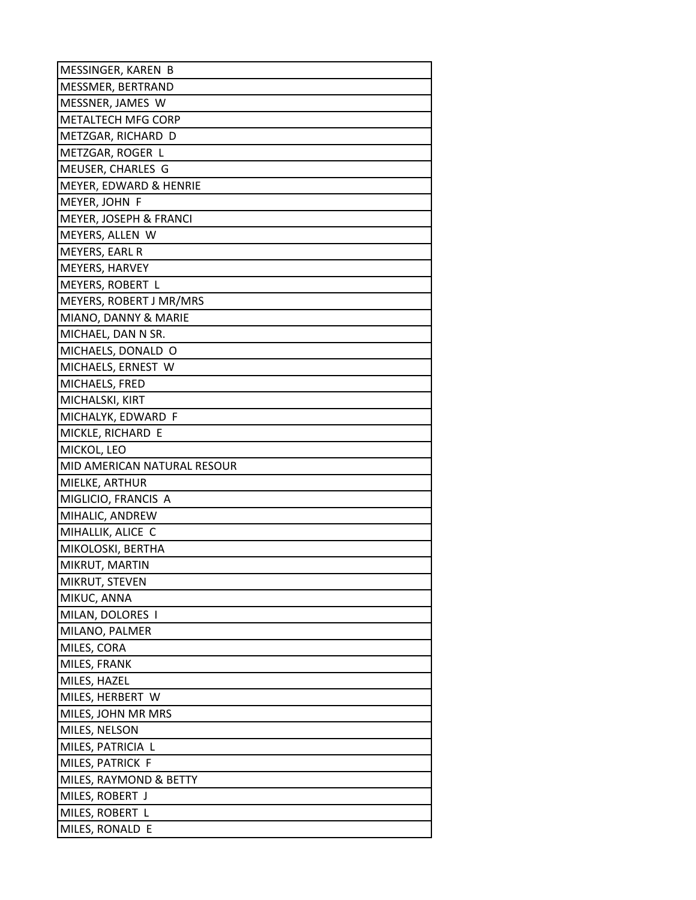| MESSINGER, KAREN B |
|---|
| MESSMER, BERTRAND |
| MESSNER, JAMES W |
| METALTECH MFG CORP |
| METZGAR, RICHARD D |
| METZGAR, ROGER L |
| MEUSER, CHARLES G |
| MEYER, EDWARD & HENRIE |
| MEYER, JOHN F |
| MEYER, JOSEPH & FRANCI |
| MEYERS, ALLEN W |
| MEYERS, EARL R |
| MEYERS, HARVEY |
| MEYERS, ROBERT L |
| MEYERS, ROBERT J MR/MRS |
| MIANO, DANNY & MARIE |
| MICHAEL, DAN N SR. |
| MICHAELS, DONALD O |
| MICHAELS, ERNEST W |
| MICHAELS, FRED |
| MICHALSKI, KIRT |
| MICHALYK, EDWARD F |
| MICKLE, RICHARD E |
| MICKOL, LEO |
| MID AMERICAN NATURAL RESOUR |
| MIELKE, ARTHUR |
| MIGLICIO, FRANCIS A |
| MIHALIC, ANDREW |
| MIHALLIK, ALICE C |
| MIKOLOSKI, BERTHA |
| MIKRUT, MARTIN |
| MIKRUT, STEVEN |
| MIKUC, ANNA |
| MILAN, DOLORES I |
| MILANO, PALMER |
| MILES, CORA |
| MILES, FRANK |
| MILES, HAZEL |
| MILES, HERBERT W |
| MILES, JOHN MR MRS |
| MILES, NELSON |
| MILES, PATRICIA L |
| MILES, PATRICK F |
| MILES, RAYMOND & BETTY |
| MILES, ROBERT J |
| MILES, ROBERT L |
| MILES, RONALD E |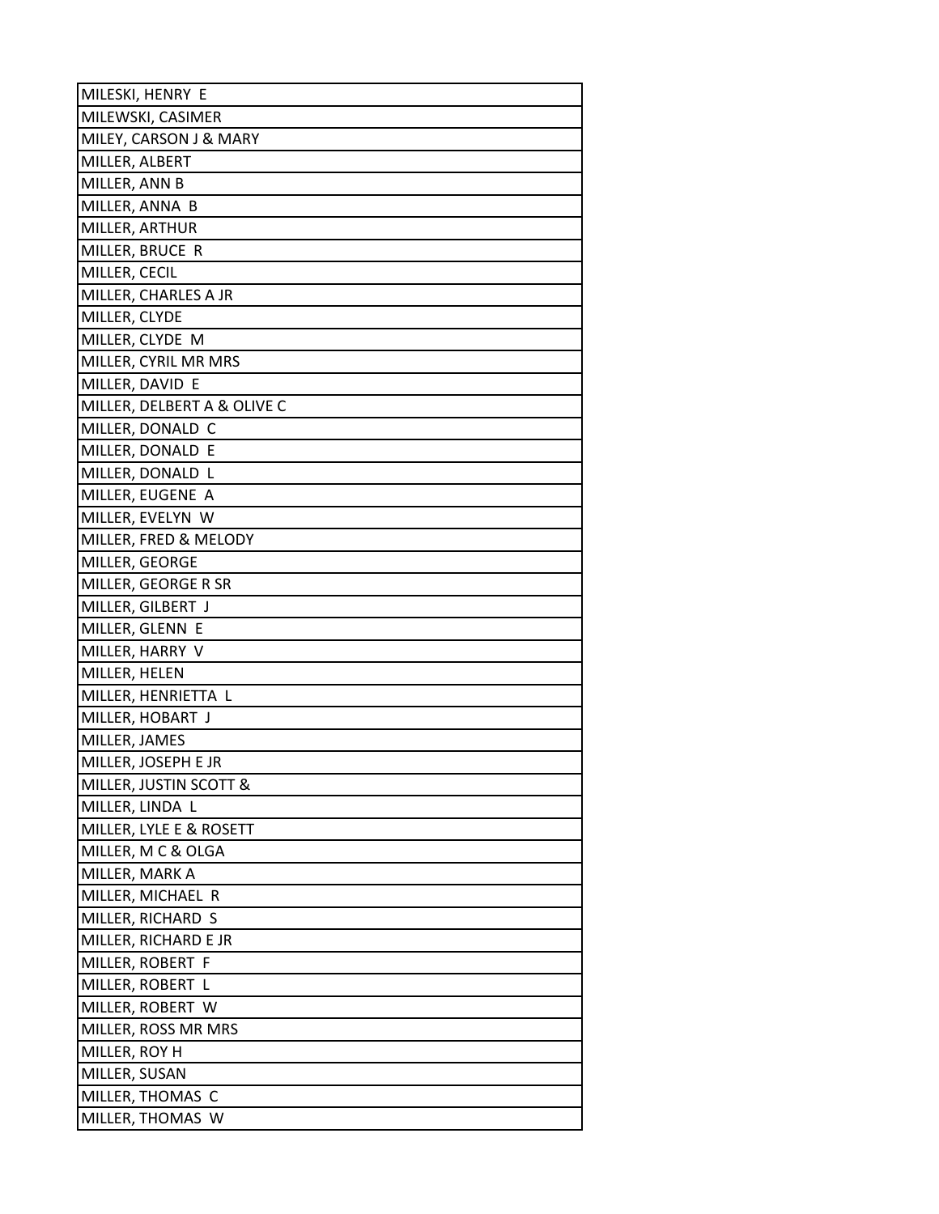| MILESKI, HENRY E |
|---|
| MILEWSKI, CASIMER |
| MILEY, CARSON J & MARY |
| MILLER, ALBERT |
| MILLER, ANN B |
| MILLER, ANNA B |
| MILLER, ARTHUR |
| MILLER, BRUCE R |
| MILLER, CECIL |
| MILLER, CHARLES A JR |
| MILLER, CLYDE |
| MILLER, CLYDE M |
| MILLER, CYRIL MR MRS |
| MILLER, DAVID E |
| MILLER, DELBERT A & OLIVE C |
| MILLER, DONALD C |
| MILLER, DONALD E |
| MILLER, DONALD L |
| MILLER, EUGENE A |
| MILLER, EVELYN W |
| MILLER, FRED & MELODY |
| MILLER, GEORGE |
| MILLER, GEORGE R SR |
| MILLER, GILBERT J |
| MILLER, GLENN E |
| MILLER, HARRY V |
| MILLER, HELEN |
| MILLER, HENRIETTA L |
| MILLER, HOBART J |
| MILLER, JAMES |
| MILLER, JOSEPH E JR |
| MILLER, JUSTIN SCOTT & |
| MILLER, LINDA L |
| MILLER, LYLE E & ROSETT |
| MILLER, M C & OLGA |
| MILLER, MARK A |
| MILLER, MICHAEL R |
| MILLER, RICHARD S |
| MILLER, RICHARD E JR |
| MILLER, ROBERT F |
| MILLER, ROBERT L |
| MILLER, ROBERT W |
| MILLER, ROSS MR MRS |
| MILLER, ROY H |
| MILLER, SUSAN |
| MILLER, THOMAS C |
| MILLER, THOMAS W |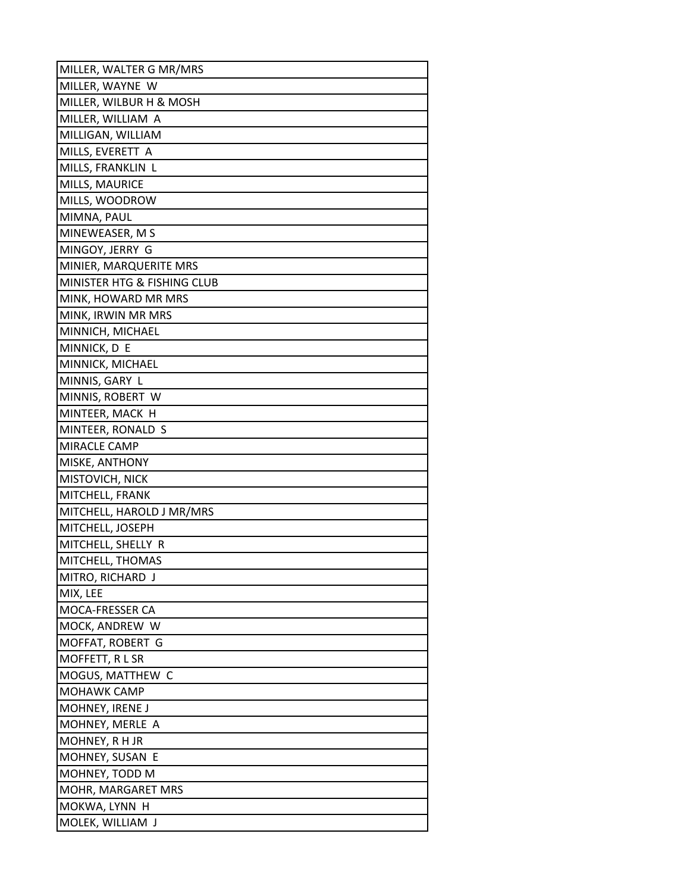| MILLER, WALTER G MR/MRS |
|---|
| MILLER, WAYNE W |
| MILLER, WILBUR H & MOSH |
| MILLER, WILLIAM A |
| MILLIGAN, WILLIAM |
| MILLS, EVERETT A |
| MILLS, FRANKLIN L |
| MILLS, MAURICE |
| MILLS, WOODROW |
| MIMNA, PAUL |
| MINEWEASER, M S |
| MINGOY, JERRY G |
| MINIER, MARQUERITE MRS |
| MINISTER HTG & FISHING CLUB |
| MINK, HOWARD MR MRS |
| MINK, IRWIN MR MRS |
| MINNICH, MICHAEL |
| MINNICK, D E |
| MINNICK, MICHAEL |
| MINNIS, GARY L |
| MINNIS, ROBERT W |
| MINTEER, MACK H |
| MINTEER, RONALD S |
| MIRACLE CAMP |
| MISKE, ANTHONY |
| MISTOVICH, NICK |
| MITCHELL, FRANK |
| MITCHELL, HAROLD J MR/MRS |
| MITCHELL, JOSEPH |
| MITCHELL, SHELLY R |
| MITCHELL, THOMAS |
| MITRO, RICHARD J |
| MIX, LEE |
| MOCA-FRESSER CA |
| MOCK, ANDREW W |
| MOFFAT, ROBERT G |
| MOFFETT, R L SR |
| MOGUS, MATTHEW C |
| MOHAWK CAMP |
| MOHNEY, IRENE J |
| MOHNEY, MERLE A |
| MOHNEY, R H JR |
| MOHNEY, SUSAN E |
| MOHNEY, TODD M |
| MOHR, MARGARET MRS |
| MOKWA, LYNN H |
| MOLEK, WILLIAM J |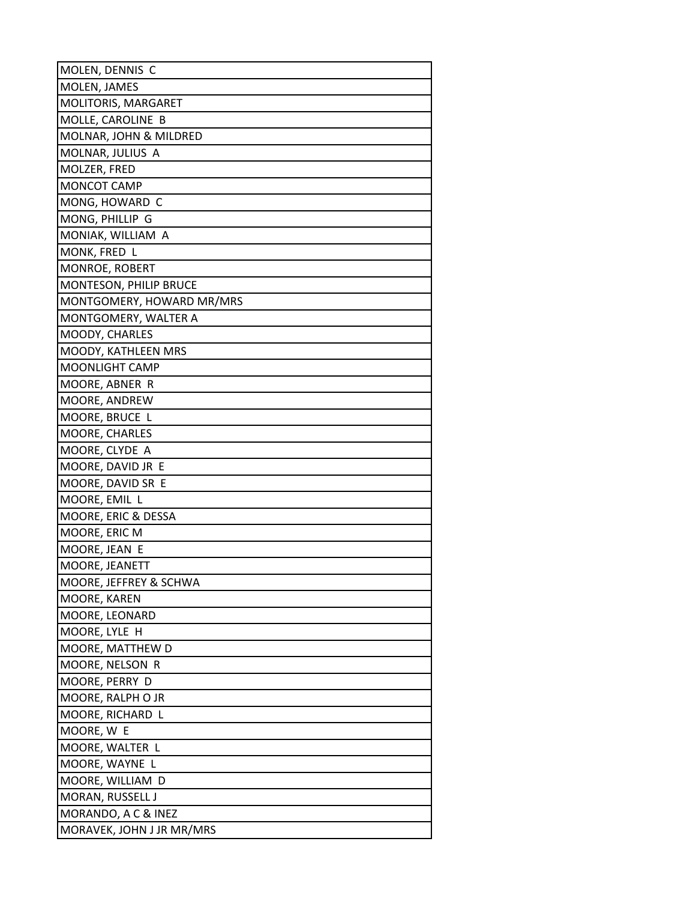| MOLEN, DENNIS C |
|---|
| MOLEN, JAMES |
| MOLITORIS, MARGARET |
| MOLLE, CAROLINE B |
| MOLNAR, JOHN & MILDRED |
| MOLNAR, JULIUS A |
| MOLZER, FRED |
| MONCOT CAMP |
| MONG, HOWARD C |
| MONG, PHILLIP G |
| MONIAK, WILLIAM A |
| MONK, FRED L |
| MONROE, ROBERT |
| MONTESON, PHILIP BRUCE |
| MONTGOMERY, HOWARD MR/MRS |
| MONTGOMERY, WALTER A |
| MOODY, CHARLES |
| MOODY, KATHLEEN MRS |
| MOONLIGHT CAMP |
| MOORE, ABNER R |
| MOORE, ANDREW |
| MOORE, BRUCE L |
| MOORE, CHARLES |
| MOORE, CLYDE A |
| MOORE, DAVID JR E |
| MOORE, DAVID SR E |
| MOORE, EMIL L |
| MOORE, ERIC & DESSA |
| MOORE, ERIC M |
| MOORE, JEAN E |
| MOORE, JEANETT |
| MOORE, JEFFREY & SCHWA |
| MOORE, KAREN |
| MOORE, LEONARD |
| MOORE, LYLE H |
| MOORE, MATTHEW D |
| MOORE, NELSON R |
| MOORE, PERRY D |
| MOORE, RALPH O JR |
| MOORE, RICHARD L |
| MOORE, W E |
| MOORE, WALTER L |
| MOORE, WAYNE L |
| MOORE, WILLIAM D |
| MORAN, RUSSELL J |
| MORANDO, A C & INEZ |
| MORAVEK, JOHN J JR MR/MRS |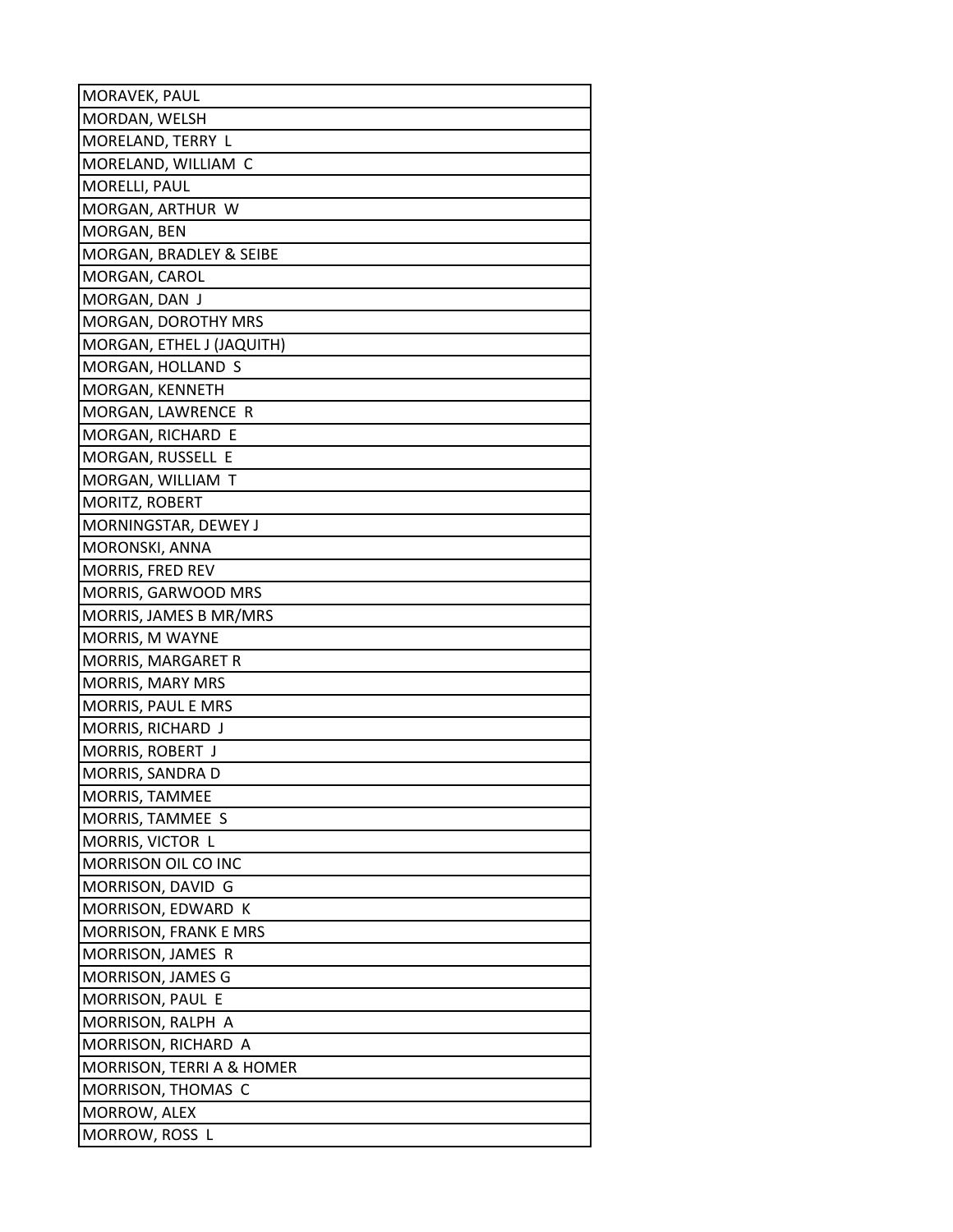| MORAVEK, PAUL |
| --- |
| MORDAN, WELSH |
| MORELAND, TERRY L |
| MORELAND, WILLIAM C |
| MORELLI, PAUL |
| MORGAN, ARTHUR W |
| MORGAN, BEN |
| MORGAN, BRADLEY & SEIBE |
| MORGAN, CAROL |
| MORGAN, DAN J |
| MORGAN, DOROTHY MRS |
| MORGAN, ETHEL J (JAQUITH) |
| MORGAN, HOLLAND S |
| MORGAN, KENNETH |
| MORGAN, LAWRENCE R |
| MORGAN, RICHARD E |
| MORGAN, RUSSELL E |
| MORGAN, WILLIAM T |
| MORITZ, ROBERT |
| MORNINGSTAR, DEWEY J |
| MORONSKI, ANNA |
| MORRIS, FRED REV |
| MORRIS, GARWOOD MRS |
| MORRIS, JAMES B MR/MRS |
| MORRIS, M WAYNE |
| MORRIS, MARGARET R |
| MORRIS, MARY MRS |
| MORRIS, PAUL E MRS |
| MORRIS, RICHARD J |
| MORRIS, ROBERT J |
| MORRIS, SANDRA D |
| MORRIS, TAMMEE |
| MORRIS, TAMMEE S |
| MORRIS, VICTOR L |
| MORRISON OIL CO INC |
| MORRISON, DAVID G |
| MORRISON, EDWARD K |
| MORRISON, FRANK E MRS |
| MORRISON, JAMES R |
| MORRISON, JAMES G |
| MORRISON, PAUL E |
| MORRISON, RALPH A |
| MORRISON, RICHARD A |
| MORRISON, TERRI A & HOMER |
| MORRISON, THOMAS C |
| MORROW, ALEX |
| MORROW, ROSS L |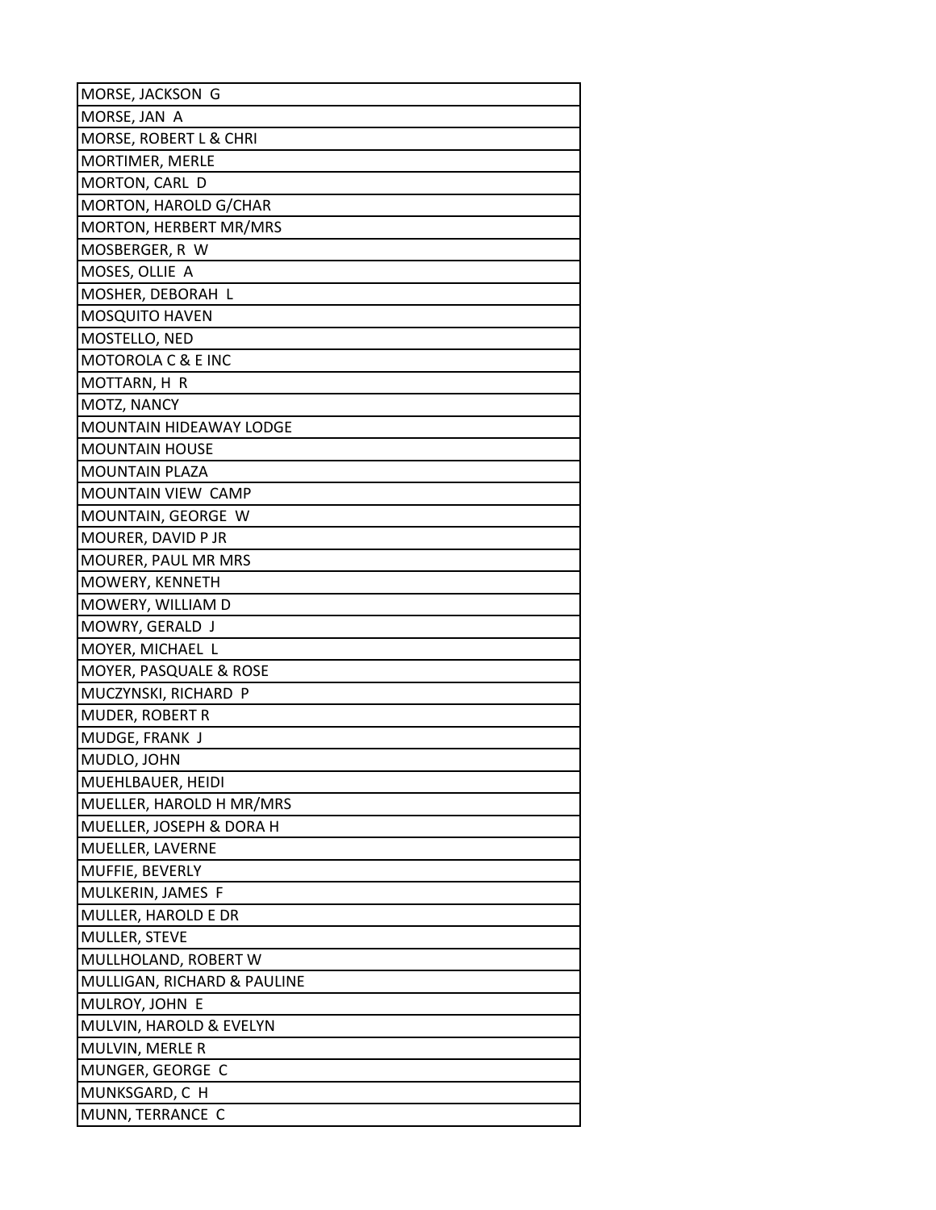| MORSE, JACKSON G |
| --- |
| MORSE, JAN A |
| MORSE, ROBERT L & CHRI |
| MORTIMER, MERLE |
| MORTON, CARL D |
| MORTON, HAROLD G/CHAR |
| MORTON, HERBERT MR/MRS |
| MOSBERGER, R W |
| MOSES, OLLIE A |
| MOSHER, DEBORAH L |
| MOSQUITO HAVEN |
| MOSTELLO, NED |
| MOTOROLA C & E INC |
| MOTTARN, H R |
| MOTZ, NANCY |
| MOUNTAIN HIDEAWAY LODGE |
| MOUNTAIN HOUSE |
| MOUNTAIN PLAZA |
| MOUNTAIN VIEW CAMP |
| MOUNTAIN, GEORGE W |
| MOURER, DAVID P JR |
| MOURER, PAUL MR MRS |
| MOWERY, KENNETH |
| MOWERY, WILLIAM D |
| MOWRY, GERALD J |
| MOYER, MICHAEL L |
| MOYER, PASQUALE & ROSE |
| MUCZYNSKI, RICHARD P |
| MUDER, ROBERT R |
| MUDGE, FRANK J |
| MUDLO, JOHN |
| MUEHLBAUER, HEIDI |
| MUELLER, HAROLD H MR/MRS |
| MUELLER, JOSEPH & DORA H |
| MUELLER, LAVERNE |
| MUFFIE, BEVERLY |
| MULKERIN, JAMES F |
| MULLER, HAROLD E DR |
| MULLER, STEVE |
| MULLHOLAND, ROBERT W |
| MULLIGAN, RICHARD & PAULINE |
| MULROY, JOHN E |
| MULVIN, HAROLD & EVELYN |
| MULVIN, MERLE R |
| MUNGER, GEORGE C |
| MUNKSGARD, C H |
| MUNN, TERRANCE C |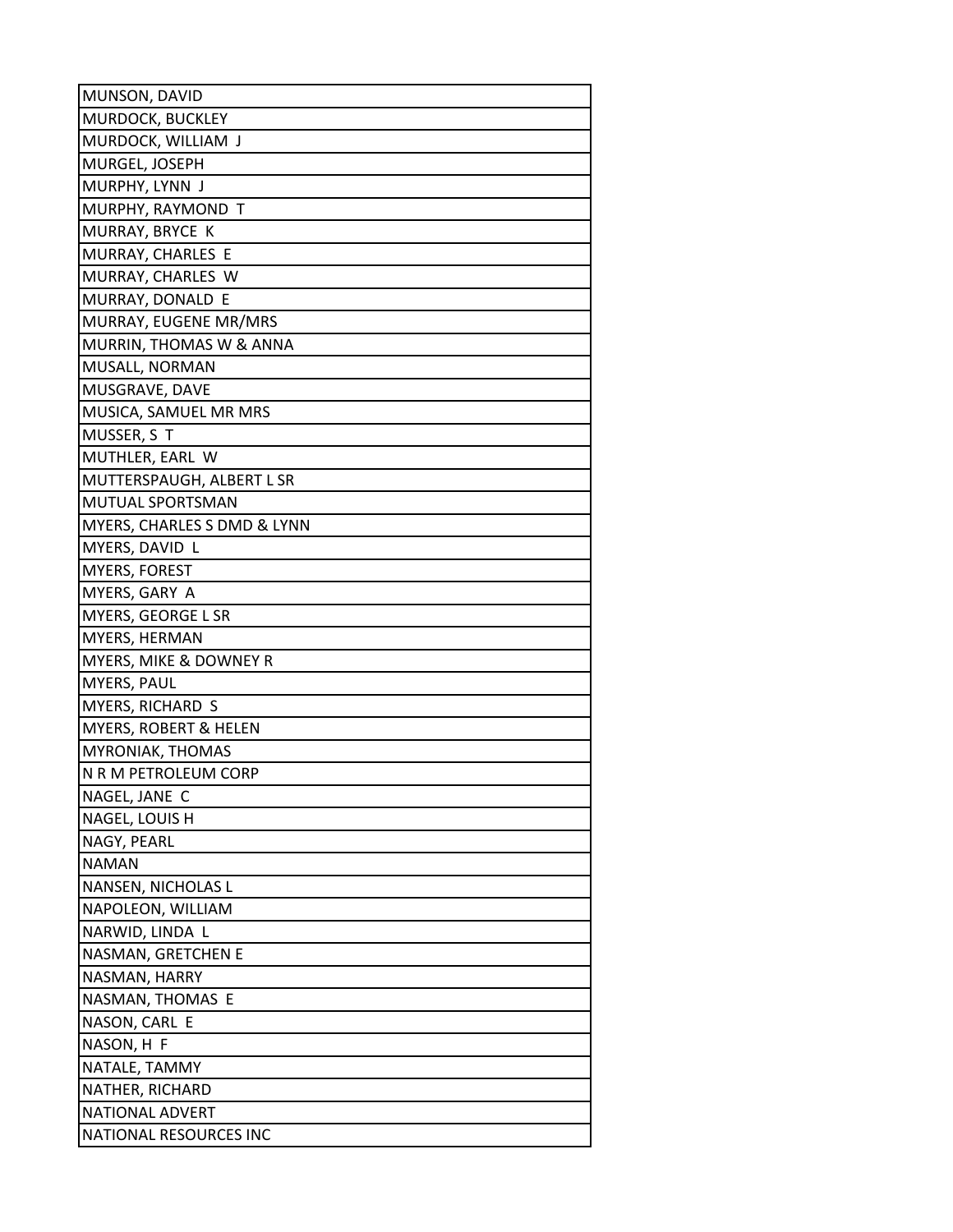| MUNSON, DAVID |
|---|
| MURDOCK, BUCKLEY |
| MURDOCK, WILLIAM J |
| MURGEL, JOSEPH |
| MURPHY, LYNN J |
| MURPHY, RAYMOND T |
| MURRAY, BRYCE K |
| MURRAY, CHARLES E |
| MURRAY, CHARLES W |
| MURRAY, DONALD E |
| MURRAY, EUGENE MR/MRS |
| MURRIN, THOMAS W & ANNA |
| MUSALL, NORMAN |
| MUSGRAVE, DAVE |
| MUSICA, SAMUEL MR MRS |
| MUSSER, S T |
| MUTHLER, EARL W |
| MUTTERSPAUGH, ALBERT L SR |
| MUTUAL SPORTSMAN |
| MYERS, CHARLES S DMD & LYNN |
| MYERS, DAVID L |
| MYERS, FOREST |
| MYERS, GARY A |
| MYERS, GEORGE L SR |
| MYERS, HERMAN |
| MYERS, MIKE & DOWNEY R |
| MYERS, PAUL |
| MYERS, RICHARD S |
| MYERS, ROBERT & HELEN |
| MYRONIAK, THOMAS |
| N R M PETROLEUM CORP |
| NAGEL, JANE C |
| NAGEL, LOUIS H |
| NAGY, PEARL |
| NAMAN |
| NANSEN, NICHOLAS L |
| NAPOLEON, WILLIAM |
| NARWID, LINDA L |
| NASMAN, GRETCHEN E |
| NASMAN, HARRY |
| NASMAN, THOMAS E |
| NASON, CARL E |
| NASON, H F |
| NATALE, TAMMY |
| NATHER, RICHARD |
| NATIONAL ADVERT |
| NATIONAL RESOURCES INC |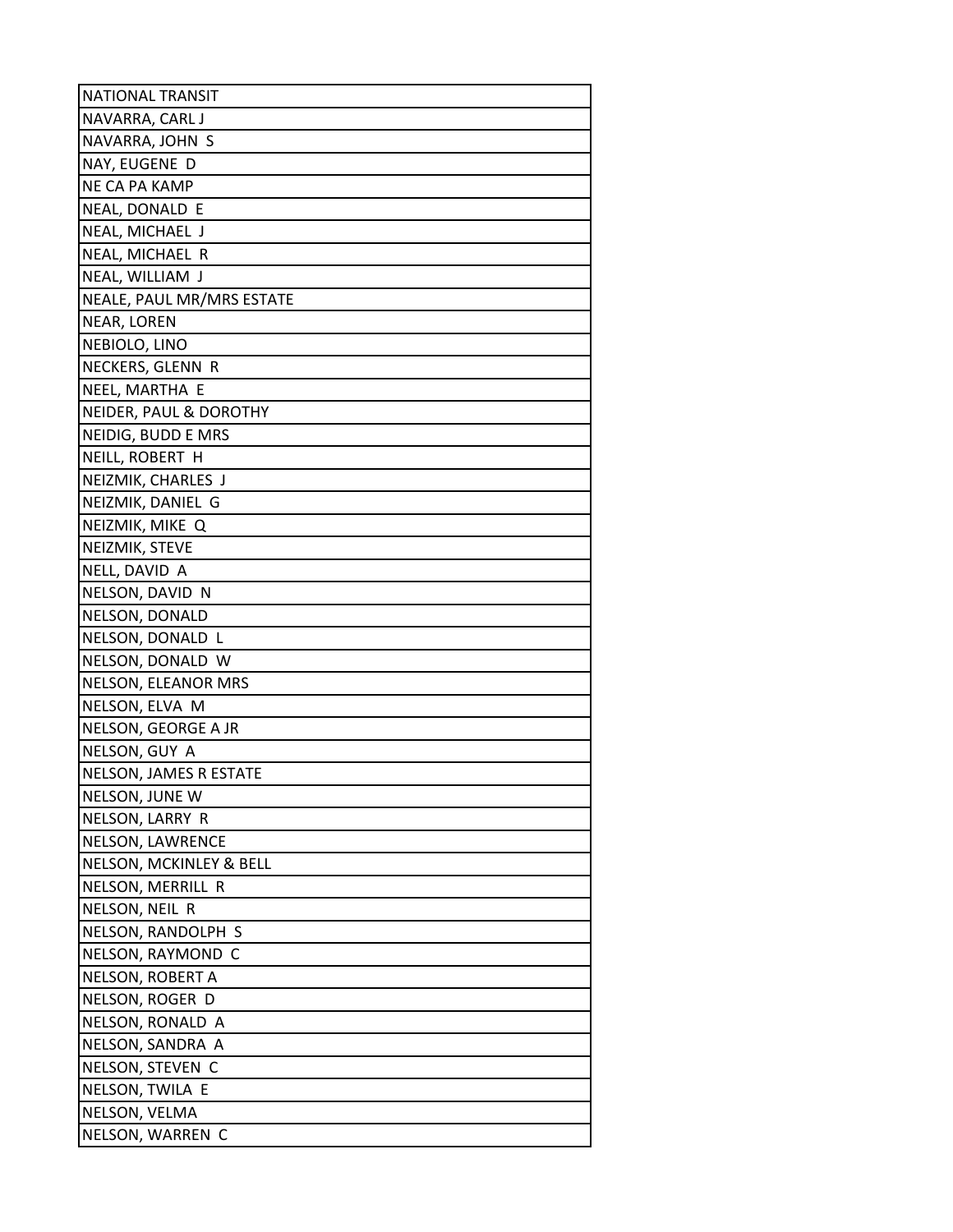| NATIONAL TRANSIT |
|---|
| NAVARRA, CARL J |
| NAVARRA, JOHN S |
| NAY, EUGENE D |
| NE CA PA KAMP |
| NEAL, DONALD E |
| NEAL, MICHAEL J |
| NEAL, MICHAEL R |
| NEAL, WILLIAM J |
| NEALE, PAUL MR/MRS ESTATE |
| NEAR, LOREN |
| NEBIOLO, LINO |
| NECKERS, GLENN R |
| NEEL, MARTHA E |
| NEIDER, PAUL & DOROTHY |
| NEIDIG, BUDD E MRS |
| NEILL, ROBERT H |
| NEIZMIK, CHARLES J |
| NEIZMIK, DANIEL G |
| NEIZMIK, MIKE Q |
| NEIZMIK, STEVE |
| NELL, DAVID A |
| NELSON, DAVID N |
| NELSON, DONALD |
| NELSON, DONALD L |
| NELSON, DONALD W |
| NELSON, ELEANOR MRS |
| NELSON, ELVA M |
| NELSON, GEORGE A JR |
| NELSON, GUY A |
| NELSON, JAMES R ESTATE |
| NELSON, JUNE W |
| NELSON, LARRY R |
| NELSON, LAWRENCE |
| NELSON, MCKINLEY & BELL |
| NELSON, MERRILL R |
| NELSON, NEIL R |
| NELSON, RANDOLPH S |
| NELSON, RAYMOND C |
| NELSON, ROBERT A |
| NELSON, ROGER D |
| NELSON, RONALD A |
| NELSON, SANDRA A |
| NELSON, STEVEN C |
| NELSON, TWILA E |
| NELSON, VELMA |
| NELSON, WARREN C |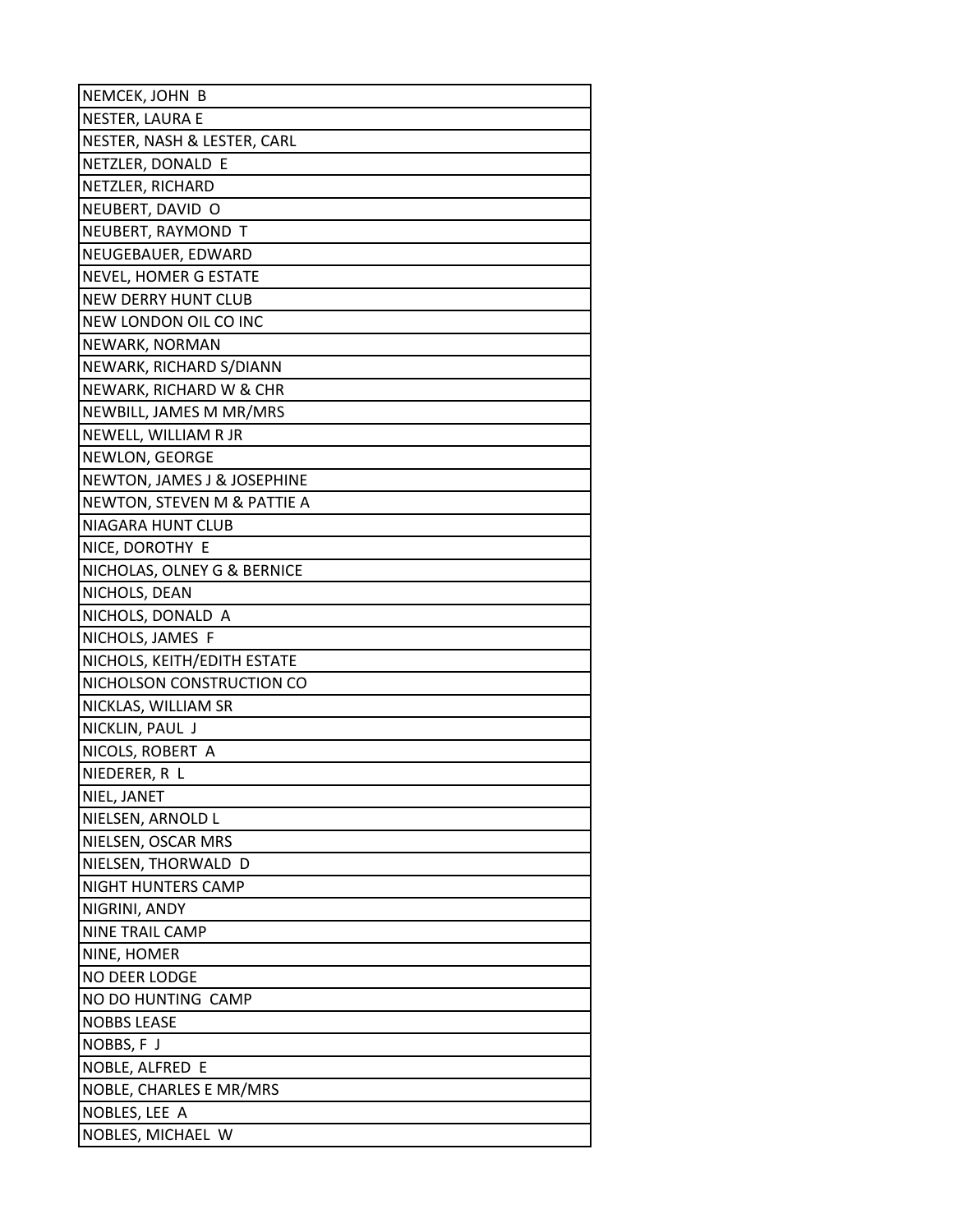| NEMCEK, JOHN B |
| --- |
| NESTER, LAURA E |
| NESTER, NASH & LESTER, CARL |
| NETZLER, DONALD E |
| NETZLER, RICHARD |
| NEUBERT, DAVID O |
| NEUBERT, RAYMOND T |
| NEUGEBAUER, EDWARD |
| NEVEL, HOMER G ESTATE |
| NEW DERRY HUNT CLUB |
| NEW LONDON OIL CO INC |
| NEWARK, NORMAN |
| NEWARK, RICHARD S/DIANN |
| NEWARK, RICHARD W & CHR |
| NEWBILL, JAMES M MR/MRS |
| NEWELL, WILLIAM R JR |
| NEWLON, GEORGE |
| NEWTON, JAMES J & JOSEPHINE |
| NEWTON, STEVEN M & PATTIE A |
| NIAGARA HUNT CLUB |
| NICE, DOROTHY E |
| NICHOLAS, OLNEY G & BERNICE |
| NICHOLS, DEAN |
| NICHOLS, DONALD A |
| NICHOLS, JAMES F |
| NICHOLS, KEITH/EDITH ESTATE |
| NICHOLSON CONSTRUCTION CO |
| NICKLAS, WILLIAM SR |
| NICKLIN, PAUL J |
| NICOLS, ROBERT A |
| NIEDERER, R L |
| NIEL, JANET |
| NIELSEN, ARNOLD L |
| NIELSEN, OSCAR MRS |
| NIELSEN, THORWALD D |
| NIGHT HUNTERS CAMP |
| NIGRINI, ANDY |
| NINE TRAIL CAMP |
| NINE, HOMER |
| NO DEER LODGE |
| NO DO HUNTING CAMP |
| NOBBS LEASE |
| NOBBS, F J |
| NOBLE, ALFRED E |
| NOBLE, CHARLES E MR/MRS |
| NOBLES, LEE A |
| NOBLES, MICHAEL W |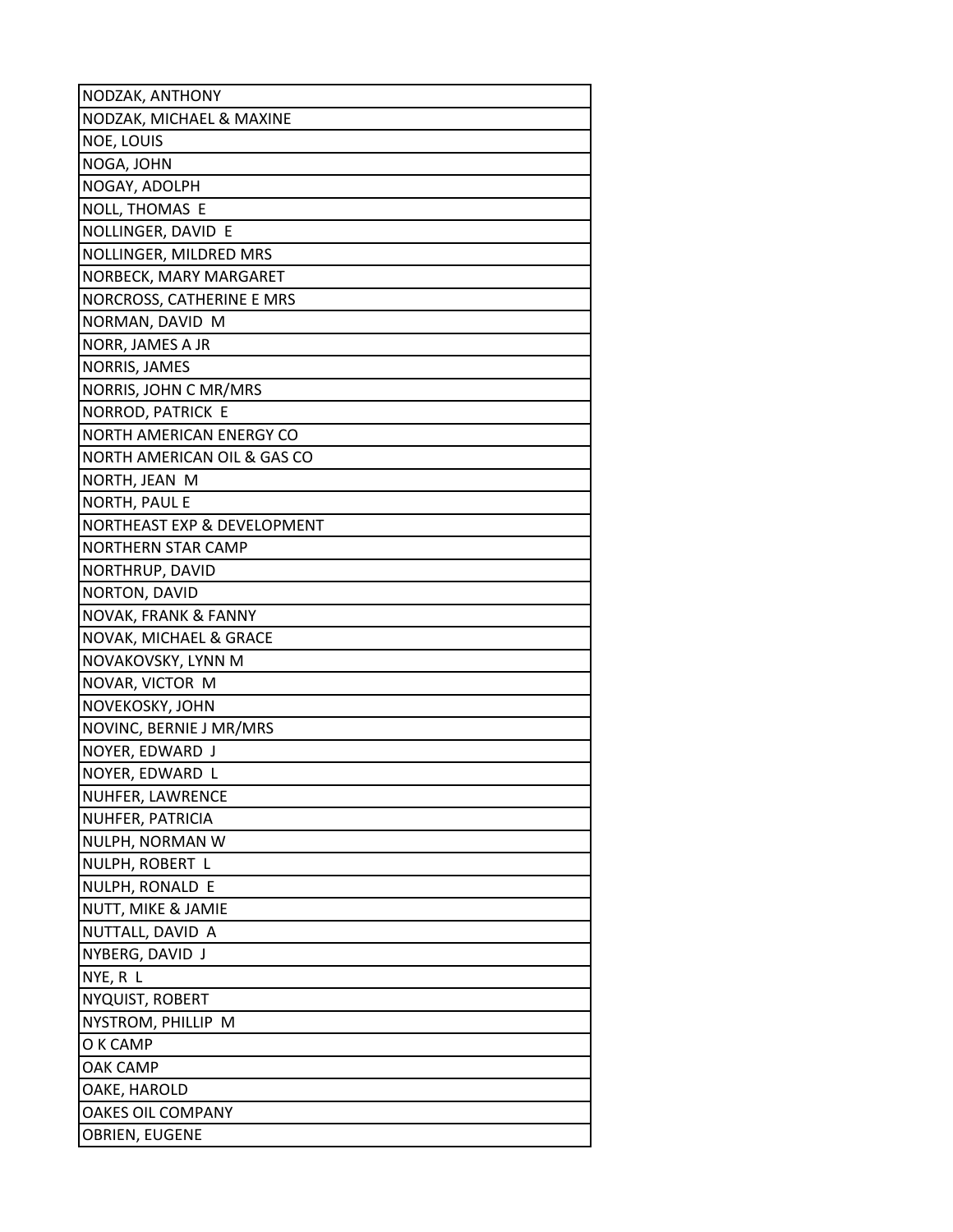| NODZAK, ANTHONY |
| --- |
| NODZAK, MICHAEL & MAXINE |
| NOE, LOUIS |
| NOGA, JOHN |
| NOGAY, ADOLPH |
| NOLL, THOMAS E |
| NOLLINGER, DAVID E |
| NOLLINGER, MILDRED MRS |
| NORBECK, MARY MARGARET |
| NORCROSS, CATHERINE E MRS |
| NORMAN, DAVID M |
| NORR, JAMES A JR |
| NORRIS, JAMES |
| NORRIS, JOHN C MR/MRS |
| NORROD, PATRICK E |
| NORTH AMERICAN ENERGY CO |
| NORTH AMERICAN OIL & GAS CO |
| NORTH, JEAN M |
| NORTH, PAUL E |
| NORTHEAST EXP & DEVELOPMENT |
| NORTHERN STAR CAMP |
| NORTHRUP, DAVID |
| NORTON, DAVID |
| NOVAK, FRANK & FANNY |
| NOVAK, MICHAEL & GRACE |
| NOVAKOVSKY, LYNN M |
| NOVAR, VICTOR M |
| NOVEKOSKY, JOHN |
| NOVINC, BERNIE J MR/MRS |
| NOYER, EDWARD J |
| NOYER, EDWARD L |
| NUHFER, LAWRENCE |
| NUHFER, PATRICIA |
| NULPH, NORMAN W |
| NULPH, ROBERT L |
| NULPH, RONALD E |
| NUTT, MIKE & JAMIE |
| NUTTALL, DAVID A |
| NYBERG, DAVID J |
| NYE, R L |
| NYQUIST, ROBERT |
| NYSTROM, PHILLIP M |
| O K CAMP |
| OAK CAMP |
| OAKE, HAROLD |
| OAKES OIL COMPANY |
| OBRIEN, EUGENE |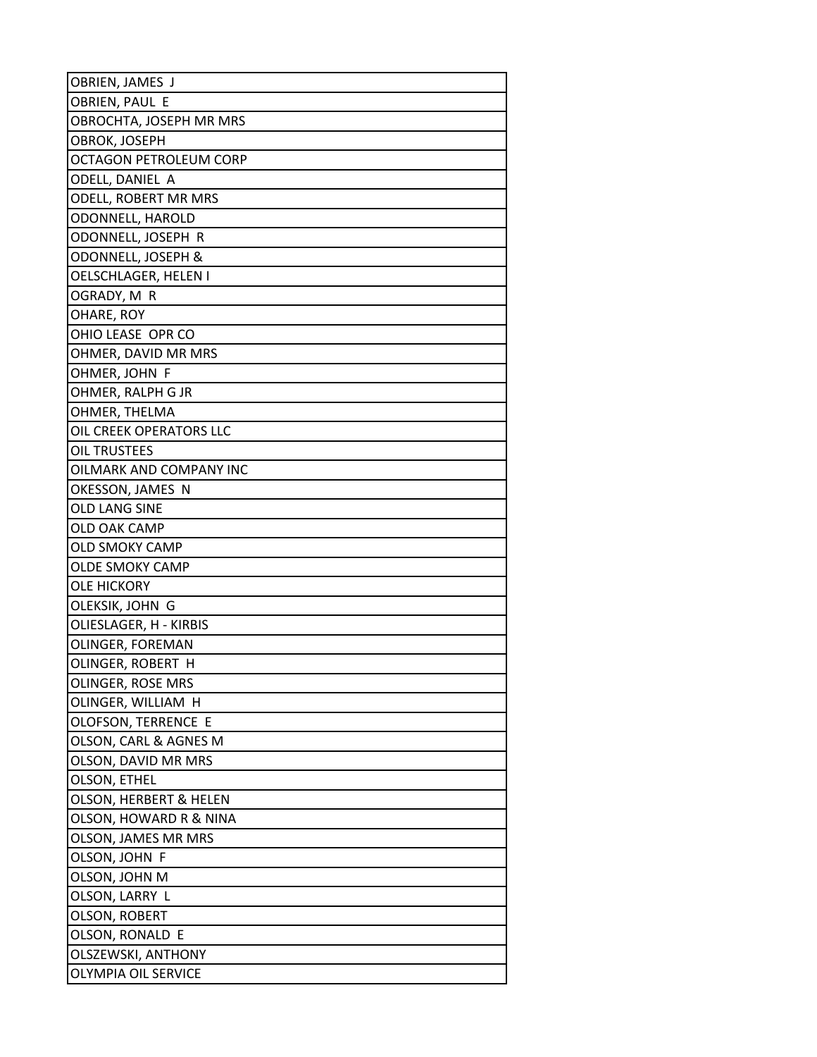| OBRIEN, JAMES J |
|---|
| OBRIEN, PAUL E |
| OBROCHTA, JOSEPH MR MRS |
| OBROK, JOSEPH |
| OCTAGON PETROLEUM CORP |
| ODELL, DANIEL A |
| ODELL, ROBERT MR MRS |
| ODONNELL, HAROLD |
| ODONNELL, JOSEPH R |
| ODONNELL, JOSEPH & |
| OELSCHLAGER, HELEN I |
| OGRADY, M R |
| OHARE, ROY |
| OHIO LEASE OPR CO |
| OHMER, DAVID MR MRS |
| OHMER, JOHN F |
| OHMER, RALPH G JR |
| OHMER, THELMA |
| OIL CREEK OPERATORS LLC |
| OIL TRUSTEES |
| OILMARK AND COMPANY INC |
| OKESSON, JAMES N |
| OLD LANG SINE |
| OLD OAK CAMP |
| OLD SMOKY CAMP |
| OLDE SMOKY CAMP |
| OLE HICKORY |
| OLEKSIK, JOHN G |
| OLIESLAGER, H - KIRBIS |
| OLINGER, FOREMAN |
| OLINGER, ROBERT H |
| OLINGER, ROSE MRS |
| OLINGER, WILLIAM H |
| OLOFSON, TERRENCE E |
| OLSON, CARL & AGNES M |
| OLSON, DAVID MR MRS |
| OLSON, ETHEL |
| OLSON, HERBERT & HELEN |
| OLSON, HOWARD R & NINA |
| OLSON, JAMES MR MRS |
| OLSON, JOHN F |
| OLSON, JOHN M |
| OLSON, LARRY L |
| OLSON, ROBERT |
| OLSON, RONALD E |
| OLSZEWSKI, ANTHONY |
| OLYMPIA OIL SERVICE |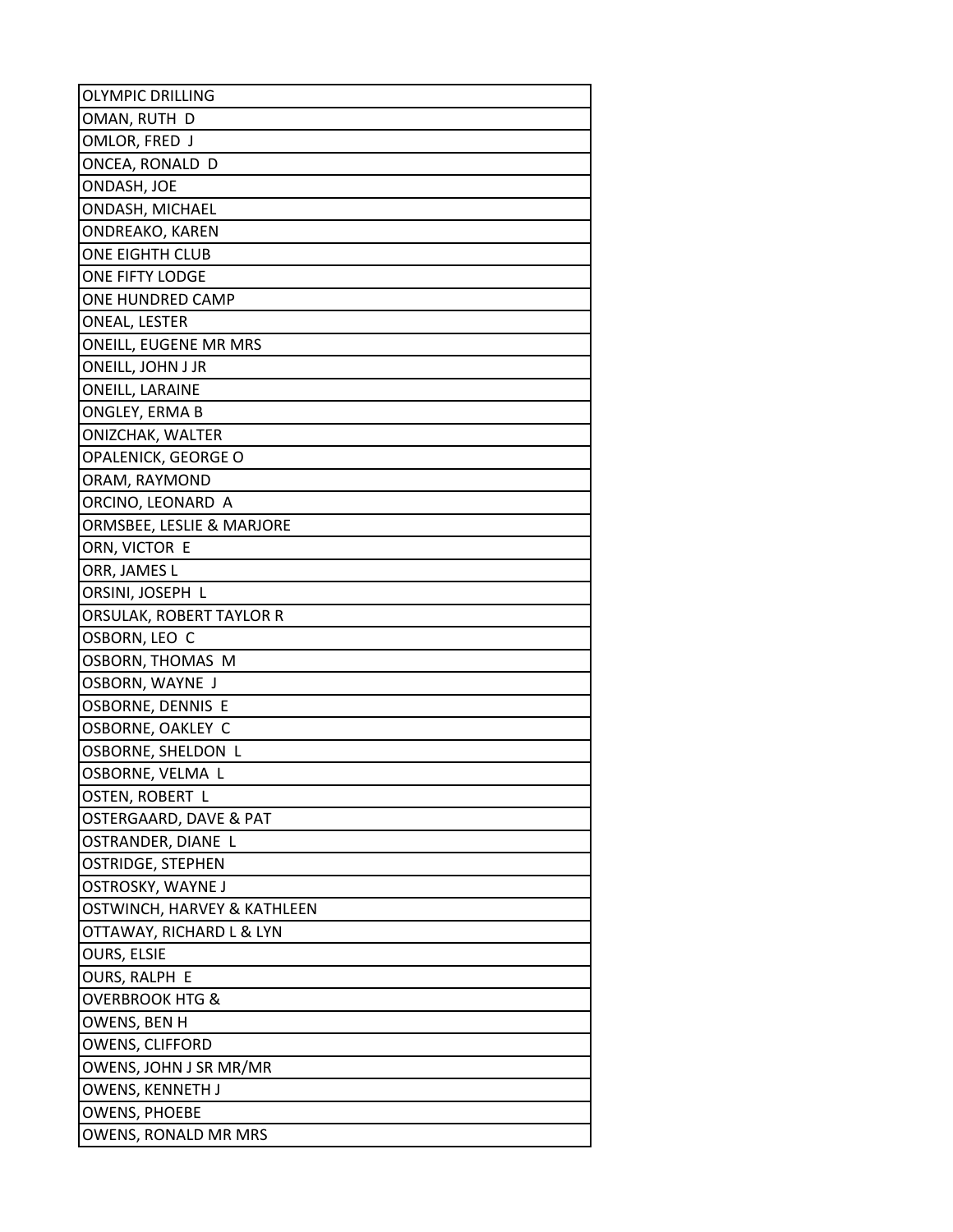| OLYMPIC DRILLING |
| --- |
| OMAN, RUTH D |
| OMLOR, FRED J |
| ONCEA, RONALD D |
| ONDASH, JOE |
| ONDASH, MICHAEL |
| ONDREAKO, KAREN |
| ONE EIGHTH CLUB |
| ONE FIFTY LODGE |
| ONE HUNDRED CAMP |
| ONEAL, LESTER |
| ONEILL, EUGENE MR MRS |
| ONEILL, JOHN J JR |
| ONEILL, LARAINE |
| ONGLEY, ERMA B |
| ONIZCHAK, WALTER |
| OPALENICK, GEORGE O |
| ORAM, RAYMOND |
| ORCINO, LEONARD A |
| ORMSBEE, LESLIE & MARJORE |
| ORN, VICTOR E |
| ORR, JAMES L |
| ORSINI, JOSEPH L |
| ORSULAK, ROBERT TAYLOR R |
| OSBORN, LEO C |
| OSBORN, THOMAS M |
| OSBORN, WAYNE J |
| OSBORNE, DENNIS E |
| OSBORNE, OAKLEY C |
| OSBORNE, SHELDON L |
| OSBORNE, VELMA L |
| OSTEN, ROBERT L |
| OSTERGAARD, DAVE & PAT |
| OSTRANDER, DIANE L |
| OSTRIDGE, STEPHEN |
| OSTROSKY, WAYNE J |
| OSTWINCH, HARVEY & KATHLEEN |
| OTTAWAY, RICHARD L & LYN |
| OURS, ELSIE |
| OURS, RALPH E |
| OVERBROOK HTG & |
| OWENS, BEN H |
| OWENS, CLIFFORD |
| OWENS, JOHN J SR MR/MR |
| OWENS, KENNETH J |
| OWENS, PHOEBE |
| OWENS, RONALD MR MRS |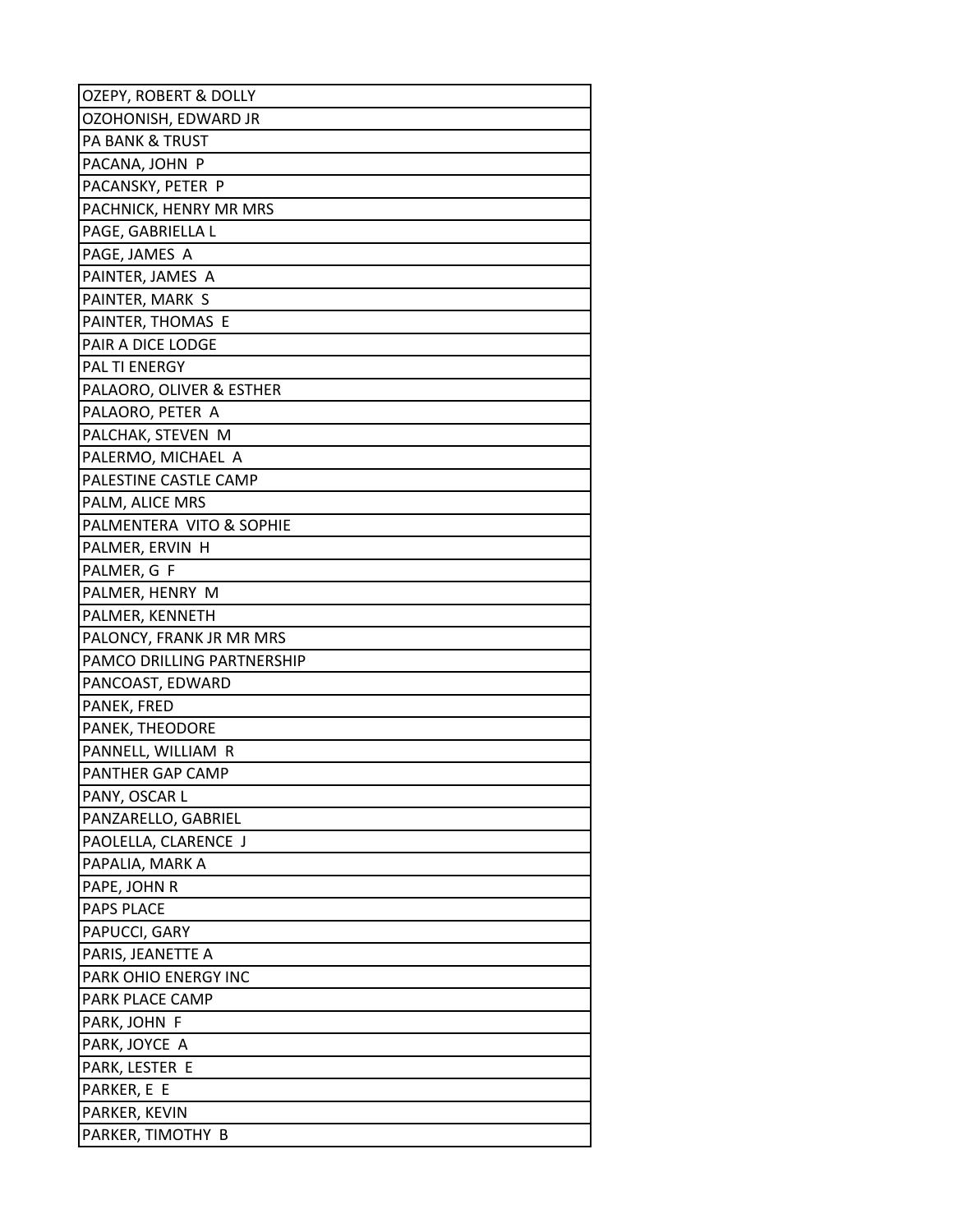| OZEPY, ROBERT & DOLLY |
|---|
| OZOHONISH, EDWARD JR |
| PA BANK & TRUST |
| PACANA, JOHN P |
| PACANSKY, PETER P |
| PACHNICK, HENRY MR MRS |
| PAGE, GABRIELLA L |
| PAGE, JAMES A |
| PAINTER, JAMES A |
| PAINTER, MARK S |
| PAINTER, THOMAS E |
| PAIR A DICE LODGE |
| PAL TI ENERGY |
| PALAORO, OLIVER & ESTHER |
| PALAORO, PETER A |
| PALCHAK, STEVEN M |
| PALERMO, MICHAEL A |
| PALESTINE CASTLE CAMP |
| PALM, ALICE MRS |
| PALMENTERA VITO & SOPHIE |
| PALMER, ERVIN H |
| PALMER, G F |
| PALMER, HENRY M |
| PALMER, KENNETH |
| PALONCY, FRANK JR MR MRS |
| PAMCO DRILLING PARTNERSHIP |
| PANCOAST, EDWARD |
| PANEK, FRED |
| PANEK, THEODORE |
| PANNELL, WILLIAM R |
| PANTHER GAP CAMP |
| PANY, OSCAR L |
| PANZARELLO, GABRIEL |
| PAOLELLA, CLARENCE J |
| PAPALIA, MARK A |
| PAPE, JOHN R |
| PAPS PLACE |
| PAPUCCI, GARY |
| PARIS, JEANETTE A |
| PARK OHIO ENERGY INC |
| PARK PLACE CAMP |
| PARK, JOHN F |
| PARK, JOYCE A |
| PARK, LESTER E |
| PARKER, E E |
| PARKER, KEVIN |
| PARKER, TIMOTHY B |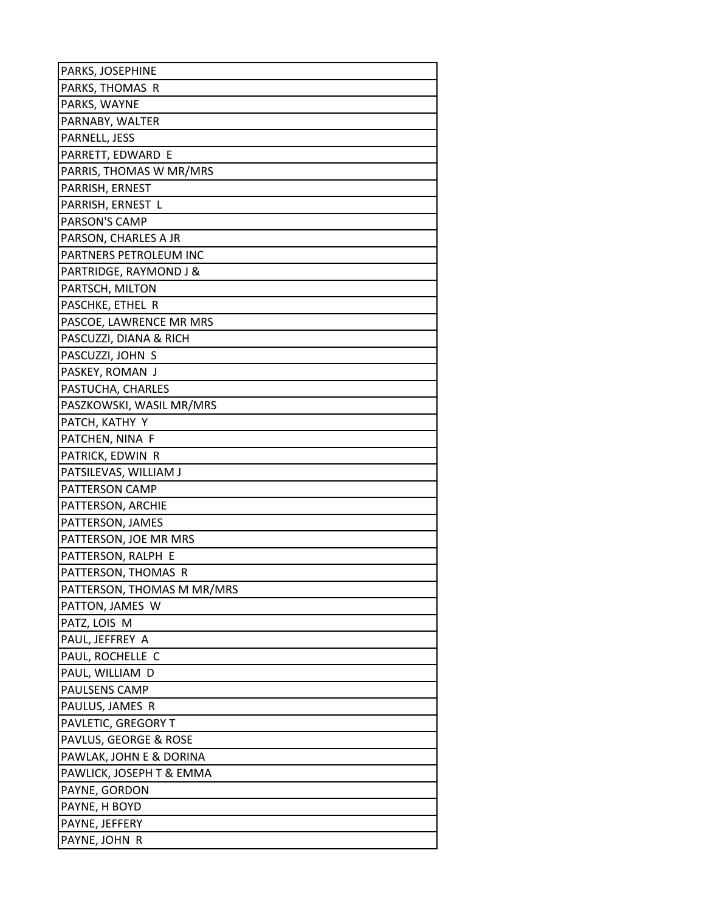| PARKS, JOSEPHINE |
| --- |
| PARKS, THOMAS R |
| PARKS, WAYNE |
| PARNABY, WALTER |
| PARNELL, JESS |
| PARRETT, EDWARD E |
| PARRIS, THOMAS W MR/MRS |
| PARRISH, ERNEST |
| PARRISH, ERNEST L |
| PARSON'S CAMP |
| PARSON, CHARLES A JR |
| PARTNERS PETROLEUM INC |
| PARTRIDGE, RAYMOND J & |
| PARTSCH, MILTON |
| PASCHKE, ETHEL R |
| PASCOE, LAWRENCE MR MRS |
| PASCUZZI, DIANA & RICH |
| PASCUZZI, JOHN S |
| PASKEY, ROMAN J |
| PASTUCHA, CHARLES |
| PASZKOWSKI, WASIL MR/MRS |
| PATCH, KATHY Y |
| PATCHEN, NINA F |
| PATRICK, EDWIN R |
| PATSILEVAS, WILLIAM J |
| PATTERSON CAMP |
| PATTERSON, ARCHIE |
| PATTERSON, JAMES |
| PATTERSON, JOE MR MRS |
| PATTERSON, RALPH E |
| PATTERSON, THOMAS R |
| PATTERSON, THOMAS M MR/MRS |
| PATTON, JAMES W |
| PATZ, LOIS M |
| PAUL, JEFFREY A |
| PAUL, ROCHELLE C |
| PAUL, WILLIAM D |
| PAULSENS CAMP |
| PAULUS, JAMES R |
| PAVLETIC, GREGORY T |
| PAVLUS, GEORGE & ROSE |
| PAWLAK, JOHN E & DORINA |
| PAWLICK, JOSEPH T & EMMA |
| PAYNE, GORDON |
| PAYNE, H BOYD |
| PAYNE, JEFFERY |
| PAYNE, JOHN R |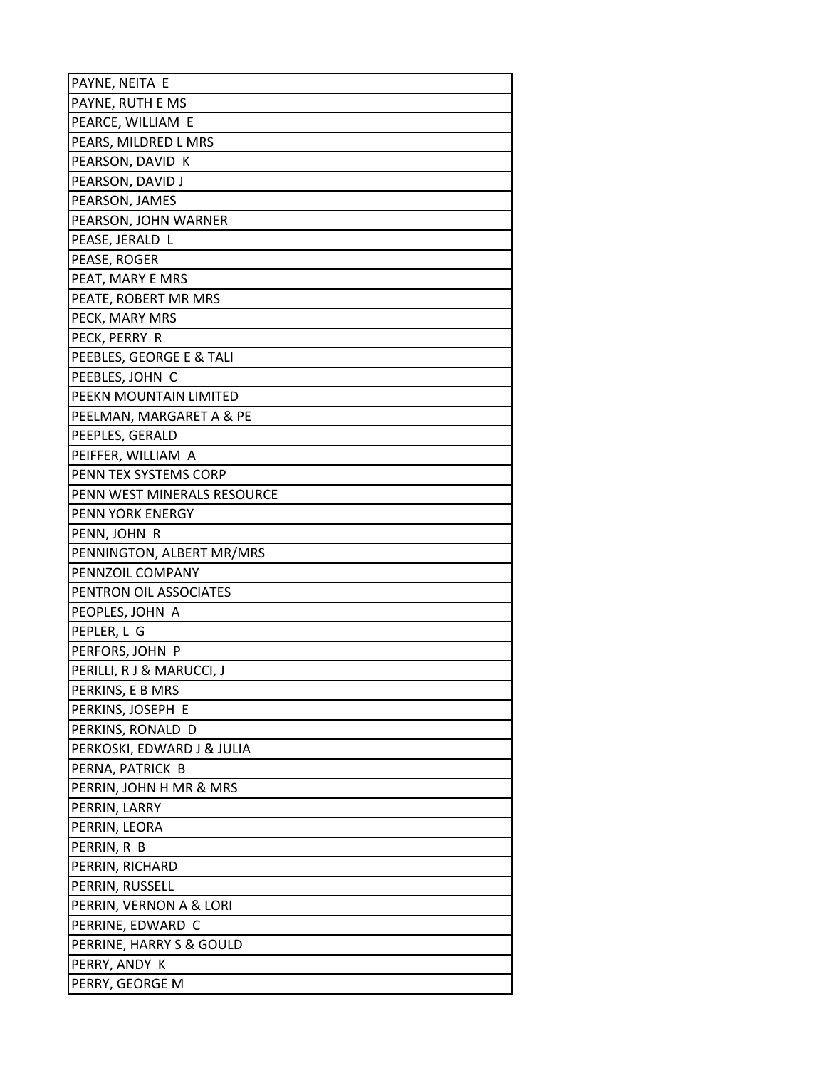| PAYNE, NEITA E |
|---|
| PAYNE, RUTH E MS |
| PEARCE, WILLIAM E |
| PEARS, MILDRED L MRS |
| PEARSON, DAVID K |
| PEARSON, DAVID J |
| PEARSON, JAMES |
| PEARSON, JOHN WARNER |
| PEASE, JERALD L |
| PEASE, ROGER |
| PEAT, MARY E MRS |
| PEATE, ROBERT MR MRS |
| PECK, MARY MRS |
| PECK, PERRY R |
| PEEBLES, GEORGE E & TALI |
| PEEBLES, JOHN C |
| PEEKN MOUNTAIN LIMITED |
| PEELMAN, MARGARET A & PE |
| PEEPLES, GERALD |
| PEIFFER, WILLIAM A |
| PENN TEX SYSTEMS CORP |
| PENN WEST MINERALS RESOURCE |
| PENN YORK ENERGY |
| PENN, JOHN R |
| PENNINGTON, ALBERT MR/MRS |
| PENNZOIL COMPANY |
| PENTRON OIL ASSOCIATES |
| PEOPLES, JOHN A |
| PEPLER, L G |
| PERFORS, JOHN P |
| PERILLI, R J & MARUCCI, J |
| PERKINS, E B MRS |
| PERKINS, JOSEPH E |
| PERKINS, RONALD D |
| PERKOSKI, EDWARD J & JULIA |
| PERNA, PATRICK B |
| PERRIN, JOHN H MR & MRS |
| PERRIN, LARRY |
| PERRIN, LEORA |
| PERRIN, R B |
| PERRIN, RICHARD |
| PERRIN, RUSSELL |
| PERRIN, VERNON A & LORI |
| PERRINE, EDWARD C |
| PERRINE, HARRY S & GOULD |
| PERRY, ANDY K |
| PERRY, GEORGE M |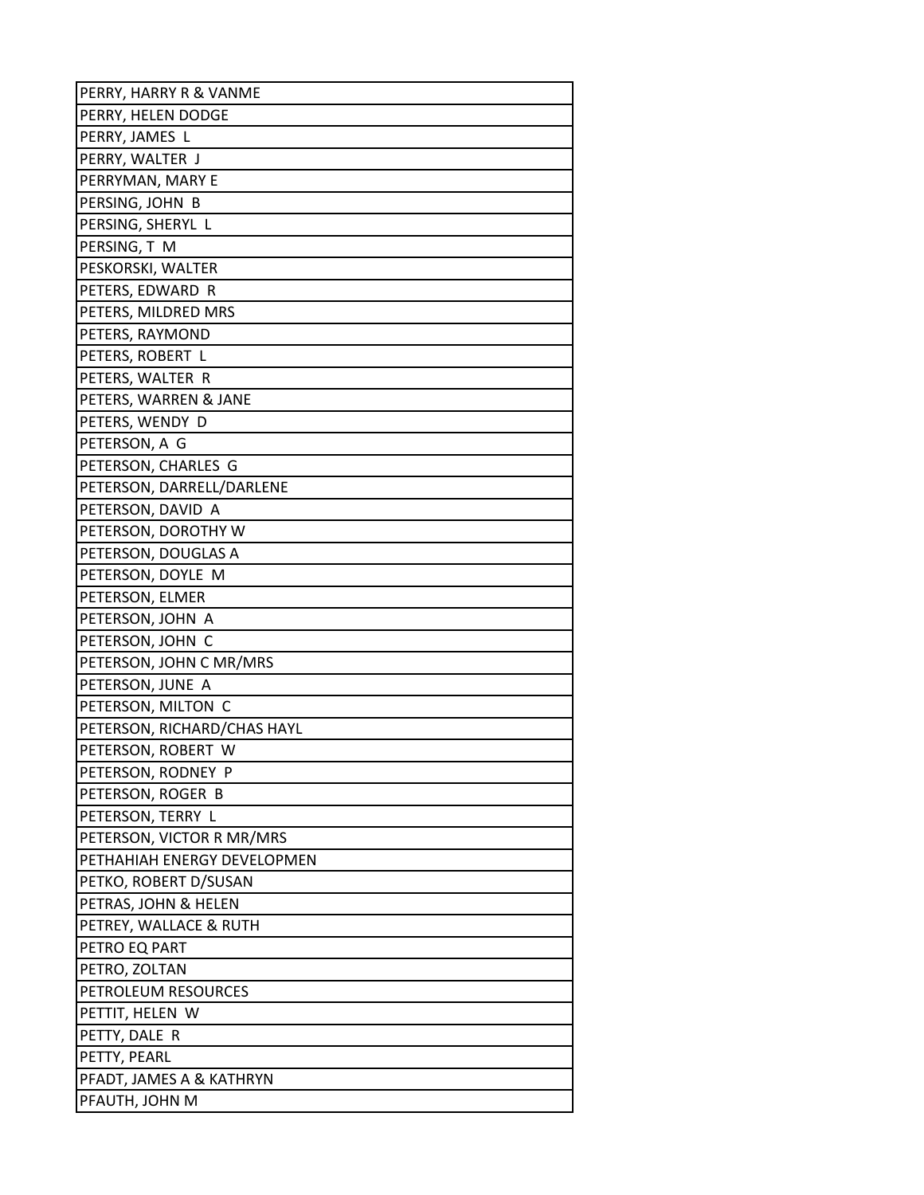| PERRY, HARRY R & VANME |
|---|
| PERRY, HELEN DODGE |
| PERRY, JAMES L |
| PERRY, WALTER J |
| PERRYMAN, MARY E |
| PERSING, JOHN B |
| PERSING, SHERYL L |
| PERSING, T M |
| PESKORSKI, WALTER |
| PETERS, EDWARD R |
| PETERS, MILDRED MRS |
| PETERS, RAYMOND |
| PETERS, ROBERT L |
| PETERS, WALTER R |
| PETERS, WARREN & JANE |
| PETERS, WENDY D |
| PETERSON, A G |
| PETERSON, CHARLES G |
| PETERSON, DARRELL/DARLENE |
| PETERSON, DAVID A |
| PETERSON, DOROTHY W |
| PETERSON, DOUGLAS A |
| PETERSON, DOYLE M |
| PETERSON, ELMER |
| PETERSON, JOHN A |
| PETERSON, JOHN C |
| PETERSON, JOHN C MR/MRS |
| PETERSON, JUNE A |
| PETERSON, MILTON C |
| PETERSON, RICHARD/CHAS HAYL |
| PETERSON, ROBERT W |
| PETERSON, RODNEY P |
| PETERSON, ROGER B |
| PETERSON, TERRY L |
| PETERSON, VICTOR R MR/MRS |
| PETHAHIAH ENERGY DEVELOPMEN |
| PETKO, ROBERT D/SUSAN |
| PETRAS, JOHN & HELEN |
| PETREY, WALLACE & RUTH |
| PETRO EQ PART |
| PETRO, ZOLTAN |
| PETROLEUM RESOURCES |
| PETTIT, HELEN W |
| PETTY, DALE R |
| PETTY, PEARL |
| PFADT, JAMES A & KATHRYN |
| PFAUTH, JOHN M |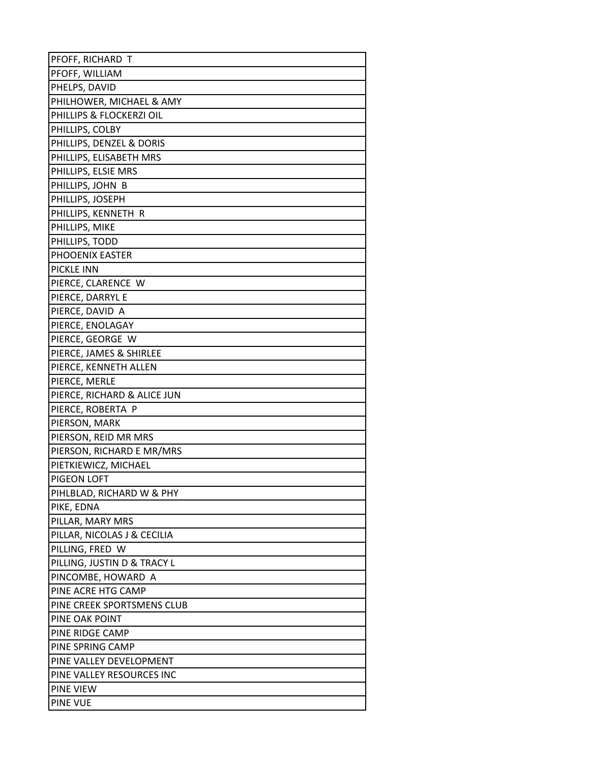| PFOFF, RICHARD T |
|---|
| PFOFF, WILLIAM |
| PHELPS, DAVID |
| PHILHOWER, MICHAEL & AMY |
| PHILLIPS & FLOCKERZI OIL |
| PHILLIPS, COLBY |
| PHILLIPS, DENZEL & DORIS |
| PHILLIPS, ELISABETH MRS |
| PHILLIPS, ELSIE MRS |
| PHILLIPS, JOHN B |
| PHILLIPS, JOSEPH |
| PHILLIPS, KENNETH R |
| PHILLIPS, MIKE |
| PHILLIPS, TODD |
| PHOOENIX EASTER |
| PICKLE INN |
| PIERCE, CLARENCE W |
| PIERCE, DARRYL E |
| PIERCE, DAVID A |
| PIERCE, ENOLAGAY |
| PIERCE, GEORGE W |
| PIERCE, JAMES & SHIRLEE |
| PIERCE, KENNETH ALLEN |
| PIERCE, MERLE |
| PIERCE, RICHARD & ALICE JUN |
| PIERCE, ROBERTA P |
| PIERSON, MARK |
| PIERSON, REID MR MRS |
| PIERSON, RICHARD E MR/MRS |
| PIETKIEWICZ, MICHAEL |
| PIGEON LOFT |
| PIHLBLAD, RICHARD W & PHY |
| PIKE, EDNA |
| PILLAR, MARY MRS |
| PILLAR, NICOLAS J & CECILIA |
| PILLING, FRED W |
| PILLING, JUSTIN D & TRACY L |
| PINCOMBE, HOWARD A |
| PINE ACRE HTG CAMP |
| PINE CREEK SPORTSMENS CLUB |
| PINE OAK POINT |
| PINE RIDGE CAMP |
| PINE SPRING CAMP |
| PINE VALLEY DEVELOPMENT |
| PINE VALLEY RESOURCES INC |
| PINE VIEW |
| PINE VUE |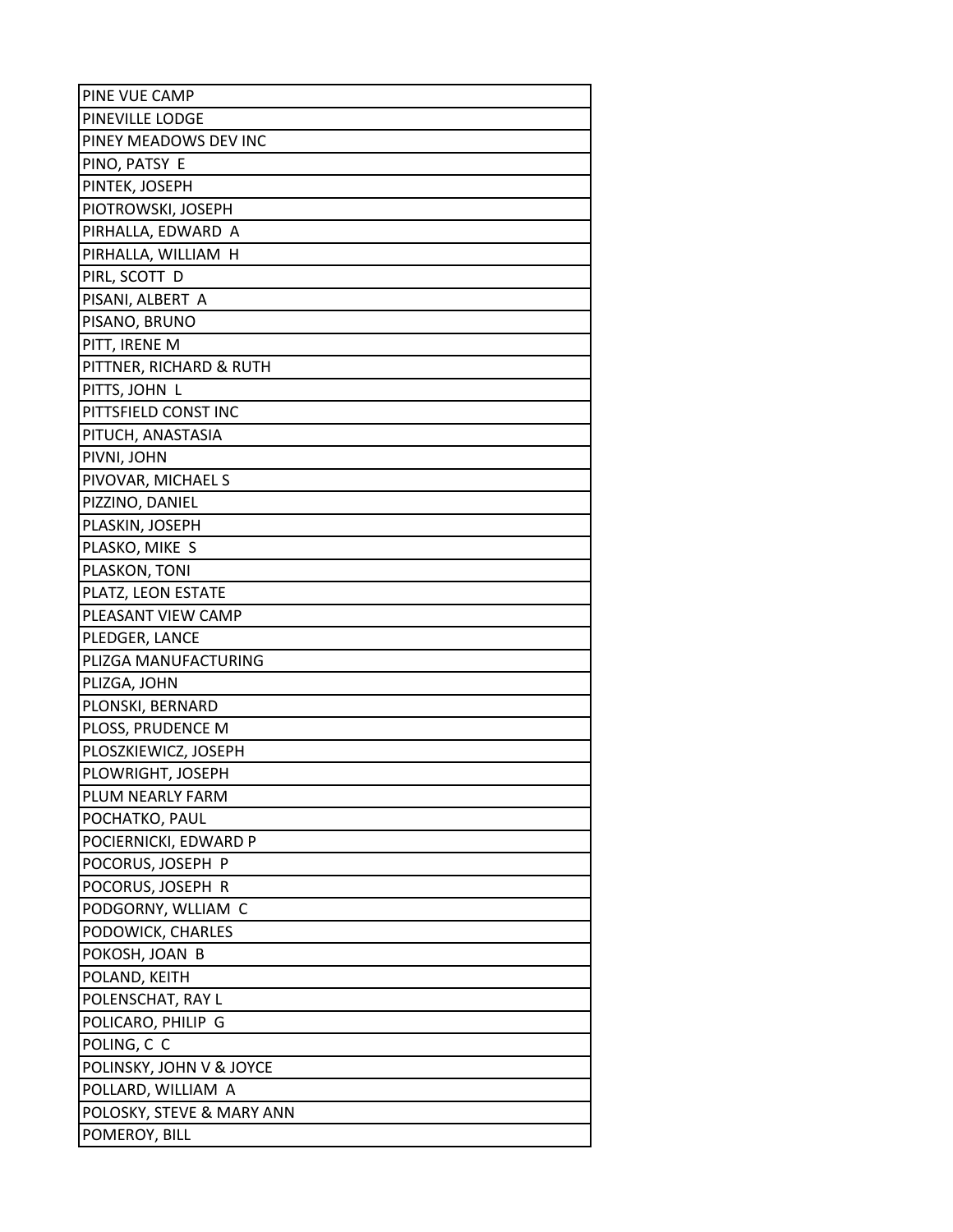| PINE VUE CAMP |
|---|
| PINEVILLE LODGE |
| PINEY MEADOWS DEV INC |
| PINO, PATSY E |
| PINTEK, JOSEPH |
| PIOTROWSKI, JOSEPH |
| PIRHALLA, EDWARD A |
| PIRHALLA, WILLIAM H |
| PIRL, SCOTT D |
| PISANI, ALBERT A |
| PISANO, BRUNO |
| PITT, IRENE M |
| PITTNER, RICHARD & RUTH |
| PITTS, JOHN L |
| PITTSFIELD CONST INC |
| PITUCH, ANASTASIA |
| PIVNI, JOHN |
| PIVOVAR, MICHAEL S |
| PIZZINO, DANIEL |
| PLASKIN, JOSEPH |
| PLASKO, MIKE S |
| PLASKON, TONI |
| PLATZ, LEON ESTATE |
| PLEASANT VIEW CAMP |
| PLEDGER, LANCE |
| PLIZGA MANUFACTURING |
| PLIZGA, JOHN |
| PLONSKI, BERNARD |
| PLOSS, PRUDENCE M |
| PLOSZKIEWICZ, JOSEPH |
| PLOWRIGHT, JOSEPH |
| PLUM NEARLY FARM |
| POCHATKO, PAUL |
| POCIERNICKI, EDWARD P |
| POCORUS, JOSEPH P |
| POCORUS, JOSEPH R |
| PODGORNY, WLLIAM C |
| PODOWICK, CHARLES |
| POKOSH, JOAN B |
| POLAND, KEITH |
| POLENSCHAT, RAY L |
| POLICARO, PHILIP G |
| POLING, C C |
| POLINSKY, JOHN V & JOYCE |
| POLLARD, WILLIAM A |
| POLOSKY, STEVE & MARY ANN |
| POMEROY, BILL |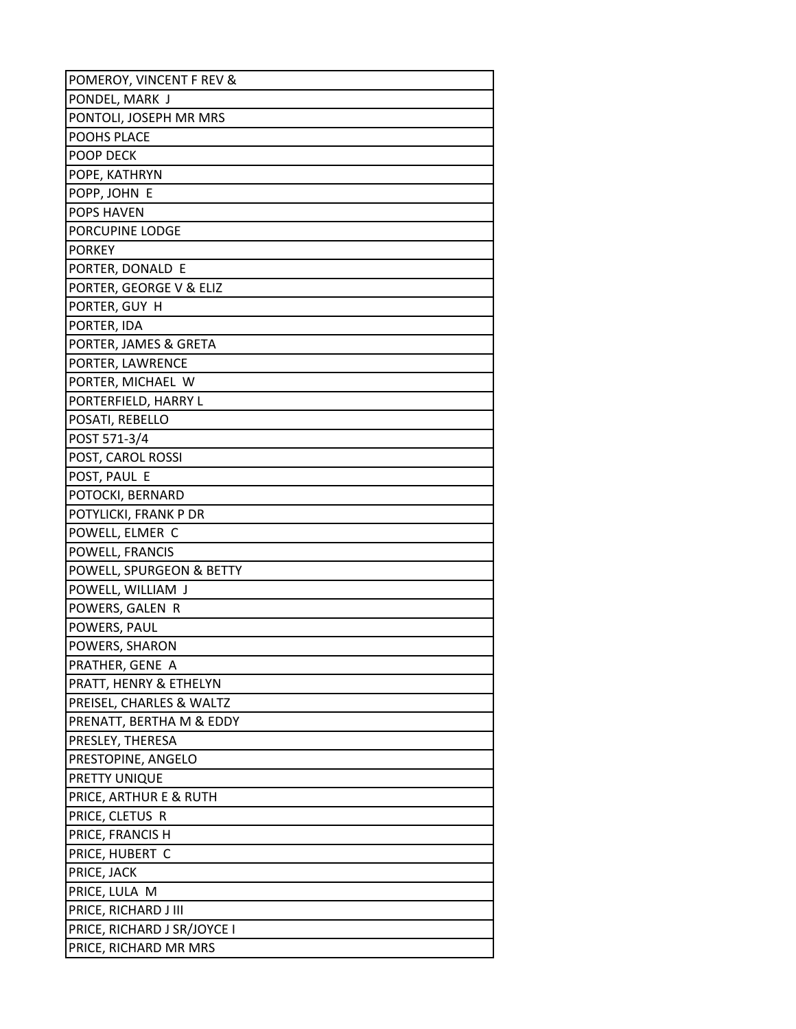| POMEROY, VINCENT F REV & |
| --- |
| PONDEL, MARK J |
| PONTOLI, JOSEPH MR MRS |
| POOHS PLACE |
| POOP DECK |
| POPE, KATHRYN |
| POPP, JOHN E |
| POPS HAVEN |
| PORCUPINE LODGE |
| PORKEY |
| PORTER, DONALD E |
| PORTER, GEORGE V & ELIZ |
| PORTER, GUY H |
| PORTER, IDA |
| PORTER, JAMES & GRETA |
| PORTER, LAWRENCE |
| PORTER, MICHAEL W |
| PORTERFIELD, HARRY L |
| POSATI, REBELLO |
| POST 571-3/4 |
| POST, CAROL ROSSI |
| POST, PAUL E |
| POTOCKI, BERNARD |
| POTYLICKI, FRANK P DR |
| POWELL, ELMER C |
| POWELL, FRANCIS |
| POWELL, SPURGEON & BETTY |
| POWELL, WILLIAM J |
| POWERS, GALEN R |
| POWERS, PAUL |
| POWERS, SHARON |
| PRATHER, GENE A |
| PRATT, HENRY & ETHELYN |
| PREISEL, CHARLES & WALTZ |
| PRENATT, BERTHA M & EDDY |
| PRESLEY, THERESA |
| PRESTOPINE, ANGELO |
| PRETTY UNIQUE |
| PRICE, ARTHUR E & RUTH |
| PRICE, CLETUS R |
| PRICE, FRANCIS H |
| PRICE, HUBERT C |
| PRICE, JACK |
| PRICE, LULA M |
| PRICE, RICHARD J III |
| PRICE, RICHARD J SR/JOYCE I |
| PRICE, RICHARD MR MRS |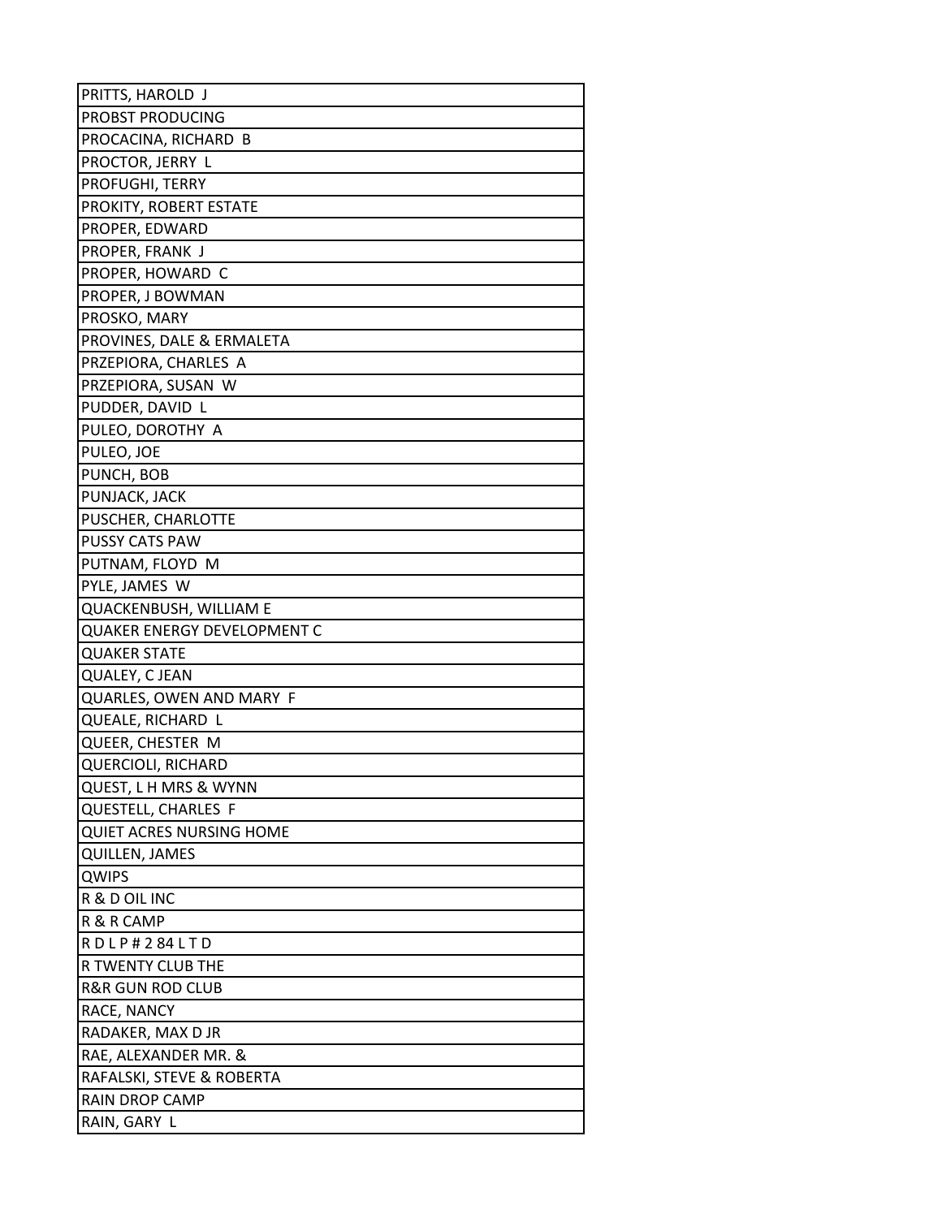| PRITTS, HAROLD J |
| --- |
| PROBST PRODUCING |
| PROCACINA, RICHARD B |
| PROCTOR, JERRY L |
| PROFUGHI, TERRY |
| PROKITY, ROBERT ESTATE |
| PROPER, EDWARD |
| PROPER, FRANK J |
| PROPER, HOWARD C |
| PROPER, J BOWMAN |
| PROSKO, MARY |
| PROVINES, DALE & ERMALETA |
| PRZEPIORA, CHARLES A |
| PRZEPIORA, SUSAN W |
| PUDDER, DAVID L |
| PULEO, DOROTHY A |
| PULEO, JOE |
| PUNCH, BOB |
| PUNJACK, JACK |
| PUSCHER, CHARLOTTE |
| PUSSY CATS PAW |
| PUTNAM, FLOYD M |
| PYLE, JAMES W |
| QUACKENBUSH, WILLIAM E |
| QUAKER ENERGY DEVELOPMENT C |
| QUAKER STATE |
| QUALEY, C JEAN |
| QUARLES, OWEN AND MARY F |
| QUEALE, RICHARD L |
| QUEER, CHESTER M |
| QUERCIOLI, RICHARD |
| QUEST, L H MRS & WYNN |
| QUESTELL, CHARLES F |
| QUIET ACRES NURSING HOME |
| QUILLEN, JAMES |
| QWIPS |
| R & D OIL INC |
| R & R CAMP |
| R D L P # 2 84 L T D |
| R TWENTY CLUB THE |
| R&R GUN ROD CLUB |
| RACE, NANCY |
| RADAKER, MAX D JR |
| RAE, ALEXANDER MR. & |
| RAFALSKI, STEVE & ROBERTA |
| RAIN DROP CAMP |
| RAIN, GARY L |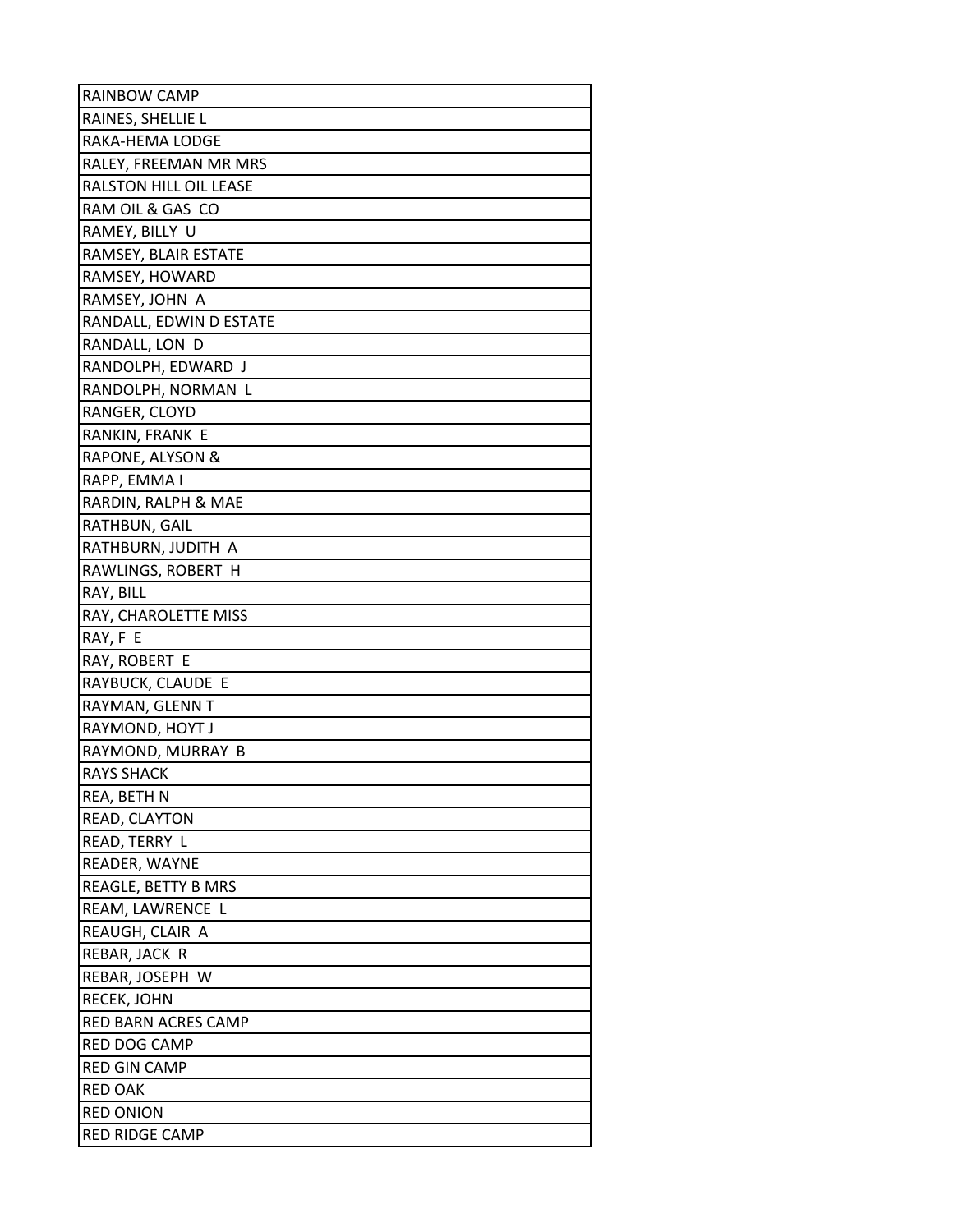| RAINBOW CAMP |
|---|
| RAINES, SHELLIE L |
| RAKA-HEMA LODGE |
| RALEY, FREEMAN MR MRS |
| RALSTON HILL OIL LEASE |
| RAM OIL & GAS CO |
| RAMEY, BILLY U |
| RAMSEY, BLAIR ESTATE |
| RAMSEY, HOWARD |
| RAMSEY, JOHN A |
| RANDALL, EDWIN D ESTATE |
| RANDALL, LON D |
| RANDOLPH, EDWARD J |
| RANDOLPH, NORMAN L |
| RANGER, CLOYD |
| RANKIN, FRANK E |
| RAPONE, ALYSON & |
| RAPP, EMMA I |
| RARDIN, RALPH & MAE |
| RATHBUN, GAIL |
| RATHBURN, JUDITH A |
| RAWLINGS, ROBERT H |
| RAY, BILL |
| RAY, CHAROLETTE MISS |
| RAY, F E |
| RAY, ROBERT E |
| RAYBUCK, CLAUDE E |
| RAYMAN, GLENN T |
| RAYMOND, HOYT J |
| RAYMOND, MURRAY B |
| RAYS SHACK |
| REA, BETH N |
| READ, CLAYTON |
| READ, TERRY L |
| READER, WAYNE |
| REAGLE, BETTY B MRS |
| REAM, LAWRENCE L |
| REAUGH, CLAIR A |
| REBAR, JACK R |
| REBAR, JOSEPH W |
| RECEK, JOHN |
| RED BARN ACRES CAMP |
| RED DOG CAMP |
| RED GIN CAMP |
| RED OAK |
| RED ONION |
| RED RIDGE CAMP |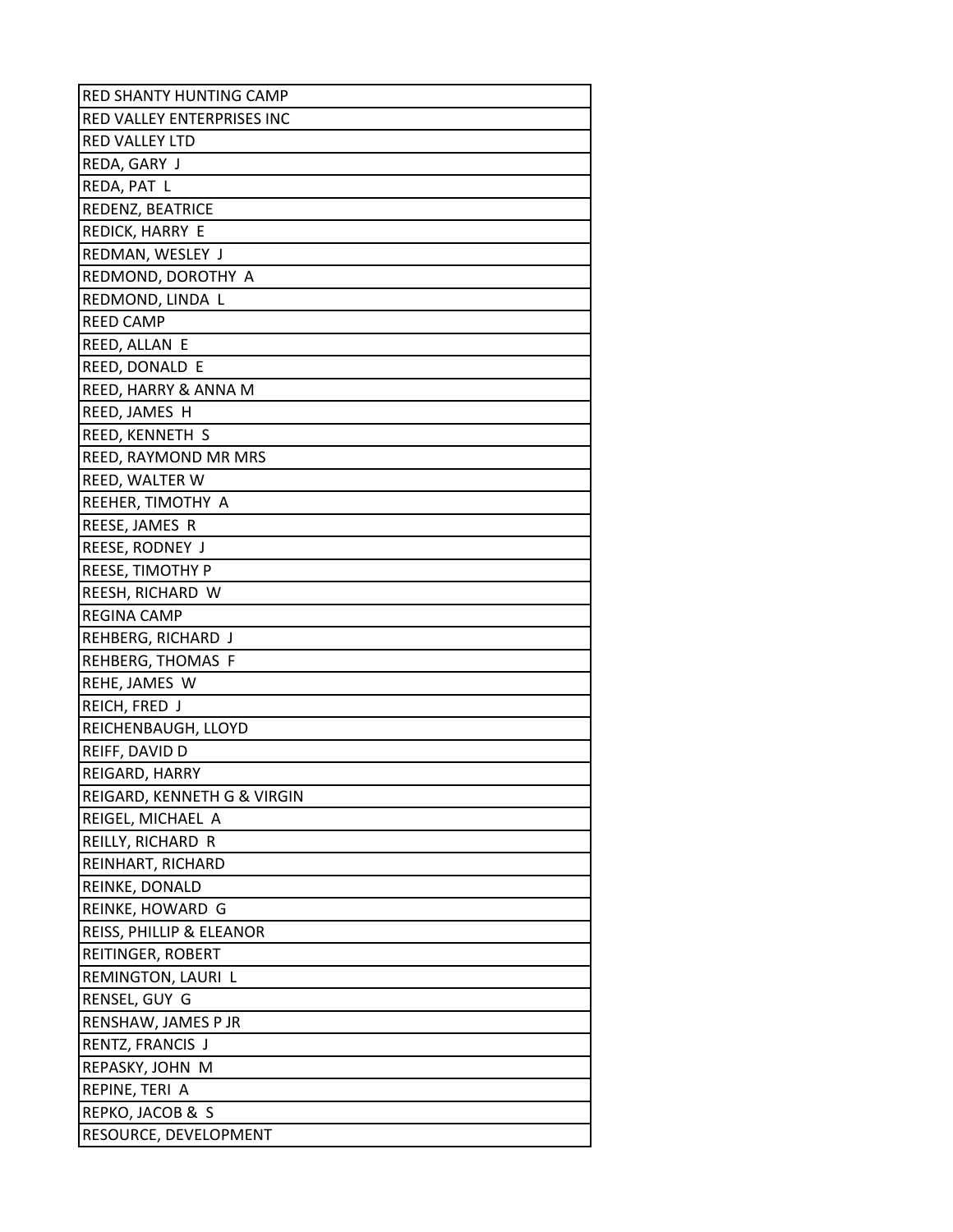| RED SHANTY HUNTING CAMP |
|---|
| RED VALLEY ENTERPRISES INC |
| RED VALLEY LTD |
| REDA, GARY J |
| REDA, PAT L |
| REDENZ, BEATRICE |
| REDICK, HARRY E |
| REDMAN, WESLEY J |
| REDMOND, DOROTHY A |
| REDMOND, LINDA L |
| REED CAMP |
| REED, ALLAN E |
| REED, DONALD E |
| REED, HARRY & ANNA M |
| REED, JAMES H |
| REED, KENNETH S |
| REED, RAYMOND MR MRS |
| REED, WALTER W |
| REEHER, TIMOTHY A |
| REESE, JAMES R |
| REESE, RODNEY J |
| REESE, TIMOTHY P |
| REESH, RICHARD W |
| REGINA CAMP |
| REHBERG, RICHARD J |
| REHBERG, THOMAS F |
| REHE, JAMES W |
| REICH, FRED J |
| REICHENBAUGH, LLOYD |
| REIFF, DAVID D |
| REIGARD, HARRY |
| REIGARD, KENNETH G & VIRGIN |
| REIGEL, MICHAEL A |
| REILLY, RICHARD R |
| REINHART, RICHARD |
| REINKE, DONALD |
| REINKE, HOWARD G |
| REISS, PHILLIP & ELEANOR |
| REITINGER, ROBERT |
| REMINGTON, LAURI L |
| RENSEL, GUY G |
| RENSHAW, JAMES P JR |
| RENTZ, FRANCIS J |
| REPASKY, JOHN M |
| REPINE, TERI A |
| REPKO, JACOB & S |
| RESOURCE, DEVELOPMENT |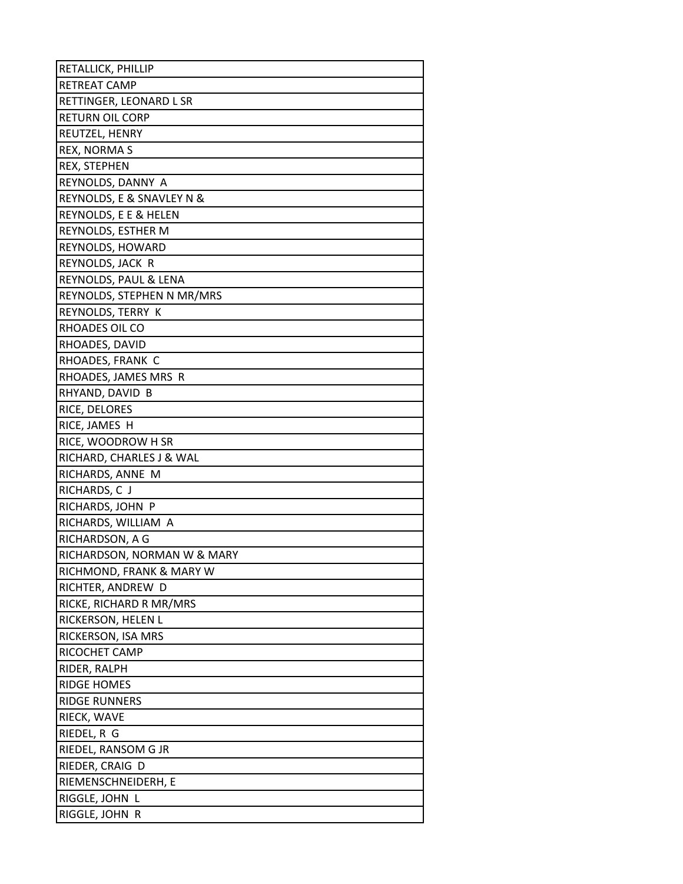| RETALLICK, PHILLIP |
|---|
| RETREAT CAMP |
| RETTINGER, LEONARD L SR |
| RETURN OIL CORP |
| REUTZEL, HENRY |
| REX, NORMA S |
| REX, STEPHEN |
| REYNOLDS, DANNY A |
| REYNOLDS, E & SNAVLEY N & |
| REYNOLDS, E E & HELEN |
| REYNOLDS, ESTHER M |
| REYNOLDS, HOWARD |
| REYNOLDS, JACK R |
| REYNOLDS, PAUL & LENA |
| REYNOLDS, STEPHEN N MR/MRS |
| REYNOLDS, TERRY K |
| RHOADES OIL CO |
| RHOADES, DAVID |
| RHOADES, FRANK C |
| RHOADES, JAMES MRS R |
| RHYAND, DAVID B |
| RICE, DELORES |
| RICE, JAMES H |
| RICE, WOODROW H SR |
| RICHARD, CHARLES J & WAL |
| RICHARDS, ANNE M |
| RICHARDS, C J |
| RICHARDS, JOHN P |
| RICHARDS, WILLIAM A |
| RICHARDSON, A G |
| RICHARDSON, NORMAN W & MARY |
| RICHMOND, FRANK & MARY W |
| RICHTER, ANDREW D |
| RICKE, RICHARD R MR/MRS |
| RICKERSON, HELEN L |
| RICKERSON, ISA MRS |
| RICOCHET CAMP |
| RIDER, RALPH |
| RIDGE HOMES |
| RIDGE RUNNERS |
| RIECK, WAVE |
| RIEDEL, R G |
| RIEDEL, RANSOM G JR |
| RIEDER, CRAIG D |
| RIEMENSCHNEIDERH, E |
| RIGGLE, JOHN L |
| RIGGLE, JOHN R |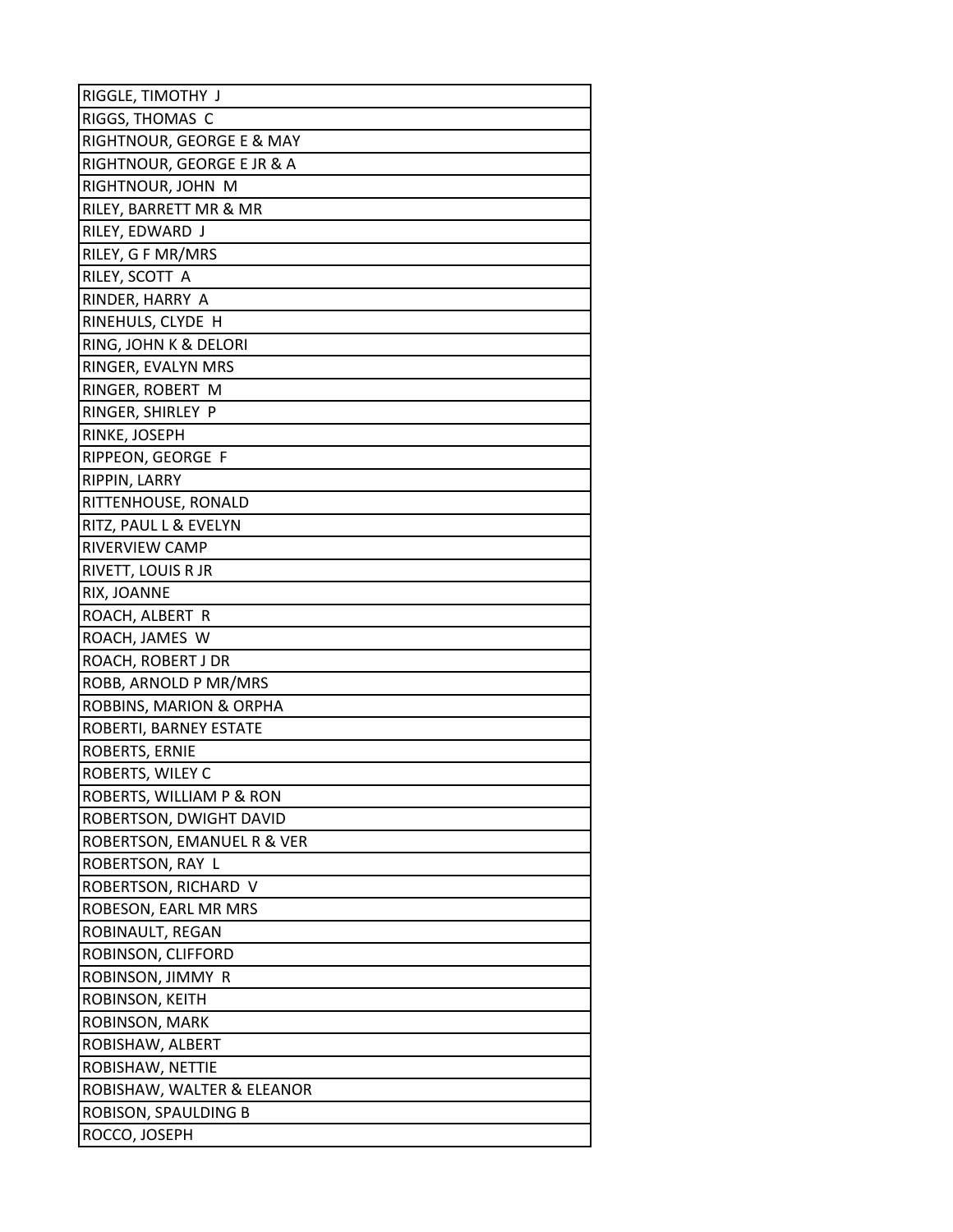| RIGGLE, TIMOTHY J |
|---|
| RIGGS, THOMAS C |
| RIGHTNOUR, GEORGE E & MAY |
| RIGHTNOUR, GEORGE E JR & A |
| RIGHTNOUR, JOHN M |
| RILEY, BARRETT MR & MR |
| RILEY, EDWARD J |
| RILEY, G F MR/MRS |
| RILEY, SCOTT A |
| RINDER, HARRY A |
| RINEHULS, CLYDE H |
| RING, JOHN K & DELORI |
| RINGER, EVALYN MRS |
| RINGER, ROBERT M |
| RINGER, SHIRLEY P |
| RINKE, JOSEPH |
| RIPPEON, GEORGE F |
| RIPPIN, LARRY |
| RITTENHOUSE, RONALD |
| RITZ, PAUL L & EVELYN |
| RIVERVIEW CAMP |
| RIVETT, LOUIS R JR |
| RIX, JOANNE |
| ROACH, ALBERT R |
| ROACH, JAMES W |
| ROACH, ROBERT J DR |
| ROBB, ARNOLD P MR/MRS |
| ROBBINS, MARION & ORPHA |
| ROBERTI, BARNEY ESTATE |
| ROBERTS, ERNIE |
| ROBERTS, WILEY C |
| ROBERTS, WILLIAM P & RON |
| ROBERTSON, DWIGHT DAVID |
| ROBERTSON, EMANUEL R & VER |
| ROBERTSON, RAY L |
| ROBERTSON, RICHARD V |
| ROBESON, EARL MR MRS |
| ROBINAULT, REGAN |
| ROBINSON, CLIFFORD |
| ROBINSON, JIMMY R |
| ROBINSON, KEITH |
| ROBINSON, MARK |
| ROBISHAW, ALBERT |
| ROBISHAW, NETTIE |
| ROBISHAW, WALTER & ELEANOR |
| ROBISON, SPAULDING B |
| ROCCO, JOSEPH |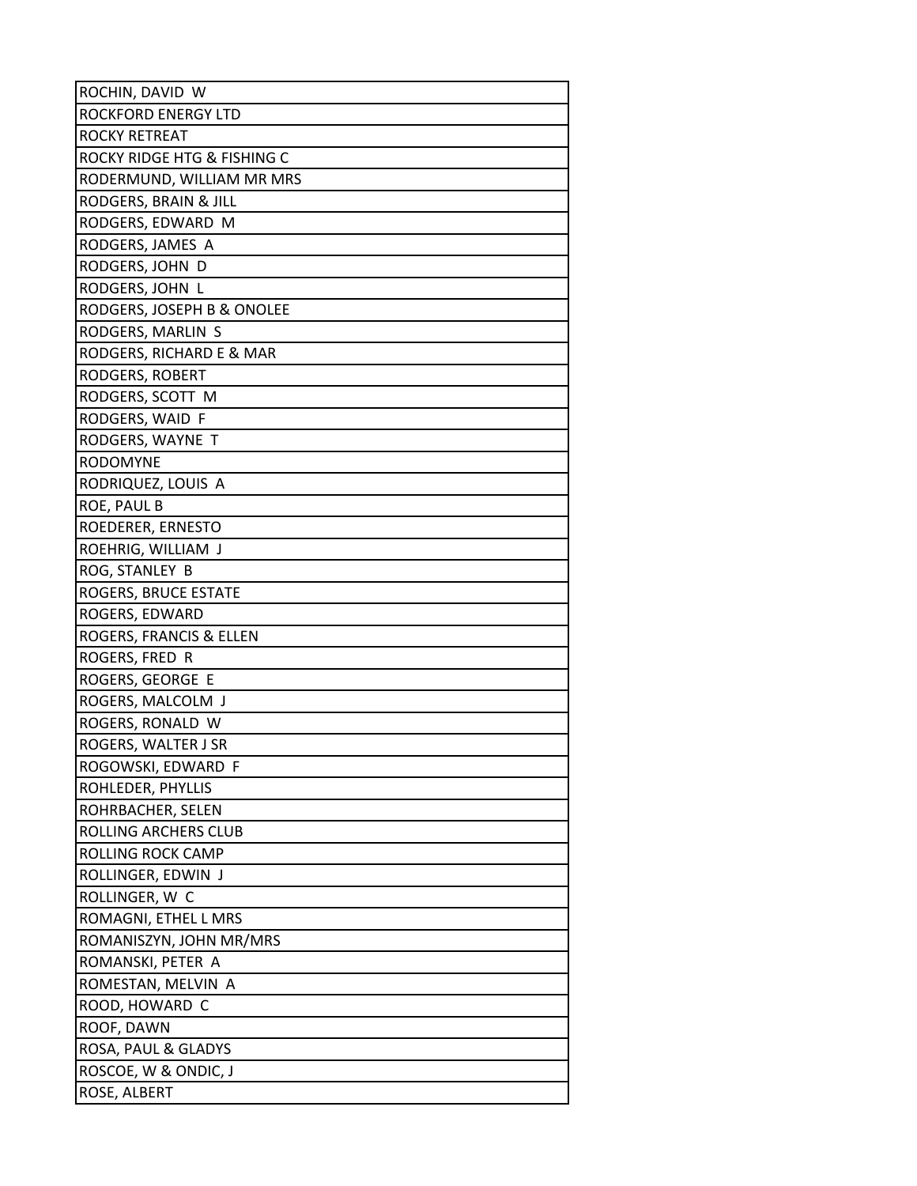| ROCHIN, DAVID W |
|---|
| ROCKFORD ENERGY LTD |
| ROCKY RETREAT |
| ROCKY RIDGE HTG & FISHING C |
| RODERMUND, WILLIAM MR MRS |
| RODGERS, BRAIN & JILL |
| RODGERS, EDWARD M |
| RODGERS, JAMES A |
| RODGERS, JOHN D |
| RODGERS, JOHN L |
| RODGERS, JOSEPH B & ONOLEE |
| RODGERS, MARLIN S |
| RODGERS, RICHARD E & MAR |
| RODGERS, ROBERT |
| RODGERS, SCOTT M |
| RODGERS, WAID F |
| RODGERS, WAYNE T |
| RODOMYNE |
| RODRIQUEZ, LOUIS A |
| ROE, PAUL B |
| ROEDERER, ERNESTO |
| ROEHRIG, WILLIAM J |
| ROG, STANLEY B |
| ROGERS, BRUCE ESTATE |
| ROGERS, EDWARD |
| ROGERS, FRANCIS & ELLEN |
| ROGERS, FRED R |
| ROGERS, GEORGE E |
| ROGERS, MALCOLM J |
| ROGERS, RONALD W |
| ROGERS, WALTER J SR |
| ROGOWSKI, EDWARD F |
| ROHLEDER, PHYLLIS |
| ROHRBACHER, SELEN |
| ROLLING ARCHERS CLUB |
| ROLLING ROCK CAMP |
| ROLLINGER, EDWIN J |
| ROLLINGER, W C |
| ROMAGNI, ETHEL L MRS |
| ROMANISZYN, JOHN MR/MRS |
| ROMANSKI, PETER A |
| ROMESTAN, MELVIN A |
| ROOD, HOWARD C |
| ROOF, DAWN |
| ROSA, PAUL & GLADYS |
| ROSCOE, W & ONDIC, J |
| ROSE, ALBERT |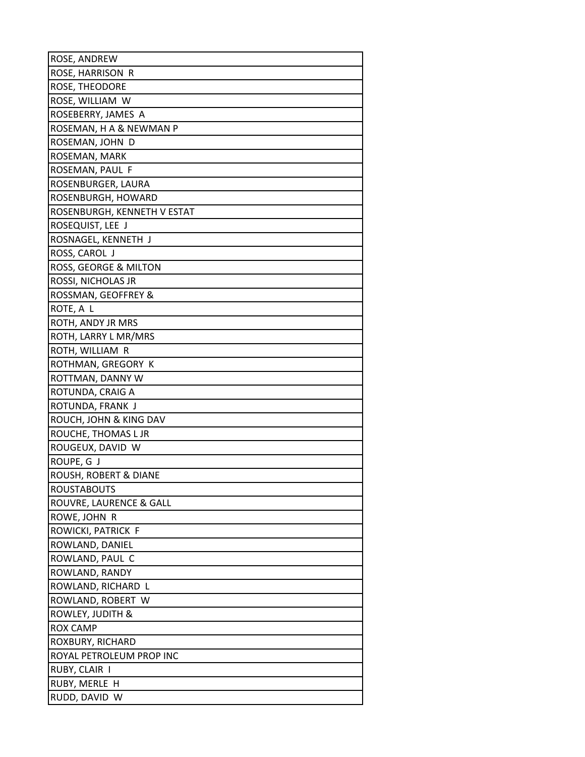| ROSE, ANDREW |
|---|
| ROSE, HARRISON R |
| ROSE, THEODORE |
| ROSE, WILLIAM W |
| ROSEBERRY, JAMES A |
| ROSEMAN, H A & NEWMAN P |
| ROSEMAN, JOHN D |
| ROSEMAN, MARK |
| ROSEMAN, PAUL F |
| ROSENBURGER, LAURA |
| ROSENBURGH, HOWARD |
| ROSENBURGH, KENNETH V ESTAT |
| ROSEQUIST, LEE J |
| ROSNAGEL, KENNETH J |
| ROSS, CAROL J |
| ROSS, GEORGE & MILTON |
| ROSSI, NICHOLAS JR |
| ROSSMAN, GEOFFREY & |
| ROTE, A L |
| ROTH, ANDY JR MRS |
| ROTH, LARRY L MR/MRS |
| ROTH, WILLIAM R |
| ROTHMAN, GREGORY K |
| ROTTMAN, DANNY W |
| ROTUNDA, CRAIG A |
| ROTUNDA, FRANK J |
| ROUCH, JOHN & KING DAV |
| ROUCHE, THOMAS L JR |
| ROUGEUX, DAVID W |
| ROUPE, G J |
| ROUSH, ROBERT & DIANE |
| ROUSTABOUTS |
| ROUVRE, LAURENCE & GALL |
| ROWE, JOHN R |
| ROWICKI, PATRICK F |
| ROWLAND, DANIEL |
| ROWLAND, PAUL C |
| ROWLAND, RANDY |
| ROWLAND, RICHARD L |
| ROWLAND, ROBERT W |
| ROWLEY, JUDITH & |
| ROX CAMP |
| ROXBURY, RICHARD |
| ROYAL PETROLEUM PROP INC |
| RUBY, CLAIR I |
| RUBY, MERLE H |
| RUDD, DAVID W |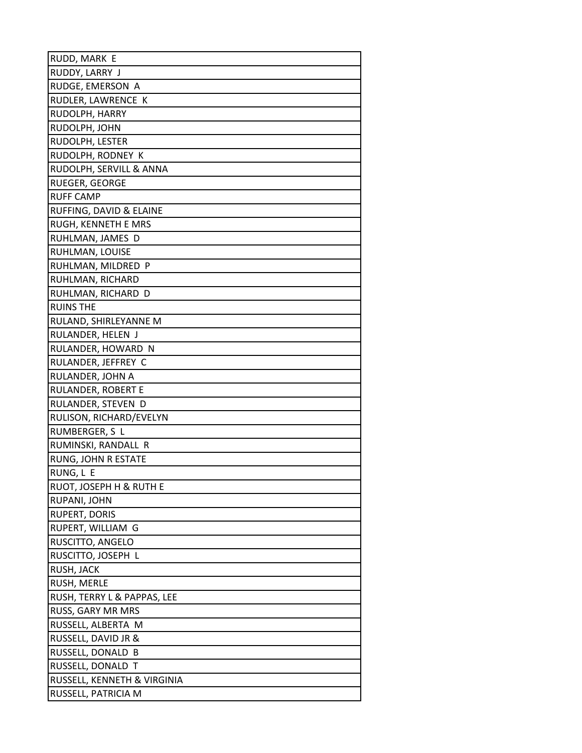| RUDD, MARK E |
|---|
| RUDDY, LARRY J |
| RUDGE, EMERSON A |
| RUDLER, LAWRENCE K |
| RUDOLPH, HARRY |
| RUDOLPH, JOHN |
| RUDOLPH, LESTER |
| RUDOLPH, RODNEY K |
| RUDOLPH, SERVILL & ANNA |
| RUEGER, GEORGE |
| RUFF CAMP |
| RUFFING, DAVID & ELAINE |
| RUGH, KENNETH E MRS |
| RUHLMAN, JAMES D |
| RUHLMAN, LOUISE |
| RUHLMAN, MILDRED P |
| RUHLMAN, RICHARD |
| RUHLMAN, RICHARD D |
| RUINS THE |
| RULAND, SHIRLEYANNE M |
| RULANDER, HELEN J |
| RULANDER, HOWARD N |
| RULANDER, JEFFREY C |
| RULANDER, JOHN A |
| RULANDER, ROBERT E |
| RULANDER, STEVEN D |
| RULISON, RICHARD/EVELYN |
| RUMBERGER, S L |
| RUMINSKI, RANDALL R |
| RUNG, JOHN R ESTATE |
| RUNG, L E |
| RUOT, JOSEPH H & RUTH E |
| RUPANI, JOHN |
| RUPERT, DORIS |
| RUPERT, WILLIAM G |
| RUSCITTO, ANGELO |
| RUSCITTO, JOSEPH L |
| RUSH, JACK |
| RUSH, MERLE |
| RUSH, TERRY L & PAPPAS, LEE |
| RUSS, GARY MR MRS |
| RUSSELL, ALBERTA M |
| RUSSELL, DAVID JR & |
| RUSSELL, DONALD B |
| RUSSELL, DONALD T |
| RUSSELL, KENNETH & VIRGINIA |
| RUSSELL, PATRICIA M |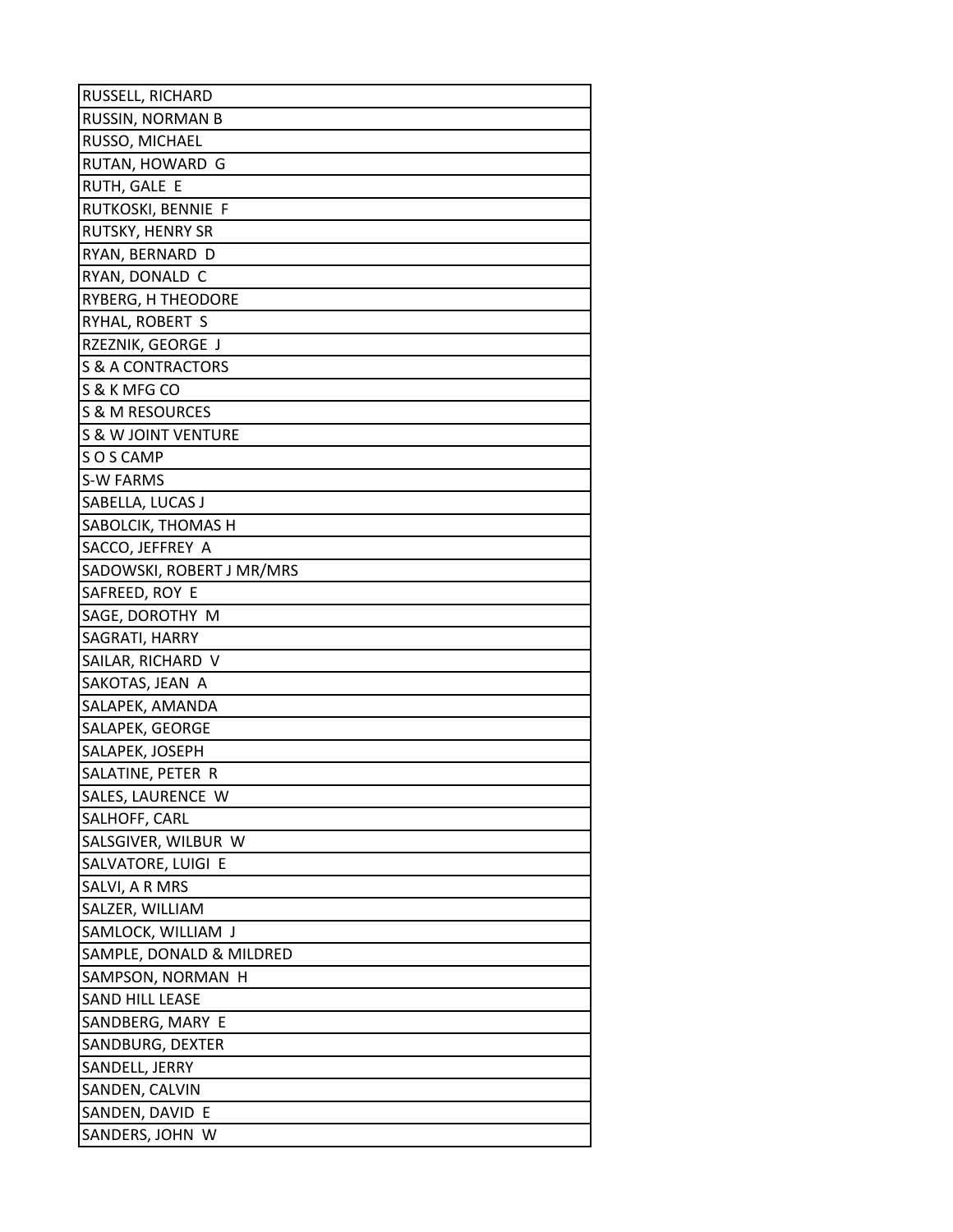| RUSSELL, RICHARD |
|---|
| RUSSIN, NORMAN B |
| RUSSO, MICHAEL |
| RUTAN, HOWARD G |
| RUTH, GALE E |
| RUTKOSKI, BENNIE F |
| RUTSKY, HENRY SR |
| RYAN, BERNARD D |
| RYAN, DONALD C |
| RYBERG, H THEODORE |
| RYHAL, ROBERT S |
| RZEZNIK, GEORGE J |
| S & A CONTRACTORS |
| S & K MFG CO |
| S & M RESOURCES |
| S & W JOINT VENTURE |
| S O S CAMP |
| S-W FARMS |
| SABELLA, LUCAS J |
| SABOLCIK, THOMAS H |
| SACCO, JEFFREY A |
| SADOWSKI, ROBERT J MR/MRS |
| SAFREED, ROY E |
| SAGE, DOROTHY M |
| SAGRATI, HARRY |
| SAILAR, RICHARD V |
| SAKOTAS, JEAN A |
| SALAPEK, AMANDA |
| SALAPEK, GEORGE |
| SALAPEK, JOSEPH |
| SALATINE, PETER R |
| SALES, LAURENCE W |
| SALHOFF, CARL |
| SALSGIVER, WILBUR W |
| SALVATORE, LUIGI E |
| SALVI, A R MRS |
| SALZER, WILLIAM |
| SAMLOCK, WILLIAM J |
| SAMPLE, DONALD & MILDRED |
| SAMPSON, NORMAN H |
| SAND HILL LEASE |
| SANDBERG, MARY E |
| SANDBURG, DEXTER |
| SANDELL, JERRY |
| SANDEN, CALVIN |
| SANDEN, DAVID E |
| SANDERS, JOHN W |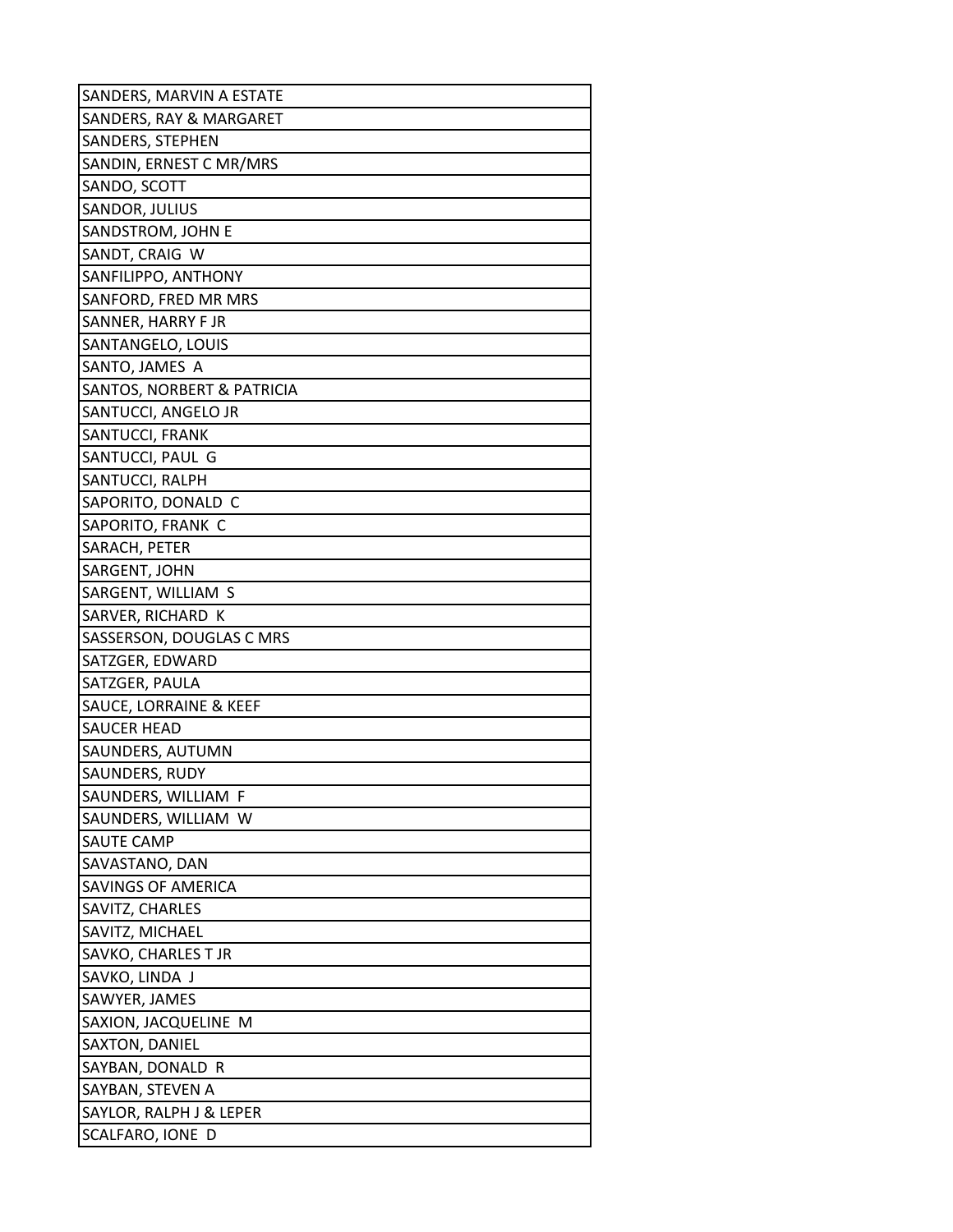| SANDERS, MARVIN A ESTATE |
|---|
| SANDERS, RAY & MARGARET |
| SANDERS, STEPHEN |
| SANDIN, ERNEST C MR/MRS |
| SANDO, SCOTT |
| SANDOR, JULIUS |
| SANDSTROM, JOHN E |
| SANDT, CRAIG W |
| SANFILIPPO, ANTHONY |
| SANFORD, FRED MR MRS |
| SANNER, HARRY F JR |
| SANTANGELO, LOUIS |
| SANTO, JAMES A |
| SANTOS, NORBERT & PATRICIA |
| SANTUCCI, ANGELO JR |
| SANTUCCI, FRANK |
| SANTUCCI, PAUL G |
| SANTUCCI, RALPH |
| SAPORITO, DONALD C |
| SAPORITO, FRANK C |
| SARACH, PETER |
| SARGENT, JOHN |
| SARGENT, WILLIAM S |
| SARVER, RICHARD K |
| SASSERSON, DOUGLAS C MRS |
| SATZGER, EDWARD |
| SATZGER, PAULA |
| SAUCE, LORRAINE & KEEF |
| SAUCER HEAD |
| SAUNDERS, AUTUMN |
| SAUNDERS, RUDY |
| SAUNDERS, WILLIAM F |
| SAUNDERS, WILLIAM W |
| SAUTE CAMP |
| SAVASTANO, DAN |
| SAVINGS OF AMERICA |
| SAVITZ, CHARLES |
| SAVITZ, MICHAEL |
| SAVKO, CHARLES T JR |
| SAVKO, LINDA J |
| SAWYER, JAMES |
| SAXION, JACQUELINE M |
| SAXTON, DANIEL |
| SAYBAN, DONALD R |
| SAYBAN, STEVEN A |
| SAYLOR, RALPH J & LEPER |
| SCALFARO, IONE D |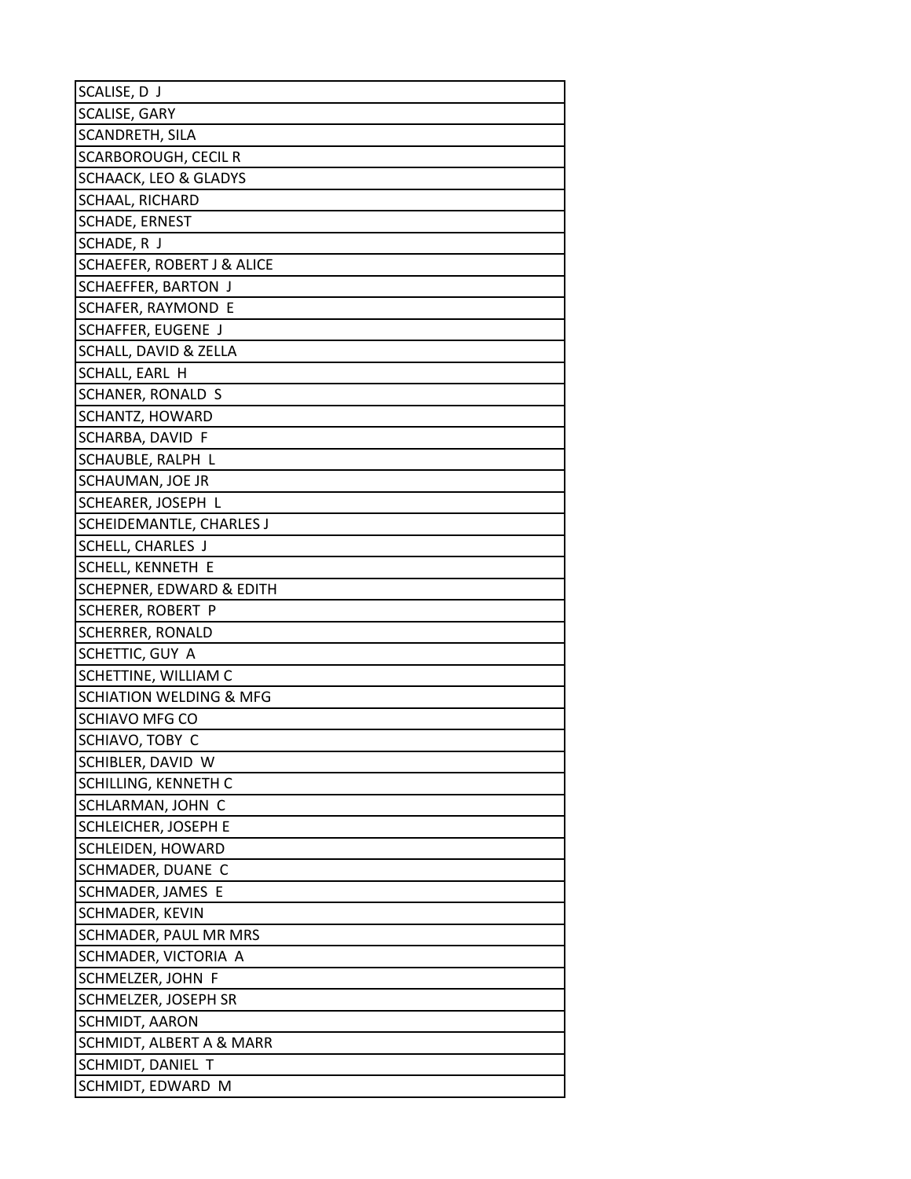| SCALISE, D J |
|---|
| SCALISE, GARY |
| SCANDRETH, SILA |
| SCARBOROUGH, CECIL R |
| SCHAACK, LEO & GLADYS |
| SCHAAL, RICHARD |
| SCHADE, ERNEST |
| SCHADE, R J |
| SCHAEFER, ROBERT J & ALICE |
| SCHAEFFER, BARTON J |
| SCHAFER, RAYMOND E |
| SCHAFFER, EUGENE J |
| SCHALL, DAVID & ZELLA |
| SCHALL, EARL H |
| SCHANER, RONALD S |
| SCHANTZ, HOWARD |
| SCHARBA, DAVID F |
| SCHAUBLE, RALPH L |
| SCHAUMAN, JOE JR |
| SCHEARER, JOSEPH L |
| SCHEIDEMANTLE, CHARLES J |
| SCHELL, CHARLES J |
| SCHELL, KENNETH E |
| SCHEPNER, EDWARD & EDITH |
| SCHERER, ROBERT P |
| SCHERRER, RONALD |
| SCHETTIC, GUY A |
| SCHETTINE, WILLIAM C |
| SCHIATION WELDING & MFG |
| SCHIAVO MFG CO |
| SCHIAVO, TOBY C |
| SCHIBLER, DAVID W |
| SCHILLING, KENNETH C |
| SCHLARMAN, JOHN C |
| SCHLEICHER, JOSEPH E |
| SCHLEIDEN, HOWARD |
| SCHMADER, DUANE C |
| SCHMADER, JAMES E |
| SCHMADER, KEVIN |
| SCHMADER, PAUL MR MRS |
| SCHMADER, VICTORIA A |
| SCHMELZER, JOHN F |
| SCHMELZER, JOSEPH SR |
| SCHMIDT, AARON |
| SCHMIDT, ALBERT A & MARR |
| SCHMIDT, DANIEL T |
| SCHMIDT, EDWARD M |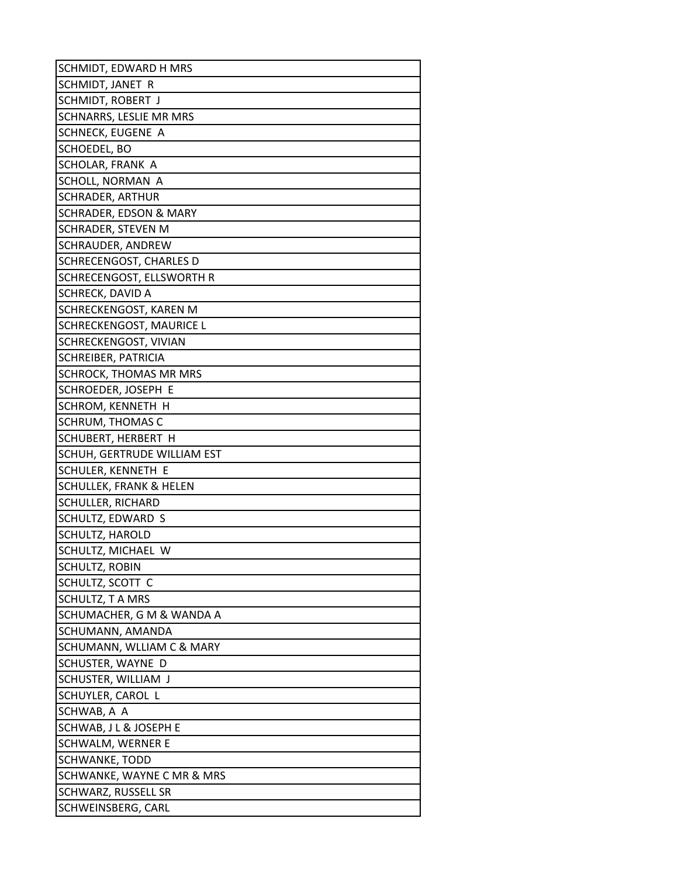| SCHMIDT, EDWARD H MRS |
|---|
| SCHMIDT, JANET R |
| SCHMIDT, ROBERT J |
| SCHNARRS, LESLIE MR MRS |
| SCHNECK, EUGENE A |
| SCHOEDEL, BO |
| SCHOLAR, FRANK A |
| SCHOLL, NORMAN A |
| SCHRADER, ARTHUR |
| SCHRADER, EDSON & MARY |
| SCHRADER, STEVEN M |
| SCHRAUDER, ANDREW |
| SCHRECENGOST, CHARLES D |
| SCHRECENGOST, ELLSWORTH R |
| SCHRECK, DAVID A |
| SCHRECKENGOST, KAREN M |
| SCHRECKENGOST, MAURICE L |
| SCHRECKENGOST, VIVIAN |
| SCHREIBER, PATRICIA |
| SCHROCK, THOMAS MR MRS |
| SCHROEDER, JOSEPH E |
| SCHROM, KENNETH H |
| SCHRUM, THOMAS C |
| SCHUBERT, HERBERT H |
| SCHUH, GERTRUDE WILLIAM EST |
| SCHULER, KENNETH E |
| SCHULLEK, FRANK & HELEN |
| SCHULLER, RICHARD |
| SCHULTZ, EDWARD S |
| SCHULTZ, HAROLD |
| SCHULTZ, MICHAEL W |
| SCHULTZ, ROBIN |
| SCHULTZ, SCOTT C |
| SCHULTZ, T A MRS |
| SCHUMACHER, G M & WANDA A |
| SCHUMANN, AMANDA |
| SCHUMANN, WLLIAM C & MARY |
| SCHUSTER, WAYNE D |
| SCHUSTER, WILLIAM J |
| SCHUYLER, CAROL L |
| SCHWAB, A A |
| SCHWAB, J L & JOSEPH E |
| SCHWALM, WERNER E |
| SCHWANKE, TODD |
| SCHWANKE, WAYNE C MR & MRS |
| SCHWARZ, RUSSELL SR |
| SCHWEINSBERG, CARL |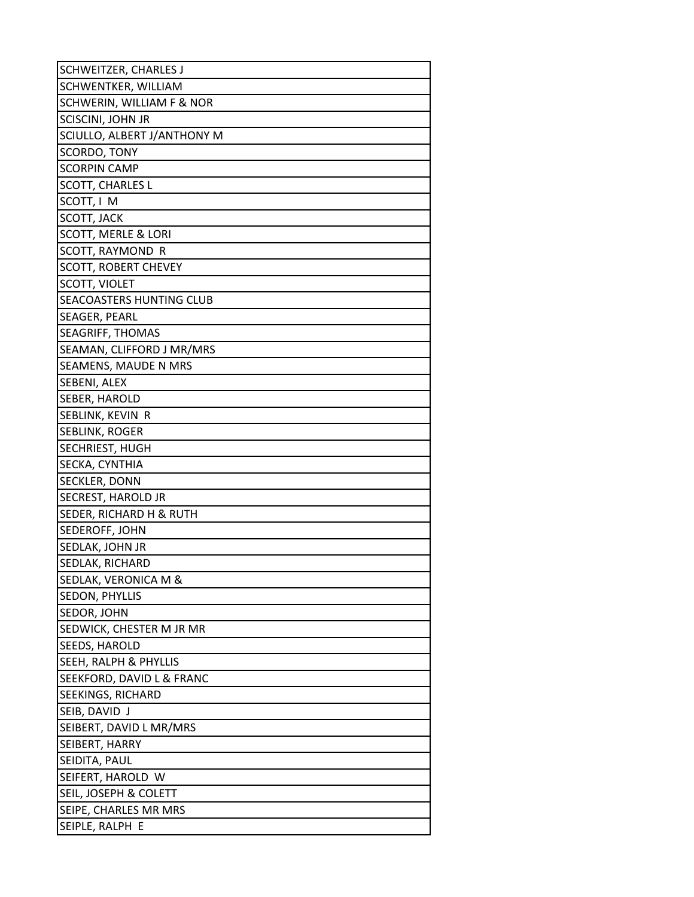| SCHWEITZER, CHARLES J |
|---|
| SCHWENTKER, WILLIAM |
| SCHWERIN, WILLIAM F & NOR |
| SCISCINI, JOHN JR |
| SCIULLO, ALBERT J/ANTHONY M |
| SCORDO, TONY |
| SCORPIN CAMP |
| SCOTT, CHARLES L |
| SCOTT, I M |
| SCOTT, JACK |
| SCOTT, MERLE & LORI |
| SCOTT, RAYMOND R |
| SCOTT, ROBERT CHEVEY |
| SCOTT, VIOLET |
| SEACOASTERS HUNTING CLUB |
| SEAGER, PEARL |
| SEAGRIFF, THOMAS |
| SEAMAN, CLIFFORD J MR/MRS |
| SEAMENS, MAUDE N MRS |
| SEBENI, ALEX |
| SEBER, HAROLD |
| SEBLINK, KEVIN R |
| SEBLINK, ROGER |
| SECHRIEST, HUGH |
| SECKA, CYNTHIA |
| SECKLER, DONN |
| SECREST, HAROLD JR |
| SEDER, RICHARD H & RUTH |
| SEDEROFF, JOHN |
| SEDLAK, JOHN JR |
| SEDLAK, RICHARD |
| SEDLAK, VERONICA M & |
| SEDON, PHYLLIS |
| SEDOR, JOHN |
| SEDWICK, CHESTER M JR MR |
| SEEDS, HAROLD |
| SEEH, RALPH & PHYLLIS |
| SEEKFORD, DAVID L & FRANC |
| SEEKINGS, RICHARD |
| SEIB, DAVID J |
| SEIBERT, DAVID L MR/MRS |
| SEIBERT, HARRY |
| SEIDITA, PAUL |
| SEIFERT, HAROLD W |
| SEIL, JOSEPH & COLETT |
| SEIPE, CHARLES MR MRS |
| SEIPLE, RALPH E |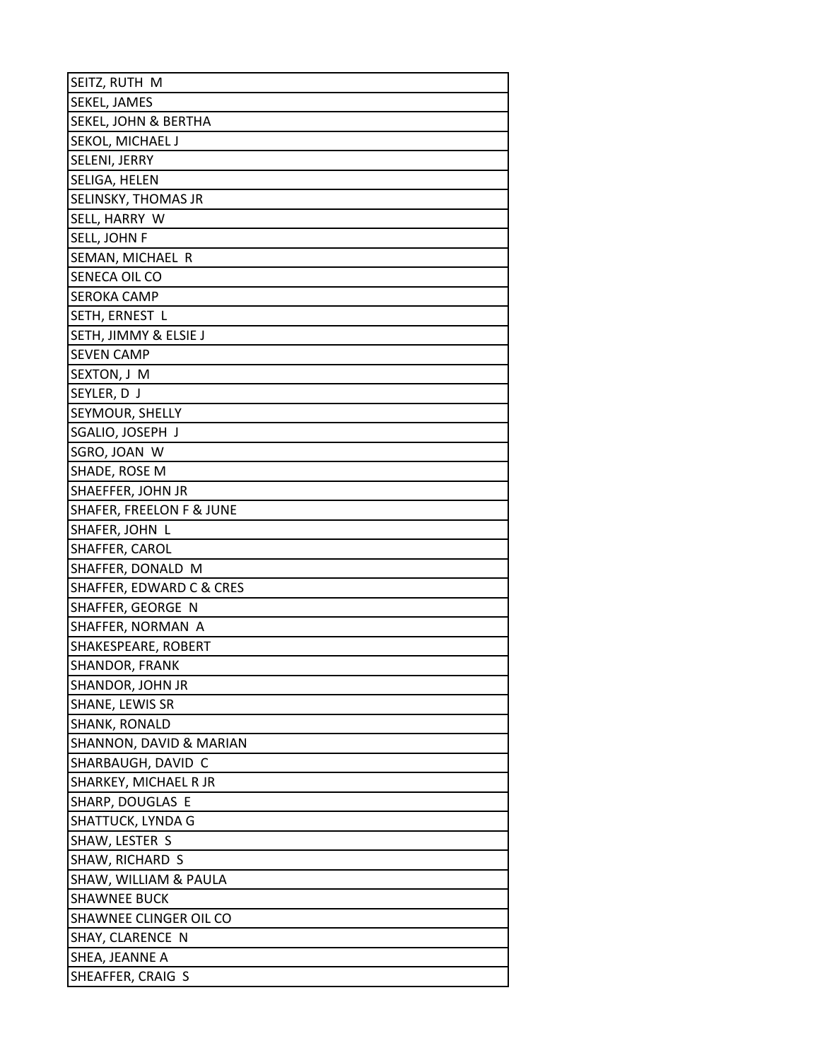| SEITZ, RUTH M |
| --- |
| SEKEL, JAMES |
| SEKEL, JOHN & BERTHA |
| SEKOL, MICHAEL J |
| SELENI, JERRY |
| SELIGA, HELEN |
| SELINSKY, THOMAS JR |
| SELL, HARRY W |
| SELL, JOHN F |
| SEMAN, MICHAEL R |
| SENECA OIL CO |
| SEROKA CAMP |
| SETH, ERNEST L |
| SETH, JIMMY & ELSIE J |
| SEVEN CAMP |
| SEXTON, J M |
| SEYLER, D J |
| SEYMOUR, SHELLY |
| SGALIO, JOSEPH J |
| SGRO, JOAN W |
| SHADE, ROSE M |
| SHAEFFER, JOHN JR |
| SHAFER, FREELON F & JUNE |
| SHAFER, JOHN L |
| SHAFFER, CAROL |
| SHAFFER, DONALD M |
| SHAFFER, EDWARD C & CRES |
| SHAFFER, GEORGE N |
| SHAFFER, NORMAN A |
| SHAKESPEARE, ROBERT |
| SHANDOR, FRANK |
| SHANDOR, JOHN JR |
| SHANE, LEWIS SR |
| SHANK, RONALD |
| SHANNON, DAVID & MARIAN |
| SHARBAUGH, DAVID C |
| SHARKEY, MICHAEL R JR |
| SHARP, DOUGLAS E |
| SHATTUCK, LYNDA G |
| SHAW, LESTER S |
| SHAW, RICHARD S |
| SHAW, WILLIAM & PAULA |
| SHAWNEE BUCK |
| SHAWNEE CLINGER OIL CO |
| SHAY, CLARENCE N |
| SHEA, JEANNE A |
| SHEAFFER, CRAIG S |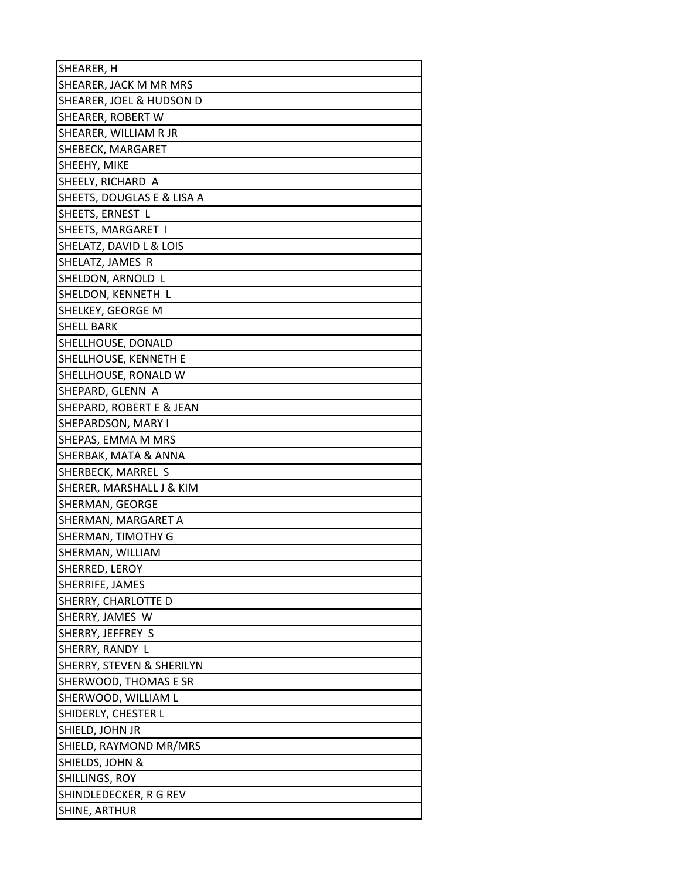| SHEARER, H |
|---|
| SHEARER, JACK M MR MRS |
| SHEARER, JOEL & HUDSON D |
| SHEARER, ROBERT W |
| SHEARER, WILLIAM R JR |
| SHEBECK, MARGARET |
| SHEEHY, MIKE |
| SHEELY, RICHARD A |
| SHEETS, DOUGLAS E & LISA A |
| SHEETS, ERNEST L |
| SHEETS, MARGARET I |
| SHELATZ, DAVID L & LOIS |
| SHELATZ, JAMES R |
| SHELDON, ARNOLD L |
| SHELDON, KENNETH L |
| SHELKEY, GEORGE M |
| SHELL BARK |
| SHELLHOUSE, DONALD |
| SHELLHOUSE, KENNETH E |
| SHELLHOUSE, RONALD W |
| SHEPARD, GLENN A |
| SHEPARD, ROBERT E & JEAN |
| SHEPARDSON, MARY I |
| SHEPAS, EMMA M MRS |
| SHERBAK, MATA & ANNA |
| SHERBECK, MARREL S |
| SHERER, MARSHALL J & KIM |
| SHERMAN, GEORGE |
| SHERMAN, MARGARET A |
| SHERMAN, TIMOTHY G |
| SHERMAN, WILLIAM |
| SHERRED, LEROY |
| SHERRIFE, JAMES |
| SHERRY, CHARLOTTE D |
| SHERRY, JAMES W |
| SHERRY, JEFFREY S |
| SHERRY, RANDY L |
| SHERRY, STEVEN & SHERILYN |
| SHERWOOD, THOMAS E SR |
| SHERWOOD, WILLIAM L |
| SHIDERLY, CHESTER L |
| SHIELD, JOHN JR |
| SHIELD, RAYMOND MR/MRS |
| SHIELDS, JOHN & |
| SHILLINGS, ROY |
| SHINDLEDECKER, R G REV |
| SHINE, ARTHUR |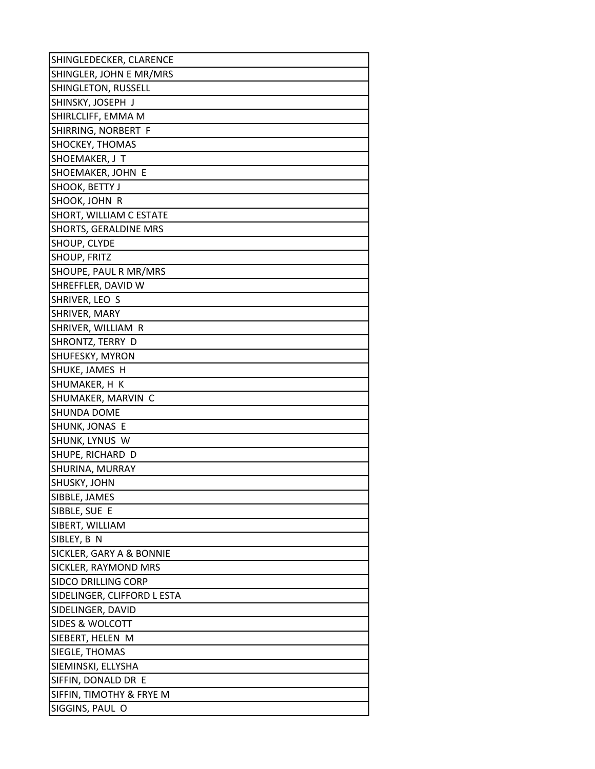| SHINGLEDECKER, CLARENCE |
|---|
| SHINGLER, JOHN E MR/MRS |
| SHINGLETON, RUSSELL |
| SHINSKY, JOSEPH J |
| SHIRLCLIFF, EMMA M |
| SHIRRING, NORBERT F |
| SHOCKEY, THOMAS |
| SHOEMAKER, J T |
| SHOEMAKER, JOHN E |
| SHOOK, BETTY J |
| SHOOK, JOHN R |
| SHORT, WILLIAM C ESTATE |
| SHORTS, GERALDINE MRS |
| SHOUP, CLYDE |
| SHOUP, FRITZ |
| SHOUPE, PAUL R MR/MRS |
| SHREFFLER, DAVID W |
| SHRIVER, LEO S |
| SHRIVER, MARY |
| SHRIVER, WILLIAM R |
| SHRONTZ, TERRY D |
| SHUFESKY, MYRON |
| SHUKE, JAMES H |
| SHUMAKER, H K |
| SHUMAKER, MARVIN C |
| SHUNDA DOME |
| SHUNK, JONAS E |
| SHUNK, LYNUS W |
| SHUPE, RICHARD D |
| SHURINA, MURRAY |
| SHUSKY, JOHN |
| SIBBLE, JAMES |
| SIBBLE, SUE E |
| SIBERT, WILLIAM |
| SIBLEY, B N |
| SICKLER, GARY A & BONNIE |
| SICKLER, RAYMOND MRS |
| SIDCO DRILLING CORP |
| SIDELINGER, CLIFFORD L ESTA |
| SIDELINGER, DAVID |
| SIDES & WOLCOTT |
| SIEBERT, HELEN M |
| SIEGLE, THOMAS |
| SIEMINSKI, ELLYSHA |
| SIFFIN, DONALD DR E |
| SIFFIN, TIMOTHY & FRYE M |
| SIGGINS, PAUL O |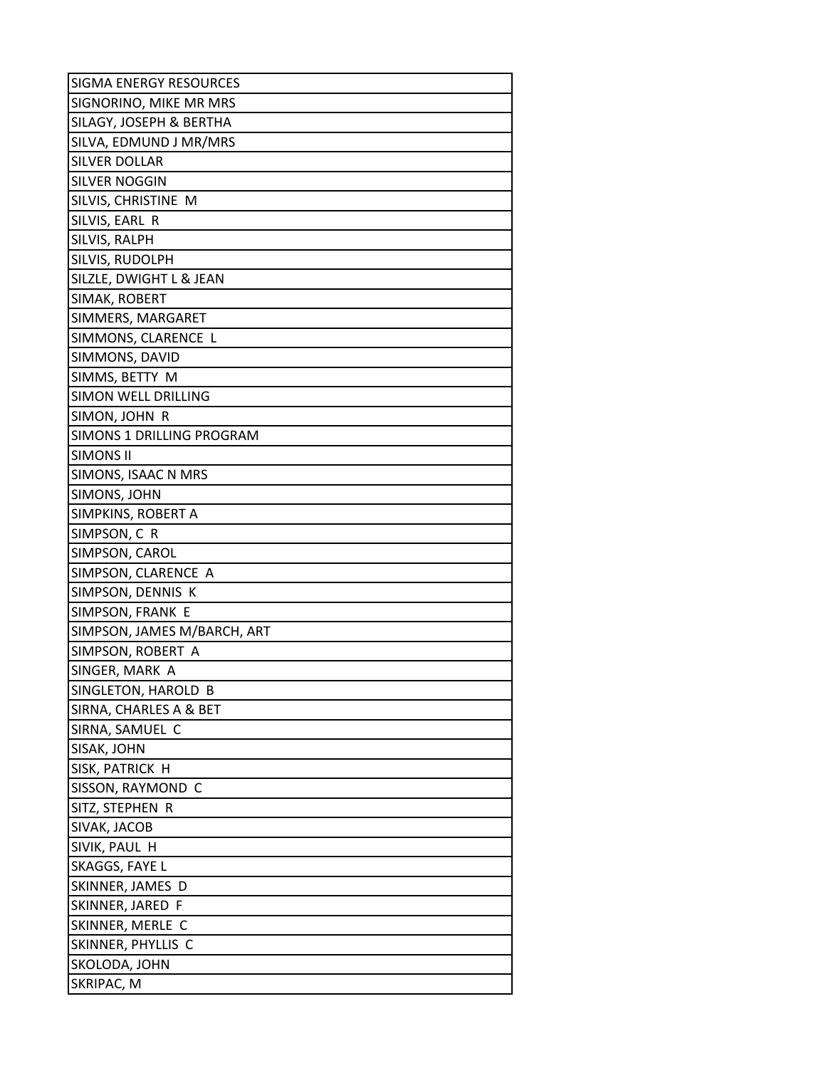| SIGMA ENERGY RESOURCES |
|---|
| SIGNORINO, MIKE MR MRS |
| SILAGY, JOSEPH & BERTHA |
| SILVA, EDMUND J MR/MRS |
| SILVER DOLLAR |
| SILVER NOGGIN |
| SILVIS, CHRISTINE M |
| SILVIS, EARL R |
| SILVIS, RALPH |
| SILVIS, RUDOLPH |
| SILZLE, DWIGHT L & JEAN |
| SIMAK, ROBERT |
| SIMMERS, MARGARET |
| SIMMONS, CLARENCE L |
| SIMMONS, DAVID |
| SIMMS, BETTY M |
| SIMON WELL DRILLING |
| SIMON, JOHN R |
| SIMONS 1 DRILLING PROGRAM |
| SIMONS II |
| SIMONS, ISAAC N MRS |
| SIMONS, JOHN |
| SIMPKINS, ROBERT A |
| SIMPSON, C R |
| SIMPSON, CAROL |
| SIMPSON, CLARENCE A |
| SIMPSON, DENNIS K |
| SIMPSON, FRANK E |
| SIMPSON, JAMES M/BARCH, ART |
| SIMPSON, ROBERT A |
| SINGER, MARK A |
| SINGLETON, HAROLD B |
| SIRNA, CHARLES A & BET |
| SIRNA, SAMUEL C |
| SISAK, JOHN |
| SISK, PATRICK H |
| SISSON, RAYMOND C |
| SITZ, STEPHEN R |
| SIVAK, JACOB |
| SIVIK, PAUL H |
| SKAGGS, FAYE L |
| SKINNER, JAMES D |
| SKINNER, JARED F |
| SKINNER, MERLE C |
| SKINNER, PHYLLIS C |
| SKOLODA, JOHN |
| SKRIPAC, M |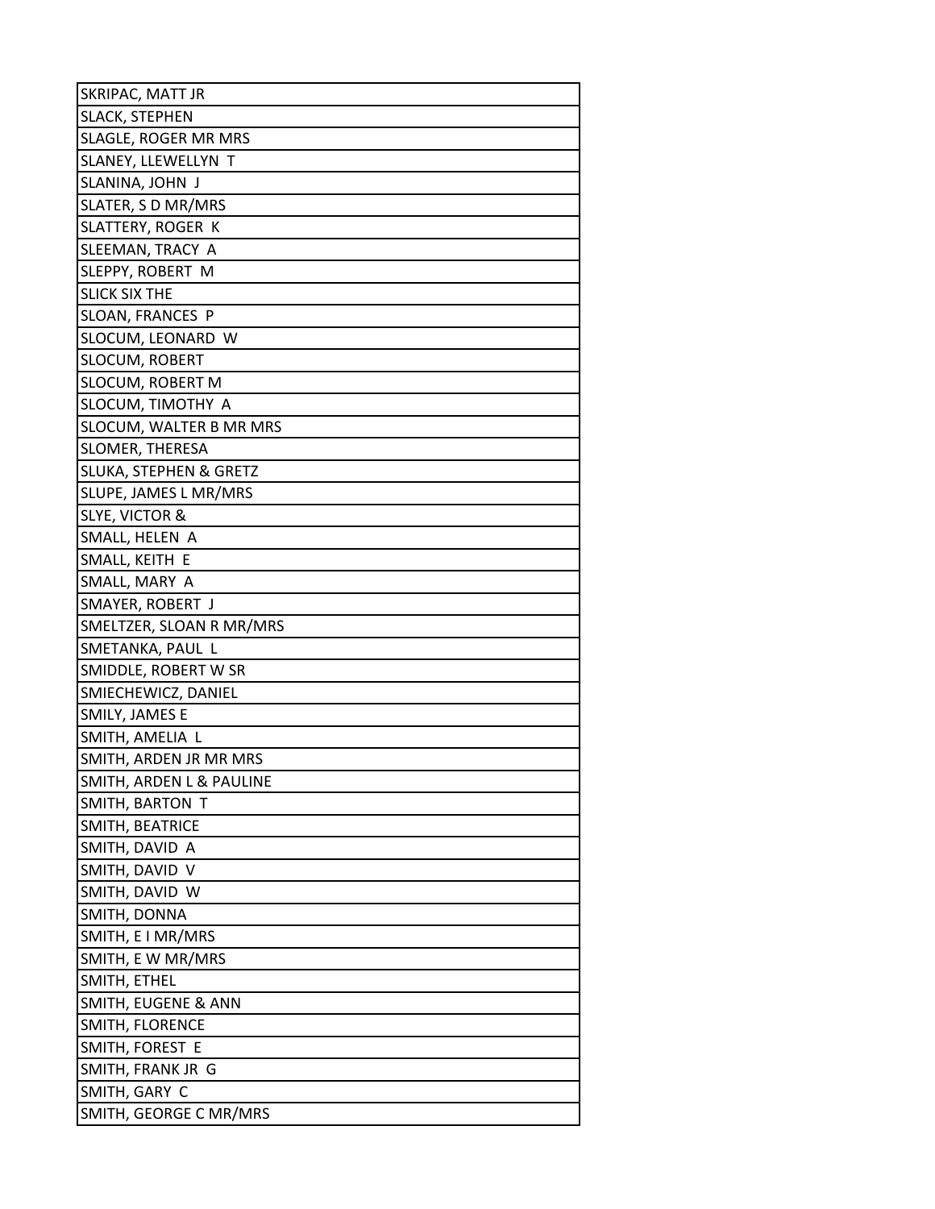| SKRIPAC, MATT JR |
|---|
| SLACK, STEPHEN |
| SLAGLE, ROGER MR MRS |
| SLANEY, LLEWELLYN T |
| SLANINA, JOHN J |
| SLATER, S D MR/MRS |
| SLATTERY, ROGER K |
| SLEEMAN, TRACY A |
| SLEPPY, ROBERT M |
| SLICK SIX THE |
| SLOAN, FRANCES P |
| SLOCUM, LEONARD W |
| SLOCUM, ROBERT |
| SLOCUM, ROBERT M |
| SLOCUM, TIMOTHY A |
| SLOCUM, WALTER B MR MRS |
| SLOMER, THERESA |
| SLUKA, STEPHEN & GRETZ |
| SLUPE, JAMES L MR/MRS |
| SLYE, VICTOR & |
| SMALL, HELEN A |
| SMALL, KEITH E |
| SMALL, MARY A |
| SMAYER, ROBERT J |
| SMELTZER, SLOAN R MR/MRS |
| SMETANKA, PAUL L |
| SMIDDLE, ROBERT W SR |
| SMIECHEWICZ, DANIEL |
| SMILY, JAMES E |
| SMITH, AMELIA L |
| SMITH, ARDEN JR MR MRS |
| SMITH, ARDEN L & PAULINE |
| SMITH, BARTON T |
| SMITH, BEATRICE |
| SMITH, DAVID A |
| SMITH, DAVID V |
| SMITH, DAVID W |
| SMITH, DONNA |
| SMITH, E I MR/MRS |
| SMITH, E W MR/MRS |
| SMITH, ETHEL |
| SMITH, EUGENE & ANN |
| SMITH, FLORENCE |
| SMITH, FOREST E |
| SMITH, FRANK JR G |
| SMITH, GARY C |
| SMITH, GEORGE C MR/MRS |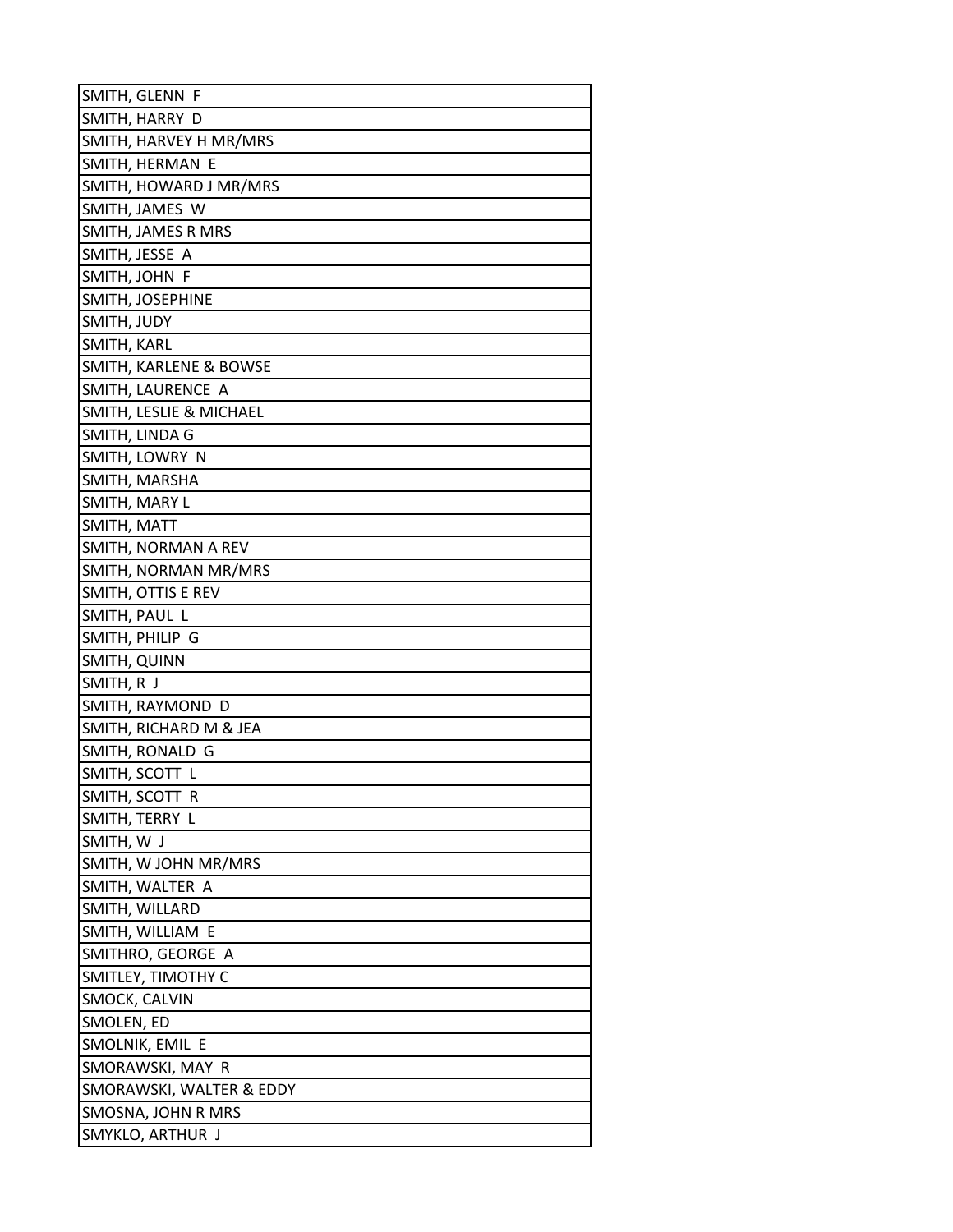| SMITH, GLENN F |
|---|
| SMITH, HARRY D |
| SMITH, HARVEY H MR/MRS |
| SMITH, HERMAN E |
| SMITH, HOWARD J MR/MRS |
| SMITH, JAMES W |
| SMITH, JAMES R MRS |
| SMITH, JESSE A |
| SMITH, JOHN F |
| SMITH, JOSEPHINE |
| SMITH, JUDY |
| SMITH, KARL |
| SMITH, KARLENE & BOWSE |
| SMITH, LAURENCE A |
| SMITH, LESLIE & MICHAEL |
| SMITH, LINDA G |
| SMITH, LOWRY N |
| SMITH, MARSHA |
| SMITH, MARY L |
| SMITH, MATT |
| SMITH, NORMAN A REV |
| SMITH, NORMAN MR/MRS |
| SMITH, OTTIS E REV |
| SMITH, PAUL L |
| SMITH, PHILIP G |
| SMITH, QUINN |
| SMITH, R J |
| SMITH, RAYMOND D |
| SMITH, RICHARD M & JEA |
| SMITH, RONALD G |
| SMITH, SCOTT L |
| SMITH, SCOTT R |
| SMITH, TERRY L |
| SMITH, W J |
| SMITH, W JOHN MR/MRS |
| SMITH, WALTER A |
| SMITH, WILLARD |
| SMITH, WILLIAM E |
| SMITHRO, GEORGE A |
| SMITLEY, TIMOTHY C |
| SMOCK, CALVIN |
| SMOLEN, ED |
| SMOLNIK, EMIL E |
| SMORAWSKI, MAY R |
| SMORAWSKI, WALTER & EDDY |
| SMOSNA, JOHN R MRS |
| SMYKLO, ARTHUR J |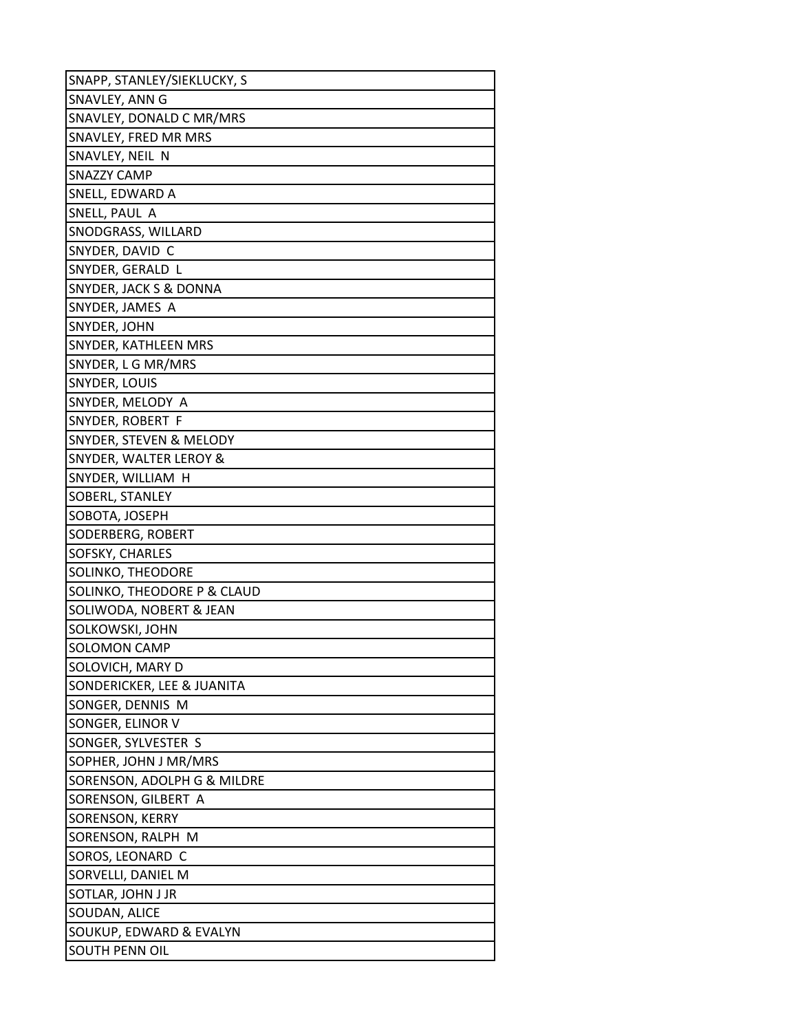| SNAPP, STANLEY/SIEKLUCKY, S |
|---|
| SNAVLEY, ANN G |
| SNAVLEY, DONALD C MR/MRS |
| SNAVLEY, FRED MR MRS |
| SNAVLEY, NEIL N |
| SNAZZY CAMP |
| SNELL, EDWARD A |
| SNELL, PAUL A |
| SNODGRASS, WILLARD |
| SNYDER, DAVID C |
| SNYDER, GERALD L |
| SNYDER, JACK S & DONNA |
| SNYDER, JAMES A |
| SNYDER, JOHN |
| SNYDER, KATHLEEN MRS |
| SNYDER, L G MR/MRS |
| SNYDER, LOUIS |
| SNYDER, MELODY A |
| SNYDER, ROBERT F |
| SNYDER, STEVEN & MELODY |
| SNYDER, WALTER LEROY & |
| SNYDER, WILLIAM H |
| SOBERL, STANLEY |
| SOBOTA, JOSEPH |
| SODERBERG, ROBERT |
| SOFSKY, CHARLES |
| SOLINKO, THEODORE |
| SOLINKO, THEODORE P & CLAUD |
| SOLIWODA, NOBERT & JEAN |
| SOLKOWSKI, JOHN |
| SOLOMON CAMP |
| SOLOVICH, MARY D |
| SONDERICKER, LEE & JUANITA |
| SONGER, DENNIS M |
| SONGER, ELINOR V |
| SONGER, SYLVESTER S |
| SOPHER, JOHN J MR/MRS |
| SORENSON, ADOLPH G & MILDRE |
| SORENSON, GILBERT A |
| SORENSON, KERRY |
| SORENSON, RALPH M |
| SOROS, LEONARD C |
| SORVELLI, DANIEL M |
| SOTLAR, JOHN J JR |
| SOUDAN, ALICE |
| SOUKUP, EDWARD & EVALYN |
| SOUTH PENN OIL |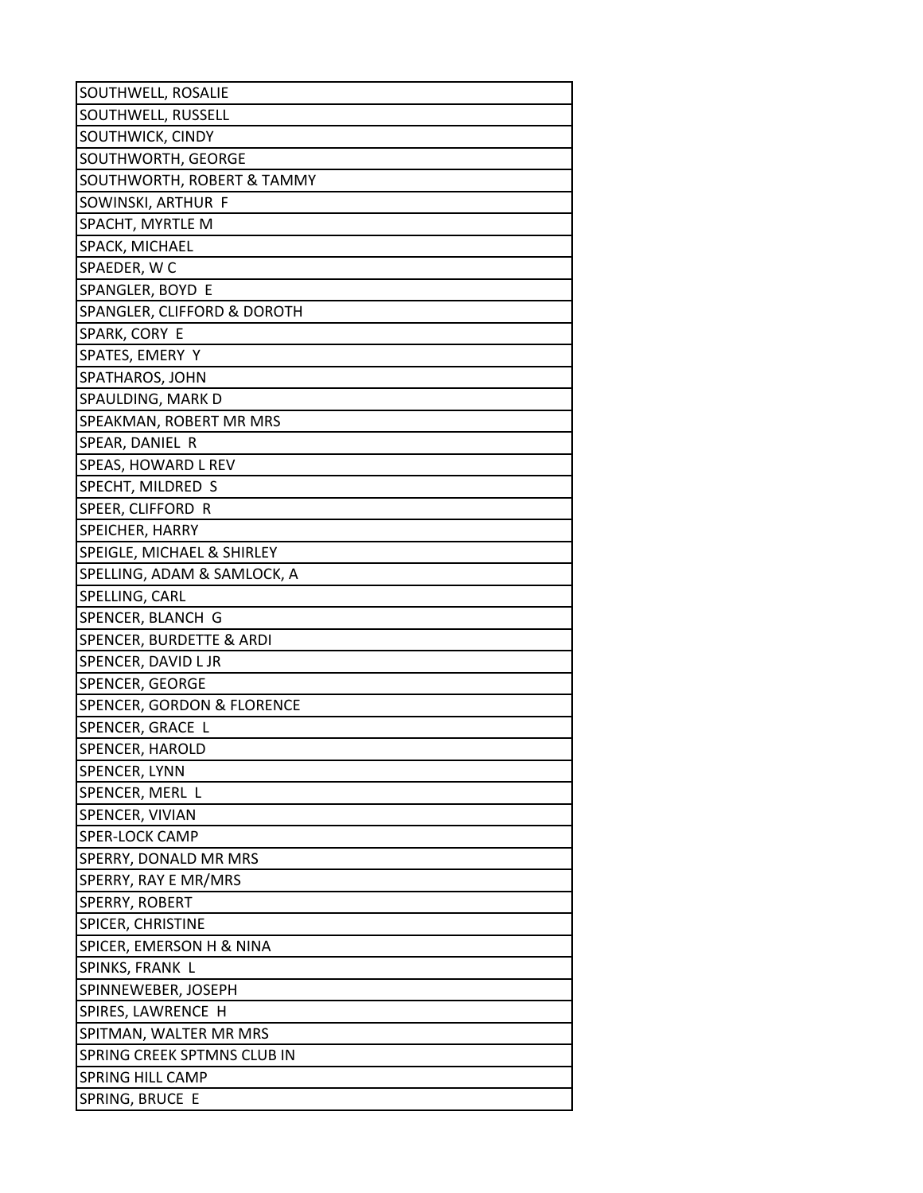| SOUTHWELL, ROSALIE |
|---|
| SOUTHWELL, RUSSELL |
| SOUTHWICK, CINDY |
| SOUTHWORTH, GEORGE |
| SOUTHWORTH, ROBERT & TAMMY |
| SOWINSKI, ARTHUR F |
| SPACHT, MYRTLE M |
| SPACK, MICHAEL |
| SPAEDER, W C |
| SPANGLER, BOYD E |
| SPANGLER, CLIFFORD & DOROTH |
| SPARK, CORY E |
| SPATES, EMERY Y |
| SPATHAROS, JOHN |
| SPAULDING, MARK D |
| SPEAKMAN, ROBERT MR MRS |
| SPEAR, DANIEL R |
| SPEAS, HOWARD L REV |
| SPECHT, MILDRED S |
| SPEER, CLIFFORD R |
| SPEICHER, HARRY |
| SPEIGLE, MICHAEL & SHIRLEY |
| SPELLING, ADAM & SAMLOCK, A |
| SPELLING, CARL |
| SPENCER, BLANCH G |
| SPENCER, BURDETTE & ARDI |
| SPENCER, DAVID L JR |
| SPENCER, GEORGE |
| SPENCER, GORDON & FLORENCE |
| SPENCER, GRACE L |
| SPENCER, HAROLD |
| SPENCER, LYNN |
| SPENCER, MERL L |
| SPENCER, VIVIAN |
| SPER-LOCK CAMP |
| SPERRY, DONALD MR MRS |
| SPERRY, RAY E MR/MRS |
| SPERRY, ROBERT |
| SPICER, CHRISTINE |
| SPICER, EMERSON H & NINA |
| SPINKS, FRANK L |
| SPINNEWEBER, JOSEPH |
| SPIRES, LAWRENCE H |
| SPITMAN, WALTER MR MRS |
| SPRING CREEK SPTMNS CLUB IN |
| SPRING HILL CAMP |
| SPRING, BRUCE E |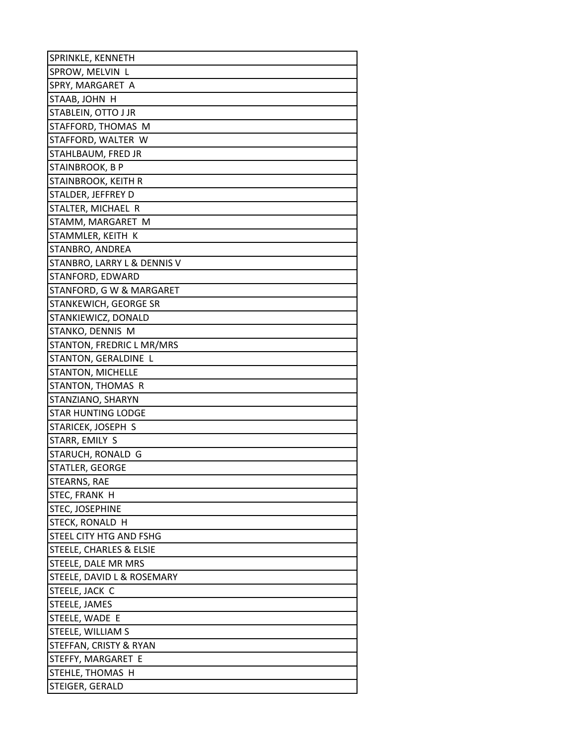| SPRINKLE, KENNETH |
| --- |
| SPROW, MELVIN  L |
| SPRY, MARGARET  A |
| STAAB, JOHN  H |
| STABLEIN, OTTO J JR |
| STAFFORD, THOMAS  M |
| STAFFORD, WALTER  W |
| STAHLBAUM, FRED JR |
| STAINBROOK, B P |
| STAINBROOK, KEITH R |
| STALDER, JEFFREY D |
| STALTER, MICHAEL  R |
| STAMM, MARGARET  M |
| STAMMLER, KEITH  K |
| STANBRO, ANDREA |
| STANBRO, LARRY L & DENNIS V |
| STANFORD, EDWARD |
| STANFORD, G W & MARGARET |
| STANKEWICH, GEORGE SR |
| STANKIEWICZ, DONALD |
| STANKO, DENNIS  M |
| STANTON, FREDRIC L MR/MRS |
| STANTON, GERALDINE  L |
| STANTON, MICHELLE |
| STANTON, THOMAS  R |
| STANZIANO, SHARYN |
| STAR HUNTING LODGE |
| STARICEK, JOSEPH  S |
| STARR, EMILY  S |
| STARUCH, RONALD  G |
| STATLER, GEORGE |
| STEARNS, RAE |
| STEC, FRANK  H |
| STEC, JOSEPHINE |
| STECK, RONALD  H |
| STEEL CITY HTG AND FSHG |
| STEELE, CHARLES & ELSIE |
| STEELE, DALE MR MRS |
| STEELE, DAVID L & ROSEMARY |
| STEELE, JACK  C |
| STEELE, JAMES |
| STEELE, WADE  E |
| STEELE, WILLIAM S |
| STEFFAN, CRISTY & RYAN |
| STEFFY, MARGARET  E |
| STEHLE, THOMAS  H |
| STEIGER, GERALD |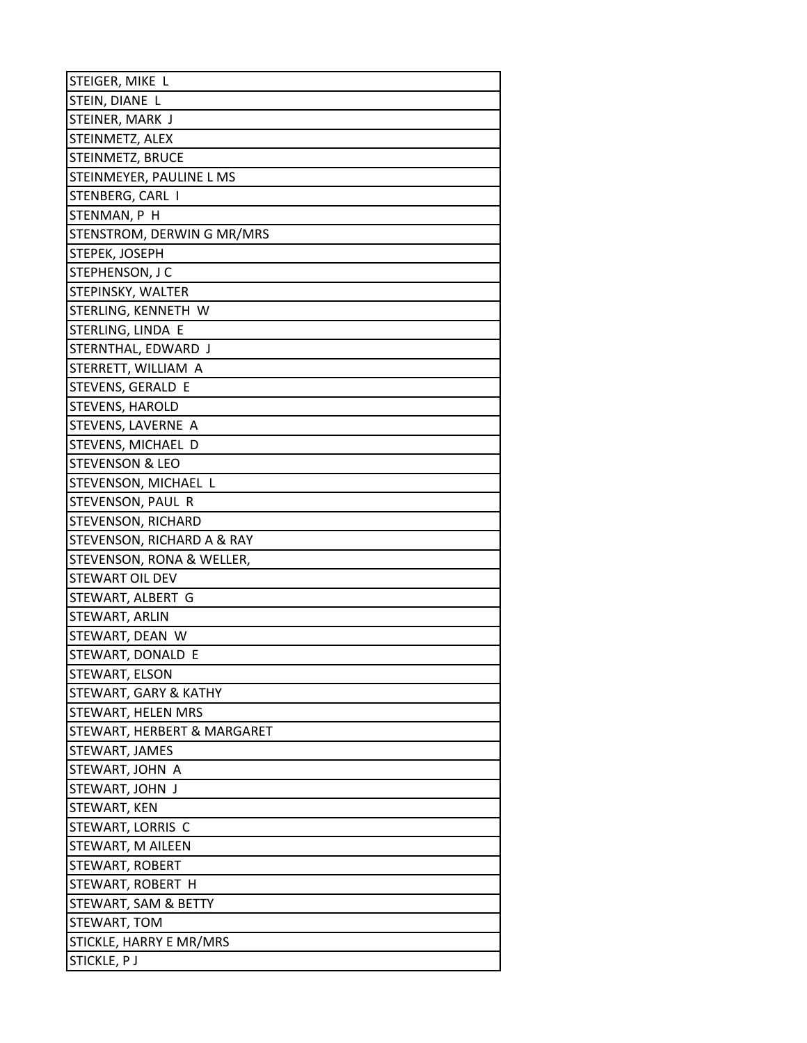| STEIGER, MIKE L |
|---|
| STEIN, DIANE L |
| STEINER, MARK J |
| STEINMETZ, ALEX |
| STEINMETZ, BRUCE |
| STEINMEYER, PAULINE L MS |
| STENBERG, CARL I |
| STENMAN, P H |
| STENSTROM, DERWIN G MR/MRS |
| STEPEK, JOSEPH |
| STEPHENSON, J C |
| STEPINSKY, WALTER |
| STERLING, KENNETH W |
| STERLING, LINDA E |
| STERNTHAL, EDWARD J |
| STERRETT, WILLIAM A |
| STEVENS, GERALD E |
| STEVENS, HAROLD |
| STEVENS, LAVERNE A |
| STEVENS, MICHAEL D |
| STEVENSON & LEO |
| STEVENSON, MICHAEL L |
| STEVENSON, PAUL R |
| STEVENSON, RICHARD |
| STEVENSON, RICHARD A & RAY |
| STEVENSON, RONA & WELLER, |
| STEWART OIL DEV |
| STEWART, ALBERT G |
| STEWART, ARLIN |
| STEWART, DEAN W |
| STEWART, DONALD E |
| STEWART, ELSON |
| STEWART, GARY & KATHY |
| STEWART, HELEN MRS |
| STEWART, HERBERT & MARGARET |
| STEWART, JAMES |
| STEWART, JOHN A |
| STEWART, JOHN J |
| STEWART, KEN |
| STEWART, LORRIS C |
| STEWART, M AILEEN |
| STEWART, ROBERT |
| STEWART, ROBERT H |
| STEWART, SAM & BETTY |
| STEWART, TOM |
| STICKLE, HARRY E MR/MRS |
| STICKLE, P J |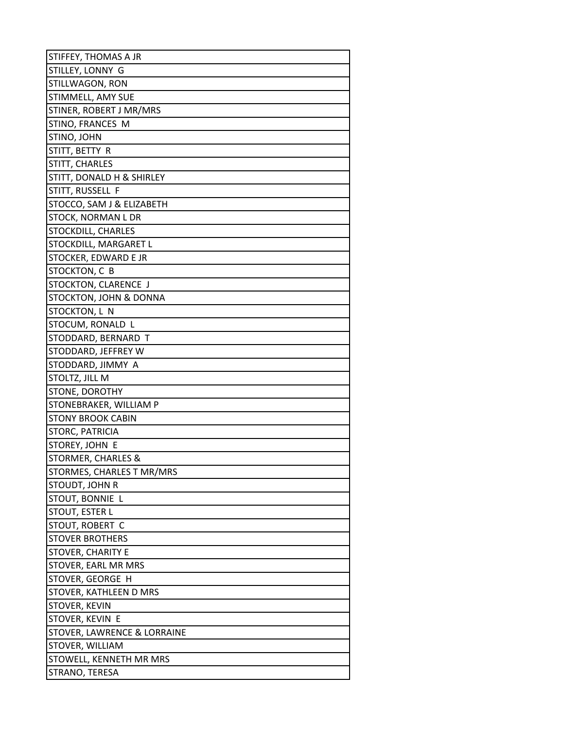| STIFFEY, THOMAS A JR |
|---|
| STILLEY, LONNY G |
| STILLWAGON, RON |
| STIMMELL, AMY SUE |
| STINER, ROBERT J MR/MRS |
| STINO, FRANCES M |
| STINO, JOHN |
| STITT, BETTY R |
| STITT, CHARLES |
| STITT, DONALD H & SHIRLEY |
| STITT, RUSSELL F |
| STOCCO, SAM J & ELIZABETH |
| STOCK, NORMAN L DR |
| STOCKDILL, CHARLES |
| STOCKDILL, MARGARET L |
| STOCKER, EDWARD E JR |
| STOCKTON, C B |
| STOCKTON, CLARENCE J |
| STOCKTON, JOHN & DONNA |
| STOCKTON, L N |
| STOCUM, RONALD L |
| STODDARD, BERNARD T |
| STODDARD, JEFFREY W |
| STODDARD, JIMMY A |
| STOLTZ, JILL M |
| STONE, DOROTHY |
| STONEBRAKER, WILLIAM P |
| STONY BROOK CABIN |
| STORC, PATRICIA |
| STOREY, JOHN E |
| STORMER, CHARLES & |
| STORMES, CHARLES T MR/MRS |
| STOUDT, JOHN R |
| STOUT, BONNIE L |
| STOUT, ESTER L |
| STOUT, ROBERT C |
| STOVER BROTHERS |
| STOVER, CHARITY E |
| STOVER, EARL MR MRS |
| STOVER, GEORGE H |
| STOVER, KATHLEEN D MRS |
| STOVER, KEVIN |
| STOVER, KEVIN E |
| STOVER, LAWRENCE & LORRAINE |
| STOVER, WILLIAM |
| STOWELL, KENNETH MR MRS |
| STRANO, TERESA |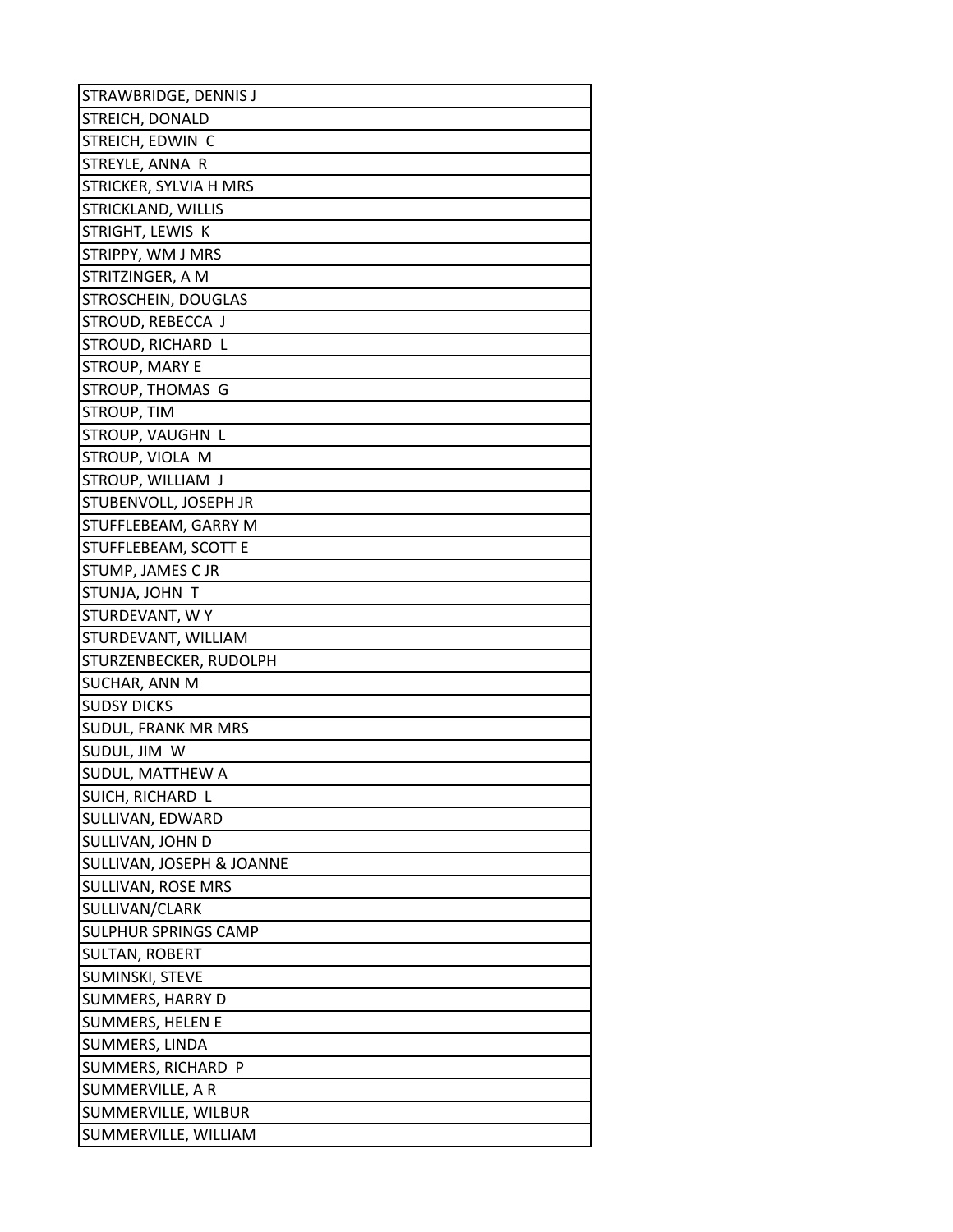| STRAWBRIDGE, DENNIS J |
|---|
| STREICH, DONALD |
| STREICH, EDWIN C |
| STREYLE, ANNA R |
| STRICKER, SYLVIA H MRS |
| STRICKLAND, WILLIS |
| STRIGHT, LEWIS K |
| STRIPPY, WM J MRS |
| STRITZINGER, A M |
| STROSCHEIN, DOUGLAS |
| STROUD, REBECCA J |
| STROUD, RICHARD L |
| STROUP, MARY E |
| STROUP, THOMAS G |
| STROUP, TIM |
| STROUP, VAUGHN L |
| STROUP, VIOLA M |
| STROUP, WILLIAM J |
| STUBENVOLL, JOSEPH JR |
| STUFFLEBEAM, GARRY M |
| STUFFLEBEAM, SCOTT E |
| STUMP, JAMES C JR |
| STUNJA, JOHN T |
| STURDEVANT, W Y |
| STURDEVANT, WILLIAM |
| STURZENBECKER, RUDOLPH |
| SUCHAR, ANN M |
| SUDSY DICKS |
| SUDUL, FRANK MR MRS |
| SUDUL, JIM W |
| SUDUL, MATTHEW A |
| SUICH, RICHARD L |
| SULLIVAN, EDWARD |
| SULLIVAN, JOHN D |
| SULLIVAN, JOSEPH & JOANNE |
| SULLIVAN, ROSE MRS |
| SULLIVAN/CLARK |
| SULPHUR SPRINGS CAMP |
| SULTAN, ROBERT |
| SUMINSKI, STEVE |
| SUMMERS, HARRY D |
| SUMMERS, HELEN E |
| SUMMERS, LINDA |
| SUMMERS, RICHARD P |
| SUMMERVILLE, A R |
| SUMMERVILLE, WILBUR |
| SUMMERVILLE, WILLIAM |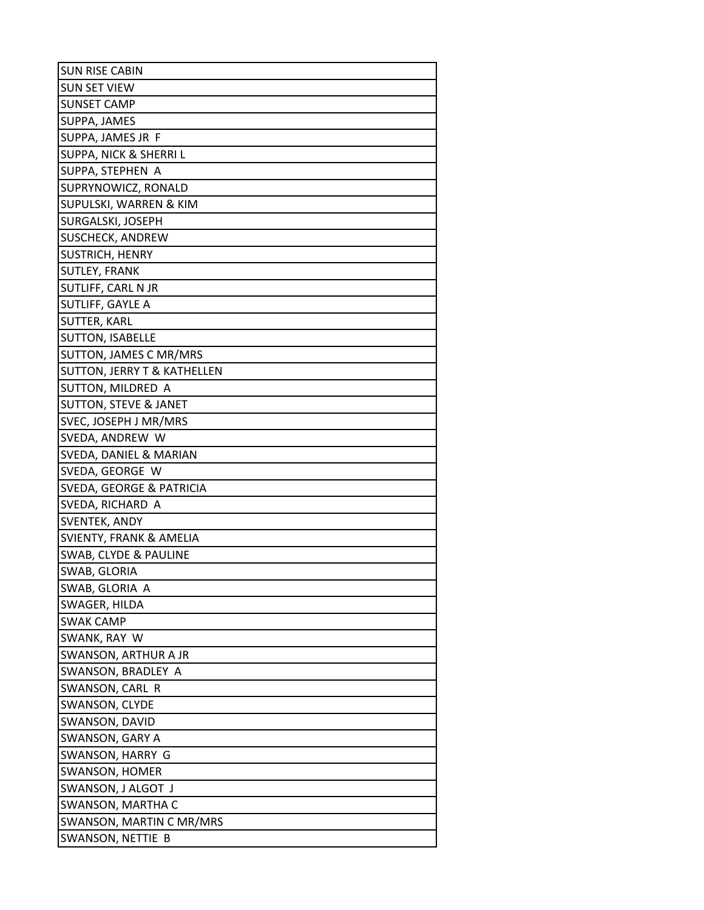| SUN RISE CABIN |
|---|
| SUN SET VIEW |
| SUNSET CAMP |
| SUPPA, JAMES |
| SUPPA, JAMES JR F |
| SUPPA, NICK & SHERRI L |
| SUPPA, STEPHEN A |
| SUPRYNOWICZ, RONALD |
| SUPULSKI, WARREN & KIM |
| SURGALSKI, JOSEPH |
| SUSCHECK, ANDREW |
| SUSTRICH, HENRY |
| SUTLEY, FRANK |
| SUTLIFF, CARL N JR |
| SUTLIFF, GAYLE A |
| SUTTER, KARL |
| SUTTON, ISABELLE |
| SUTTON, JAMES C MR/MRS |
| SUTTON, JERRY T & KATHELLEN |
| SUTTON, MILDRED A |
| SUTTON, STEVE & JANET |
| SVEC, JOSEPH J MR/MRS |
| SVEDA, ANDREW W |
| SVEDA, DANIEL & MARIAN |
| SVEDA, GEORGE W |
| SVEDA, GEORGE & PATRICIA |
| SVEDA, RICHARD A |
| SVENTEK, ANDY |
| SVIENTY, FRANK & AMELIA |
| SWAB, CLYDE & PAULINE |
| SWAB, GLORIA |
| SWAB, GLORIA A |
| SWAGER, HILDA |
| SWAK CAMP |
| SWANK, RAY W |
| SWANSON, ARTHUR A JR |
| SWANSON, BRADLEY A |
| SWANSON, CARL R |
| SWANSON, CLYDE |
| SWANSON, DAVID |
| SWANSON, GARY A |
| SWANSON, HARRY G |
| SWANSON, HOMER |
| SWANSON, J ALGOT J |
| SWANSON, MARTHA C |
| SWANSON, MARTIN C MR/MRS |
| SWANSON, NETTIE B |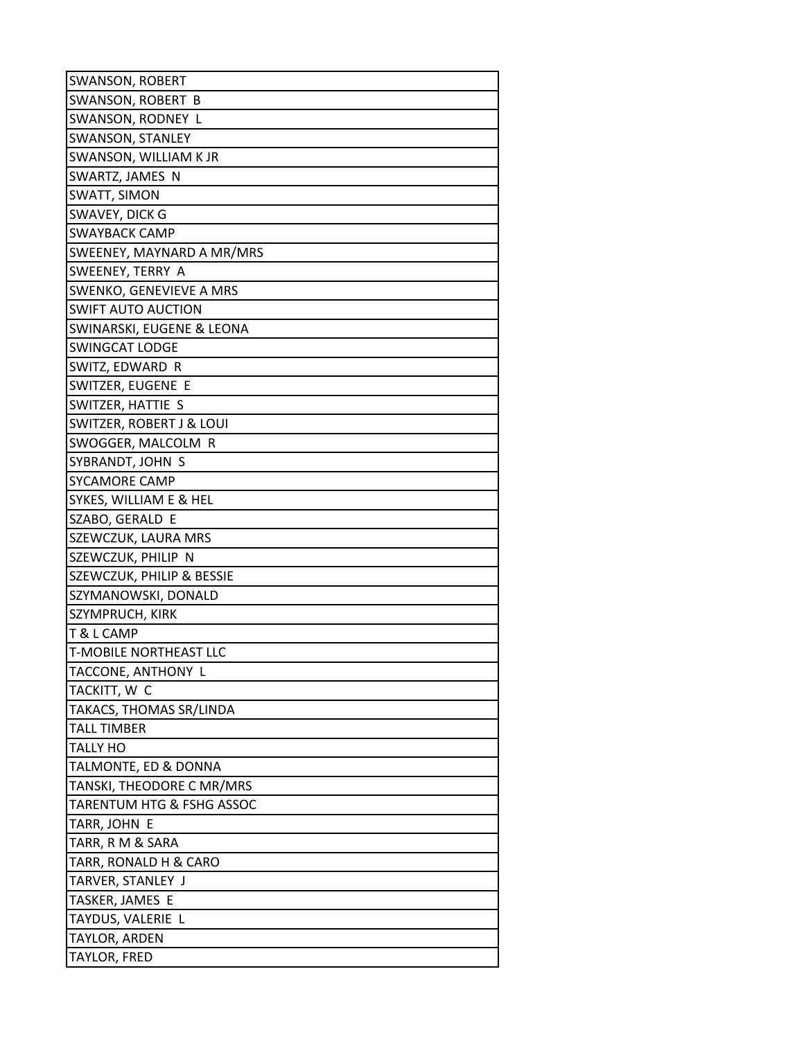| SWANSON, ROBERT |
| --- |
| SWANSON, ROBERT B |
| SWANSON, RODNEY L |
| SWANSON, STANLEY |
| SWANSON, WILLIAM K JR |
| SWARTZ, JAMES N |
| SWATT, SIMON |
| SWAVEY, DICK G |
| SWAYBACK CAMP |
| SWEENEY, MAYNARD A MR/MRS |
| SWEENEY, TERRY A |
| SWENKO, GENEVIEVE A MRS |
| SWIFT AUTO AUCTION |
| SWINARSKI, EUGENE & LEONA |
| SWINGCAT LODGE |
| SWITZ, EDWARD R |
| SWITZER, EUGENE E |
| SWITZER, HATTIE S |
| SWITZER, ROBERT J & LOUI |
| SWOGGER, MALCOLM R |
| SYBRANDT, JOHN S |
| SYCAMORE CAMP |
| SYKES, WILLIAM E & HEL |
| SZABO, GERALD E |
| SZEWCZUK, LAURA MRS |
| SZEWCZUK, PHILIP N |
| SZEWCZUK, PHILIP & BESSIE |
| SZYMANOWSKI, DONALD |
| SZYMPRUCH, KIRK |
| T & L CAMP |
| T-MOBILE NORTHEAST LLC |
| TACCONE, ANTHONY L |
| TACKITT, W C |
| TAKACS, THOMAS SR/LINDA |
| TALL TIMBER |
| TALLY HO |
| TALMONTE, ED & DONNA |
| TANSKI, THEODORE C MR/MRS |
| TARENTUM HTG & FSHG ASSOC |
| TARR, JOHN E |
| TARR, R M & SARA |
| TARR, RONALD H & CARO |
| TARVER, STANLEY J |
| TASKER, JAMES E |
| TAYDUS, VALERIE L |
| TAYLOR, ARDEN |
| TAYLOR, FRED |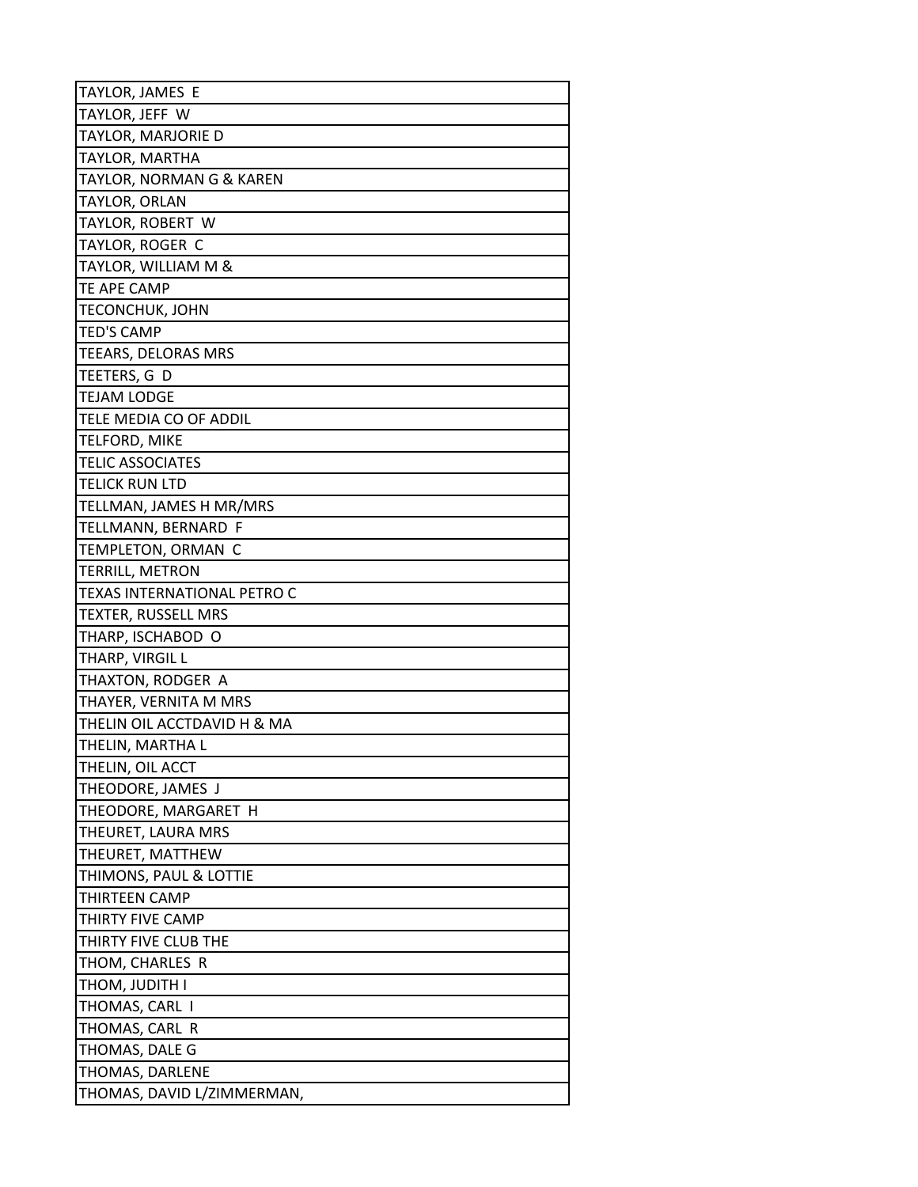| TAYLOR, JAMES E |
| --- |
| TAYLOR, JEFF W |
| TAYLOR, MARJORIE D |
| TAYLOR, MARTHA |
| TAYLOR, NORMAN G & KAREN |
| TAYLOR, ORLAN |
| TAYLOR, ROBERT W |
| TAYLOR, ROGER C |
| TAYLOR, WILLIAM M & |
| TE APE CAMP |
| TECONCHUK, JOHN |
| TED'S CAMP |
| TEEARS, DELORAS MRS |
| TEETERS, G D |
| TEJAM LODGE |
| TELE MEDIA CO OF ADDIL |
| TELFORD, MIKE |
| TELIC ASSOCIATES |
| TELICK RUN LTD |
| TELLMAN, JAMES H MR/MRS |
| TELLMANN, BERNARD F |
| TEMPLETON, ORMAN C |
| TERRILL, METRON |
| TEXAS INTERNATIONAL PETRO C |
| TEXTER, RUSSELL MRS |
| THARP, ISCHABOD O |
| THARP, VIRGIL L |
| THAXTON, RODGER A |
| THAYER, VERNITA M MRS |
| THELIN OIL ACCTDAVID H & MA |
| THELIN, MARTHA L |
| THELIN, OIL ACCT |
| THEODORE, JAMES J |
| THEODORE, MARGARET H |
| THEURET, LAURA MRS |
| THEURET, MATTHEW |
| THIMONS, PAUL & LOTTIE |
| THIRTEEN CAMP |
| THIRTY FIVE CAMP |
| THIRTY FIVE CLUB THE |
| THOM, CHARLES R |
| THOM, JUDITH I |
| THOMAS, CARL I |
| THOMAS, CARL R |
| THOMAS, DALE G |
| THOMAS, DARLENE |
| THOMAS, DAVID L/ZIMMERMAN, |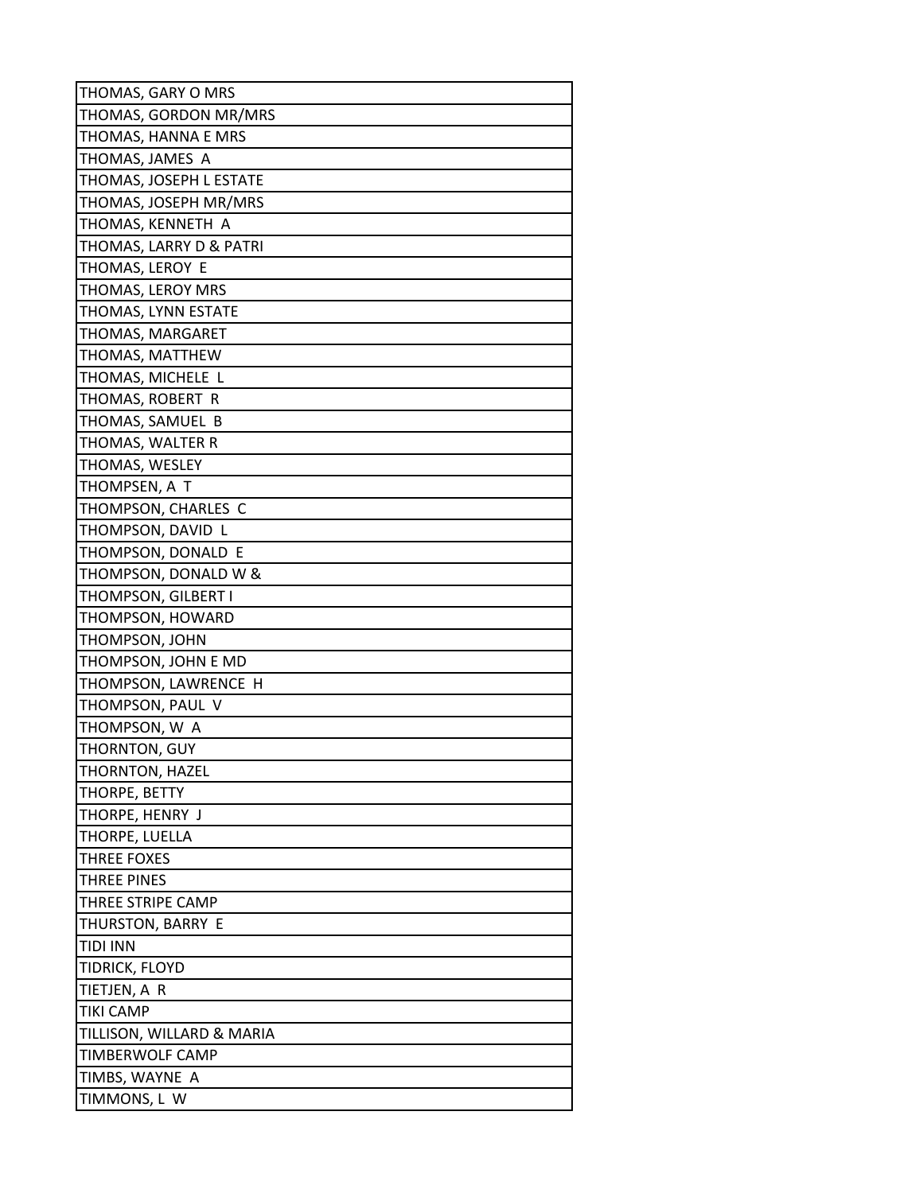| |
|---|
| THOMAS, GARY O MRS |
| THOMAS, GORDON MR/MRS |
| THOMAS, HANNA E MRS |
| THOMAS, JAMES A |
| THOMAS, JOSEPH L ESTATE |
| THOMAS, JOSEPH MR/MRS |
| THOMAS, KENNETH A |
| THOMAS, LARRY D & PATRI |
| THOMAS, LEROY E |
| THOMAS, LEROY MRS |
| THOMAS, LYNN ESTATE |
| THOMAS, MARGARET |
| THOMAS, MATTHEW |
| THOMAS, MICHELE L |
| THOMAS, ROBERT R |
| THOMAS, SAMUEL B |
| THOMAS, WALTER R |
| THOMAS, WESLEY |
| THOMPSEN, A T |
| THOMPSON, CHARLES C |
| THOMPSON, DAVID L |
| THOMPSON, DONALD E |
| THOMPSON, DONALD W & |
| THOMPSON, GILBERT I |
| THOMPSON, HOWARD |
| THOMPSON, JOHN |
| THOMPSON, JOHN E MD |
| THOMPSON, LAWRENCE H |
| THOMPSON, PAUL V |
| THOMPSON, W A |
| THORNTON, GUY |
| THORNTON, HAZEL |
| THORPE, BETTY |
| THORPE, HENRY J |
| THORPE, LUELLA |
| THREE FOXES |
| THREE PINES |
| THREE STRIPE CAMP |
| THURSTON, BARRY E |
| TIDI INN |
| TIDRICK, FLOYD |
| TIETJEN, A R |
| TIKI CAMP |
| TILLISON, WILLARD & MARIA |
| TIMBERWOLF CAMP |
| TIMBS, WAYNE A |
| TIMMONS, L W |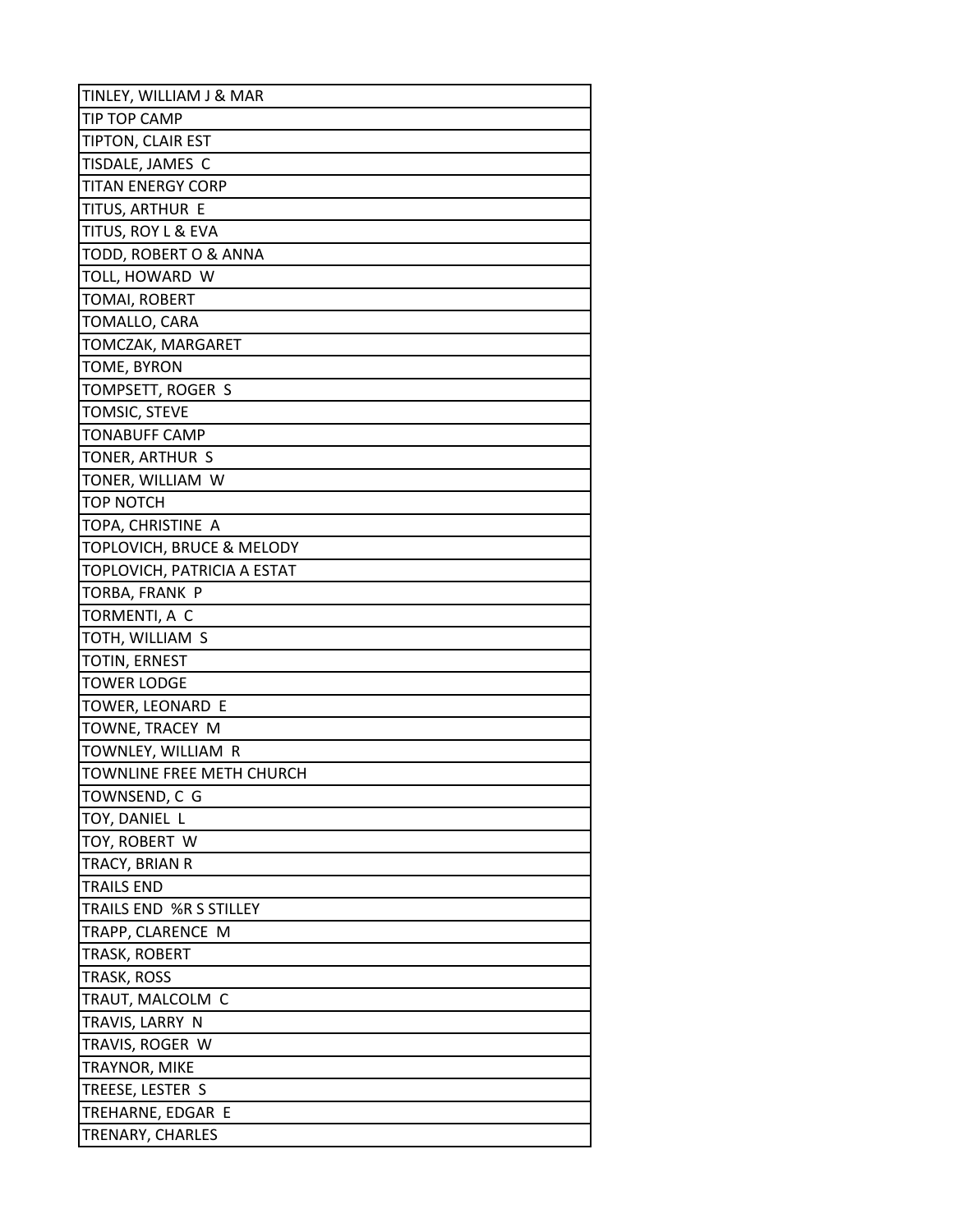| TINLEY, WILLIAM J & MAR |
|---|
| TIP TOP CAMP |
| TIPTON, CLAIR EST |
| TISDALE, JAMES C |
| TITAN ENERGY CORP |
| TITUS, ARTHUR E |
| TITUS, ROY L & EVA |
| TODD, ROBERT O & ANNA |
| TOLL, HOWARD W |
| TOMAI, ROBERT |
| TOMALLO, CARA |
| TOMCZAK, MARGARET |
| TOME, BYRON |
| TOMPSETT, ROGER S |
| TOMSIC, STEVE |
| TONABUFF CAMP |
| TONER, ARTHUR S |
| TONER, WILLIAM W |
| TOP NOTCH |
| TOPA, CHRISTINE A |
| TOPLOVICH, BRUCE & MELODY |
| TOPLOVICH, PATRICIA A ESTAT |
| TORBA, FRANK P |
| TORMENTI, A C |
| TOTH, WILLIAM S |
| TOTIN, ERNEST |
| TOWER LODGE |
| TOWER, LEONARD E |
| TOWNE, TRACEY M |
| TOWNLEY, WILLIAM R |
| TOWNLINE FREE METH CHURCH |
| TOWNSEND, C G |
| TOY, DANIEL L |
| TOY, ROBERT W |
| TRACY, BRIAN R |
| TRAILS END |
| TRAILS END %R S STILLEY |
| TRAPP, CLARENCE M |
| TRASK, ROBERT |
| TRASK, ROSS |
| TRAUT, MALCOLM C |
| TRAVIS, LARRY N |
| TRAVIS, ROGER W |
| TRAYNOR, MIKE |
| TREESE, LESTER S |
| TREHARNE, EDGAR E |
| TRENARY, CHARLES |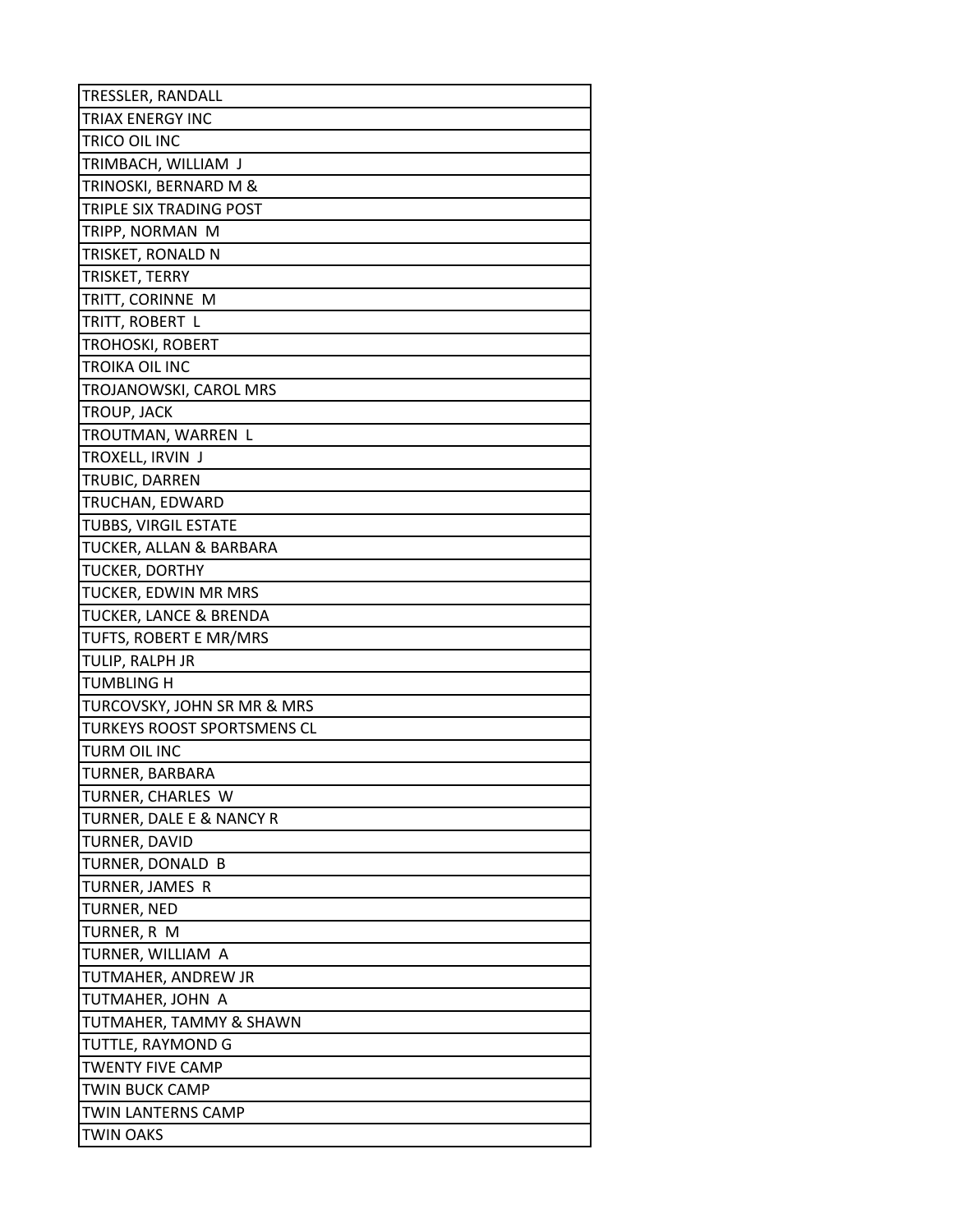| TRESSLER, RANDALL |
| --- |
| TRIAX ENERGY INC |
| TRICO OIL INC |
| TRIMBACH, WILLIAM J |
| TRINOSKI, BERNARD M & |
| TRIPLE SIX TRADING POST |
| TRIPP, NORMAN M |
| TRISKET, RONALD N |
| TRISKET, TERRY |
| TRITT, CORINNE M |
| TRITT, ROBERT L |
| TROHOSKI, ROBERT |
| TROIKA OIL INC |
| TROJANOWSKI, CAROL MRS |
| TROUP, JACK |
| TROUTMAN, WARREN L |
| TROXELL, IRVIN J |
| TRUBIC, DARREN |
| TRUCHAN, EDWARD |
| TUBBS, VIRGIL ESTATE |
| TUCKER, ALLAN & BARBARA |
| TUCKER, DORTHY |
| TUCKER, EDWIN MR MRS |
| TUCKER, LANCE & BRENDA |
| TUFTS, ROBERT E MR/MRS |
| TULIP, RALPH JR |
| TUMBLING H |
| TURCOVSKY, JOHN SR MR & MRS |
| TURKEYS ROOST SPORTSMENS CL |
| TURM OIL INC |
| TURNER, BARBARA |
| TURNER, CHARLES W |
| TURNER, DALE E & NANCY R |
| TURNER, DAVID |
| TURNER, DONALD B |
| TURNER, JAMES R |
| TURNER, NED |
| TURNER, R M |
| TURNER, WILLIAM A |
| TUTMAHER, ANDREW JR |
| TUTMAHER, JOHN A |
| TUTMAHER, TAMMY & SHAWN |
| TUTTLE, RAYMOND G |
| TWENTY FIVE CAMP |
| TWIN BUCK CAMP |
| TWIN LANTERNS CAMP |
| TWIN OAKS |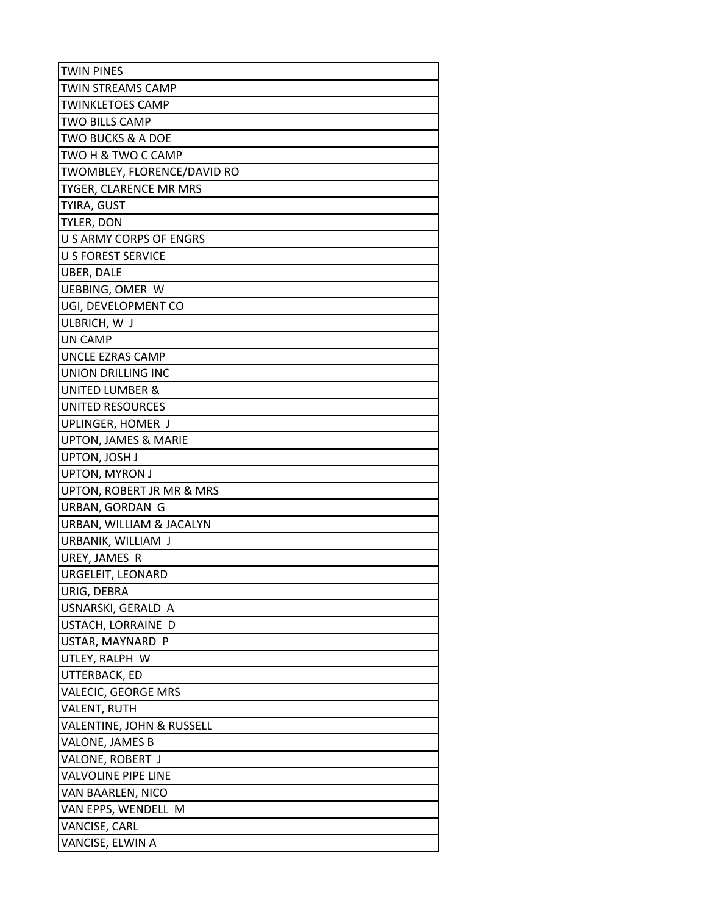| TWIN PINES |
|---|
| TWIN STREAMS CAMP |
| TWINKLETOES CAMP |
| TWO BILLS CAMP |
| TWO BUCKS & A DOE |
| TWO H & TWO C CAMP |
| TWOMBLEY, FLORENCE/DAVID RO |
| TYGER, CLARENCE MR MRS |
| TYIRA, GUST |
| TYLER, DON |
| U S ARMY CORPS OF ENGRS |
| U S FOREST SERVICE |
| UBER, DALE |
| UEBBING, OMER W |
| UGI, DEVELOPMENT CO |
| ULBRICH, W J |
| UN CAMP |
| UNCLE EZRAS CAMP |
| UNION DRILLING INC |
| UNITED LUMBER & |
| UNITED RESOURCES |
| UPLINGER, HOMER J |
| UPTON, JAMES & MARIE |
| UPTON, JOSH J |
| UPTON, MYRON J |
| UPTON, ROBERT JR MR & MRS |
| URBAN, GORDAN G |
| URBAN, WILLIAM & JACALYN |
| URBANIK, WILLIAM J |
| UREY, JAMES R |
| URGELEIT, LEONARD |
| URIG, DEBRA |
| USNARSKI, GERALD A |
| USTACH, LORRAINE D |
| USTAR, MAYNARD P |
| UTLEY, RALPH W |
| UTTERBACK, ED |
| VALECIC, GEORGE MRS |
| VALENT, RUTH |
| VALENTINE, JOHN & RUSSELL |
| VALONE, JAMES B |
| VALONE, ROBERT J |
| VALVOLINE PIPE LINE |
| VAN BAARLEN, NICO |
| VAN EPPS, WENDELL M |
| VANCISE, CARL |
| VANCISE, ELWIN A |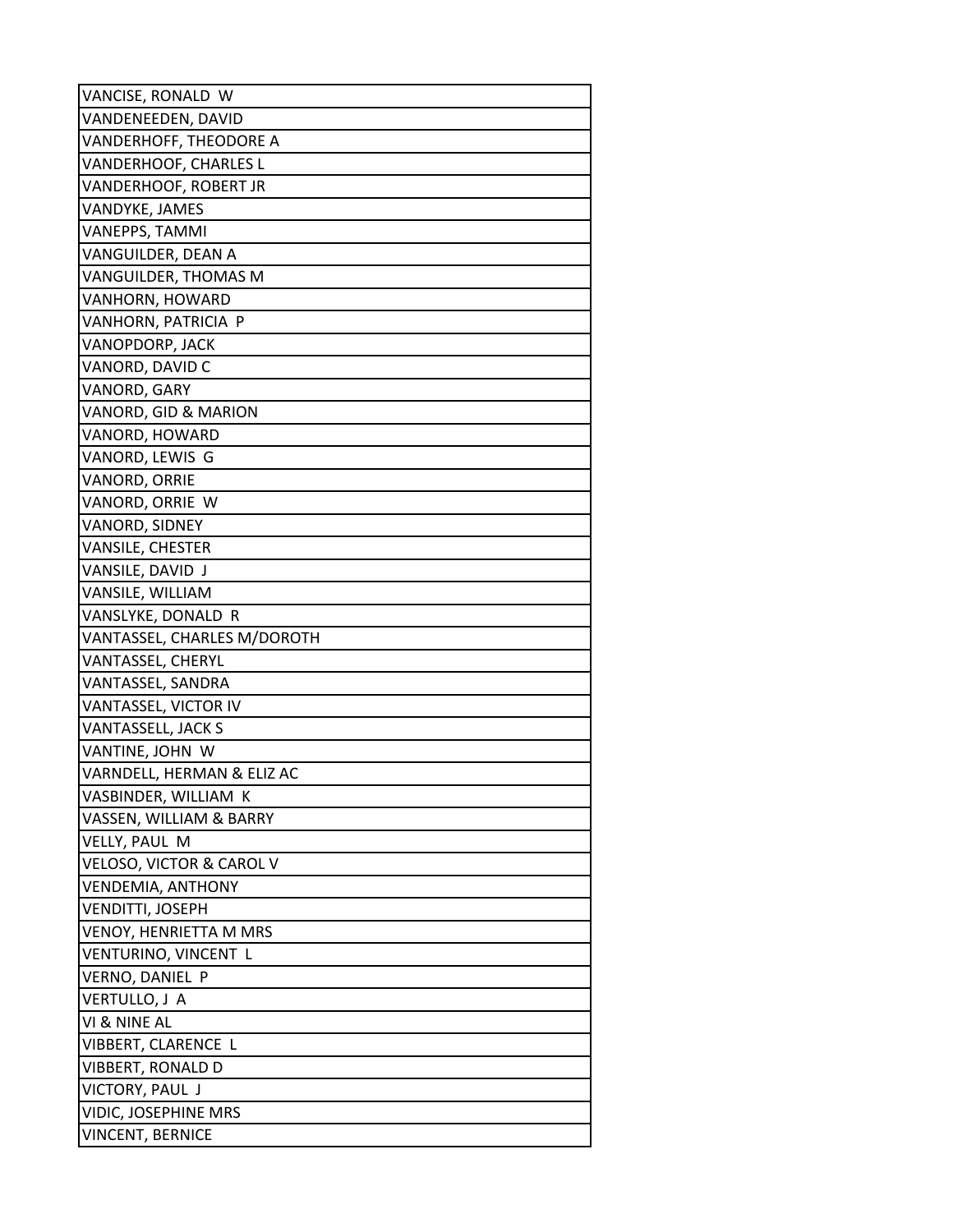| VANCISE, RONALD W |
| --- |
| VANDENEEDEN, DAVID |
| VANDERHOFF, THEODORE A |
| VANDERHOOF, CHARLES L |
| VANDERHOOF, ROBERT JR |
| VANDYKE, JAMES |
| VANEPPS, TAMMI |
| VANGUILDER, DEAN A |
| VANGUILDER, THOMAS M |
| VANHORN, HOWARD |
| VANHORN, PATRICIA P |
| VANOPDORP, JACK |
| VANORD, DAVID C |
| VANORD, GARY |
| VANORD, GID & MARION |
| VANORD, HOWARD |
| VANORD, LEWIS G |
| VANORD, ORRIE |
| VANORD, ORRIE W |
| VANORD, SIDNEY |
| VANSILE, CHESTER |
| VANSILE, DAVID J |
| VANSILE, WILLIAM |
| VANSLYKE, DONALD R |
| VANTASSEL, CHARLES M/DOROTH |
| VANTASSEL, CHERYL |
| VANTASSEL, SANDRA |
| VANTASSEL, VICTOR IV |
| VANTASSELL, JACK S |
| VANTINE, JOHN W |
| VARNDELL, HERMAN & ELIZ AC |
| VASBINDER, WILLIAM K |
| VASSEN, WILLIAM & BARRY |
| VELLY, PAUL M |
| VELOSO, VICTOR & CAROL V |
| VENDEMIA, ANTHONY |
| VENDITTI, JOSEPH |
| VENOY, HENRIETTA M MRS |
| VENTURINO, VINCENT L |
| VERNO, DANIEL P |
| VERTULLO, J A |
| VI & NINE AL |
| VIBBERT, CLARENCE L |
| VIBBERT, RONALD D |
| VICTORY, PAUL J |
| VIDIC, JOSEPHINE MRS |
| VINCENT, BERNICE |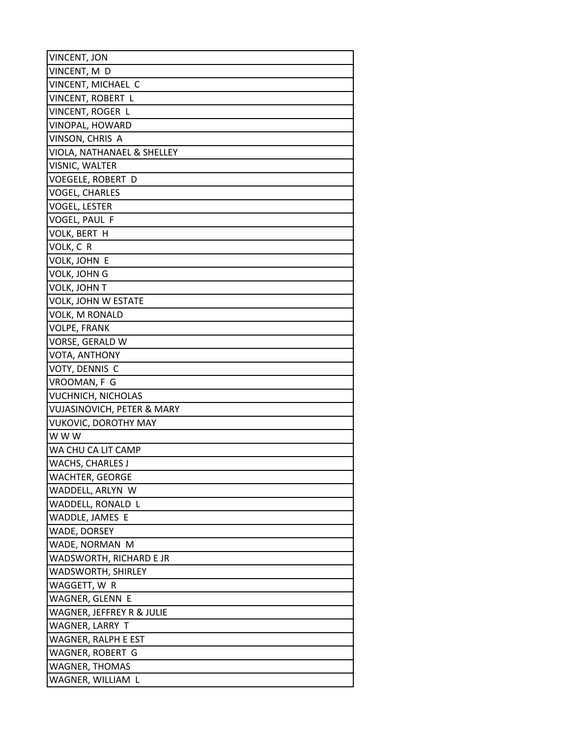| VINCENT, JON |
|---|
| VINCENT, M  D |
| VINCENT, MICHAEL  C |
| VINCENT, ROBERT  L |
| VINCENT, ROGER  L |
| VINOPAL, HOWARD |
| VINSON, CHRIS  A |
| VIOLA, NATHANAEL & SHELLEY |
| VISNIC, WALTER |
| VOEGELE, ROBERT  D |
| VOGEL, CHARLES |
| VOGEL, LESTER |
| VOGEL, PAUL  F |
| VOLK, BERT  H |
| VOLK, C  R |
| VOLK, JOHN  E |
| VOLK, JOHN G |
| VOLK, JOHN T |
| VOLK, JOHN W ESTATE |
| VOLK, M RONALD |
| VOLPE, FRANK |
| VORSE, GERALD W |
| VOTA, ANTHONY |
| VOTY, DENNIS  C |
| VROOMAN, F  G |
| VUCHNICH, NICHOLAS |
| VUJASINOVICH, PETER & MARY |
| VUKOVIC, DOROTHY MAY |
| W W W |
| WA CHU CA LIT CAMP |
| WACHS, CHARLES J |
| WACHTER, GEORGE |
| WADDELL, ARLYN  W |
| WADDELL, RONALD  L |
| WADDLE, JAMES  E |
| WADE, DORSEY |
| WADE, NORMAN  M |
| WADSWORTH, RICHARD E JR |
| WADSWORTH, SHIRLEY |
| WAGGETT, W  R |
| WAGNER, GLENN  E |
| WAGNER, JEFFREY R & JULIE |
| WAGNER, LARRY  T |
| WAGNER, RALPH E EST |
| WAGNER, ROBERT  G |
| WAGNER, THOMAS |
| WAGNER, WILLIAM  L |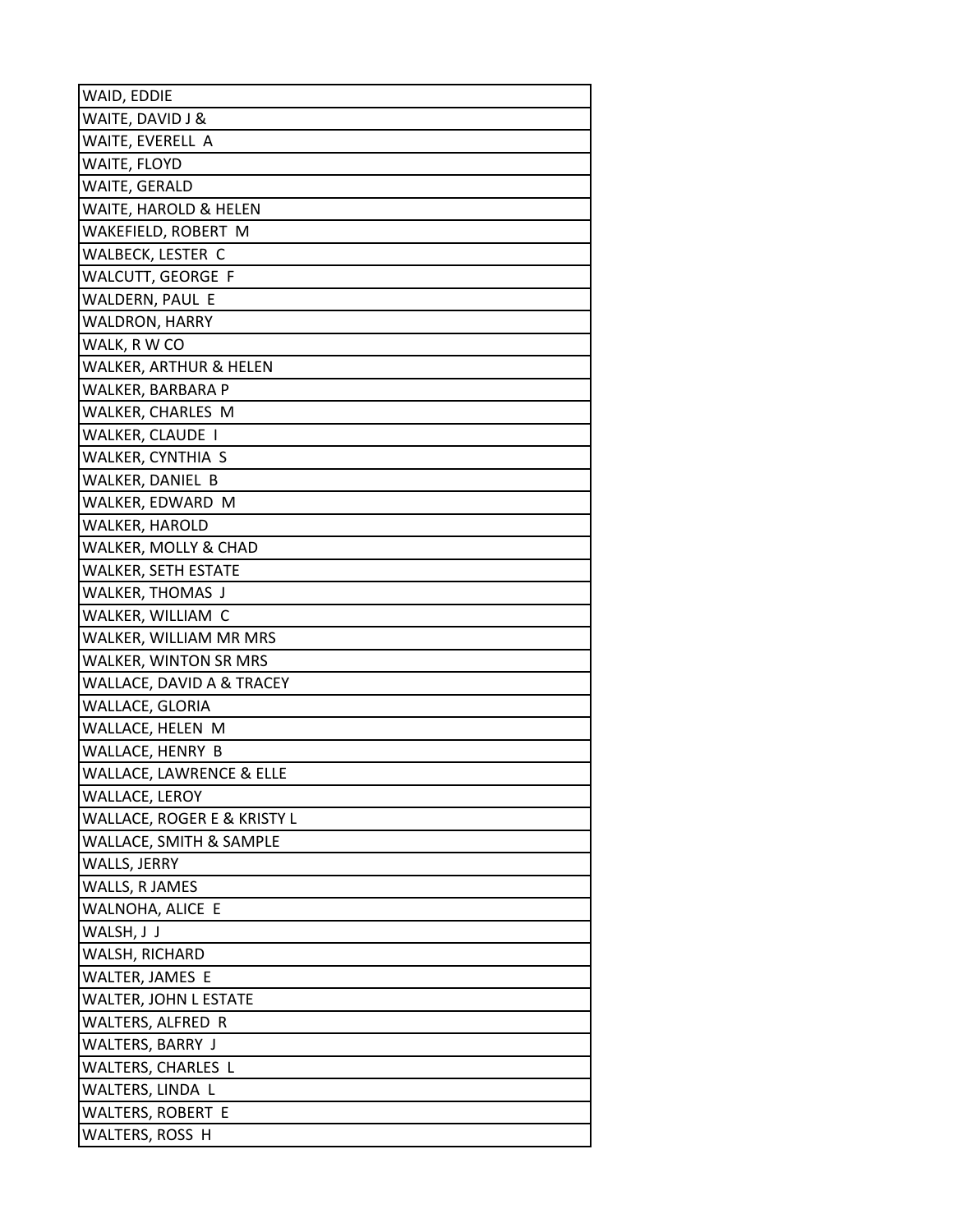| WAID, EDDIE |
|---|
| WAITE, DAVID J & |
| WAITE, EVERELL A |
| WAITE, FLOYD |
| WAITE, GERALD |
| WAITE, HAROLD & HELEN |
| WAKEFIELD, ROBERT M |
| WALBECK, LESTER C |
| WALCUTT, GEORGE F |
| WALDERN, PAUL E |
| WALDRON, HARRY |
| WALK, R W CO |
| WALKER, ARTHUR & HELEN |
| WALKER, BARBARA P |
| WALKER, CHARLES M |
| WALKER, CLAUDE I |
| WALKER, CYNTHIA S |
| WALKER, DANIEL B |
| WALKER, EDWARD M |
| WALKER, HAROLD |
| WALKER, MOLLY & CHAD |
| WALKER, SETH ESTATE |
| WALKER, THOMAS J |
| WALKER, WILLIAM C |
| WALKER, WILLIAM MR MRS |
| WALKER, WINTON SR MRS |
| WALLACE, DAVID A & TRACEY |
| WALLACE, GLORIA |
| WALLACE, HELEN M |
| WALLACE, HENRY B |
| WALLACE, LAWRENCE & ELLE |
| WALLACE, LEROY |
| WALLACE, ROGER E & KRISTY L |
| WALLACE, SMITH & SAMPLE |
| WALLS, JERRY |
| WALLS, R JAMES |
| WALNOHA, ALICE E |
| WALSH, J J |
| WALSH, RICHARD |
| WALTER, JAMES E |
| WALTER, JOHN L ESTATE |
| WALTERS, ALFRED R |
| WALTERS, BARRY J |
| WALTERS, CHARLES L |
| WALTERS, LINDA L |
| WALTERS, ROBERT E |
| WALTERS, ROSS H |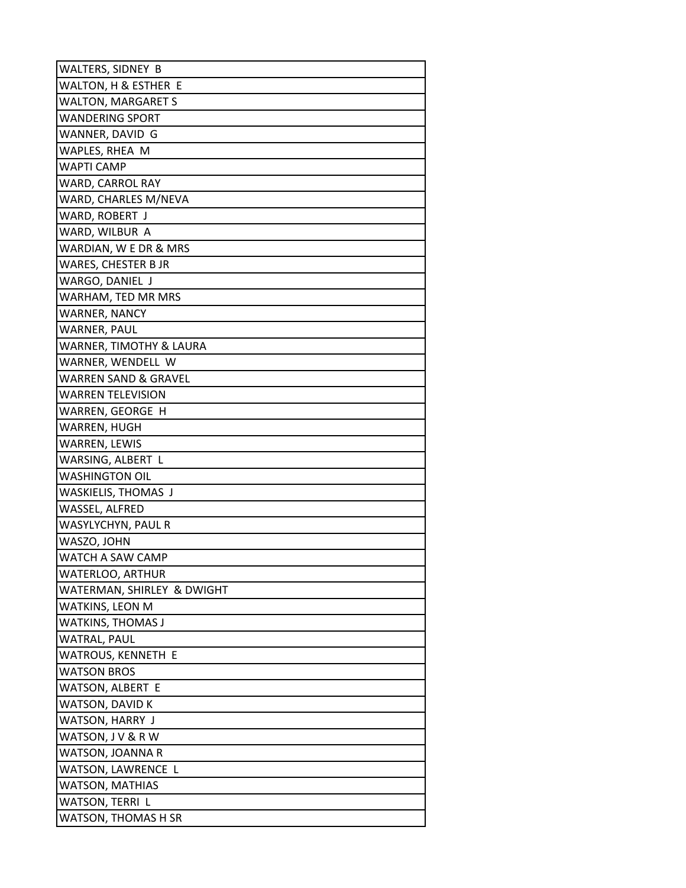| WALTERS, SIDNEY B |
|---|
| WALTON, H & ESTHER E |
| WALTON, MARGARET S |
| WANDERING SPORT |
| WANNER, DAVID G |
| WAPLES, RHEA M |
| WAPTI CAMP |
| WARD, CARROL RAY |
| WARD, CHARLES M/NEVA |
| WARD, ROBERT J |
| WARD, WILBUR A |
| WARDIAN, W E DR & MRS |
| WARES, CHESTER B JR |
| WARGO, DANIEL J |
| WARHAM, TED MR MRS |
| WARNER, NANCY |
| WARNER, PAUL |
| WARNER, TIMOTHY & LAURA |
| WARNER, WENDELL W |
| WARREN SAND & GRAVEL |
| WARREN TELEVISION |
| WARREN, GEORGE H |
| WARREN, HUGH |
| WARREN, LEWIS |
| WARSING, ALBERT L |
| WASHINGTON OIL |
| WASKIELIS, THOMAS J |
| WASSEL, ALFRED |
| WASYLYCHYN, PAUL R |
| WASZO, JOHN |
| WATCH A SAW CAMP |
| WATERLOO, ARTHUR |
| WATERMAN, SHIRLEY & DWIGHT |
| WATKINS, LEON M |
| WATKINS, THOMAS J |
| WATRAL, PAUL |
| WATROUS, KENNETH E |
| WATSON BROS |
| WATSON, ALBERT E |
| WATSON, DAVID K |
| WATSON, HARRY J |
| WATSON, J V & R W |
| WATSON, JOANNA R |
| WATSON, LAWRENCE L |
| WATSON, MATHIAS |
| WATSON, TERRI L |
| WATSON, THOMAS H SR |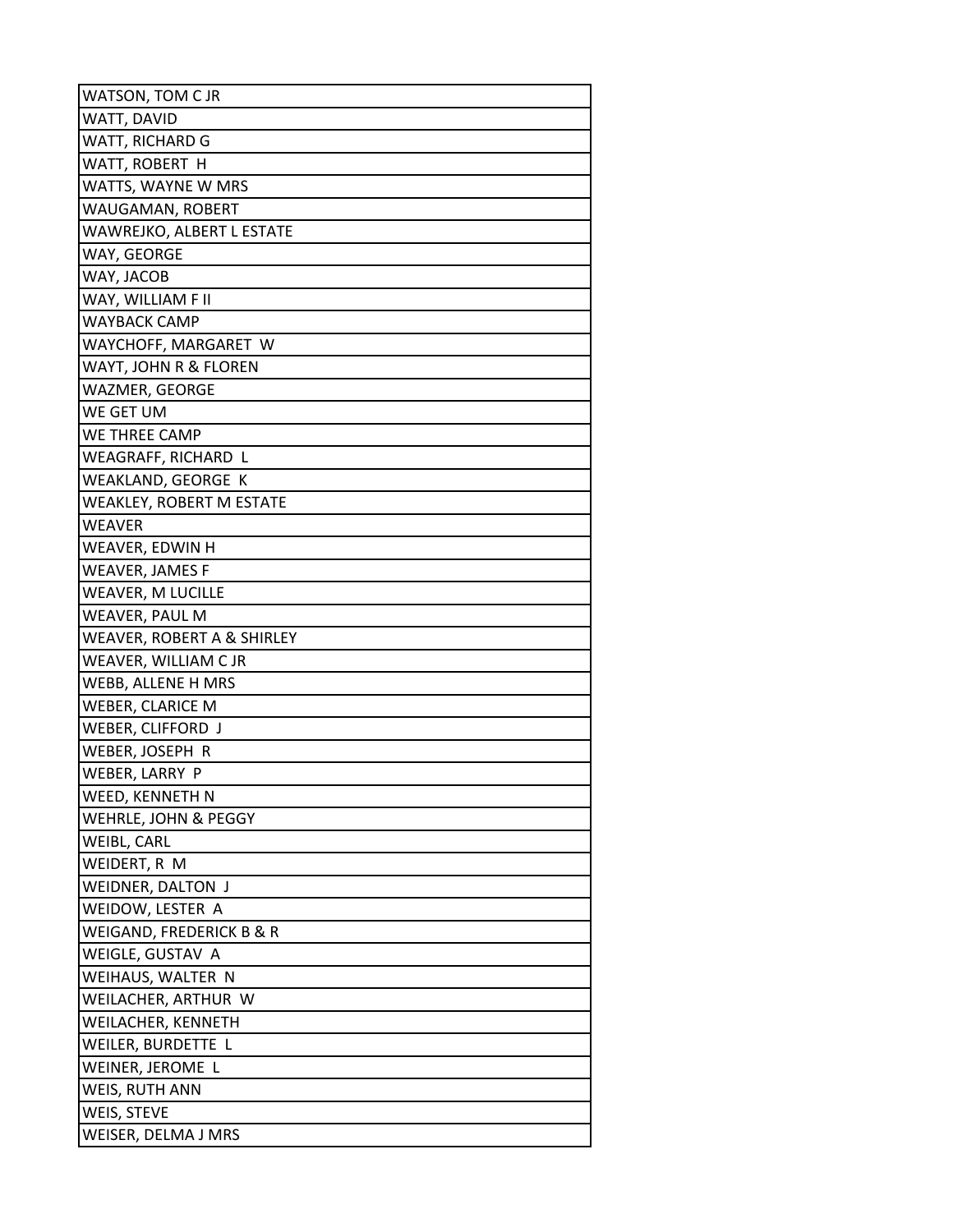| WATSON, TOM C JR |
|---|
| WATT, DAVID |
| WATT, RICHARD G |
| WATT, ROBERT H |
| WATTS, WAYNE W MRS |
| WAUGAMAN, ROBERT |
| WAWREJKO, ALBERT L ESTATE |
| WAY, GEORGE |
| WAY, JACOB |
| WAY, WILLIAM F II |
| WAYBACK CAMP |
| WAYCHOFF, MARGARET W |
| WAYT, JOHN R & FLOREN |
| WAZMER, GEORGE |
| WE GET UM |
| WE THREE CAMP |
| WEAGRAFF, RICHARD L |
| WEAKLAND, GEORGE K |
| WEAKLEY, ROBERT M ESTATE |
| WEAVER |
| WEAVER, EDWIN H |
| WEAVER, JAMES F |
| WEAVER, M LUCILLE |
| WEAVER, PAUL M |
| WEAVER, ROBERT A & SHIRLEY |
| WEAVER, WILLIAM C JR |
| WEBB, ALLENE H MRS |
| WEBER, CLARICE M |
| WEBER, CLIFFORD J |
| WEBER, JOSEPH R |
| WEBER, LARRY P |
| WEED, KENNETH N |
| WEHRLE, JOHN & PEGGY |
| WEIBL, CARL |
| WEIDERT, R M |
| WEIDNER, DALTON J |
| WEIDOW, LESTER A |
| WEIGAND, FREDERICK B & R |
| WEIGLE, GUSTAV A |
| WEIHAUS, WALTER N |
| WEILACHER, ARTHUR W |
| WEILACHER, KENNETH |
| WEILER, BURDETTE L |
| WEINER, JEROME L |
| WEIS, RUTH ANN |
| WEIS, STEVE |
| WEISER, DELMA J MRS |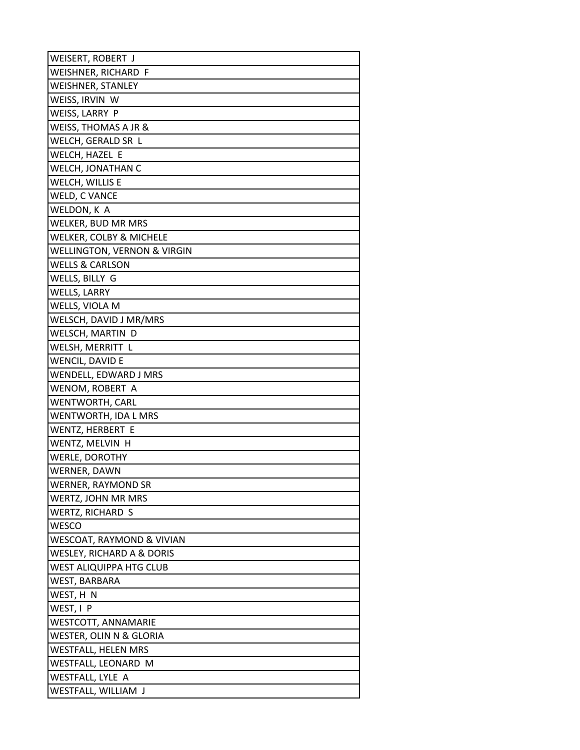| WEISERT, ROBERT J |
|---|
| WEISHNER, RICHARD F |
| WEISHNER, STANLEY |
| WEISS, IRVIN W |
| WEISS, LARRY P |
| WEISS, THOMAS A JR & |
| WELCH, GERALD SR L |
| WELCH, HAZEL E |
| WELCH, JONATHAN C |
| WELCH, WILLIS E |
| WELD, C VANCE |
| WELDON, K A |
| WELKER, BUD MR MRS |
| WELKER, COLBY & MICHELE |
| WELLINGTON, VERNON & VIRGIN |
| WELLS & CARLSON |
| WELLS, BILLY G |
| WELLS, LARRY |
| WELLS, VIOLA M |
| WELSCH, DAVID J MR/MRS |
| WELSCH, MARTIN D |
| WELSH, MERRITT L |
| WENCIL, DAVID E |
| WENDELL, EDWARD J MRS |
| WENOM, ROBERT A |
| WENTWORTH, CARL |
| WENTWORTH, IDA L MRS |
| WENTZ, HERBERT E |
| WENTZ, MELVIN H |
| WERLE, DOROTHY |
| WERNER, DAWN |
| WERNER, RAYMOND SR |
| WERTZ, JOHN MR MRS |
| WERTZ, RICHARD S |
| WESCO |
| WESCOAT, RAYMOND & VIVIAN |
| WESLEY, RICHARD A & DORIS |
| WEST ALIQUIPPA HTG CLUB |
| WEST, BARBARA |
| WEST, H N |
| WEST, I P |
| WESTCOTT, ANNAMARIE |
| WESTER, OLIN N & GLORIA |
| WESTFALL, HELEN MRS |
| WESTFALL, LEONARD M |
| WESTFALL, LYLE A |
| WESTFALL, WILLIAM J |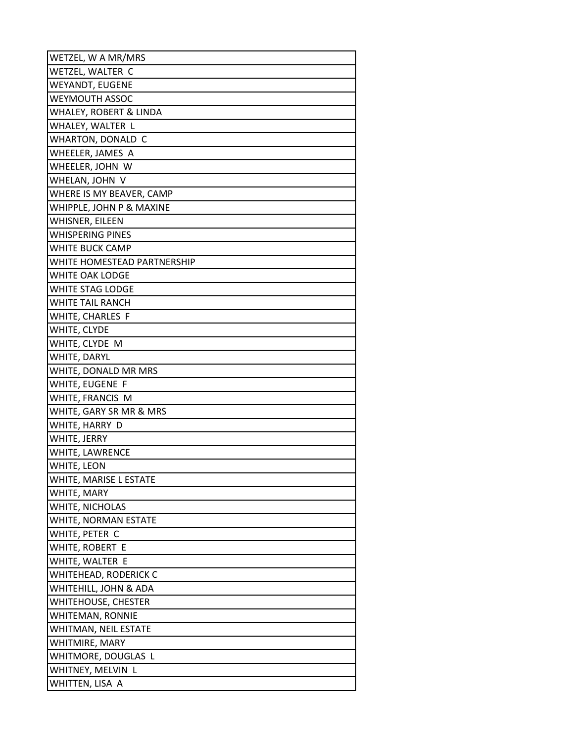| WETZEL, W A MR/MRS |
|---|
| WETZEL, WALTER C |
| WEYANDT, EUGENE |
| WEYMOUTH ASSOC |
| WHALEY, ROBERT & LINDA |
| WHALEY, WALTER L |
| WHARTON, DONALD C |
| WHEELER, JAMES A |
| WHEELER, JOHN W |
| WHELAN, JOHN V |
| WHERE IS MY BEAVER, CAMP |
| WHIPPLE, JOHN P & MAXINE |
| WHISNER, EILEEN |
| WHISPERING PINES |
| WHITE BUCK CAMP |
| WHITE HOMESTEAD PARTNERSHIP |
| WHITE OAK LODGE |
| WHITE STAG LODGE |
| WHITE TAIL RANCH |
| WHITE, CHARLES F |
| WHITE, CLYDE |
| WHITE, CLYDE M |
| WHITE, DARYL |
| WHITE, DONALD MR MRS |
| WHITE, EUGENE F |
| WHITE, FRANCIS M |
| WHITE, GARY SR MR & MRS |
| WHITE, HARRY D |
| WHITE, JERRY |
| WHITE, LAWRENCE |
| WHITE, LEON |
| WHITE, MARISE L ESTATE |
| WHITE, MARY |
| WHITE, NICHOLAS |
| WHITE, NORMAN ESTATE |
| WHITE, PETER C |
| WHITE, ROBERT E |
| WHITE, WALTER E |
| WHITEHEAD, RODERICK C |
| WHITEHILL, JOHN & ADA |
| WHITEHOUSE, CHESTER |
| WHITEMAN, RONNIE |
| WHITMAN, NEIL ESTATE |
| WHITMIRE, MARY |
| WHITMORE, DOUGLAS L |
| WHITNEY, MELVIN L |
| WHITTEN, LISA A |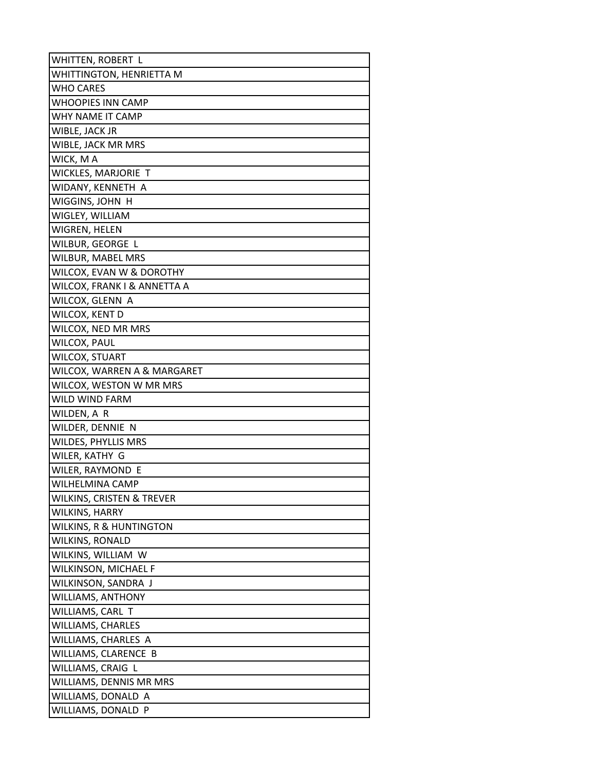| WHITTEN, ROBERT L |
| --- |
| WHITTINGTON, HENRIETTA M |
| WHO CARES |
| WHOOPIES INN CAMP |
| WHY NAME IT CAMP |
| WIBLE, JACK JR |
| WIBLE, JACK MR MRS |
| WICK, M A |
| WICKLES, MARJORIE T |
| WIDANY, KENNETH A |
| WIGGINS, JOHN H |
| WIGLEY, WILLIAM |
| WIGREN, HELEN |
| WILBUR, GEORGE L |
| WILBUR, MABEL MRS |
| WILCOX, EVAN W & DOROTHY |
| WILCOX, FRANK I & ANNETTA A |
| WILCOX, GLENN A |
| WILCOX, KENT D |
| WILCOX, NED MR MRS |
| WILCOX, PAUL |
| WILCOX, STUART |
| WILCOX, WARREN A & MARGARET |
| WILCOX, WESTON W MR MRS |
| WILD WIND FARM |
| WILDEN, A R |
| WILDER, DENNIE N |
| WILDES, PHYLLIS MRS |
| WILER, KATHY G |
| WILER, RAYMOND E |
| WILHELMINA CAMP |
| WILKINS, CRISTEN & TREVER |
| WILKINS, HARRY |
| WILKINS, R & HUNTINGTON |
| WILKINS, RONALD |
| WILKINS, WILLIAM W |
| WILKINSON, MICHAEL F |
| WILKINSON, SANDRA J |
| WILLIAMS, ANTHONY |
| WILLIAMS, CARL T |
| WILLIAMS, CHARLES |
| WILLIAMS, CHARLES A |
| WILLIAMS, CLARENCE B |
| WILLIAMS, CRAIG L |
| WILLIAMS, DENNIS MR MRS |
| WILLIAMS, DONALD A |
| WILLIAMS, DONALD P |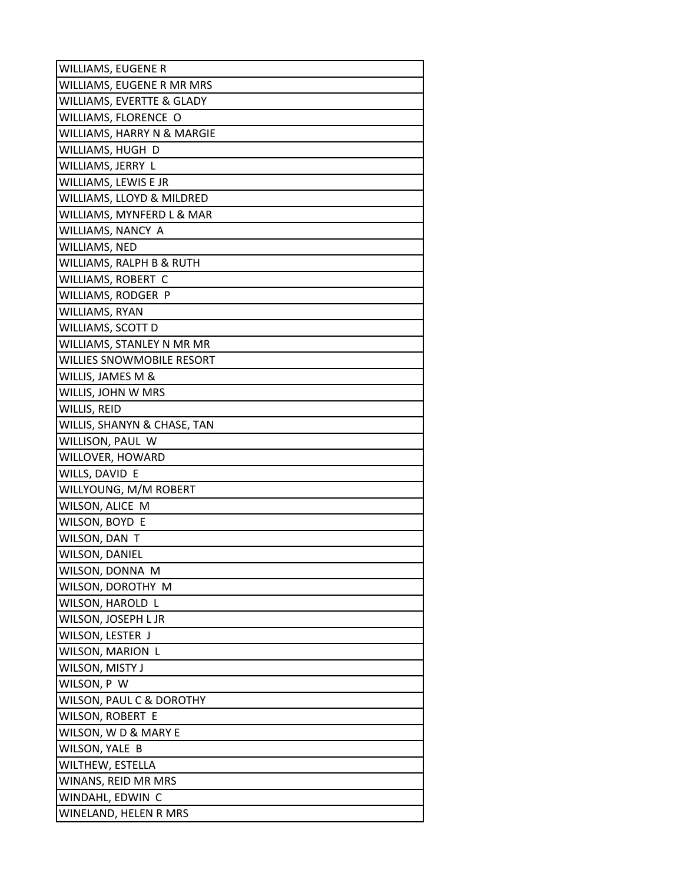| WILLIAMS, EUGENE R |
| --- |
| WILLIAMS, EUGENE R MR MRS |
| WILLIAMS, EVERTTE & GLADY |
| WILLIAMS, FLORENCE  O |
| WILLIAMS, HARRY N & MARGIE |
| WILLIAMS, HUGH  D |
| WILLIAMS, JERRY  L |
| WILLIAMS, LEWIS E JR |
| WILLIAMS, LLOYD & MILDRED |
| WILLIAMS, MYNFERD L & MAR |
| WILLIAMS, NANCY  A |
| WILLIAMS, NED |
| WILLIAMS, RALPH B & RUTH |
| WILLIAMS, ROBERT  C |
| WILLIAMS, RODGER  P |
| WILLIAMS, RYAN |
| WILLIAMS, SCOTT D |
| WILLIAMS, STANLEY N MR MR |
| WILLIES SNOWMOBILE RESORT |
| WILLIS, JAMES M & |
| WILLIS, JOHN W MRS |
| WILLIS, REID |
| WILLIS, SHANYN & CHASE, TAN |
| WILLISON, PAUL  W |
| WILLOVER, HOWARD |
| WILLS, DAVID  E |
| WILLYOUNG, M/M ROBERT |
| WILSON, ALICE  M |
| WILSON, BOYD  E |
| WILSON, DAN  T |
| WILSON, DANIEL |
| WILSON, DONNA  M |
| WILSON, DOROTHY  M |
| WILSON, HAROLD  L |
| WILSON, JOSEPH L JR |
| WILSON, LESTER  J |
| WILSON, MARION  L |
| WILSON, MISTY J |
| WILSON, P  W |
| WILSON, PAUL C & DOROTHY |
| WILSON, ROBERT  E |
| WILSON, W D & MARY E |
| WILSON, YALE  B |
| WILTHEW, ESTELLA |
| WINANS, REID MR MRS |
| WINDAHL, EDWIN  C |
| WINELAND, HELEN R MRS |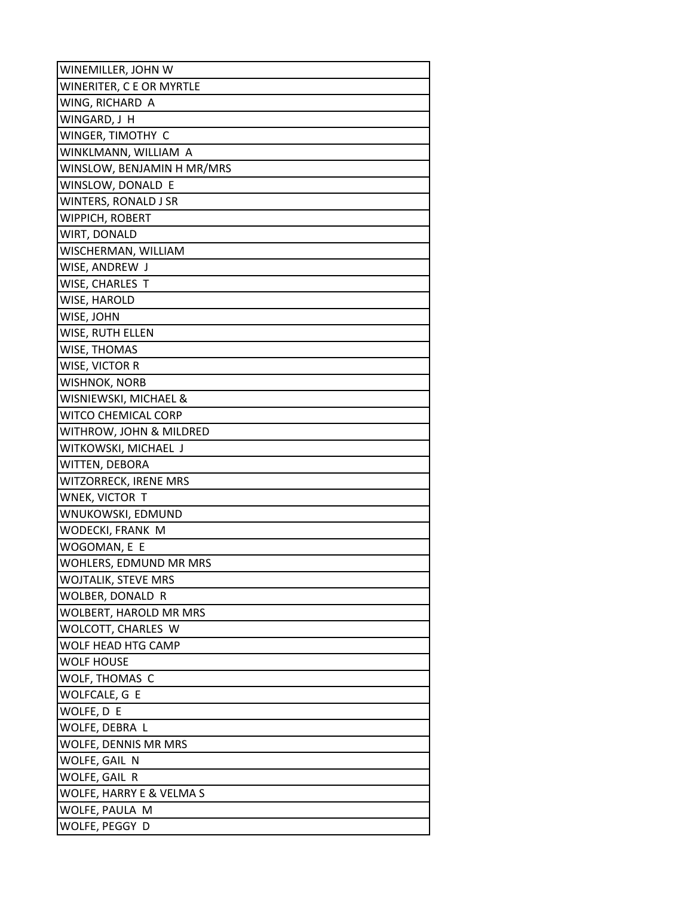| WINEMILLER, JOHN W |
|---|
| WINERITER, C E OR MYRTLE |
| WING, RICHARD A |
| WINGARD, J H |
| WINGER, TIMOTHY C |
| WINKLMANN, WILLIAM A |
| WINSLOW, BENJAMIN H MR/MRS |
| WINSLOW, DONALD E |
| WINTERS, RONALD J SR |
| WIPPICH, ROBERT |
| WIRT, DONALD |
| WISCHERMAN, WILLIAM |
| WISE, ANDREW J |
| WISE, CHARLES T |
| WISE, HAROLD |
| WISE, JOHN |
| WISE, RUTH ELLEN |
| WISE, THOMAS |
| WISE, VICTOR R |
| WISHNOK, NORB |
| WISNIEWSKI, MICHAEL & |
| WITCO CHEMICAL CORP |
| WITHROW, JOHN & MILDRED |
| WITKOWSKI, MICHAEL J |
| WITTEN, DEBORA |
| WITZORRECK, IRENE MRS |
| WNEK, VICTOR T |
| WNUKOWSKI, EDMUND |
| WODECKI, FRANK M |
| WOGOMAN, E E |
| WOHLERS, EDMUND MR MRS |
| WOJTALIK, STEVE MRS |
| WOLBER, DONALD R |
| WOLBERT, HAROLD MR MRS |
| WOLCOTT, CHARLES W |
| WOLF HEAD HTG CAMP |
| WOLF HOUSE |
| WOLF, THOMAS C |
| WOLFCALE, G E |
| WOLFE, D E |
| WOLFE, DEBRA L |
| WOLFE, DENNIS MR MRS |
| WOLFE, GAIL N |
| WOLFE, GAIL R |
| WOLFE, HARRY E & VELMA S |
| WOLFE, PAULA M |
| WOLFE, PEGGY D |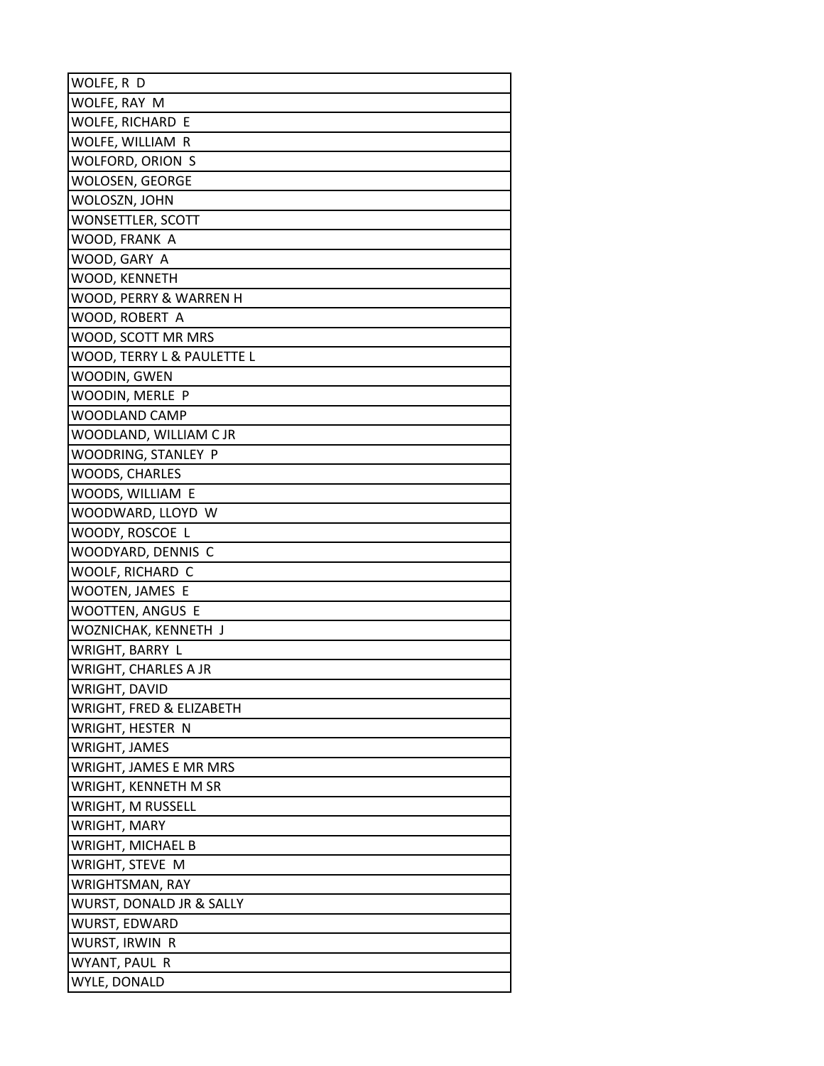| WOLFE, R D |
|---|
| WOLFE, RAY M |
| WOLFE, RICHARD E |
| WOLFE, WILLIAM R |
| WOLFORD, ORION S |
| WOLOSEN, GEORGE |
| WOLOSZN, JOHN |
| WONSETTLER, SCOTT |
| WOOD, FRANK A |
| WOOD, GARY A |
| WOOD, KENNETH |
| WOOD, PERRY & WARREN H |
| WOOD, ROBERT A |
| WOOD, SCOTT MR MRS |
| WOOD, TERRY L & PAULETTE L |
| WOODIN, GWEN |
| WOODIN, MERLE P |
| WOODLAND CAMP |
| WOODLAND, WILLIAM C JR |
| WOODRING, STANLEY P |
| WOODS, CHARLES |
| WOODS, WILLIAM E |
| WOODWARD, LLOYD W |
| WOODY, ROSCOE L |
| WOODYARD, DENNIS C |
| WOOLF, RICHARD C |
| WOOTEN, JAMES E |
| WOOTTEN, ANGUS E |
| WOZNICHAK, KENNETH J |
| WRIGHT, BARRY L |
| WRIGHT, CHARLES A JR |
| WRIGHT, DAVID |
| WRIGHT, FRED & ELIZABETH |
| WRIGHT, HESTER N |
| WRIGHT, JAMES |
| WRIGHT, JAMES E MR MRS |
| WRIGHT, KENNETH M SR |
| WRIGHT, M RUSSELL |
| WRIGHT, MARY |
| WRIGHT, MICHAEL B |
| WRIGHT, STEVE M |
| WRIGHTSMAN, RAY |
| WURST, DONALD JR & SALLY |
| WURST, EDWARD |
| WURST, IRWIN R |
| WYANT, PAUL R |
| WYLE, DONALD |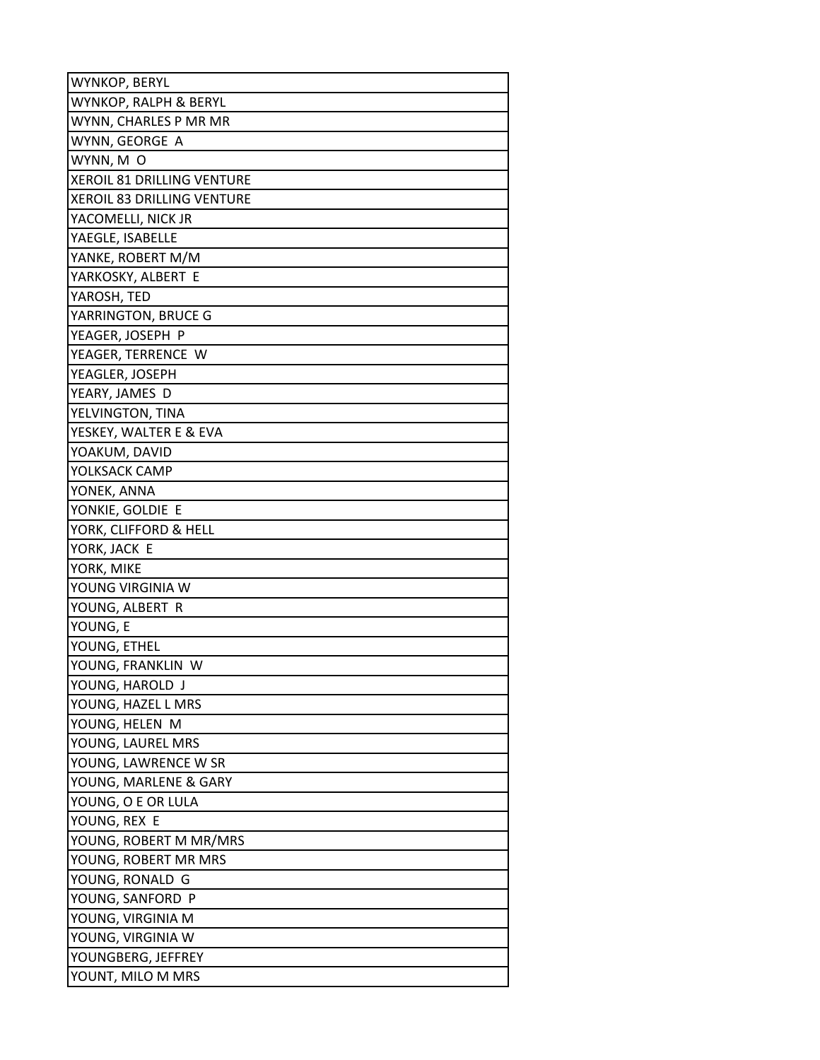| WYNKOP, BERYL |
|---|
| WYNKOP, RALPH & BERYL |
| WYNN, CHARLES P MR MR |
| WYNN, GEORGE A |
| WYNN, M O |
| XEROIL 81 DRILLING VENTURE |
| XEROIL 83 DRILLING VENTURE |
| YACOMELLI, NICK JR |
| YAEGLE, ISABELLE |
| YANKE, ROBERT M/M |
| YARKOSKY, ALBERT E |
| YAROSH, TED |
| YARRINGTON, BRUCE G |
| YEAGER, JOSEPH P |
| YEAGER, TERRENCE W |
| YEAGLER, JOSEPH |
| YEARY, JAMES D |
| YELVINGTON, TINA |
| YESKEY, WALTER E & EVA |
| YOAKUM, DAVID |
| YOLKSACK CAMP |
| YONEK, ANNA |
| YONKIE, GOLDIE E |
| YORK, CLIFFORD & HELL |
| YORK, JACK E |
| YORK, MIKE |
| YOUNG VIRGINIA W |
| YOUNG, ALBERT R |
| YOUNG, E |
| YOUNG, ETHEL |
| YOUNG, FRANKLIN W |
| YOUNG, HAROLD J |
| YOUNG, HAZEL L MRS |
| YOUNG, HELEN M |
| YOUNG, LAUREL MRS |
| YOUNG, LAWRENCE W SR |
| YOUNG, MARLENE & GARY |
| YOUNG, O E OR LULA |
| YOUNG, REX E |
| YOUNG, ROBERT M MR/MRS |
| YOUNG, ROBERT MR MRS |
| YOUNG, RONALD G |
| YOUNG, SANFORD P |
| YOUNG, VIRGINIA M |
| YOUNG, VIRGINIA W |
| YOUNGBERG, JEFFREY |
| YOUNT, MILO M MRS |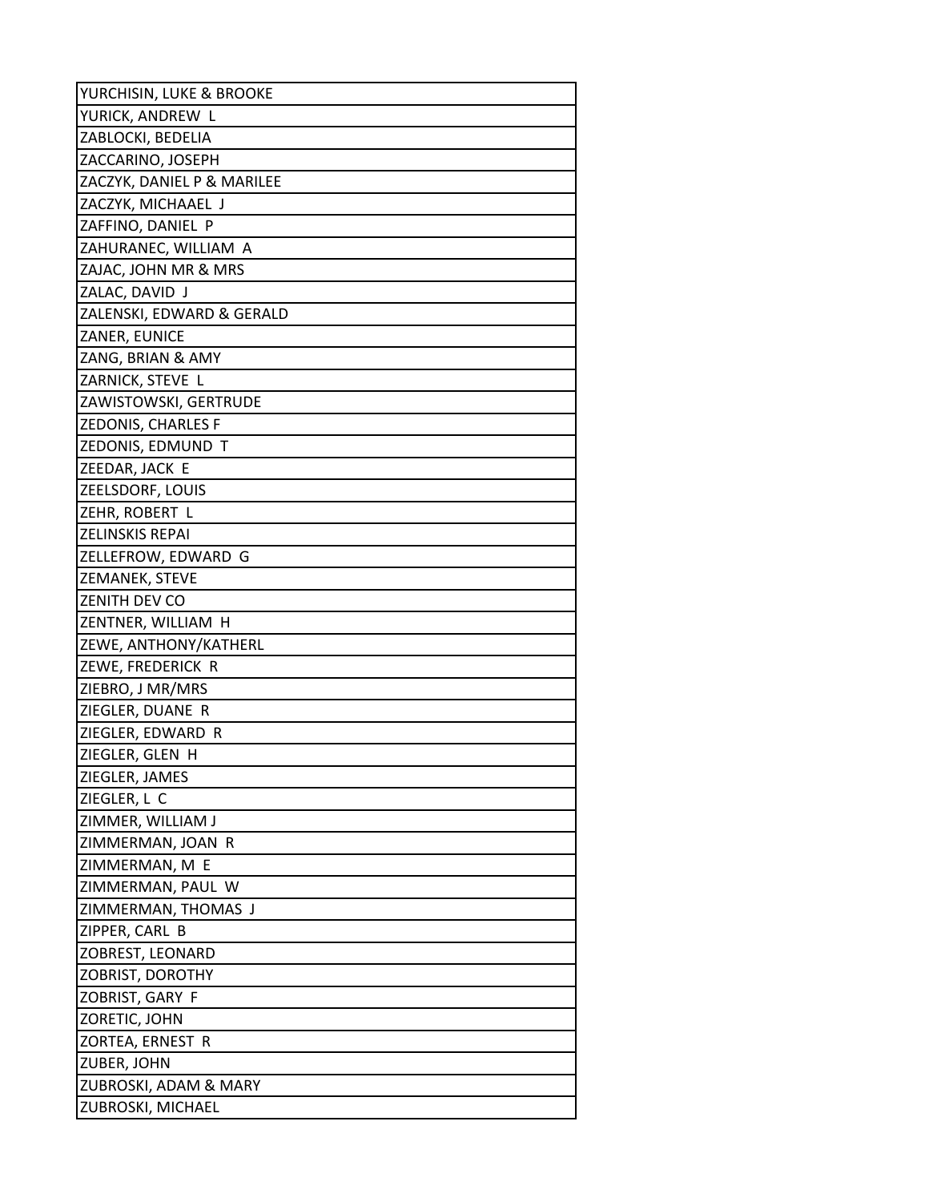| YURCHISIN, LUKE & BROOKE |
| --- |
| YURICK, ANDREW L |
| ZABLOCKI, BEDELIA |
| ZACCARINO, JOSEPH |
| ZACZYK, DANIEL P & MARILEE |
| ZACZYK, MICHAAEL J |
| ZAFFINO, DANIEL P |
| ZAHURANEC, WILLIAM A |
| ZAJAC, JOHN MR & MRS |
| ZALAC, DAVID J |
| ZALENSKI, EDWARD & GERALD |
| ZANER, EUNICE |
| ZANG, BRIAN & AMY |
| ZARNICK, STEVE L |
| ZAWISTOWSKI, GERTRUDE |
| ZEDONIS, CHARLES F |
| ZEDONIS, EDMUND T |
| ZEEDAR, JACK E |
| ZEELSDORF, LOUIS |
| ZEHR, ROBERT L |
| ZELINSKIS REPAI |
| ZELLEFROW, EDWARD G |
| ZEMANEK, STEVE |
| ZENITH DEV CO |
| ZENTNER, WILLIAM H |
| ZEWE, ANTHONY/KATHERL |
| ZEWE, FREDERICK R |
| ZIEBRO, J MR/MRS |
| ZIEGLER, DUANE R |
| ZIEGLER, EDWARD R |
| ZIEGLER, GLEN H |
| ZIEGLER, JAMES |
| ZIEGLER, L C |
| ZIMMER, WILLIAM J |
| ZIMMERMAN, JOAN R |
| ZIMMERMAN, M E |
| ZIMMERMAN, PAUL W |
| ZIMMERMAN, THOMAS J |
| ZIPPER, CARL B |
| ZOBREST, LEONARD |
| ZOBRIST, DOROTHY |
| ZOBRIST, GARY F |
| ZORETIC, JOHN |
| ZORTEA, ERNEST R |
| ZUBER, JOHN |
| ZUBROSKI, ADAM & MARY |
| ZUBROSKI, MICHAEL |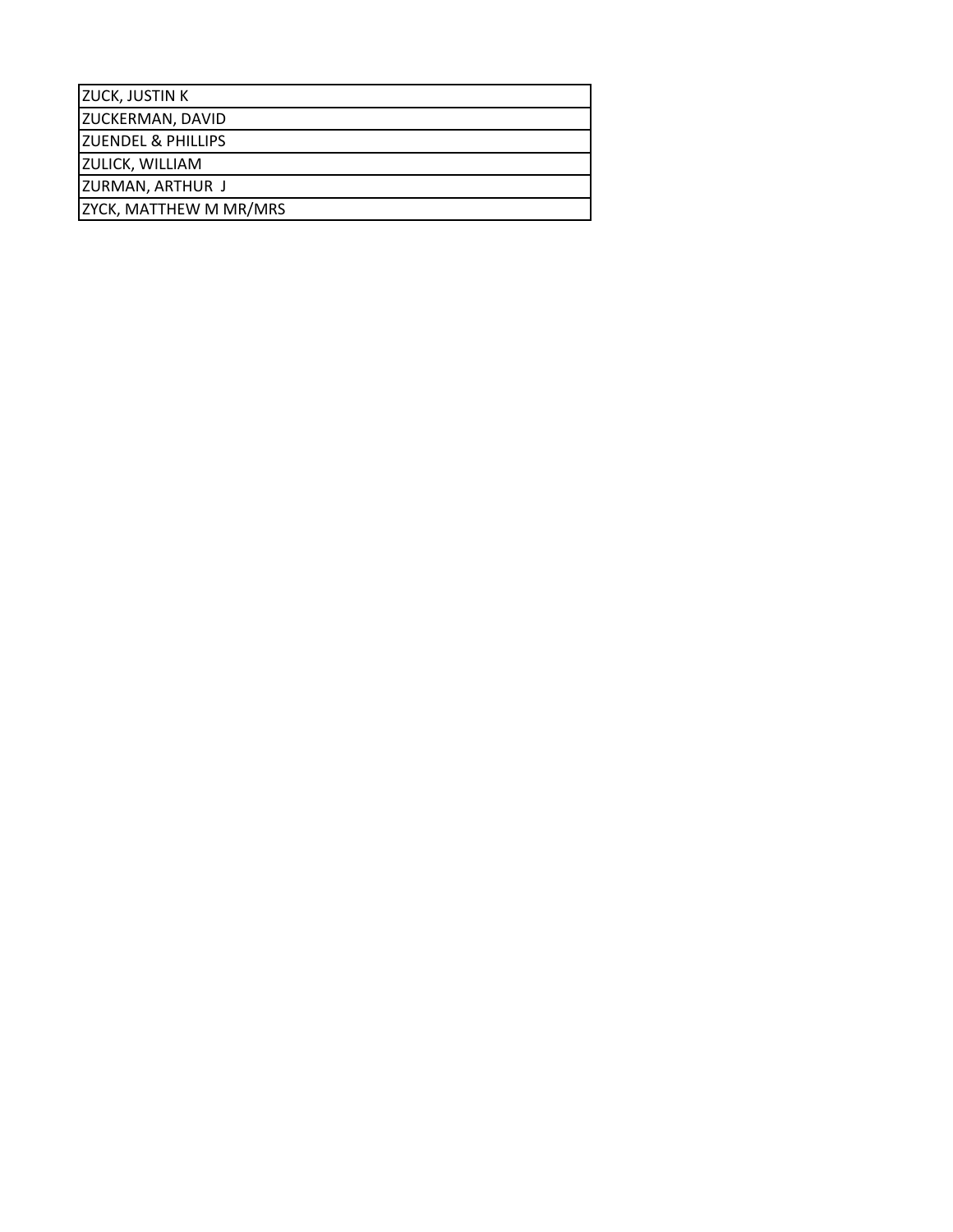| ZUCK, JUSTIN K |
| --- |
| ZUCKERMAN, DAVID |
| ZUENDEL & PHILLIPS |
| ZULICK, WILLIAM |
| ZURMAN, ARTHUR J |
| ZYCK, MATTHEW M MR/MRS |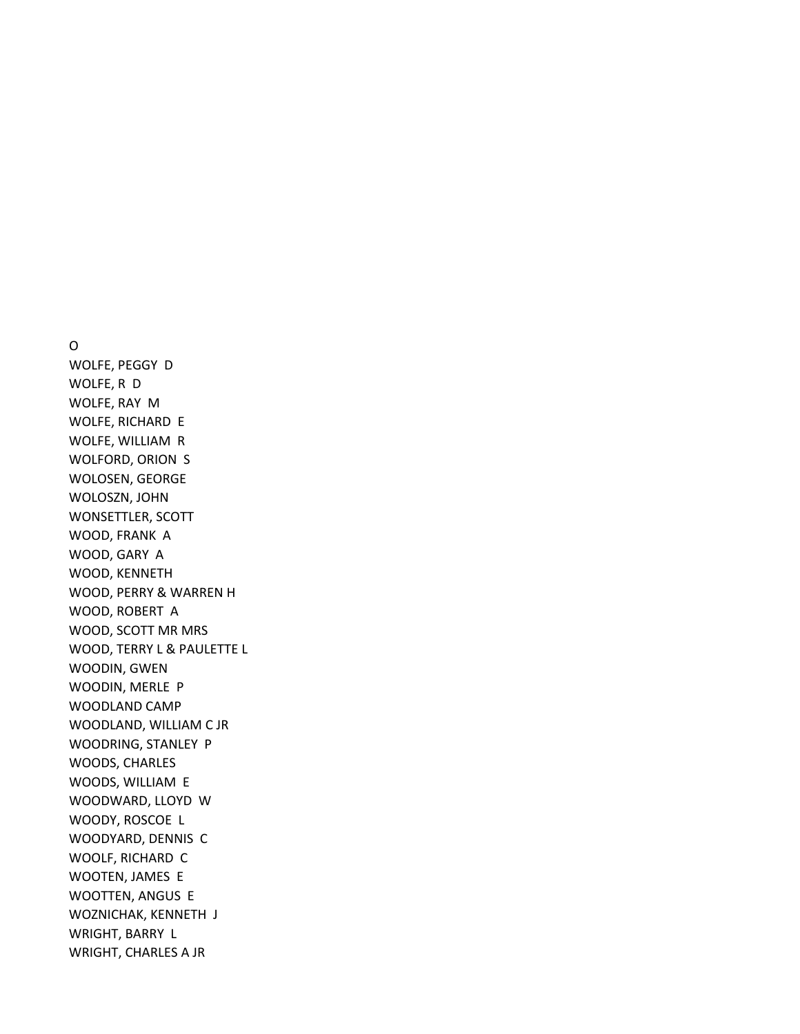O
WOLFE, PEGGY D
WOLFE, R D
WOLFE, RAY M
WOLFE, RICHARD E
WOLFE, WILLIAM R
WOLFORD, ORION S
WOLOSEN, GEORGE
WOLOSZN, JOHN
WONSETTLER, SCOTT
WOOD, FRANK A
WOOD, GARY A
WOOD, KENNETH
WOOD, PERRY & WARREN H
WOOD, ROBERT A
WOOD, SCOTT MR MRS
WOOD, TERRY L & PAULETTE L
WOODIN, GWEN
WOODIN, MERLE P
WOODLAND CAMP
WOODLAND, WILLIAM C JR
WOODRING, STANLEY P
WOODS, CHARLES
WOODS, WILLIAM E
WOODWARD, LLOYD W
WOODY, ROSCOE L
WOODYARD, DENNIS C
WOOLF, RICHARD C
WOOTEN, JAMES E
WOOTTEN, ANGUS E
WOZNICHAK, KENNETH J
WRIGHT, BARRY L
WRIGHT, CHARLES A JR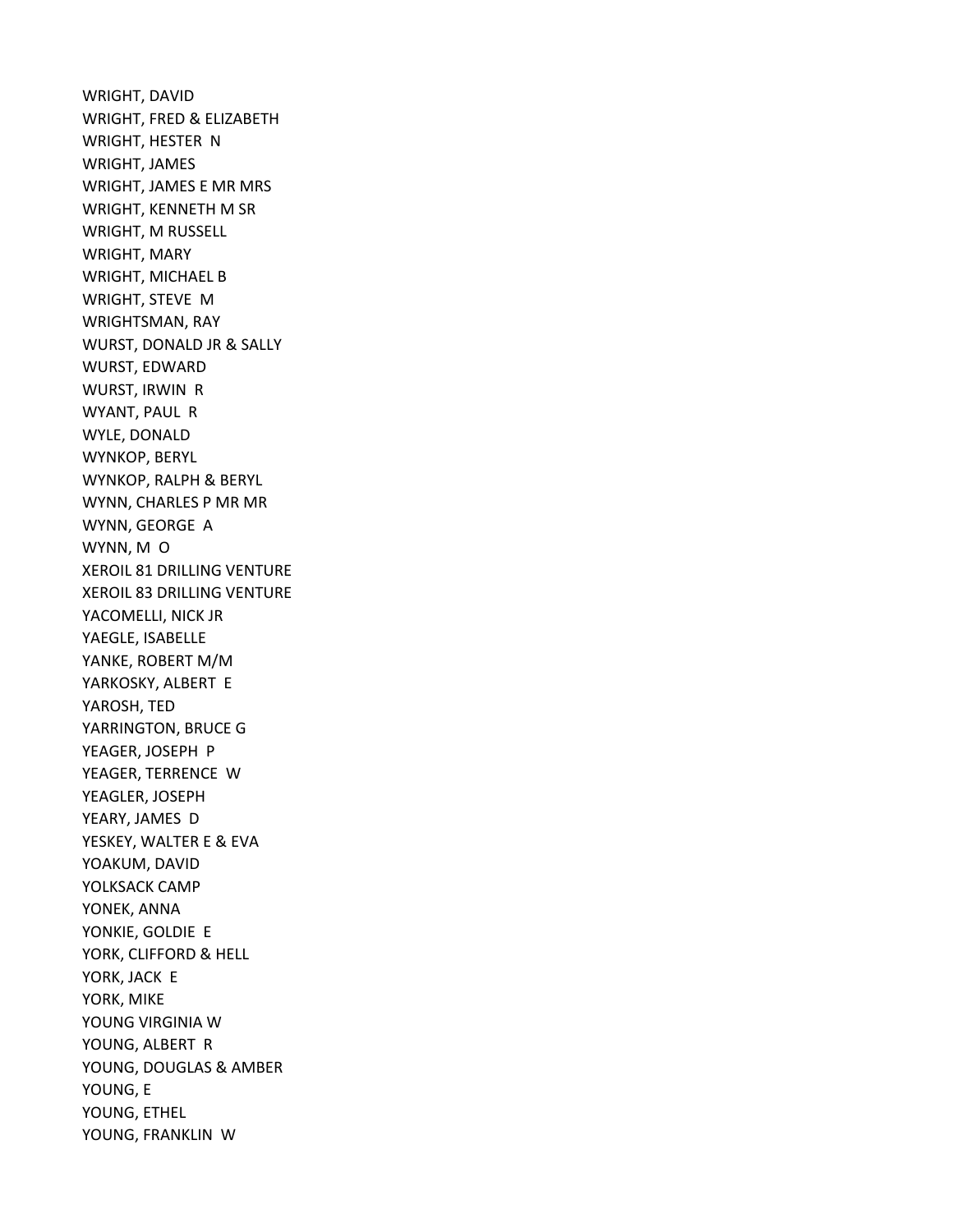WRIGHT, DAVID
WRIGHT, FRED & ELIZABETH
WRIGHT, HESTER N
WRIGHT, JAMES
WRIGHT, JAMES E MR MRS
WRIGHT, KENNETH M SR
WRIGHT, M RUSSELL
WRIGHT, MARY
WRIGHT, MICHAEL B
WRIGHT, STEVE M
WRIGHTSMAN, RAY
WURST, DONALD JR & SALLY
WURST, EDWARD
WURST, IRWIN R
WYANT, PAUL R
WYLE, DONALD
WYNKOP, BERYL
WYNKOP, RALPH & BERYL
WYNN, CHARLES P MR MR
WYNN, GEORGE A
WYNN, M O
XEROIL 81 DRILLING VENTURE
XEROIL 83 DRILLING VENTURE
YACOMELLI, NICK JR
YAEGLE, ISABELLE
YANKE, ROBERT M/M
YARKOSKY, ALBERT E
YAROSH, TED
YARRINGTON, BRUCE G
YEAGER, JOSEPH P
YEAGER, TERRENCE W
YEAGLER, JOSEPH
YEARY, JAMES D
YESKEY, WALTER E & EVA
YOAKUM, DAVID
YOLKSACK CAMP
YONEK, ANNA
YONKIE, GOLDIE E
YORK, CLIFFORD & HELL
YORK, JACK E
YORK, MIKE
YOUNG VIRGINIA W
YOUNG, ALBERT R
YOUNG, DOUGLAS & AMBER
YOUNG, E
YOUNG, ETHEL
YOUNG, FRANKLIN W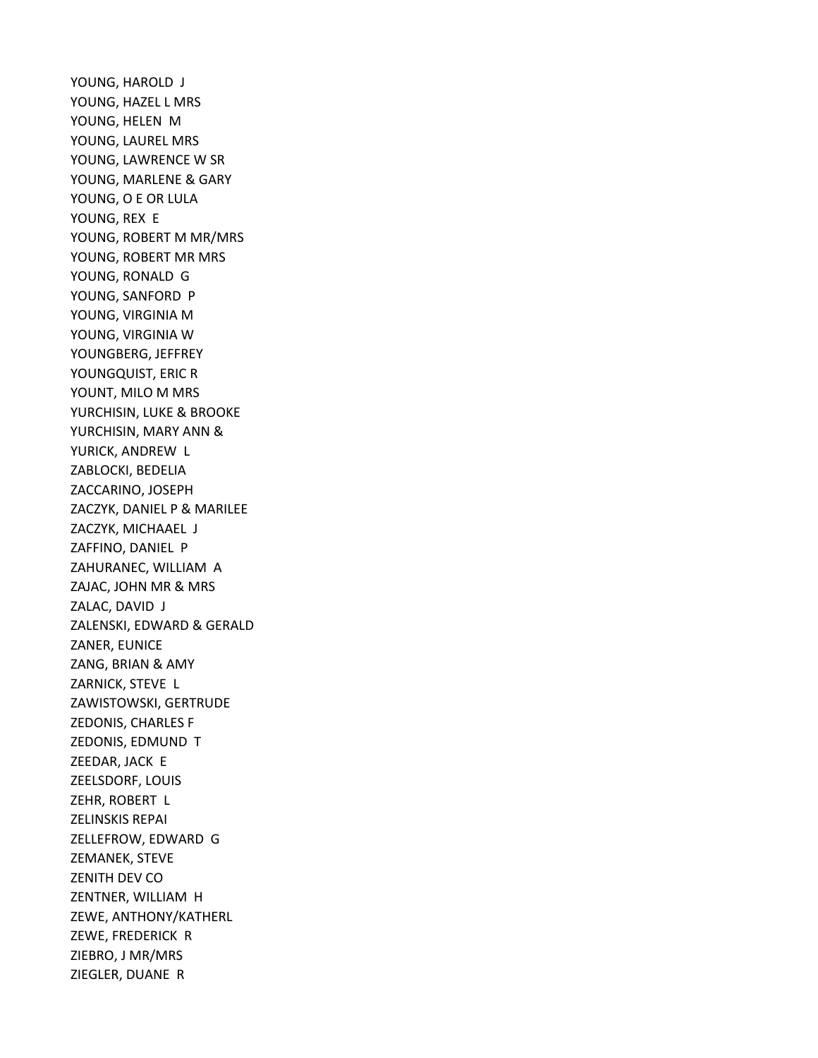YOUNG, HAROLD J
YOUNG, HAZEL L MRS
YOUNG, HELEN M
YOUNG, LAUREL MRS
YOUNG, LAWRENCE W SR
YOUNG, MARLENE & GARY
YOUNG, O E OR LULA
YOUNG, REX E
YOUNG, ROBERT M MR/MRS
YOUNG, ROBERT MR MRS
YOUNG, RONALD G
YOUNG, SANFORD P
YOUNG, VIRGINIA M
YOUNG, VIRGINIA W
YOUNGBERG, JEFFREY
YOUNGQUIST, ERIC R
YOUNT, MILO M MRS
YURCHISIN, LUKE & BROOKE
YURCHISIN, MARY ANN &
YURICK, ANDREW L
ZABLOCKI, BEDELIA
ZACCARINO, JOSEPH
ZACZYK, DANIEL P & MARILEE
ZACZYK, MICHAAEL J
ZAFFINO, DANIEL P
ZAHURANEC, WILLIAM A
ZAJAC, JOHN MR & MRS
ZALAC, DAVID J
ZALENSKI, EDWARD & GERALD
ZANER, EUNICE
ZANG, BRIAN & AMY
ZARNICK, STEVE L
ZAWISTOWSKI, GERTRUDE
ZEDONIS, CHARLES F
ZEDONIS, EDMUND T
ZEEDAR, JACK E
ZEELSDORF, LOUIS
ZEHR, ROBERT L
ZELINSKIS REPAI
ZELLEFROW, EDWARD G
ZEMANEK, STEVE
ZENITH DEV CO
ZENTNER, WILLIAM H
ZEWE, ANTHONY/KATHERL
ZEWE, FREDERICK R
ZIEBRO, J MR/MRS
ZIEGLER, DUANE R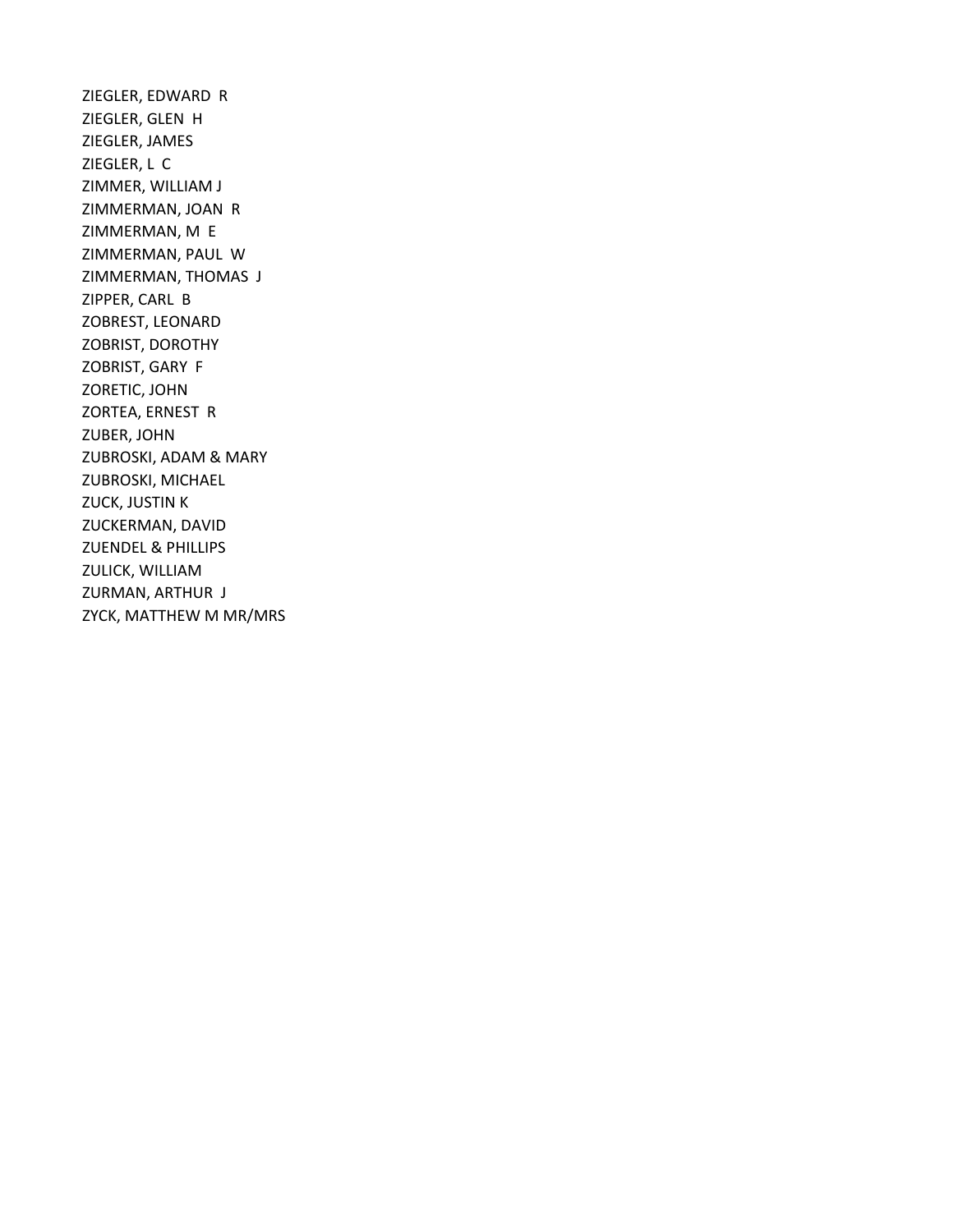ZIEGLER, EDWARD R
ZIEGLER, GLEN H
ZIEGLER, JAMES
ZIEGLER, L C
ZIMMER, WILLIAM J
ZIMMERMAN, JOAN R
ZIMMERMAN, M E
ZIMMERMAN, PAUL W
ZIMMERMAN, THOMAS J
ZIPPER, CARL B
ZOBREST, LEONARD
ZOBRIST, DOROTHY
ZOBRIST, GARY F
ZORETIC, JOHN
ZORTEA, ERNEST R
ZUBER, JOHN
ZUBROSKI, ADAM & MARY
ZUBROSKI, MICHAEL
ZUCK, JUSTIN K
ZUCKERMAN, DAVID
ZUENDEL & PHILLIPS
ZULICK, WILLIAM
ZURMAN, ARTHUR J
ZYCK, MATTHEW M MR/MRS